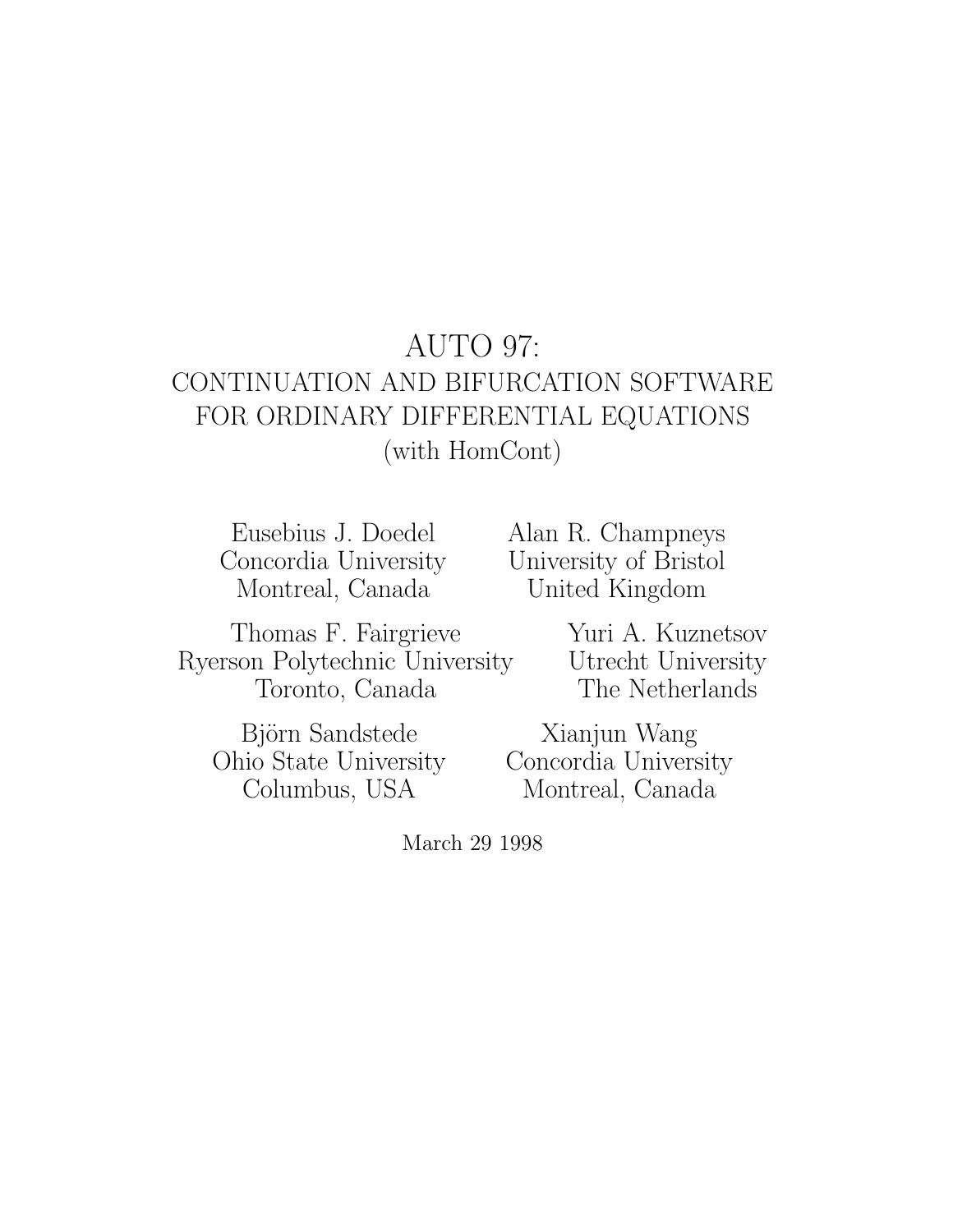# AUTO 97:
## CONTINUATION AND BIFURCATION SOFTWARE FOR ORDINARY DIFFERENTIAL EQUATIONS
## (with HomCont)

Eusebius J. Doedel
Concordia University
Montreal, Canada

Alan R. Champneys
University of Bristol
United Kingdom

Thomas F. Fairgrieve
Ryerson Polytechnic University
Toronto, Canada

Yuri A. Kuznetsov
Utrecht University
The Netherlands

Björn Sandstede
Ohio State University
Columbus, USA

Xianjun Wang
Concordia University
Montreal, Canada

March 29 1998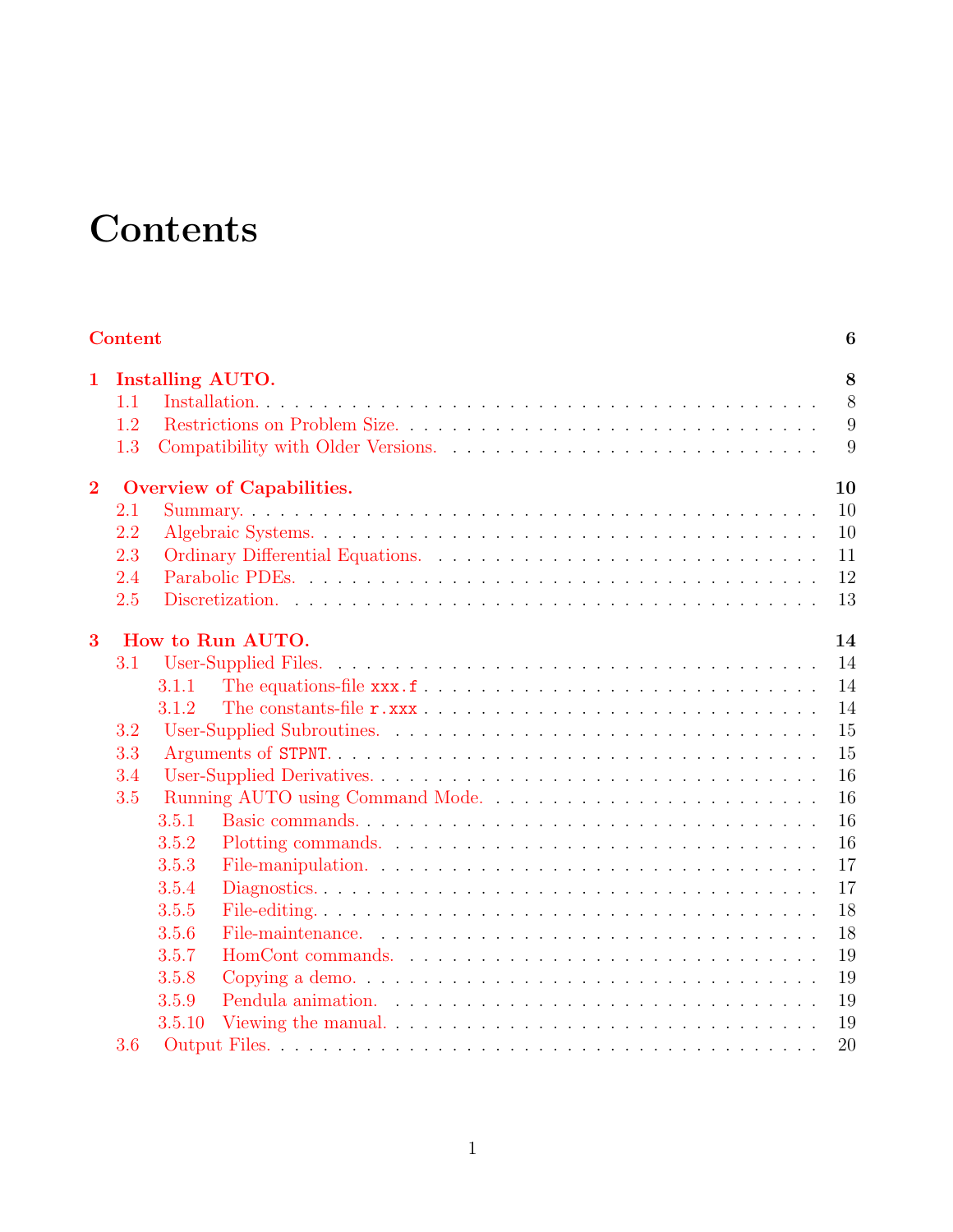# Contents

**Content** **6**

**1 Installing AUTO.** **8**
- 1.1 Installation. 8
- 1.2 Restrictions on Problem Size. 9
- 1.3 Compatibility with Older Versions. 9

**2 Overview of Capabilities.** **10**
- 2.1 Summary. 10
- 2.2 Algebraic Systems. 10
- 2.3 Ordinary Differential Equations. 11
- 2.4 Parabolic PDEs. 12
- 2.5 Discretization. 13

**3 How to Run AUTO.** **14**
- 3.1 User-Supplied Files. 14
  - 3.1.1 The equations-file `xxx.f` 14
  - 3.1.2 The constants-file `r.xxx` 14
- 3.2 User-Supplied Subroutines. 15
- 3.3 Arguments of `STPNT`. 15
- 3.4 User-Supplied Derivatives. 16
- 3.5 Running AUTO using Command Mode. 16
  - 3.5.1 Basic commands. 16
  - 3.5.2 Plotting commands. 16
  - 3.5.3 File-manipulation. 17
  - 3.5.4 Diagnostics. 17
  - 3.5.5 File-editing. 18
  - 3.5.6 File-maintenance. 18
  - 3.5.7 HomCont commands. 19
  - 3.5.8 Copying a demo. 19
  - 3.5.9 Pendula animation. 19
  - 3.5.10 Viewing the manual. 19
- 3.6 Output Files. 20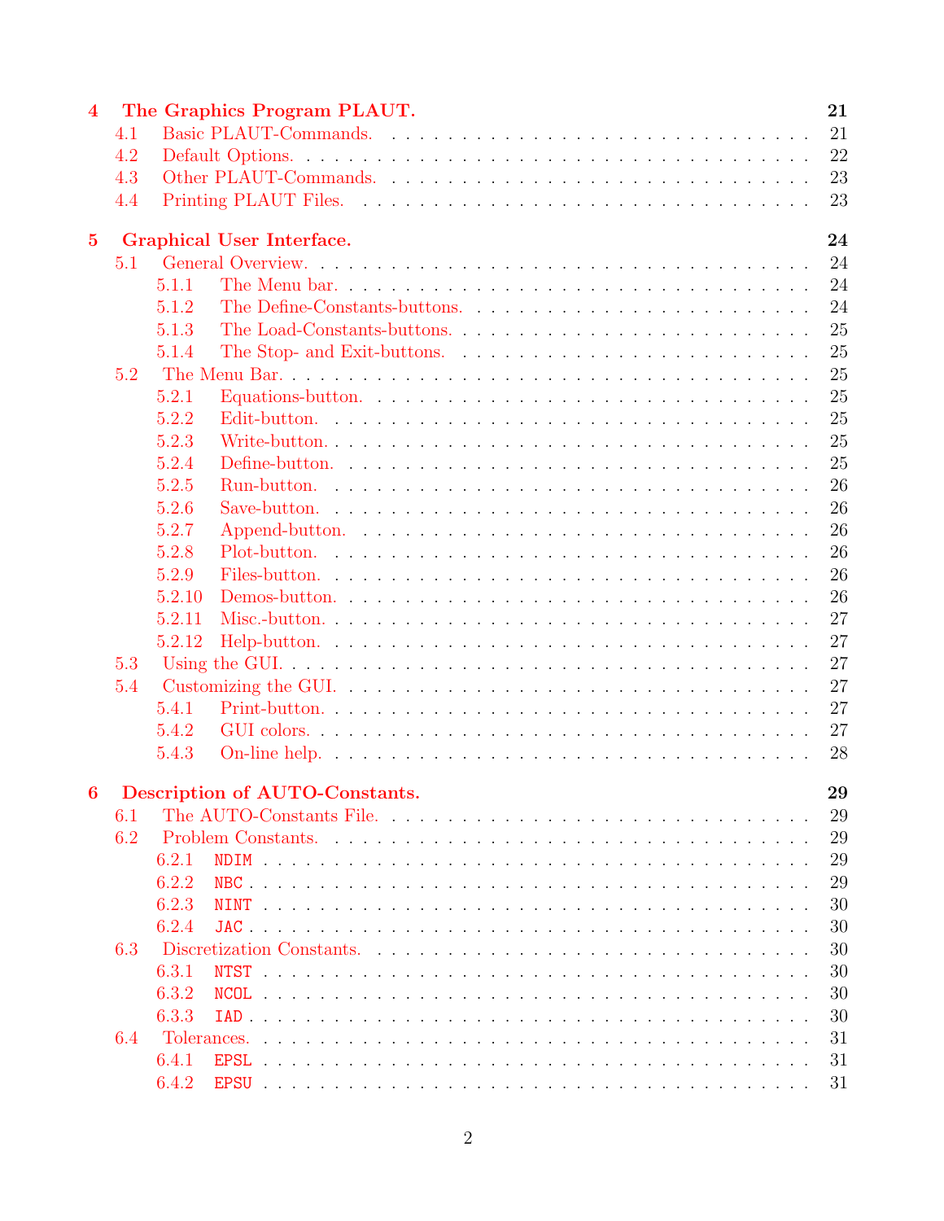**4 The Graphics Program PLAUT. 21**

- 4.1 Basic PLAUT-Commands. 21
- 4.2 Default Options. 22
- 4.3 Other PLAUT-Commands. 23
- 4.4 Printing PLAUT Files. 23

**5 Graphical User Interface. 24**

- 5.1 General Overview. 24
  - 5.1.1 The Menu bar. 24
  - 5.1.2 The Define-Constants-buttons. 24
  - 5.1.3 The Load-Constants-buttons. 25
  - 5.1.4 The Stop- and Exit-buttons. 25
- 5.2 The Menu Bar. 25
  - 5.2.1 Equations-button. 25
  - 5.2.2 Edit-button. 25
  - 5.2.3 Write-button. 25
  - 5.2.4 Define-button. 25
  - 5.2.5 Run-button. 26
  - 5.2.6 Save-button. 26
  - 5.2.7 Append-button. 26
  - 5.2.8 Plot-button. 26
  - 5.2.9 Files-button. 26
  - 5.2.10 Demos-button. 26
  - 5.2.11 Misc.-button. 27
  - 5.2.12 Help-button. 27
- 5.3 Using the GUI. 27
- 5.4 Customizing the GUI. 27
  - 5.4.1 Print-button. 27
  - 5.4.2 GUI colors. 27
  - 5.4.3 On-line help. 28

**6 Description of AUTO-Constants. 29**

- 6.1 The AUTO-Constants File. 29
- 6.2 Problem Constants. 29
  - 6.2.1 `NDIM` 29
  - 6.2.2 `NBC` 29
  - 6.2.3 `NINT` 30
  - 6.2.4 `JAC` 30
- 6.3 Discretization Constants. 30
  - 6.3.1 `NTST` 30
  - 6.3.2 `NCOL` 30
  - 6.3.3 `IAD` 30
- 6.4 Tolerances. 31
  - 6.4.1 `EPSL` 31
  - 6.4.2 `EPSU` 31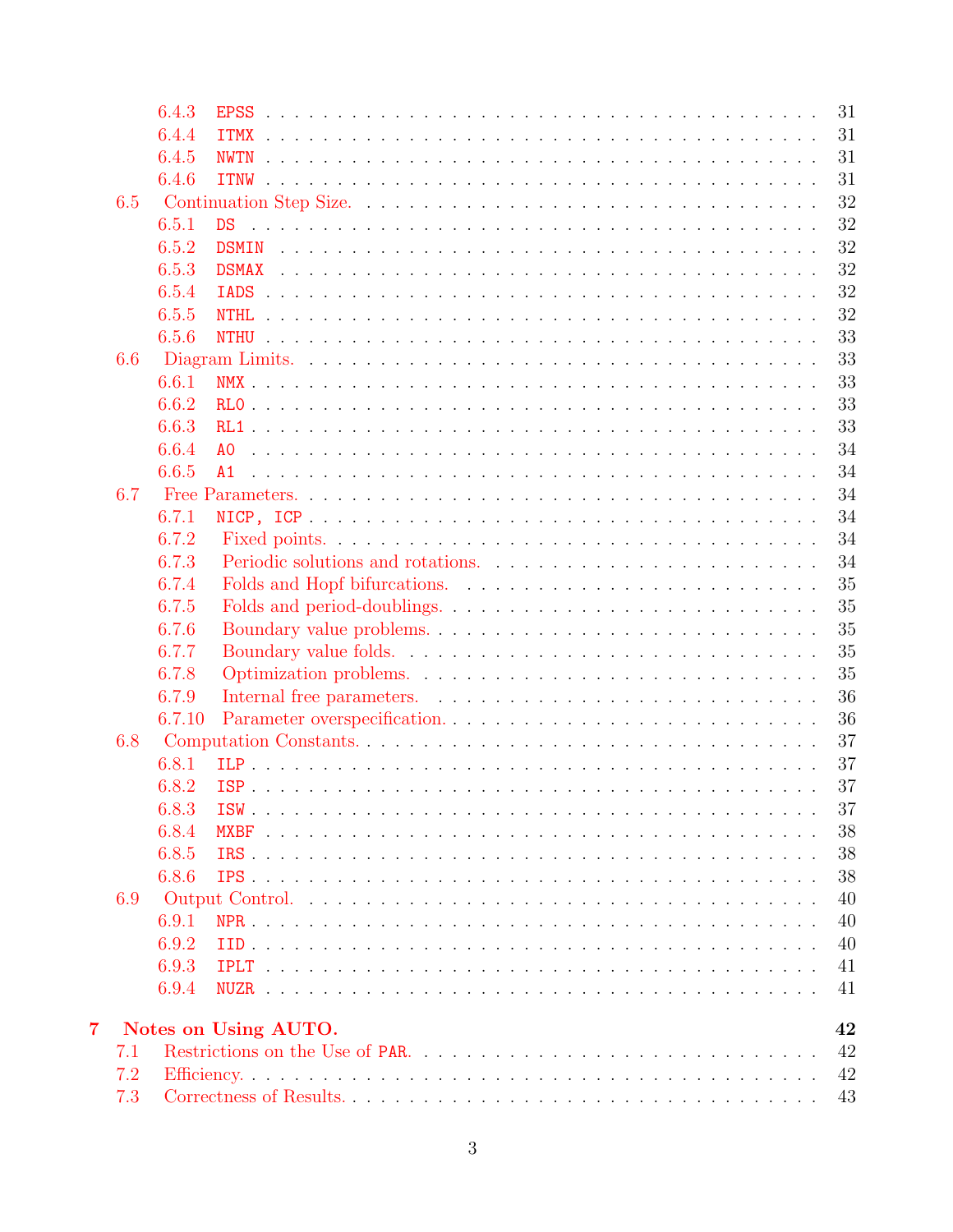6.4.3 EPSS . . . . . . . . . . . . . . . . . . . . . . . . . . . . . . . . . . . . 31
6.4.4 ITMX . . . . . . . . . . . . . . . . . . . . . . . . . . . . . . . . . . . . 31
6.4.5 NWTN . . . . . . . . . . . . . . . . . . . . . . . . . . . . . . . . . . . . 31
6.4.6 ITNW . . . . . . . . . . . . . . . . . . . . . . . . . . . . . . . . . . . . 31
6.5 Continuation Step Size. . . . . . . . . . . . . . . . . . . . . . . . . . . . . 32
6.5.1 DS . . . . . . . . . . . . . . . . . . . . . . . . . . . . . . . . . . . . 32
6.5.2 DSMIN . . . . . . . . . . . . . . . . . . . . . . . . . . . . . . . . . . 32
6.5.3 DSMAX . . . . . . . . . . . . . . . . . . . . . . . . . . . . . . . . . . 32
6.5.4 IADS . . . . . . . . . . . . . . . . . . . . . . . . . . . . . . . . . . . 32
6.5.5 NTHL . . . . . . . . . . . . . . . . . . . . . . . . . . . . . . . . . . . 32
6.5.6 NTHU . . . . . . . . . . . . . . . . . . . . . . . . . . . . . . . . . . . 33
6.6 Diagram Limits. . . . . . . . . . . . . . . . . . . . . . . . . . . . . . . . . 33
6.6.1 NMX . . . . . . . . . . . . . . . . . . . . . . . . . . . . . . . . . . . . 33
6.6.2 RL0 . . . . . . . . . . . . . . . . . . . . . . . . . . . . . . . . . . . . 33
6.6.3 RL1 . . . . . . . . . . . . . . . . . . . . . . . . . . . . . . . . . . . . 33
6.6.4 A0 . . . . . . . . . . . . . . . . . . . . . . . . . . . . . . . . . . . . 34
6.6.5 A1 . . . . . . . . . . . . . . . . . . . . . . . . . . . . . . . . . . . . 34
6.7 Free Parameters. . . . . . . . . . . . . . . . . . . . . . . . . . . . . . . . . 34
6.7.1 NICP, ICP . . . . . . . . . . . . . . . . . . . . . . . . . . . . . . . . . 34
6.7.2 Fixed points. . . . . . . . . . . . . . . . . . . . . . . . . . . . . . . . 34
6.7.3 Periodic solutions and rotations. . . . . . . . . . . . . . . . . . . . . . 34
6.7.4 Folds and Hopf bifurcations. . . . . . . . . . . . . . . . . . . . . . . . 35
6.7.5 Folds and period-doublings. . . . . . . . . . . . . . . . . . . . . . . . 35
6.7.6 Boundary value problems. . . . . . . . . . . . . . . . . . . . . . . . . 35
6.7.7 Boundary value folds. . . . . . . . . . . . . . . . . . . . . . . . . . . . 35
6.7.8 Optimization problems. . . . . . . . . . . . . . . . . . . . . . . . . . . 35
6.7.9 Internal free parameters. . . . . . . . . . . . . . . . . . . . . . . . . . 36
6.7.10 Parameter overspecification. . . . . . . . . . . . . . . . . . . . . . . . 36
6.8 Computation Constants. . . . . . . . . . . . . . . . . . . . . . . . . . . . . 37
6.8.1 ILP . . . . . . . . . . . . . . . . . . . . . . . . . . . . . . . . . . . . 37
6.8.2 ISP . . . . . . . . . . . . . . . . . . . . . . . . . . . . . . . . . . . . 37
6.8.3 ISW . . . . . . . . . . . . . . . . . . . . . . . . . . . . . . . . . . . . 37
6.8.4 MXBF . . . . . . . . . . . . . . . . . . . . . . . . . . . . . . . . . . . 38
6.8.5 IRS . . . . . . . . . . . . . . . . . . . . . . . . . . . . . . . . . . . . 38
6.8.6 IPS . . . . . . . . . . . . . . . . . . . . . . . . . . . . . . . . . . . . 38
6.9 Output Control. . . . . . . . . . . . . . . . . . . . . . . . . . . . . . . . . 40
6.9.1 NPR . . . . . . . . . . . . . . . . . . . . . . . . . . . . . . . . . . . . 40
6.9.2 IID . . . . . . . . . . . . . . . . . . . . . . . . . . . . . . . . . . . . 40
6.9.3 IPLT . . . . . . . . . . . . . . . . . . . . . . . . . . . . . . . . . . . . 41
6.9.4 NUZR . . . . . . . . . . . . . . . . . . . . . . . . . . . . . . . . . . . 41

**7 Notes on Using AUTO. 42**

7.1 Restrictions on the Use of PAR. . . . . . . . . . . . . . . . . . . . . . . . . 42
7.2 Efficiency. . . . . . . . . . . . . . . . . . . . . . . . . . . . . . . . . . . . 42
7.3 Correctness of Results. . . . . . . . . . . . . . . . . . . . . . . . . . . . . 43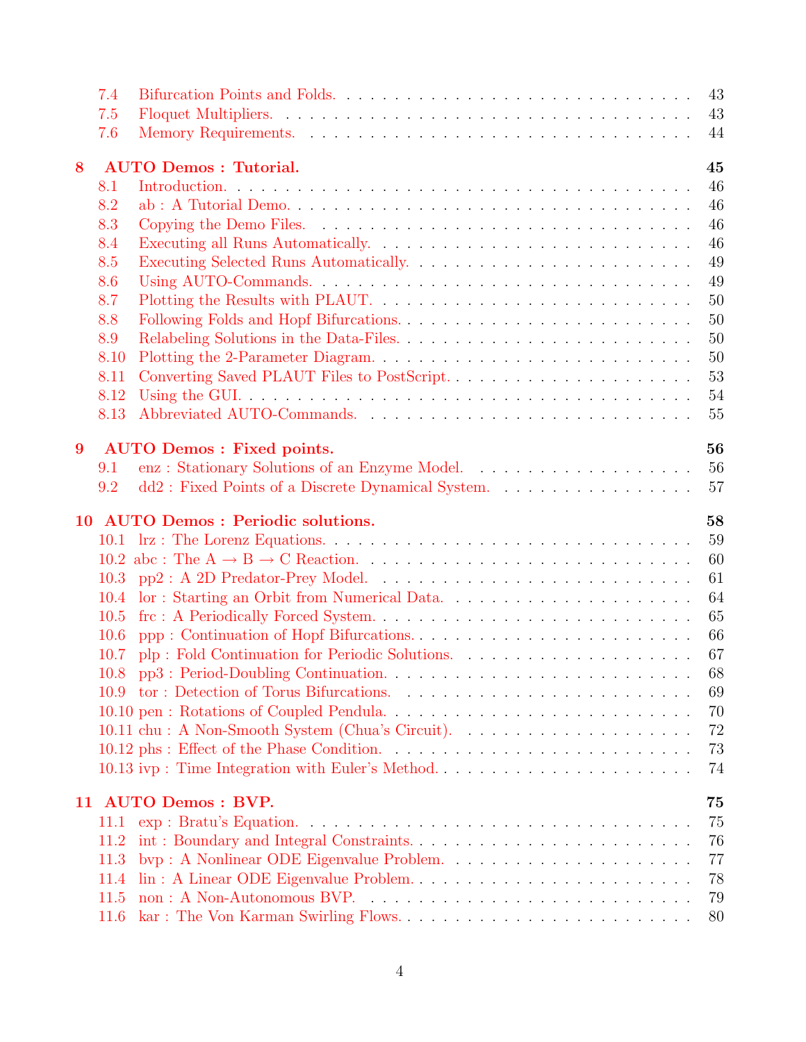7.4 Bifurcation Points and Folds. . . . . . . . . . . . . . . . . . . . . . . . . . . . . . . . . . . . 43
7.5 Floquet Multipliers. . . . . . . . . . . . . . . . . . . . . . . . . . . . . . . . . . . . 43
7.6 Memory Requirements. . . . . . . . . . . . . . . . . . . . . . . . . . . . . . . . . . . . 44

**8 AUTO Demos : Tutorial. 45**

8.1 Introduction. . . . . . . . . . . . . . . . . . . . . . . . . . . . . . . . . . . . 46
8.2 ab : A Tutorial Demo. . . . . . . . . . . . . . . . . . . . . . . . . . . . . . . . . . . . 46
8.3 Copying the Demo Files. . . . . . . . . . . . . . . . . . . . . . . . . . . . . . . . . . . . 46
8.4 Executing all Runs Automatically. . . . . . . . . . . . . . . . . . . . . . . . . . . . . . . . . . . . 46
8.5 Executing Selected Runs Automatically. . . . . . . . . . . . . . . . . . . . . . . . . . . . . . . . . . . . 49
8.6 Using AUTO-Commands. . . . . . . . . . . . . . . . . . . . . . . . . . . . . . . . . . . . 49
8.7 Plotting the Results with PLAUT. . . . . . . . . . . . . . . . . . . . . . . . . . . . . . . . . . . . 50
8.8 Following Folds and Hopf Bifurcations. . . . . . . . . . . . . . . . . . . . . . . . . . . . . . . . . . . . 50
8.9 Relabeling Solutions in the Data-Files. . . . . . . . . . . . . . . . . . . . . . . . . . . . . . . . . . . . 50
8.10 Plotting the 2-Parameter Diagram. . . . . . . . . . . . . . . . . . . . . . . . . . . . . . . . . . . . 50
8.11 Converting Saved PLAUT Files to PostScript. . . . . . . . . . . . . . . . . . . . . . . . . . . . . . . . . . . . 53
8.12 Using the GUI. . . . . . . . . . . . . . . . . . . . . . . . . . . . . . . . . . . . 54
8.13 Abbreviated AUTO-Commands. . . . . . . . . . . . . . . . . . . . . . . . . . . . . . . . . . . . 55

**9 AUTO Demos : Fixed points. 56**

9.1 enz : Stationary Solutions of an Enzyme Model. . . . . . . . . . . . . . . . . . . . . . . . . . . . . . . . . . . . 56
9.2 dd2 : Fixed Points of a Discrete Dynamical System. . . . . . . . . . . . . . . . . . . . . . . . . . . . . . . . . . . . 57

**10 AUTO Demos : Periodic solutions. 58**

10.1 lrz : The Lorenz Equations. . . . . . . . . . . . . . . . . . . . . . . . . . . . . . . . . . . . 59
10.2 abc : The A $\rightarrow$ B $\rightarrow$ C Reaction. . . . . . . . . . . . . . . . . . . . . . . . . . . . . . . . . . . . 60
10.3 pp2 : A 2D Predator-Prey Model. . . . . . . . . . . . . . . . . . . . . . . . . . . . . . . . . . . . 61
10.4 lor : Starting an Orbit from Numerical Data. . . . . . . . . . . . . . . . . . . . . . . . . . . . . . . . . . . . 64
10.5 frc : A Periodically Forced System. . . . . . . . . . . . . . . . . . . . . . . . . . . . . . . . . . . . 65
10.6 ppp : Continuation of Hopf Bifurcations. . . . . . . . . . . . . . . . . . . . . . . . . . . . . . . . . . . . 66
10.7 plp : Fold Continuation for Periodic Solutions. . . . . . . . . . . . . . . . . . . . . . . . . . . . . . . . . . . . 67
10.8 pp3 : Period-Doubling Continuation. . . . . . . . . . . . . . . . . . . . . . . . . . . . . . . . . . . . 68
10.9 tor : Detection of Torus Bifurcations. . . . . . . . . . . . . . . . . . . . . . . . . . . . . . . . . . . . 69
10.10 pen : Rotations of Coupled Pendula. . . . . . . . . . . . . . . . . . . . . . . . . . . . . . . . . . . . 70
10.11 chu : A Non-Smooth System (Chua's Circuit). . . . . . . . . . . . . . . . . . . . . . . . . . . . . . . . . . . . 72
10.12 phs : Effect of the Phase Condition. . . . . . . . . . . . . . . . . . . . . . . . . . . . . . . . . . . . 73
10.13 ivp : Time Integration with Euler's Method. . . . . . . . . . . . . . . . . . . . . . . . . . . . . . . . . . . . 74

**11 AUTO Demos : BVP. 75**

11.1 exp : Bratu's Equation. . . . . . . . . . . . . . . . . . . . . . . . . . . . . . . . . . . . 75
11.2 int : Boundary and Integral Constraints. . . . . . . . . . . . . . . . . . . . . . . . . . . . . . . . . . . . 76
11.3 bvp : A Nonlinear ODE Eigenvalue Problem. . . . . . . . . . . . . . . . . . . . . . . . . . . . . . . . . . . . 77
11.4 lin : A Linear ODE Eigenvalue Problem. . . . . . . . . . . . . . . . . . . . . . . . . . . . . . . . . . . . 78
11.5 non : A Non-Autonomous BVP. . . . . . . . . . . . . . . . . . . . . . . . . . . . . . . . . . . . 79
11.6 kar : The Von Karman Swirling Flows. . . . . . . . . . . . . . . . . . . . . . . . . . . . . . . . . . . . 80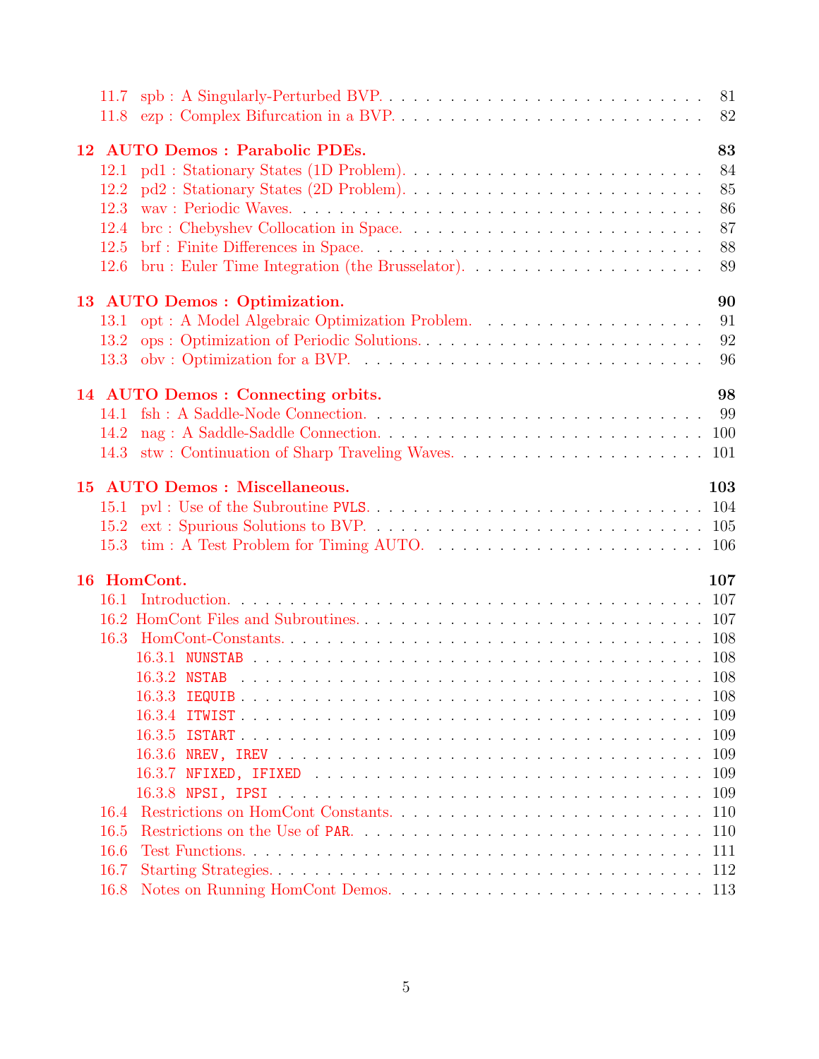11.7 spb : A Singularly-Perturbed BVP. . . . . . . . . . . . . . . . . . . . . . . . . . . 81
11.8 ezp : Complex Bifurcation in a BVP. . . . . . . . . . . . . . . . . . . . . . . . 82

**12 AUTO Demos : Parabolic PDEs. 83**

12.1 pd1 : Stationary States (1D Problem). . . . . . . . . . . . . . . . . . . . . . . 84
12.2 pd2 : Stationary States (2D Problem). . . . . . . . . . . . . . . . . . . . . . . 85
12.3 wav : Periodic Waves. . . . . . . . . . . . . . . . . . . . . . . . . . . . . . . . 86
12.4 brc : Chebyshev Collocation in Space. . . . . . . . . . . . . . . . . . . . . . . 87
12.5 brf : Finite Differences in Space. . . . . . . . . . . . . . . . . . . . . . . . . 88
12.6 bru : Euler Time Integration (the Brusselator). . . . . . . . . . . . . . . . . . 89

**13 AUTO Demos : Optimization. 90**

13.1 opt : A Model Algebraic Optimization Problem. . . . . . . . . . . . . . . . . . 91
13.2 ops : Optimization of Periodic Solutions. . . . . . . . . . . . . . . . . . . . . 92
13.3 obv : Optimization for a BVP. . . . . . . . . . . . . . . . . . . . . . . . . . . 96

**14 AUTO Demos : Connecting orbits. 98**

14.1 fsh : A Saddle-Node Connection. . . . . . . . . . . . . . . . . . . . . . . . . . 99
14.2 nag : A Saddle-Saddle Connection. . . . . . . . . . . . . . . . . . . . . . . . . 100
14.3 stw : Continuation of Sharp Traveling Waves. . . . . . . . . . . . . . . . . . . 101

**15 AUTO Demos : Miscellaneous. 103**

15.1 pvl : Use of the Subroutine `PVLS`. . . . . . . . . . . . . . . . . . . . . . . . . 104
15.2 ext : Spurious Solutions to BVP. . . . . . . . . . . . . . . . . . . . . . . . . . 105
15.3 tim : A Test Problem for Timing AUTO. . . . . . . . . . . . . . . . . . . . . . 106

**16 HomCont. 107**

16.1 Introduction. . . . . . . . . . . . . . . . . . . . . . . . . . . . . . . . . . . . 107
16.2 HomCont Files and Subroutines. . . . . . . . . . . . . . . . . . . . . . . . . . 107
16.3 HomCont-Constants. . . . . . . . . . . . . . . . . . . . . . . . . . . . . . . . . 108
  16.3.1 `NUNSTAB` . . . . . . . . . . . . . . . . . . . . . . . . . . . . . . . . . . 108
  16.3.2 `NSTAB` . . . . . . . . . . . . . . . . . . . . . . . . . . . . . . . . . . . 108
  16.3.3 `IEQUIB` . . . . . . . . . . . . . . . . . . . . . . . . . . . . . . . . . . 108
  16.3.4 `ITWIST` . . . . . . . . . . . . . . . . . . . . . . . . . . . . . . . . . . 109
  16.3.5 `ISTART` . . . . . . . . . . . . . . . . . . . . . . . . . . . . . . . . . . 109
  16.3.6 `NREV, IREV` . . . . . . . . . . . . . . . . . . . . . . . . . . . . . . . . 109
  16.3.7 `NFIXED, IFIXED` . . . . . . . . . . . . . . . . . . . . . . . . . . . . . . 109
  16.3.8 `NPSI, IPSI` . . . . . . . . . . . . . . . . . . . . . . . . . . . . . . . . 109
16.4 Restrictions on HomCont Constants. . . . . . . . . . . . . . . . . . . . . . . . 110
16.5 Restrictions on the Use of `PAR`. . . . . . . . . . . . . . . . . . . . . . . . . 110
16.6 Test Functions. . . . . . . . . . . . . . . . . . . . . . . . . . . . . . . . . . . 111
16.7 Starting Strategies. . . . . . . . . . . . . . . . . . . . . . . . . . . . . . . . . 112
16.8 Notes on Running HomCont Demos. . . . . . . . . . . . . . . . . . . . . . . . . 113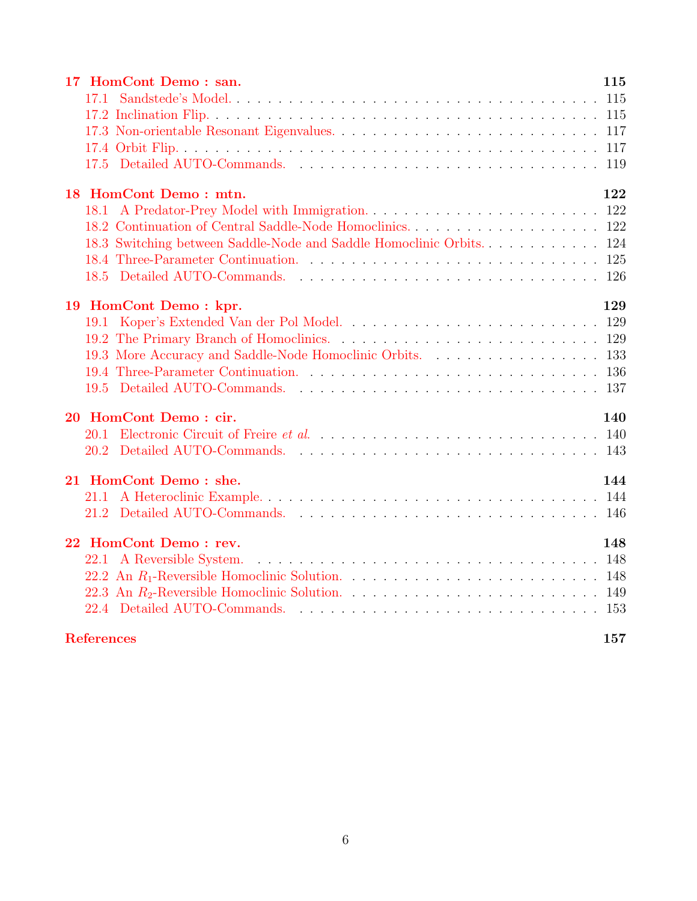**17 HomCont Demo : san.** **115**

- 17.1 Sandstede's Model. . . . . . . . . . . . . . . . . . . . . . . . . . . . . . . . . . . . . . 115
- 17.2 Inclination Flip. . . . . . . . . . . . . . . . . . . . . . . . . . . . . . . . . . . . . . . . 115
- 17.3 Non-orientable Resonant Eigenvalues. . . . . . . . . . . . . . . . . . . . . . . . . . 117
- 17.4 Orbit Flip. . . . . . . . . . . . . . . . . . . . . . . . . . . . . . . . . . . . . . . . . . . 117
- 17.5 Detailed AUTO-Commands. . . . . . . . . . . . . . . . . . . . . . . . . . . . . . . . 119

**18 HomCont Demo : mtn.** **122**

- 18.1 A Predator-Prey Model with Immigration. . . . . . . . . . . . . . . . . . . . . . . . 122
- 18.2 Continuation of Central Saddle-Node Homoclinics. . . . . . . . . . . . . . . . . . . 122
- 18.3 Switching between Saddle-Node and Saddle Homoclinic Orbits. . . . . . . . . . . . 124
- 18.4 Three-Parameter Continuation. . . . . . . . . . . . . . . . . . . . . . . . . . . . . . 125
- 18.5 Detailed AUTO-Commands. . . . . . . . . . . . . . . . . . . . . . . . . . . . . . . . 126

**19 HomCont Demo : kpr.** **129**

- 19.1 Koper's Extended Van der Pol Model. . . . . . . . . . . . . . . . . . . . . . . . . . 129
- 19.2 The Primary Branch of Homoclinics. . . . . . . . . . . . . . . . . . . . . . . . . . . 129
- 19.3 More Accuracy and Saddle-Node Homoclinic Orbits. . . . . . . . . . . . . . . . . . 133
- 19.4 Three-Parameter Continuation. . . . . . . . . . . . . . . . . . . . . . . . . . . . . . 136
- 19.5 Detailed AUTO-Commands. . . . . . . . . . . . . . . . . . . . . . . . . . . . . . . . 137

**20 HomCont Demo : cir.** **140**

- 20.1 Electronic Circuit of Freire *et al*. . . . . . . . . . . . . . . . . . . . . . . . . . . . 140
- 20.2 Detailed AUTO-Commands. . . . . . . . . . . . . . . . . . . . . . . . . . . . . . . . 143

**21 HomCont Demo : she.** **144**

- 21.1 A Heteroclinic Example. . . . . . . . . . . . . . . . . . . . . . . . . . . . . . . . . . 144
- 21.2 Detailed AUTO-Commands. . . . . . . . . . . . . . . . . . . . . . . . . . . . . . . . 146

**22 HomCont Demo : rev.** **148**

- 22.1 A Reversible System. . . . . . . . . . . . . . . . . . . . . . . . . . . . . . . . . . . . 148
- 22.2 An $R_1$-Reversible Homoclinic Solution. . . . . . . . . . . . . . . . . . . . . . . . . 148
- 22.3 An $R_2$-Reversible Homoclinic Solution. . . . . . . . . . . . . . . . . . . . . . . . . 149
- 22.4 Detailed AUTO-Commands. . . . . . . . . . . . . . . . . . . . . . . . . . . . . . . . 153

**References** **157**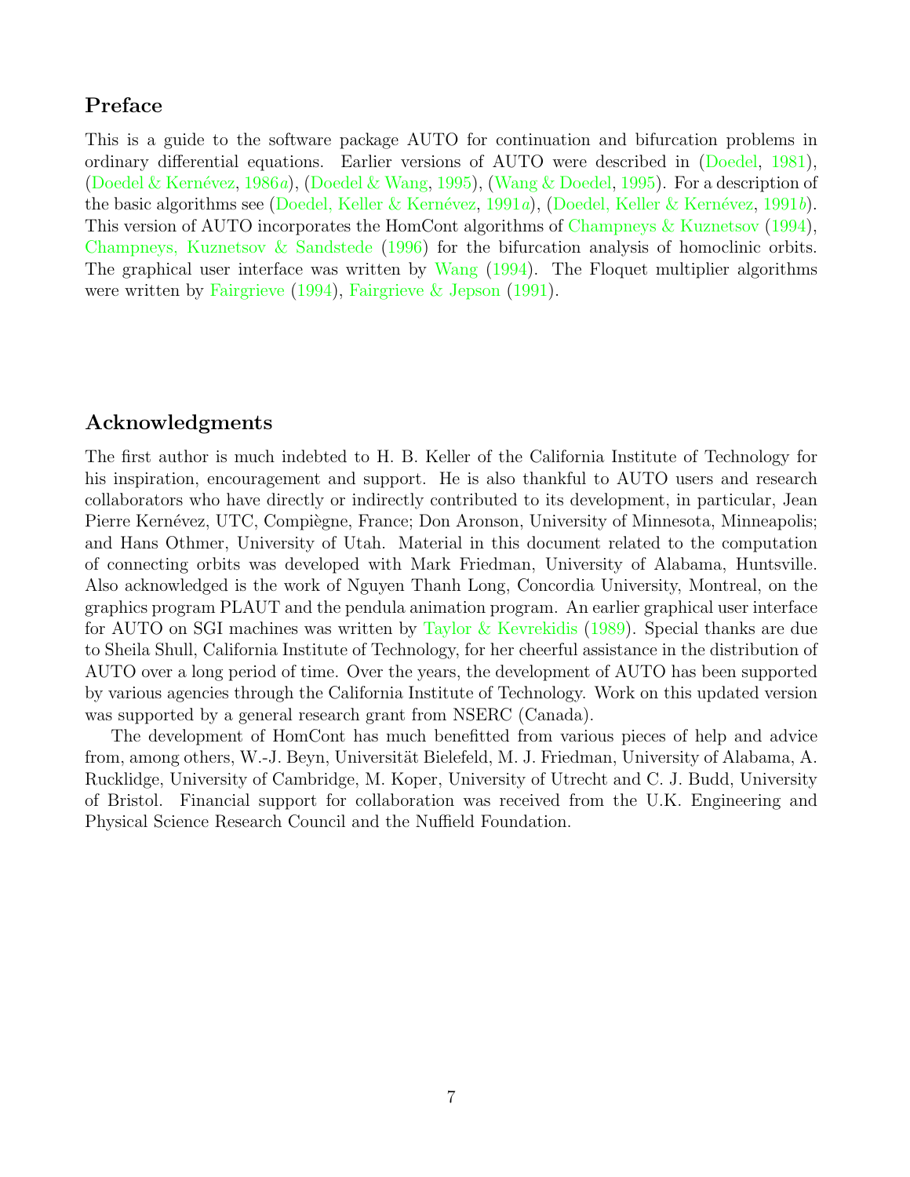## Preface

This is a guide to the software package AUTO for continuation and bifurcation problems in ordinary differential equations. Earlier versions of AUTO were described in (Doedel, 1981), (Doedel & Kernévez, 1986*a*), (Doedel & Wang, 1995), (Wang & Doedel, 1995). For a description of the basic algorithms see (Doedel, Keller & Kernévez, 1991*a*), (Doedel, Keller & Kernévez, 1991*b*). This version of AUTO incorporates the HomCont algorithms of Champneys & Kuznetsov (1994), Champneys, Kuznetsov & Sandstede (1996) for the bifurcation analysis of homoclinic orbits. The graphical user interface was written by Wang (1994). The Floquet multiplier algorithms were written by Fairgrieve (1994), Fairgrieve & Jepson (1991).

## Acknowledgments

The first author is much indebted to H. B. Keller of the California Institute of Technology for his inspiration, encouragement and support. He is also thankful to AUTO users and research collaborators who have directly or indirectly contributed to its development, in particular, Jean Pierre Kernévez, UTC, Compiègne, France; Don Aronson, University of Minnesota, Minneapolis; and Hans Othmer, University of Utah. Material in this document related to the computation of connecting orbits was developed with Mark Friedman, University of Alabama, Huntsville. Also acknowledged is the work of Nguyen Thanh Long, Concordia University, Montreal, on the graphics program PLAUT and the pendula animation program. An earlier graphical user interface for AUTO on SGI machines was written by Taylor & Kevrekidis (1989). Special thanks are due to Sheila Shull, California Institute of Technology, for her cheerful assistance in the distribution of AUTO over a long period of time. Over the years, the development of AUTO has been supported by various agencies through the California Institute of Technology. Work on this updated version was supported by a general research grant from NSERC (Canada).

The development of HomCont has much benefitted from various pieces of help and advice from, among others, W.-J. Beyn, Universität Bielefeld, M. J. Friedman, University of Alabama, A. Rucklidge, University of Cambridge, M. Koper, University of Utrecht and C. J. Budd, University of Bristol. Financial support for collaboration was received from the U.K. Engineering and Physical Science Research Council and the Nuffield Foundation.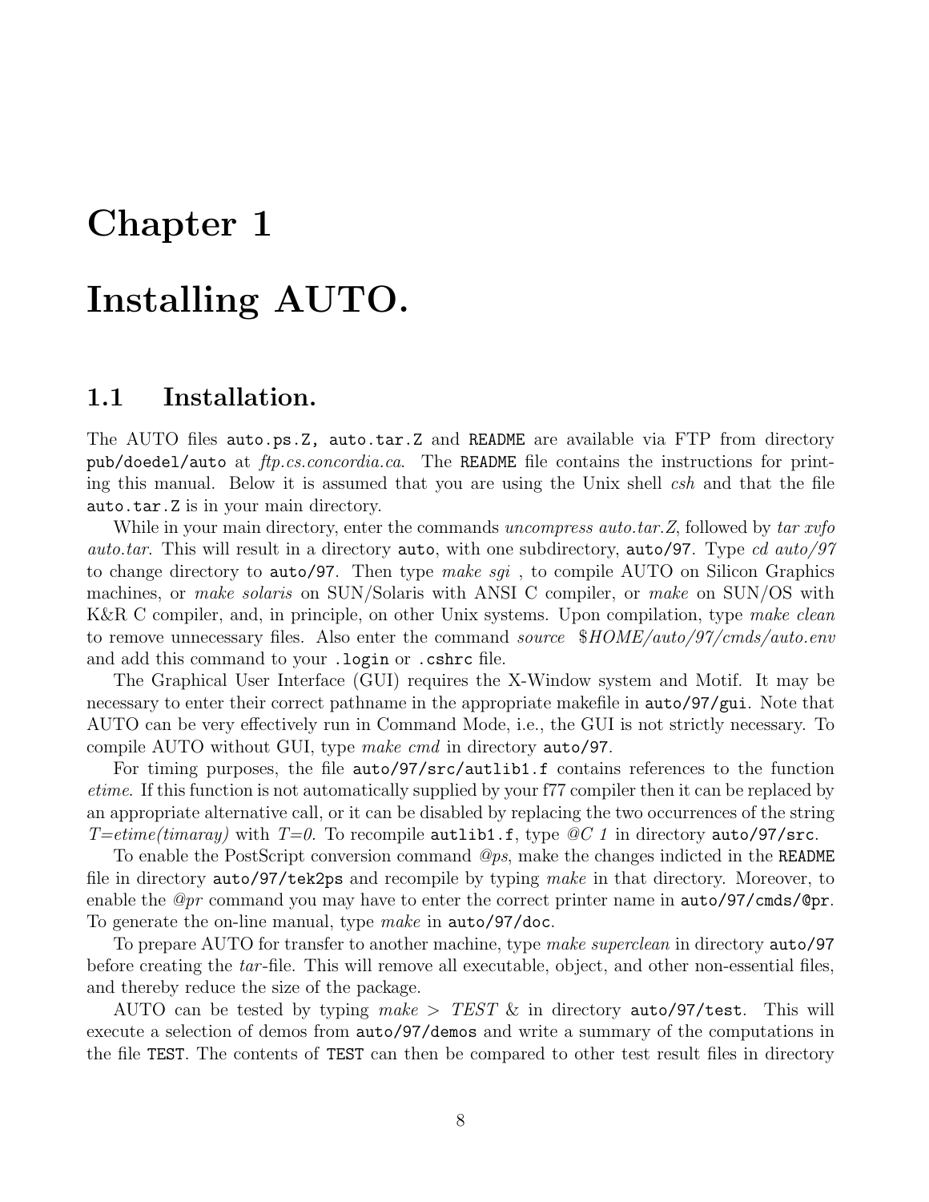# Chapter 1

# Installing AUTO.

## 1.1 Installation.

The AUTO files `auto.ps.Z, auto.tar.Z` and `README` are available via FTP from directory `pub/doedel/auto` at *ftp.cs.concordia.ca*. The `README` file contains the instructions for printing this manual. Below it is assumed that you are using the Unix shell *csh* and that the file `auto.tar.Z` is in your main directory.

While in your main directory, enter the commands *uncompress auto.tar.Z*, followed by *tar xvfo auto.tar*. This will result in a directory `auto`, with one subdirectory, `auto/97`. Type *cd auto/97* to change directory to `auto/97`. Then type *make sgi* , to compile AUTO on Silicon Graphics machines, or *make solaris* on SUN/Solaris with ANSI C compiler, or *make* on SUN/OS with K&R C compiler, and, in principle, on other Unix systems. Upon compilation, type *make clean* to remove unnecessary files. Also enter the command *source $HOME/auto/97/cmds/auto.env* and add this command to your `.login` or `.cshrc` file.

The Graphical User Interface (GUI) requires the X-Window system and Motif. It may be necessary to enter their correct pathname in the appropriate makefile in `auto/97/gui`. Note that AUTO can be very effectively run in Command Mode, i.e., the GUI is not strictly necessary. To compile AUTO without GUI, type *make cmd* in directory `auto/97`.

For timing purposes, the file `auto/97/src/autlib1.f` contains references to the function *etime*. If this function is not automatically supplied by your f77 compiler then it can be replaced by an appropriate alternative call, or it can be disabled by replacing the two occurrences of the string *T=etime(timaray)* with *T=0.* To recompile `autlib1.f`, type *@C 1* in directory `auto/97/src`.

To enable the PostScript conversion command *@ps*, make the changes indicted in the `README` file in directory `auto/97/tek2ps` and recompile by typing *make* in that directory. Moreover, to enable the *@pr* command you may have to enter the correct printer name in `auto/97/cmds/@pr`. To generate the on-line manual, type *make* in `auto/97/doc`.

To prepare AUTO for transfer to another machine, type *make superclean* in directory `auto/97` before creating the *tar*-file. This will remove all executable, object, and other non-essential files, and thereby reduce the size of the package.

AUTO can be tested by typing *make > TEST &* in directory `auto/97/test`. This will execute a selection of demos from `auto/97/demos` and write a summary of the computations in the file `TEST`. The contents of `TEST` can then be compared to other test result files in directory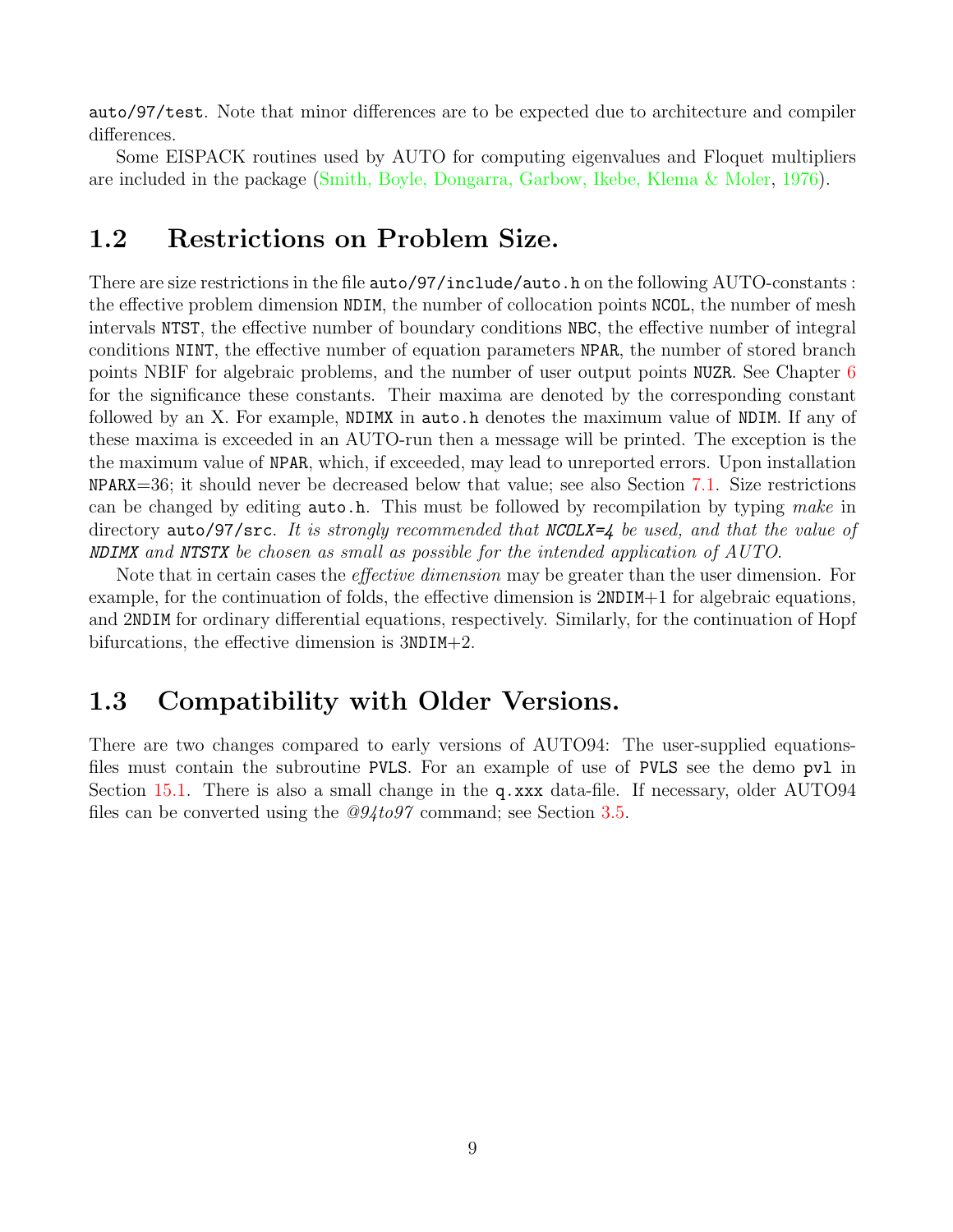auto/97/test. Note that minor differences are to be expected due to architecture and compiler differences.

Some EISPACK routines used by AUTO for computing eigenvalues and Floquet multipliers are included in the package (Smith, Boyle, Dongarra, Garbow, Ikebe, Klema & Moler, 1976).

## 1.2 Restrictions on Problem Size.

There are size restrictions in the file auto/97/include/auto.h on the following AUTO-constants : the effective problem dimension NDIM, the number of collocation points NCOL, the number of mesh intervals NTST, the effective number of boundary conditions NBC, the effective number of integral conditions NINT, the effective number of equation parameters NPAR, the number of stored branch points NBIF for algebraic problems, and the number of user output points NUZR. See Chapter 6 for the significance these constants. Their maxima are denoted by the corresponding constant followed by an X. For example, NDIMX in auto.h denotes the maximum value of NDIM. If any of these maxima is exceeded in an AUTO-run then a message will be printed. The exception is the the maximum value of NPAR, which, if exceeded, may lead to unreported errors. Upon installation NPARX=36; it should never be decreased below that value; see also Section 7.1. Size restrictions can be changed by editing auto.h. This must be followed by recompilation by typing *make* in directory auto/97/src. *It is strongly recommended that **NCOLX=4** be used, and that the value of **NDIMX** and **NTSTX** be chosen as small as possible for the intended application of AUTO.*

Note that in certain cases the *effective dimension* may be greater than the user dimension. For example, for the continuation of folds, the effective dimension is 2NDIM+1 for algebraic equations, and 2NDIM for ordinary differential equations, respectively. Similarly, for the continuation of Hopf bifurcations, the effective dimension is 3NDIM+2.

## 1.3 Compatibility with Older Versions.

There are two changes compared to early versions of AUTO94: The user-supplied equations-files must contain the subroutine PVLS. For an example of use of PVLS see the demo pvl in Section 15.1. There is also a small change in the q.xxx data-file. If necessary, older AUTO94 files can be converted using the *@94to97* command; see Section 3.5.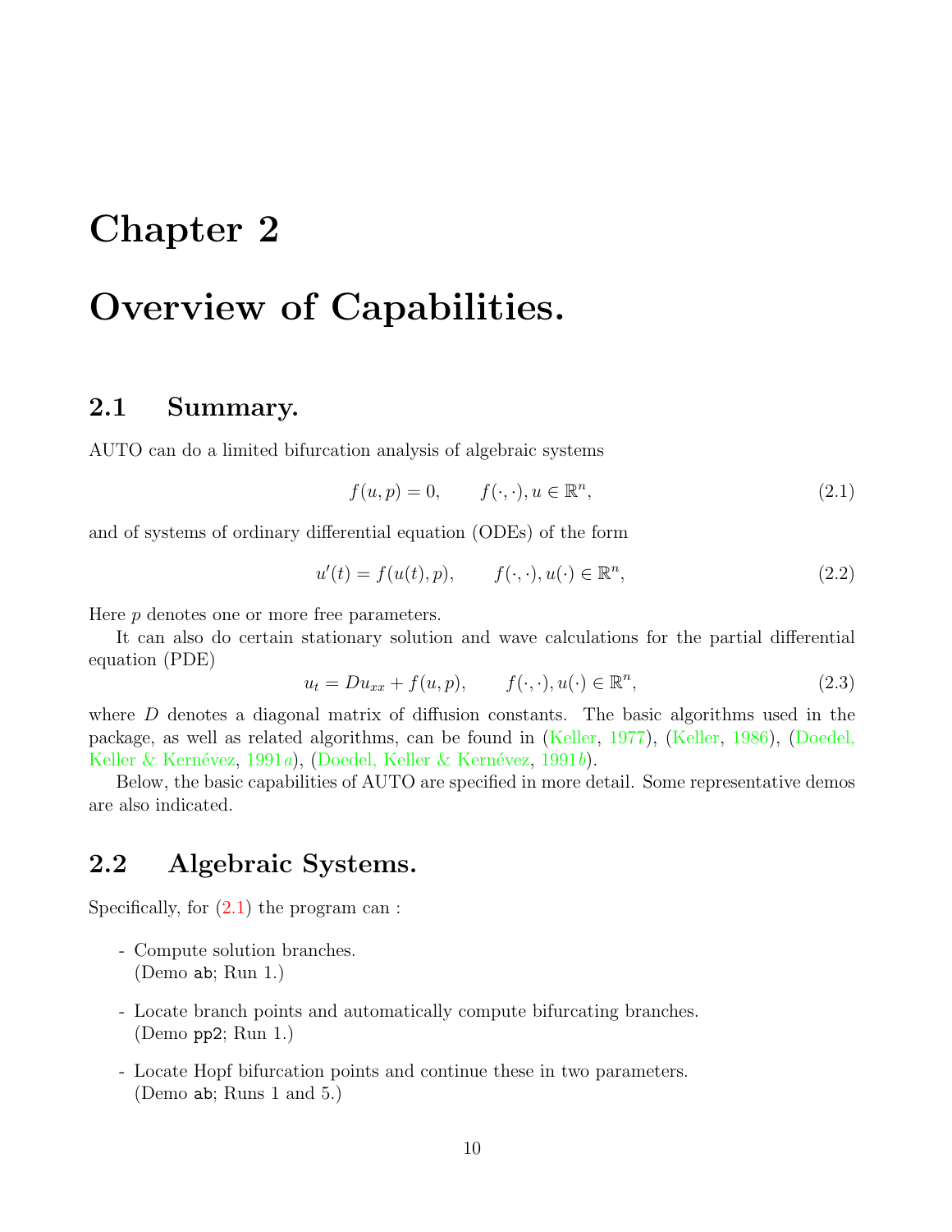# Chapter 2

# Overview of Capabilities.

## 2.1 Summary.

AUTO can do a limited bifurcation analysis of algebraic systems

$$f(u,p) = 0, \qquad f(\cdot,\cdot), u \in \mathbb{R}^n, \tag{2.1}$$

and of systems of ordinary differential equation (ODEs) of the form

$$u'(t) = f(u(t),p), \qquad f(\cdot,\cdot), u(\cdot) \in \mathbb{R}^n, \tag{2.2}$$

Here $p$ denotes one or more free parameters.

It can also do certain stationary solution and wave calculations for the partial differential equation (PDE)

$$u_t = Du_{xx} + f(u,p), \qquad f(\cdot,\cdot), u(\cdot) \in \mathbb{R}^n, \tag{2.3}$$

where $D$ denotes a diagonal matrix of diffusion constants. The basic algorithms used in the package, as well as related algorithms, can be found in (Keller, 1977), (Keller, 1986), (Doedel, Keller & Kernévez, 1991*a*), (Doedel, Keller & Kernévez, 1991*b*).

Below, the basic capabilities of AUTO are specified in more detail. Some representative demos are also indicated.

## 2.2 Algebraic Systems.

Specifically, for (2.1) the program can :

- Compute solution branches.
  (Demo `ab`; Run 1.)

- Locate branch points and automatically compute bifurcating branches.
  (Demo `pp2`; Run 1.)

- Locate Hopf bifurcation points and continue these in two parameters.
  (Demo `ab`; Runs 1 and 5.)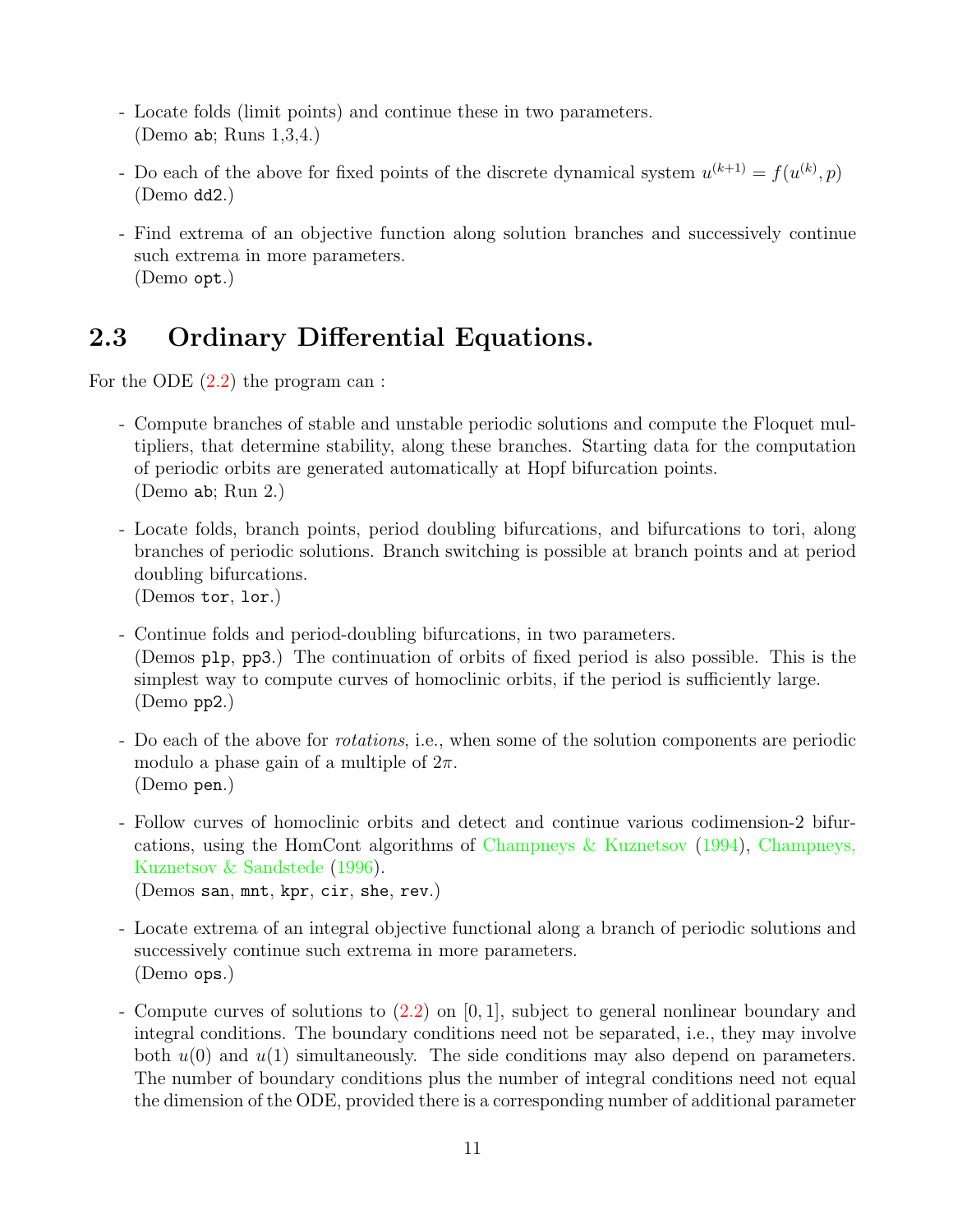- Locate folds (limit points) and continue these in two parameters.
  (Demo `ab`; Runs 1,3,4.)

- Do each of the above for fixed points of the discrete dynamical system $u^{(k+1)} = f(u^{(k)}, p)$
  (Demo `dd2`.)

- Find extrema of an objective function along solution branches and successively continue such extrema in more parameters.
  (Demo `opt`.)

## 2.3 Ordinary Differential Equations.

For the ODE (2.2) the program can :

- Compute branches of stable and unstable periodic solutions and compute the Floquet multipliers, that determine stability, along these branches. Starting data for the computation of periodic orbits are generated automatically at Hopf bifurcation points.
  (Demo `ab`; Run 2.)

- Locate folds, branch points, period doubling bifurcations, and bifurcations to tori, along branches of periodic solutions. Branch switching is possible at branch points and at period doubling bifurcations.
  (Demos `tor`, `lor`.)

- Continue folds and period-doubling bifurcations, in two parameters.
  (Demos `plp`, `pp3`.) The continuation of orbits of fixed period is also possible. This is the simplest way to compute curves of homoclinic orbits, if the period is sufficiently large.
  (Demo `pp2`.)

- Do each of the above for *rotations*, i.e., when some of the solution components are periodic modulo a phase gain of a multiple of $2\pi$.
  (Demo `pen`.)

- Follow curves of homoclinic orbits and detect and continue various codimension-2 bifurcations, using the HomCont algorithms of Champneys & Kuznetsov (1994), Champneys, Kuznetsov & Sandstede (1996).
  (Demos `san`, `mnt`, `kpr`, `cir`, `she`, `rev`.)

- Locate extrema of an integral objective functional along a branch of periodic solutions and successively continue such extrema in more parameters.
  (Demo `ops`.)

- Compute curves of solutions to (2.2) on $[0, 1]$, subject to general nonlinear boundary and integral conditions. The boundary conditions need not be separated, i.e., they may involve both $u(0)$ and $u(1)$ simultaneously. The side conditions may also depend on parameters. The number of boundary conditions plus the number of integral conditions need not equal the dimension of the ODE, provided there is a corresponding number of additional parameter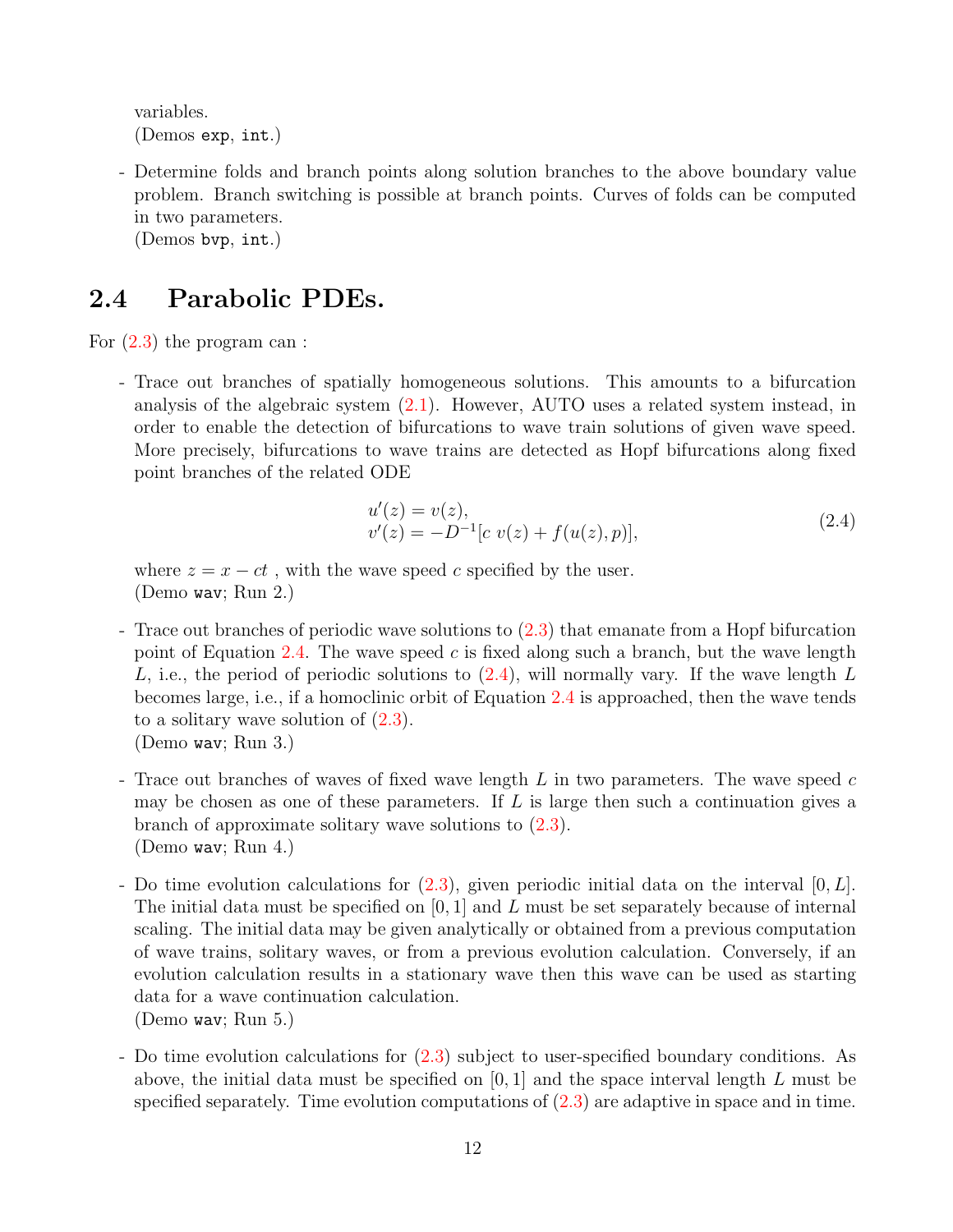variables.
(Demos `exp`, `int`.)

- Determine folds and branch points along solution branches to the above boundary value problem. Branch switching is possible at branch points. Curves of folds can be computed in two parameters.
(Demos `bvp`, `int`.)

## 2.4 Parabolic PDEs.

For (2.3) the program can :

- Trace out branches of spatially homogeneous solutions. This amounts to a bifurcation analysis of the algebraic system (2.1). However, AUTO uses a related system instead, in order to enable the detection of bifurcations to wave train solutions of given wave speed. More precisely, bifurcations to wave trains are detected as Hopf bifurcations along fixed point branches of the related ODE

$$
\begin{aligned}
u'(z) &= v(z), \\
v'(z) &= -D^{-1}[c\ v(z) + f(u(z), p)],
\end{aligned}
\tag{2.4}
$$

where $z = x - ct$ , with the wave speed $c$ specified by the user.
(Demo `wav`; Run 2.)

- Trace out branches of periodic wave solutions to (2.3) that emanate from a Hopf bifurcation point of Equation 2.4. The wave speed $c$ is fixed along such a branch, but the wave length $L$, i.e., the period of periodic solutions to (2.4), will normally vary. If the wave length $L$ becomes large, i.e., if a homoclinic orbit of Equation 2.4 is approached, then the wave tends to a solitary wave solution of (2.3).
(Demo `wav`; Run 3.)

- Trace out branches of waves of fixed wave length $L$ in two parameters. The wave speed $c$ may be chosen as one of these parameters. If $L$ is large then such a continuation gives a branch of approximate solitary wave solutions to (2.3).
(Demo `wav`; Run 4.)

- Do time evolution calculations for (2.3), given periodic initial data on the interval $[0, L]$. The initial data must be specified on $[0, 1]$ and $L$ must be set separately because of internal scaling. The initial data may be given analytically or obtained from a previous computation of wave trains, solitary waves, or from a previous evolution calculation. Conversely, if an evolution calculation results in a stationary wave then this wave can be used as starting data for a wave continuation calculation.
(Demo `wav`; Run 5.)

- Do time evolution calculations for (2.3) subject to user-specified boundary conditions. As above, the initial data must be specified on $[0, 1]$ and the space interval length $L$ must be specified separately. Time evolution computations of (2.3) are adaptive in space and in time.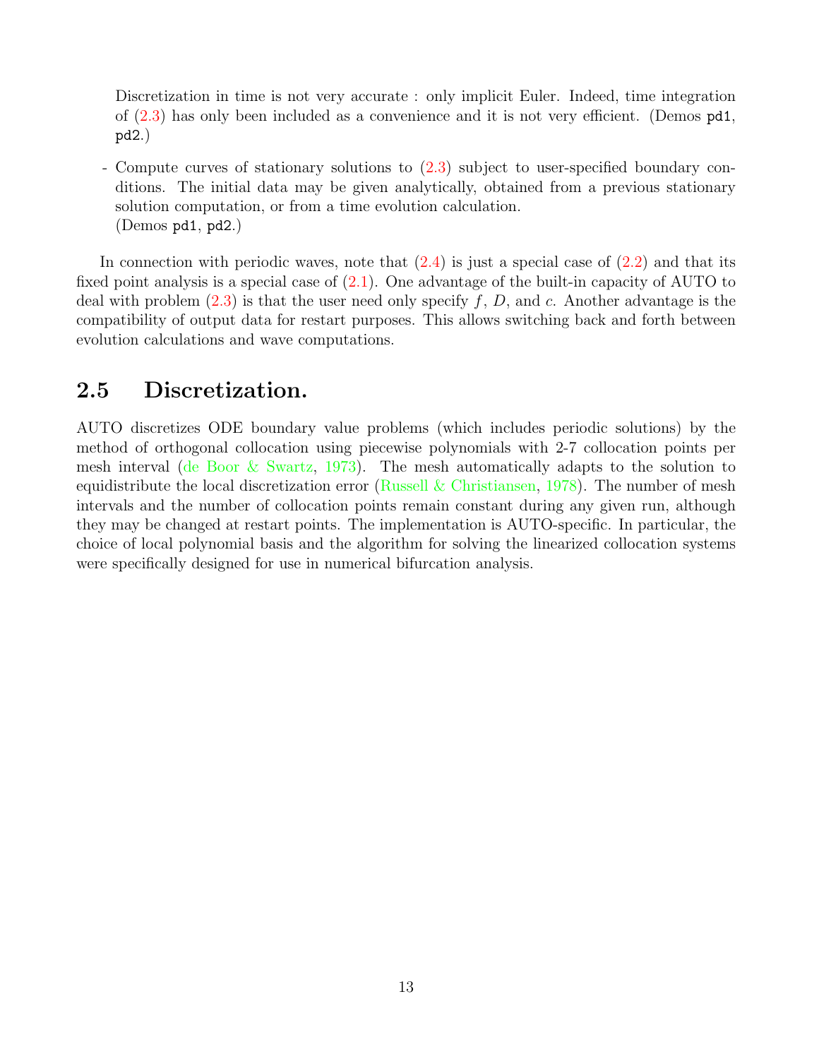Discretization in time is not very accurate : only implicit Euler. Indeed, time integration of (2.3) has only been included as a convenience and it is not very efficient. (Demos `pd1`, `pd2`.)

- Compute curves of stationary solutions to (2.3) subject to user-specified boundary conditions. The initial data may be given analytically, obtained from a previous stationary solution computation, or from a time evolution calculation.
  (Demos `pd1`, `pd2`.)

In connection with periodic waves, note that (2.4) is just a special case of (2.2) and that its fixed point analysis is a special case of (2.1). One advantage of the built-in capacity of AUTO to deal with problem (2.3) is that the user need only specify $f$, $D$, and $c$. Another advantage is the compatibility of output data for restart purposes. This allows switching back and forth between evolution calculations and wave computations.

## 2.5 Discretization.

AUTO discretizes ODE boundary value problems (which includes periodic solutions) by the method of orthogonal collocation using piecewise polynomials with 2-7 collocation points per mesh interval (de Boor & Swartz, 1973). The mesh automatically adapts to the solution to equidistribute the local discretization error (Russell & Christiansen, 1978). The number of mesh intervals and the number of collocation points remain constant during any given run, although they may be changed at restart points. The implementation is AUTO-specific. In particular, the choice of local polynomial basis and the algorithm for solving the linearized collocation systems were specifically designed for use in numerical bifurcation analysis.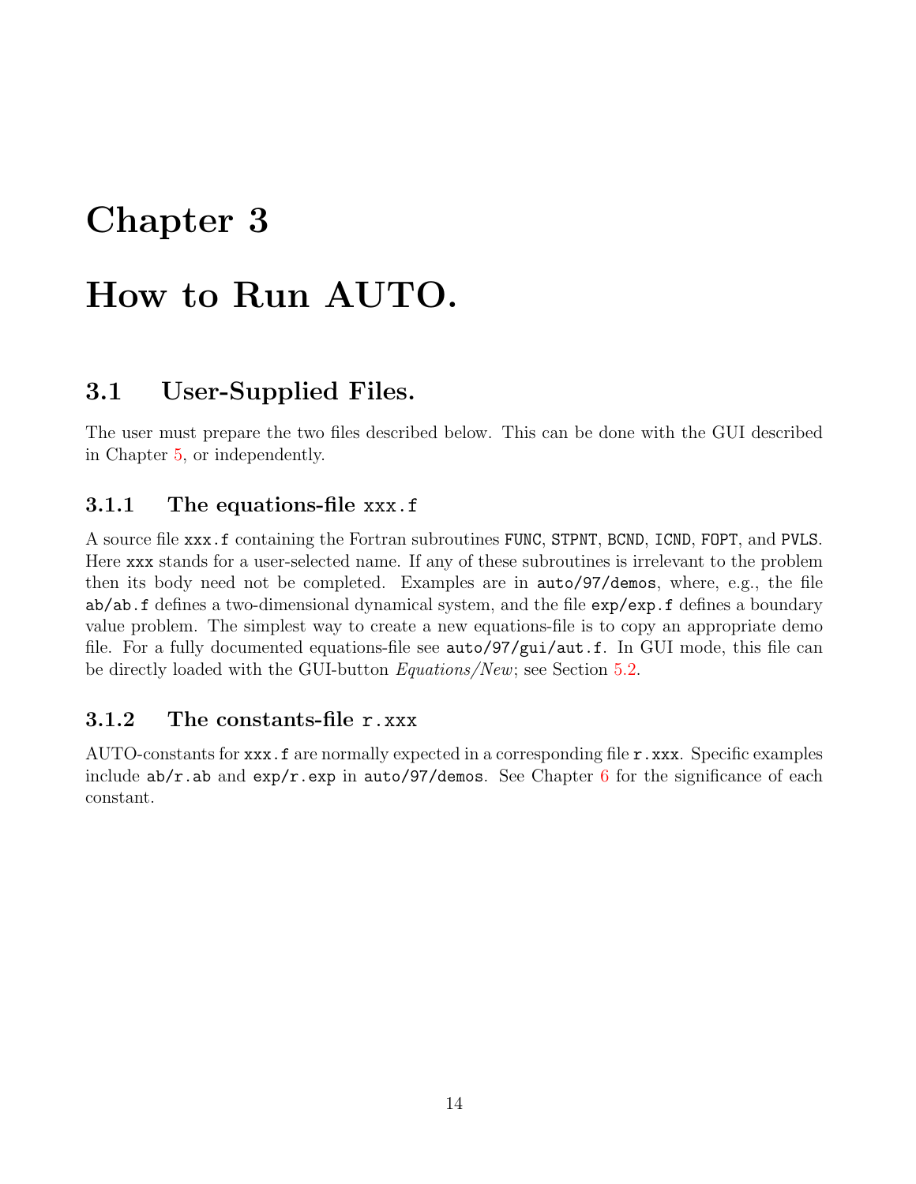# Chapter 3

# How to Run AUTO.

## 3.1 User-Supplied Files.

The user must prepare the two files described below. This can be done with the GUI described in Chapter 5, or independently.

### 3.1.1 The equations-file `xxx.f`

A source file `xxx.f` containing the Fortran subroutines `FUNC`, `STPNT`, `BCND`, `ICND`, `FOPT`, and `PVLS`. Here `xxx` stands for a user-selected name. If any of these subroutines is irrelevant to the problem then its body need not be completed. Examples are in `auto/97/demos`, where, e.g., the file `ab/ab.f` defines a two-dimensional dynamical system, and the file `exp/exp.f` defines a boundary value problem. The simplest way to create a new equations-file is to copy an appropriate demo file. For a fully documented equations-file see `auto/97/gui/aut.f`. In GUI mode, this file can be directly loaded with the GUI-button *Equations/New*; see Section 5.2.

### 3.1.2 The constants-file `r.xxx`

AUTO-constants for `xxx.f` are normally expected in a corresponding file `r.xxx`. Specific examples include `ab/r.ab` and `exp/r.exp` in `auto/97/demos`. See Chapter 6 for the significance of each constant.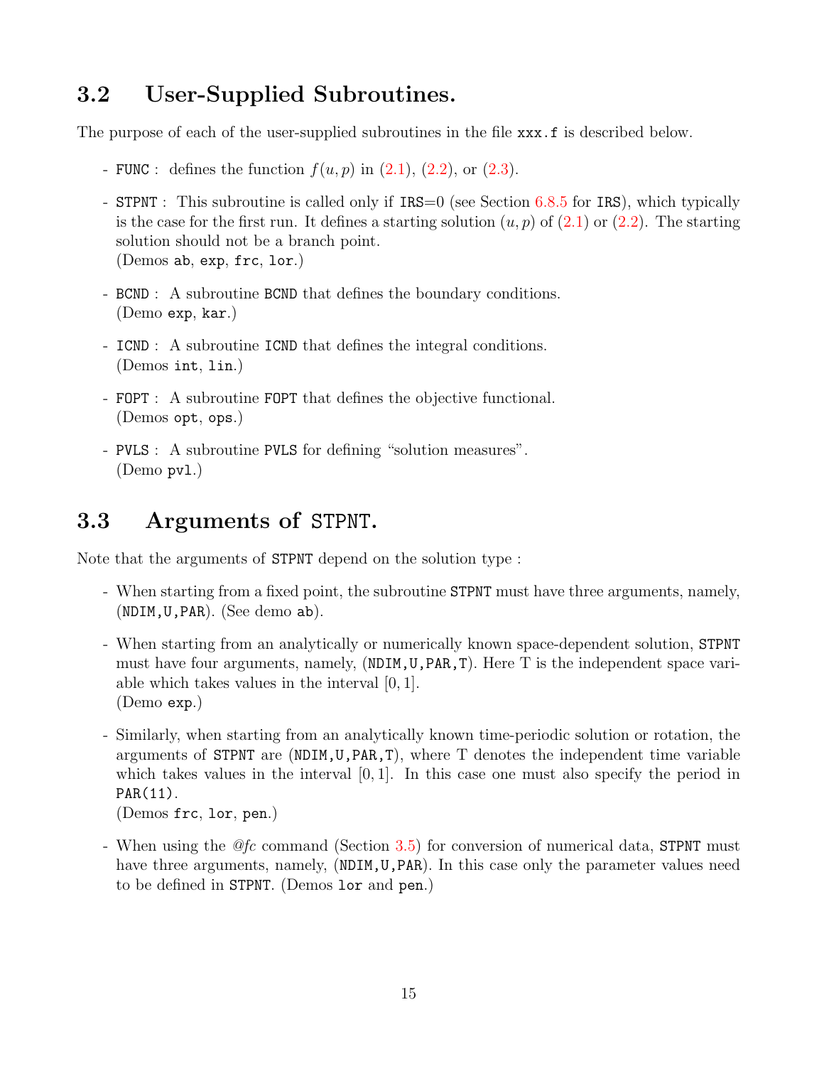## 3.2 User-Supplied Subroutines.

The purpose of each of the user-supplied subroutines in the file `xxx.f` is described below.

- `FUNC` : defines the function $f(u, p)$ in (2.1), (2.2), or (2.3).
- `STPNT` : This subroutine is called only if `IRS`=0 (see Section 6.8.5 for `IRS`), which typically is the case for the first run. It defines a starting solution $(u, p)$ of (2.1) or (2.2). The starting solution should not be a branch point.
  (Demos `ab`, `exp`, `frc`, `lor`.)
- `BCND` : A subroutine `BCND` that defines the boundary conditions.
  (Demo `exp`, `kar`.)
- `ICND` : A subroutine `ICND` that defines the integral conditions.
  (Demos `int`, `lin`.)
- `FOPT` : A subroutine `FOPT` that defines the objective functional.
  (Demos `opt`, `ops`.)
- `PVLS` : A subroutine `PVLS` for defining "solution measures".
  (Demo `pvl`.)

## 3.3 Arguments of `STPNT`.

Note that the arguments of `STPNT` depend on the solution type :

- When starting from a fixed point, the subroutine `STPNT` must have three arguments, namely, (`NDIM,U,PAR`). (See demo `ab`).
- When starting from an analytically or numerically known space-dependent solution, `STPNT` must have four arguments, namely, (`NDIM,U,PAR,T`). Here T is the independent space variable which takes values in the interval $[0, 1]$.
  (Demo `exp`.)
- Similarly, when starting from an analytically known time-periodic solution or rotation, the arguments of `STPNT` are (`NDIM,U,PAR,T`), where T denotes the independent time variable which takes values in the interval $[0, 1]$. In this case one must also specify the period in `PAR(11)`.
  (Demos `frc`, `lor`, `pen`.)
- When using the *@fc* command (Section 3.5) for conversion of numerical data, `STPNT` must have three arguments, namely, (`NDIM,U,PAR`). In this case only the parameter values need to be defined in `STPNT`. (Demos `lor` and `pen`.)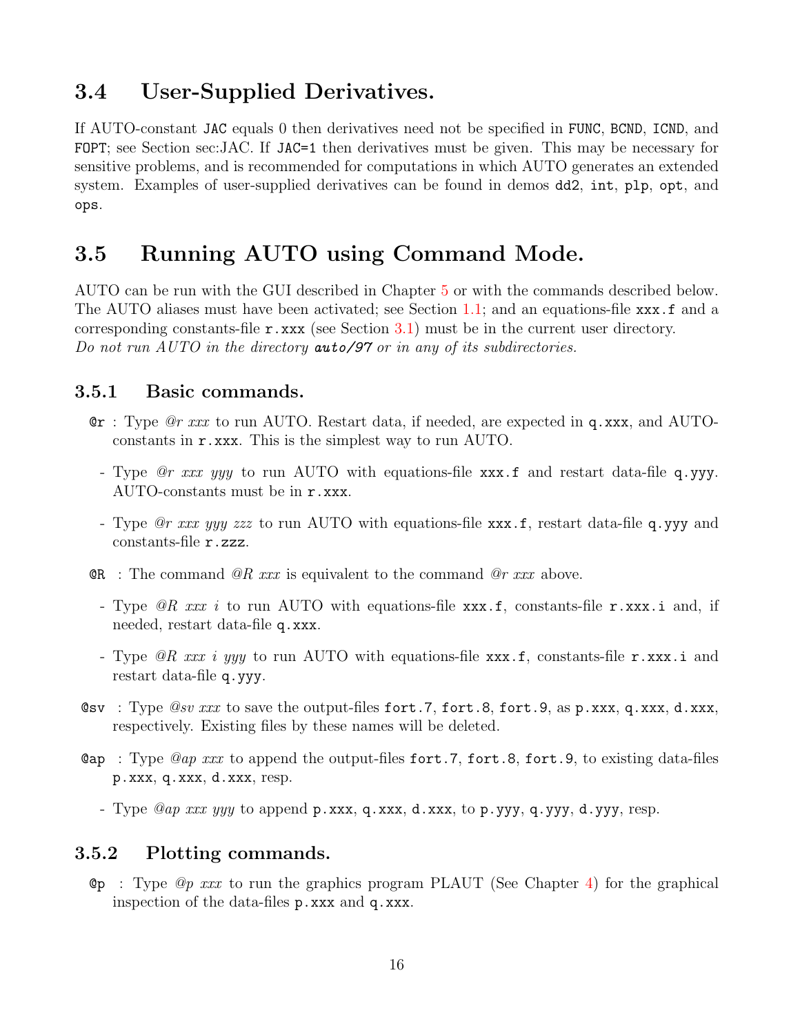## 3.4 User-Supplied Derivatives.

If AUTO-constant `JAC` equals 0 then derivatives need not be specified in `FUNC`, `BCND`, `ICND`, and `FOPT`; see Section sec:JAC. If `JAC=1` then derivatives must be given. This may be necessary for sensitive problems, and is recommended for computations in which AUTO generates an extended system. Examples of user-supplied derivatives can be found in demos `dd2`, `int`, `plp`, `opt`, and `ops`.

## 3.5 Running AUTO using Command Mode.

AUTO can be run with the GUI described in Chapter 5 or with the commands described below. The AUTO aliases must have been activated; see Section 1.1; and an equations-file `xxx.f` and a corresponding constants-file `r.xxx` (see Section 3.1) must be in the current user directory.
*Do not run AUTO in the directory* ***auto/97*** *or in any of its subdirectories.*

### 3.5.1 Basic commands.

- **@r** : Type *@r xxx* to run AUTO. Restart data, if needed, are expected in `q.xxx`, and AUTO-constants in `r.xxx`. This is the simplest way to run AUTO.
  - Type *@r xxx yyy* to run AUTO with equations-file `xxx.f` and restart data-file `q.yyy`. AUTO-constants must be in `r.xxx`.
  - Type *@r xxx yyy zzz* to run AUTO with equations-file `xxx.f`, restart data-file `q.yyy` and constants-file `r.zzz`.
- **@R** : The command *@R xxx* is equivalent to the command *@r xxx* above.
  - Type *@R xxx i* to run AUTO with equations-file `xxx.f`, constants-file `r.xxx.i` and, if needed, restart data-file `q.xxx`.
  - Type *@R xxx i yyy* to run AUTO with equations-file `xxx.f`, constants-file `r.xxx.i` and restart data-file `q.yyy`.
- **@sv** : Type *@sv xxx* to save the output-files `fort.7`, `fort.8`, `fort.9`, as `p.xxx`, `q.xxx`, `d.xxx`, respectively. Existing files by these names will be deleted.
- **@ap** : Type *@ap xxx* to append the output-files `fort.7`, `fort.8`, `fort.9`, to existing data-files `p.xxx`, `q.xxx`, `d.xxx`, resp.
  - Type *@ap xxx yyy* to append `p.xxx`, `q.xxx`, `d.xxx`, to `p.yyy`, `q.yyy`, `d.yyy`, resp.

### 3.5.2 Plotting commands.

- **@p** : Type *@p xxx* to run the graphics program PLAUT (See Chapter 4) for the graphical inspection of the data-files `p.xxx` and `q.xxx`.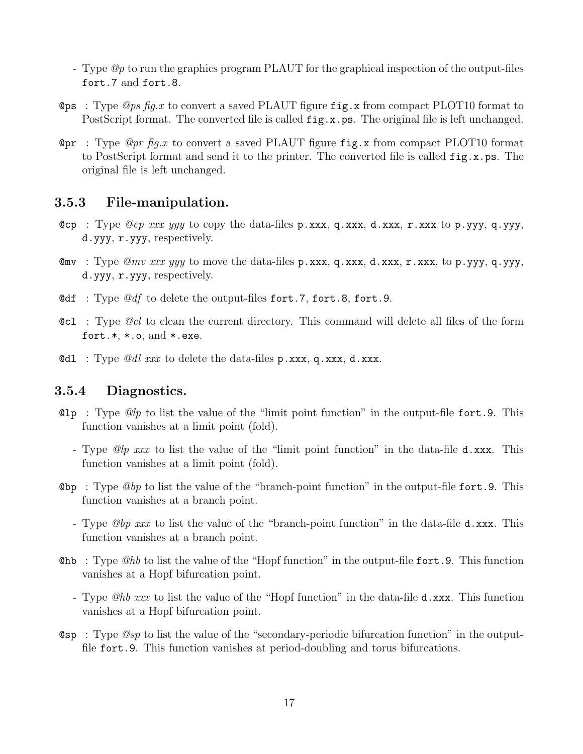- Type *@p* to run the graphics program PLAUT for the graphical inspection of the output-files `fort.7` and `fort.8`.

**`@ps`** : Type *@ps fig.x* to convert a saved PLAUT figure `fig.x` from compact PLOT10 format to PostScript format. The converted file is called `fig.x.ps`. The original file is left unchanged.

**`@pr`** : Type *@pr fig.x* to convert a saved PLAUT figure `fig.x` from compact PLOT10 format to PostScript format and send it to the printer. The converted file is called `fig.x.ps`. The original file is left unchanged.

### 3.5.3 File-manipulation.

**`@cp`** : Type *@cp xxx yyy* to copy the data-files `p.xxx`, `q.xxx`, `d.xxx`, `r.xxx` to `p.yyy`, `q.yyy`, `d.yyy`, `r.yyy`, respectively.

**`@mv`** : Type *@mv xxx yyy* to move the data-files `p.xxx`, `q.xxx`, `d.xxx`, `r.xxx`, to `p.yyy`, `q.yyy`, `d.yyy`, `r.yyy`, respectively.

**`@df`** : Type *@df* to delete the output-files `fort.7`, `fort.8`, `fort.9`.

**`@cl`** : Type *@cl* to clean the current directory. This command will delete all files of the form `fort.*`, `*.o`, and `*.exe`.

**`@dl`** : Type *@dl xxx* to delete the data-files `p.xxx`, `q.xxx`, `d.xxx`.

### 3.5.4 Diagnostics.

**`@lp`** : Type *@lp* to list the value of the "limit point function" in the output-file `fort.9`. This function vanishes at a limit point (fold).

- Type *@lp xxx* to list the value of the "limit point function" in the data-file `d.xxx`. This function vanishes at a limit point (fold).

**`@bp`** : Type *@bp* to list the value of the "branch-point function" in the output-file `fort.9`. This function vanishes at a branch point.

- Type *@bp xxx* to list the value of the "branch-point function" in the data-file `d.xxx`. This function vanishes at a branch point.

**`@hb`** : Type *@hb* to list the value of the "Hopf function" in the output-file `fort.9`. This function vanishes at a Hopf bifurcation point.

- Type *@hb xxx* to list the value of the "Hopf function" in the data-file `d.xxx`. This function vanishes at a Hopf bifurcation point.

**`@sp`** : Type *@sp* to list the value of the "secondary-periodic bifurcation function" in the output-file `fort.9`. This function vanishes at period-doubling and torus bifurcations.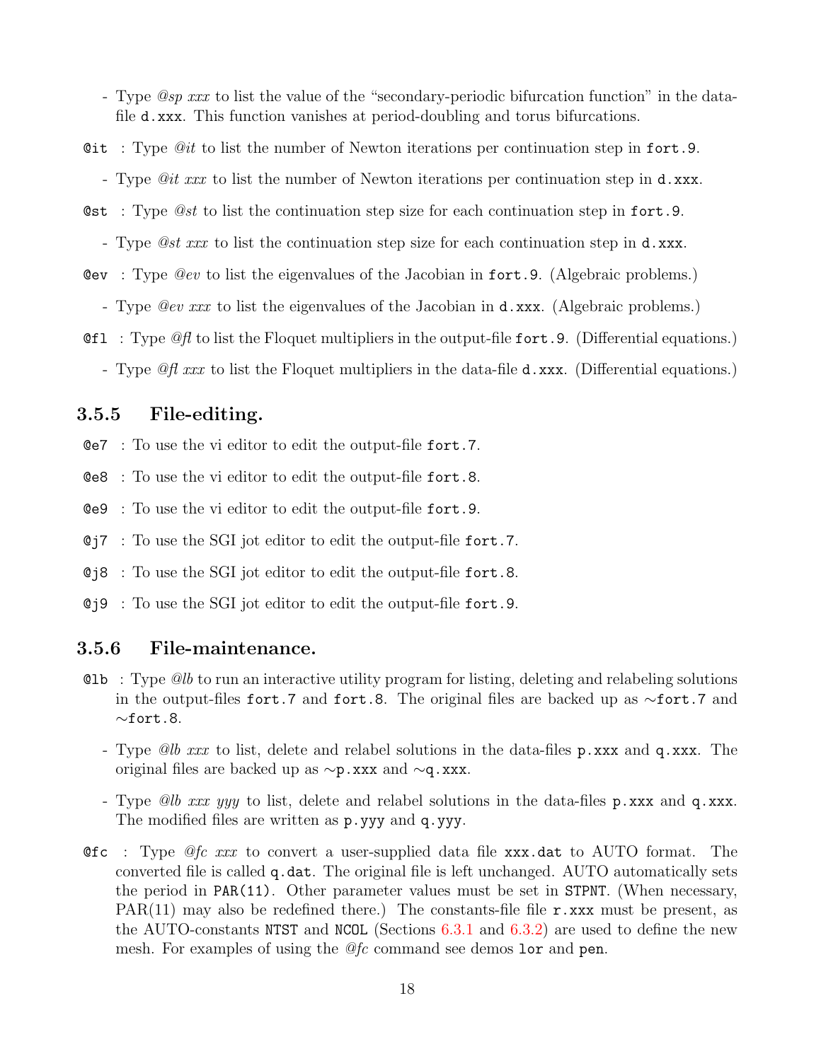- Type *@sp xxx* to list the value of the "secondary-periodic bifurcation function" in the data-file `d.xxx`. This function vanishes at period-doubling and torus bifurcations.

`@it` : Type *@it* to list the number of Newton iterations per continuation step in `fort.9`.

- Type *@it xxx* to list the number of Newton iterations per continuation step in `d.xxx`.

`@st` : Type *@st* to list the continuation step size for each continuation step in `fort.9`.

- Type *@st xxx* to list the continuation step size for each continuation step in `d.xxx`.

`@ev` : Type *@ev* to list the eigenvalues of the Jacobian in `fort.9`. (Algebraic problems.)

- Type *@ev xxx* to list the eigenvalues of the Jacobian in `d.xxx`. (Algebraic problems.)

`@fl` : Type *@fl* to list the Floquet multipliers in the output-file `fort.9`. (Differential equations.)

- Type *@fl xxx* to list the Floquet multipliers in the data-file `d.xxx`. (Differential equations.)

### 3.5.5 File-editing.

`@e7` : To use the vi editor to edit the output-file `fort.7`.

`@e8` : To use the vi editor to edit the output-file `fort.8`.

`@e9` : To use the vi editor to edit the output-file `fort.9`.

`@j7` : To use the SGI jot editor to edit the output-file `fort.7`.

`@j8` : To use the SGI jot editor to edit the output-file `fort.8`.

`@j9` : To use the SGI jot editor to edit the output-file `fort.9`.

### 3.5.6 File-maintenance.

`@lb` : Type *@lb* to run an interactive utility program for listing, deleting and relabeling solutions in the output-files `fort.7` and `fort.8`. The original files are backed up as `~fort.7` and `~fort.8`.

- Type *@lb xxx* to list, delete and relabel solutions in the data-files `p.xxx` and `q.xxx`. The original files are backed up as `~p.xxx` and `~q.xxx`.

- Type *@lb xxx yyy* to list, delete and relabel solutions in the data-files `p.xxx` and `q.xxx`. The modified files are written as `p.yyy` and `q.yyy`.

`@fc` : Type *@fc xxx* to convert a user-supplied data file `xxx.dat` to AUTO format. The converted file is called `q.dat`. The original file is left unchanged. AUTO automatically sets the period in `PAR(11)`. Other parameter values must be set in `STPNT`. (When necessary, PAR(11) may also be redefined there.) The constants-file file `r.xxx` must be present, as the AUTO-constants `NTST` and `NCOL` (Sections 6.3.1 and 6.3.2) are used to define the new mesh. For examples of using the *@fc* command see demos `lor` and `pen`.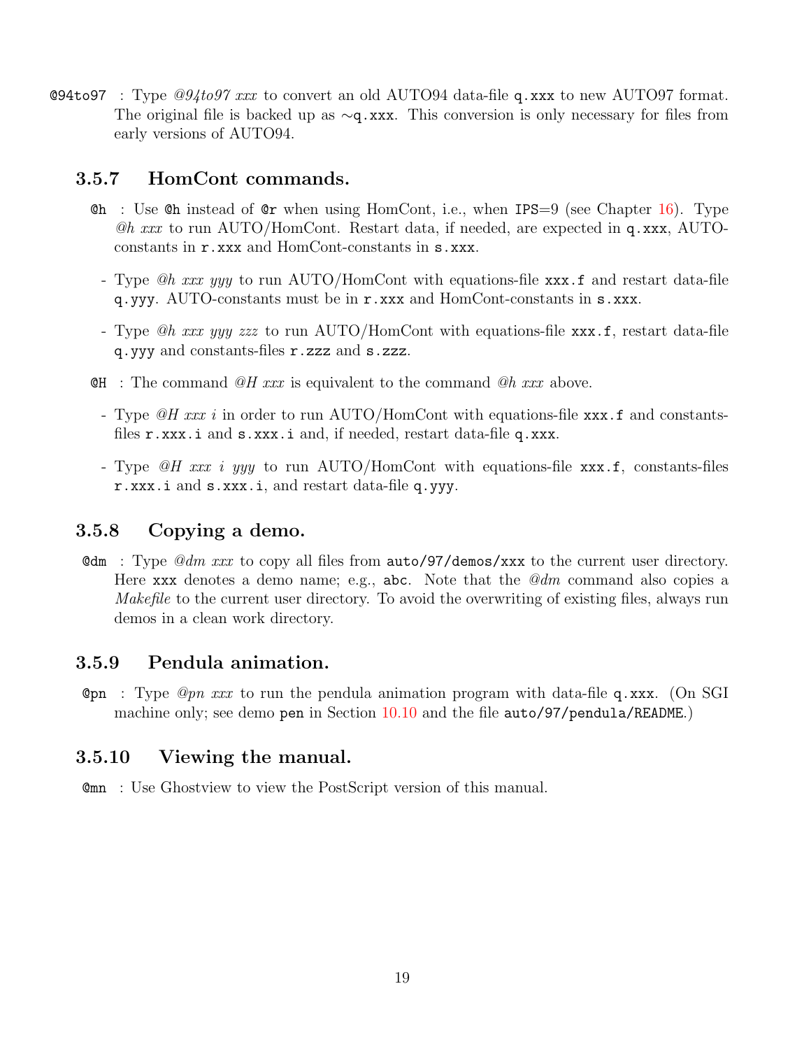**@94to97** : Type *@94to97 xxx* to convert an old AUTO94 data-file `q.xxx` to new AUTO97 format. The original file is backed up as ∼`q.xxx`. This conversion is only necessary for files from early versions of AUTO94.

### 3.5.7 HomCont commands.

**@h** : Use **@h** instead of **@r** when using HomCont, i.e., when `IPS`=9 (see Chapter 16). Type *@h xxx* to run AUTO/HomCont. Restart data, if needed, are expected in `q.xxx`, AUTO-constants in `r.xxx` and HomCont-constants in `s.xxx`.

- Type *@h xxx yyy* to run AUTO/HomCont with equations-file `xxx.f` and restart data-file `q.yyy`. AUTO-constants must be in `r.xxx` and HomCont-constants in `s.xxx`.
- Type *@h xxx yyy zzz* to run AUTO/HomCont with equations-file `xxx.f`, restart data-file `q.yyy` and constants-files `r.zzz` and `s.zzz`.

**@H** : The command *@H xxx* is equivalent to the command *@h xxx* above.

- Type *@H xxx i* in order to run AUTO/HomCont with equations-file `xxx.f` and constants-files `r.xxx.i` and `s.xxx.i` and, if needed, restart data-file `q.xxx`.
- Type *@H xxx i yyy* to run AUTO/HomCont with equations-file `xxx.f`, constants-files `r.xxx.i` and `s.xxx.i`, and restart data-file `q.yyy`.

### 3.5.8 Copying a demo.

**@dm** : Type *@dm xxx* to copy all files from `auto/97/demos/xxx` to the current user directory. Here `xxx` denotes a demo name; e.g., `abc`. Note that the *@dm* command also copies a *Makefile* to the current user directory. To avoid the overwriting of existing files, always run demos in a clean work directory.

### 3.5.9 Pendula animation.

**@pn** : Type *@pn xxx* to run the pendula animation program with data-file `q.xxx`. (On SGI machine only; see demo `pen` in Section 10.10 and the file `auto/97/pendula/README`.)

### 3.5.10 Viewing the manual.

**@mn** : Use Ghostview to view the PostScript version of this manual.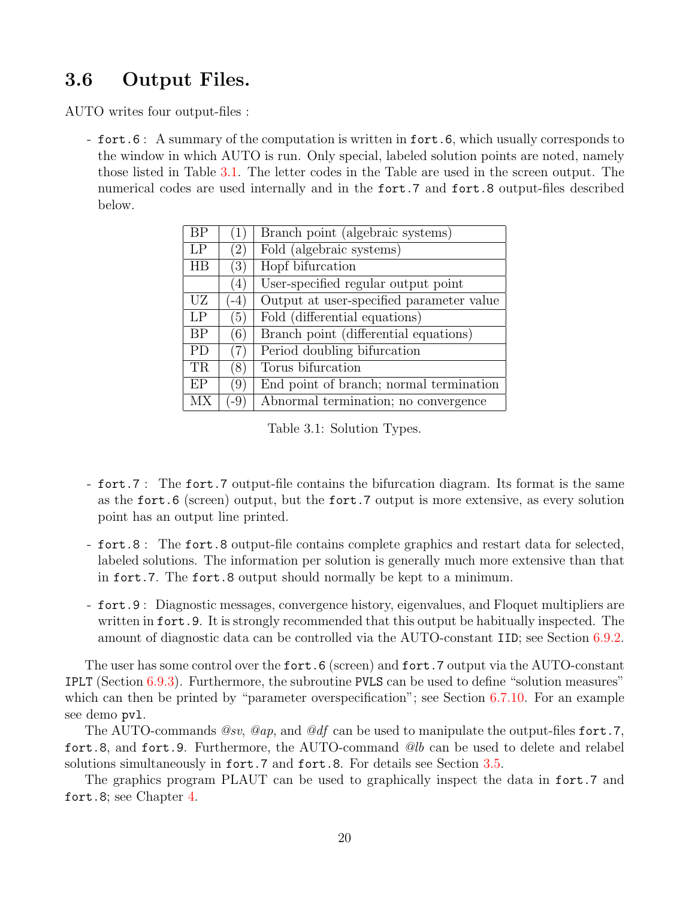## 3.6 Output Files.

AUTO writes four output-files :

- `fort.6` : A summary of the computation is written in `fort.6`, which usually corresponds to the window in which AUTO is run. Only special, labeled solution points are noted, namely those listed in Table 3.1. The letter codes in the Table are used in the screen output. The numerical codes are used internally and in the `fort.7` and `fort.8` output-files described below.

| | | |
|---|---|---|
| BP | (1) | Branch point (algebraic systems) |
| LP | (2) | Fold (algebraic systems) |
| HB | (3) | Hopf bifurcation |
| | (4) | User-specified regular output point |
| UZ | (-4) | Output at user-specified parameter value |
| LP | (5) | Fold (differential equations) |
| BP | (6) | Branch point (differential equations) |
| PD | (7) | Period doubling bifurcation |
| TR | (8) | Torus bifurcation |
| EP | (9) | End point of branch; normal termination |
| MX | (-9) | Abnormal termination; no convergence |

Table 3.1: Solution Types.

- `fort.7` : The `fort.7` output-file contains the bifurcation diagram. Its format is the same as the `fort.6` (screen) output, but the `fort.7` output is more extensive, as every solution point has an output line printed.

- `fort.8` : The `fort.8` output-file contains complete graphics and restart data for selected, labeled solutions. The information per solution is generally much more extensive than that in `fort.7`. The `fort.8` output should normally be kept to a minimum.

- `fort.9` : Diagnostic messages, convergence history, eigenvalues, and Floquet multipliers are written in `fort.9`. It is strongly recommended that this output be habitually inspected. The amount of diagnostic data can be controlled via the AUTO-constant `IID`; see Section 6.9.2.

The user has some control over the `fort.6` (screen) and `fort.7` output via the AUTO-constant `IPLT` (Section 6.9.3). Furthermore, the subroutine `PVLS` can be used to define "solution measures" which can then be printed by "parameter overspecification"; see Section 6.7.10. For an example see demo `pvl`.

The AUTO-commands *@sv*, *@ap*, and *@df* can be used to manipulate the output-files `fort.7`, `fort.8`, and `fort.9`. Furthermore, the AUTO-command *@lb* can be used to delete and relabel solutions simultaneously in `fort.7` and `fort.8`. For details see Section 3.5.

The graphics program PLAUT can be used to graphically inspect the data in `fort.7` and `fort.8`; see Chapter 4.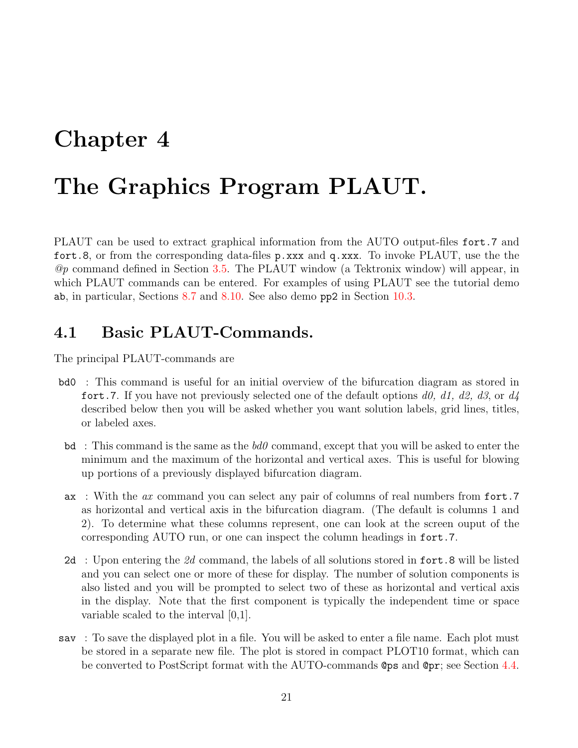# Chapter 4

# The Graphics Program PLAUT.

PLAUT can be used to extract graphical information from the AUTO output-files `fort.7` and `fort.8`, or from the corresponding data-files `p.xxx` and `q.xxx`. To invoke PLAUT, use the the *@p* command defined in Section 3.5. The PLAUT window (a Tektronix window) will appear, in which PLAUT commands can be entered. For examples of using PLAUT see the tutorial demo `ab`, in particular, Sections 8.7 and 8.10. See also demo `pp2` in Section 10.3.

## 4.1 Basic PLAUT-Commands.

The principal PLAUT-commands are

- `bd0` : This command is useful for an initial overview of the bifurcation diagram as stored in `fort.7`. If you have not previously selected one of the default options *d0, d1, d2, d3*, or *d4* described below then you will be asked whether you want solution labels, grid lines, titles, or labeled axes.

- `bd` : This command is the same as the *bd0* command, except that you will be asked to enter the minimum and the maximum of the horizontal and vertical axes. This is useful for blowing up portions of a previously displayed bifurcation diagram.

- `ax` : With the *ax* command you can select any pair of columns of real numbers from `fort.7` as horizontal and vertical axis in the bifurcation diagram. (The default is columns 1 and 2). To determine what these columns represent, one can look at the screen ouput of the corresponding AUTO run, or one can inspect the column headings in `fort.7`.

- `2d` : Upon entering the *2d* command, the labels of all solutions stored in `fort.8` will be listed and you can select one or more of these for display. The number of solution components is also listed and you will be prompted to select two of these as horizontal and vertical axis in the display. Note that the first component is typically the independent time or space variable scaled to the interval [0,1].

- `sav` : To save the displayed plot in a file. You will be asked to enter a file name. Each plot must be stored in a separate new file. The plot is stored in compact PLOT10 format, which can be converted to PostScript format with the AUTO-commands `@ps` and `@pr`; see Section 4.4.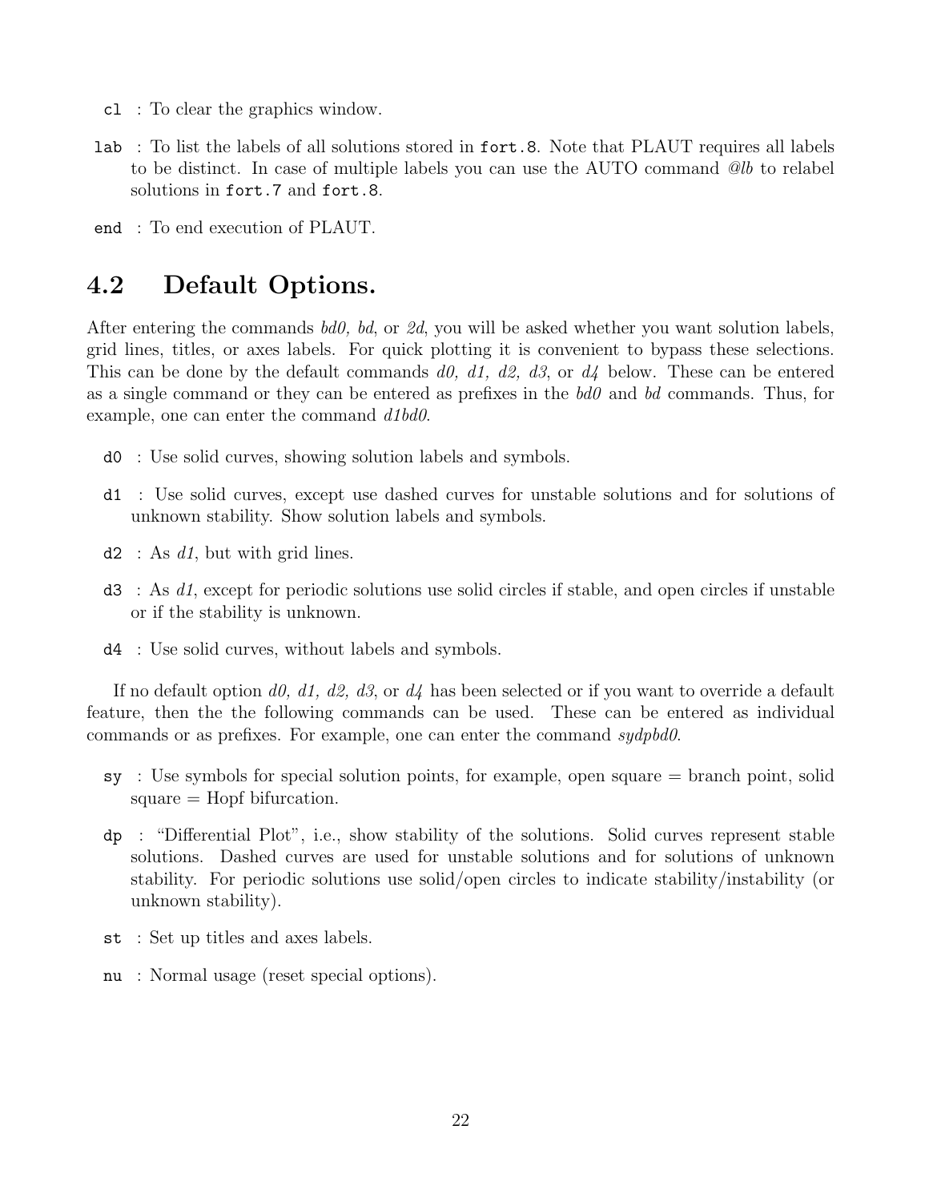`cl` : To clear the graphics window.

`lab` : To list the labels of all solutions stored in `fort.8`. Note that PLAUT requires all labels to be distinct. In case of multiple labels you can use the AUTO command *@lb* to relabel solutions in `fort.7` and `fort.8`.

`end` : To end execution of PLAUT.

## 4.2 Default Options.

After entering the commands *bd0, bd*, or *2d*, you will be asked whether you want solution labels, grid lines, titles, or axes labels. For quick plotting it is convenient to bypass these selections. This can be done by the default commands *d0, d1, d2, d3*, or *d4* below. These can be entered as a single command or they can be entered as prefixes in the *bd0* and *bd* commands. Thus, for example, one can enter the command *d1bd0*.

`d0` : Use solid curves, showing solution labels and symbols.

`d1` : Use solid curves, except use dashed curves for unstable solutions and for solutions of unknown stability. Show solution labels and symbols.

`d2` : As *d1*, but with grid lines.

`d3` : As *d1*, except for periodic solutions use solid circles if stable, and open circles if unstable or if the stability is unknown.

`d4` : Use solid curves, without labels and symbols.

If no default option *d0, d1, d2, d3*, or *d4* has been selected or if you want to override a default feature, then the the following commands can be used. These can be entered as individual commands or as prefixes. For example, one can enter the command *sydpbd0*.

`sy` : Use symbols for special solution points, for example, open square = branch point, solid square = Hopf bifurcation.

`dp` : "Differential Plot", i.e., show stability of the solutions. Solid curves represent stable solutions. Dashed curves are used for unstable solutions and for solutions of unknown stability. For periodic solutions use solid/open circles to indicate stability/instability (or unknown stability).

`st` : Set up titles and axes labels.

`nu` : Normal usage (reset special options).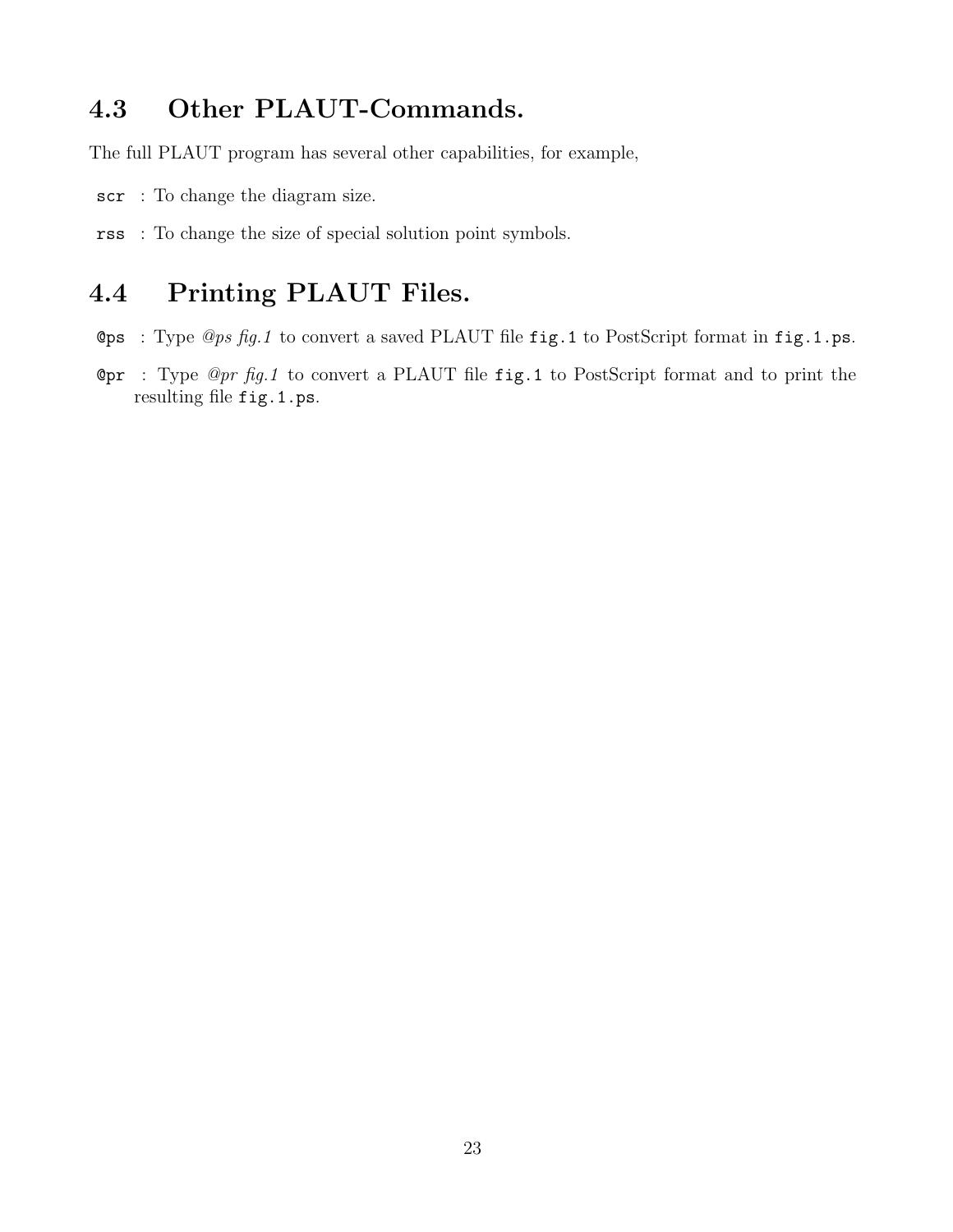## 4.3 Other PLAUT-Commands.

The full PLAUT program has several other capabilities, for example,

`scr` : To change the diagram size.

`rss` : To change the size of special solution point symbols.

## 4.4 Printing PLAUT Files.

`@ps` : Type *@ps fig.1* to convert a saved PLAUT file `fig.1` to PostScript format in `fig.1.ps`.

`@pr` : Type *@pr fig.1* to convert a PLAUT file `fig.1` to PostScript format and to print the resulting file `fig.1.ps`.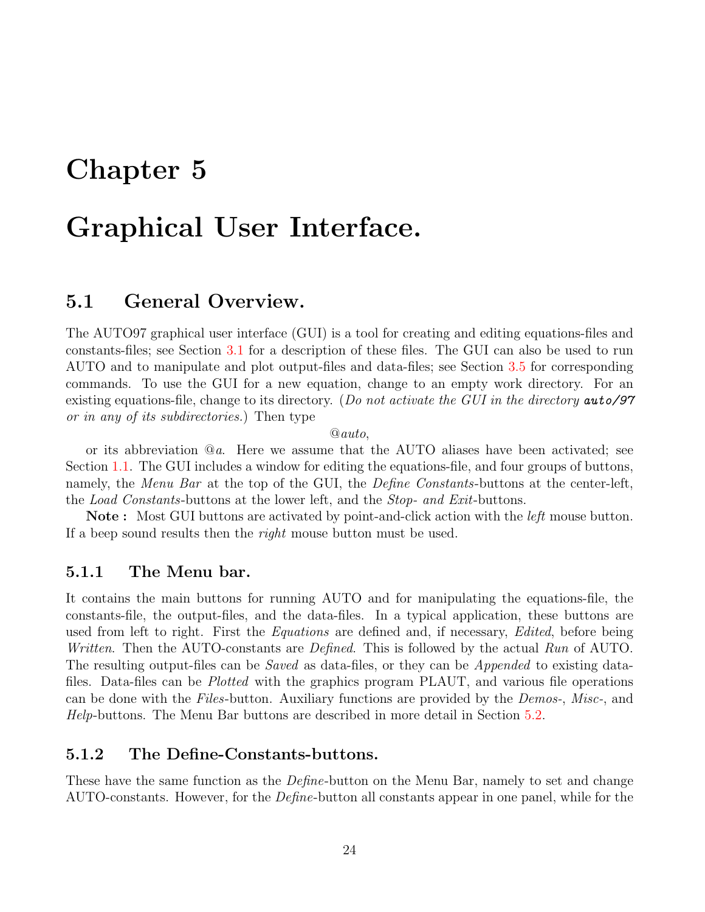# Chapter 5

# Graphical User Interface.

## 5.1 General Overview.

The AUTO97 graphical user interface (GUI) is a tool for creating and editing equations-files and constants-files; see Section 3.1 for a description of these files. The GUI can also be used to run AUTO and to manipulate and plot output-files and data-files; see Section 3.5 for corresponding commands. To use the GUI for a new equation, change to an empty work directory. For an existing equations-file, change to its directory. (*Do not activate the GUI in the directory **auto/97** or in any of its subdirectories.*) Then type

@*auto*,

or its abbreviation @*a*. Here we assume that the AUTO aliases have been activated; see Section 1.1. The GUI includes a window for editing the equations-file, and four groups of buttons, namely, the *Menu Bar* at the top of the GUI, the *Define Constants*-buttons at the center-left, the *Load Constants*-buttons at the lower left, and the *Stop- and Exit*-buttons.

**Note :** Most GUI buttons are activated by point-and-click action with the *left* mouse button. If a beep sound results then the *right* mouse button must be used.

### 5.1.1 The Menu bar.

It contains the main buttons for running AUTO and for manipulating the equations-file, the constants-file, the output-files, and the data-files. In a typical application, these buttons are used from left to right. First the *Equations* are defined and, if necessary, *Edited*, before being *Written*. Then the AUTO-constants are *Defined*. This is followed by the actual *Run* of AUTO. The resulting output-files can be *Saved* as data-files, or they can be *Appended* to existing data-files. Data-files can be *Plotted* with the graphics program PLAUT, and various file operations can be done with the *Files*-button. Auxiliary functions are provided by the *Demos*-, *Misc*-, and *Help*-buttons. The Menu Bar buttons are described in more detail in Section 5.2.

### 5.1.2 The Define-Constants-buttons.

These have the same function as the *Define*-button on the Menu Bar, namely to set and change AUTO-constants. However, for the *Define*-button all constants appear in one panel, while for the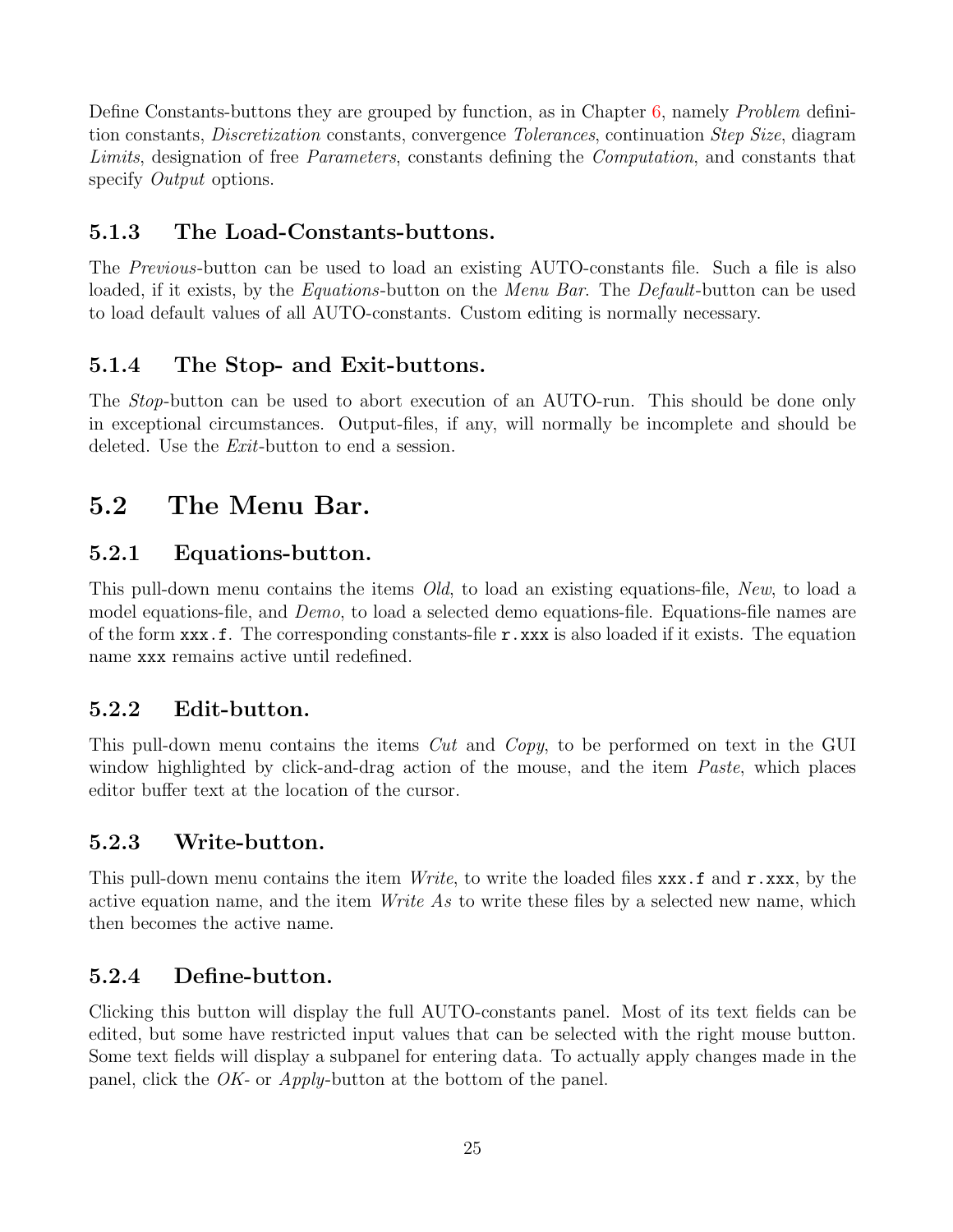Define Constants-buttons they are grouped by function, as in Chapter 6, namely *Problem* definition constants, *Discretization* constants, convergence *Tolerances*, continuation *Step Size*, diagram *Limits*, designation of free *Parameters*, constants defining the *Computation*, and constants that specify *Output* options.

### 5.1.3 The Load-Constants-buttons.

The *Previous*-button can be used to load an existing AUTO-constants file. Such a file is also loaded, if it exists, by the *Equations*-button on the *Menu Bar*. The *Default*-button can be used to load default values of all AUTO-constants. Custom editing is normally necessary.

### 5.1.4 The Stop- and Exit-buttons.

The *Stop*-button can be used to abort execution of an AUTO-run. This should be done only in exceptional circumstances. Output-files, if any, will normally be incomplete and should be deleted. Use the *Exit*-button to end a session.

## 5.2 The Menu Bar.

### 5.2.1 Equations-button.

This pull-down menu contains the items *Old*, to load an existing equations-file, *New*, to load a model equations-file, and *Demo*, to load a selected demo equations-file. Equations-file names are of the form `xxx.f`. The corresponding constants-file `r.xxx` is also loaded if it exists. The equation name `xxx` remains active until redefined.

### 5.2.2 Edit-button.

This pull-down menu contains the items *Cut* and *Copy*, to be performed on text in the GUI window highlighted by click-and-drag action of the mouse, and the item *Paste*, which places editor buffer text at the location of the cursor.

### 5.2.3 Write-button.

This pull-down menu contains the item *Write*, to write the loaded files `xxx.f` and `r.xxx`, by the active equation name, and the item *Write As* to write these files by a selected new name, which then becomes the active name.

### 5.2.4 Define-button.

Clicking this button will display the full AUTO-constants panel. Most of its text fields can be edited, but some have restricted input values that can be selected with the right mouse button. Some text fields will display a subpanel for entering data. To actually apply changes made in the panel, click the *OK*- or *Apply*-button at the bottom of the panel.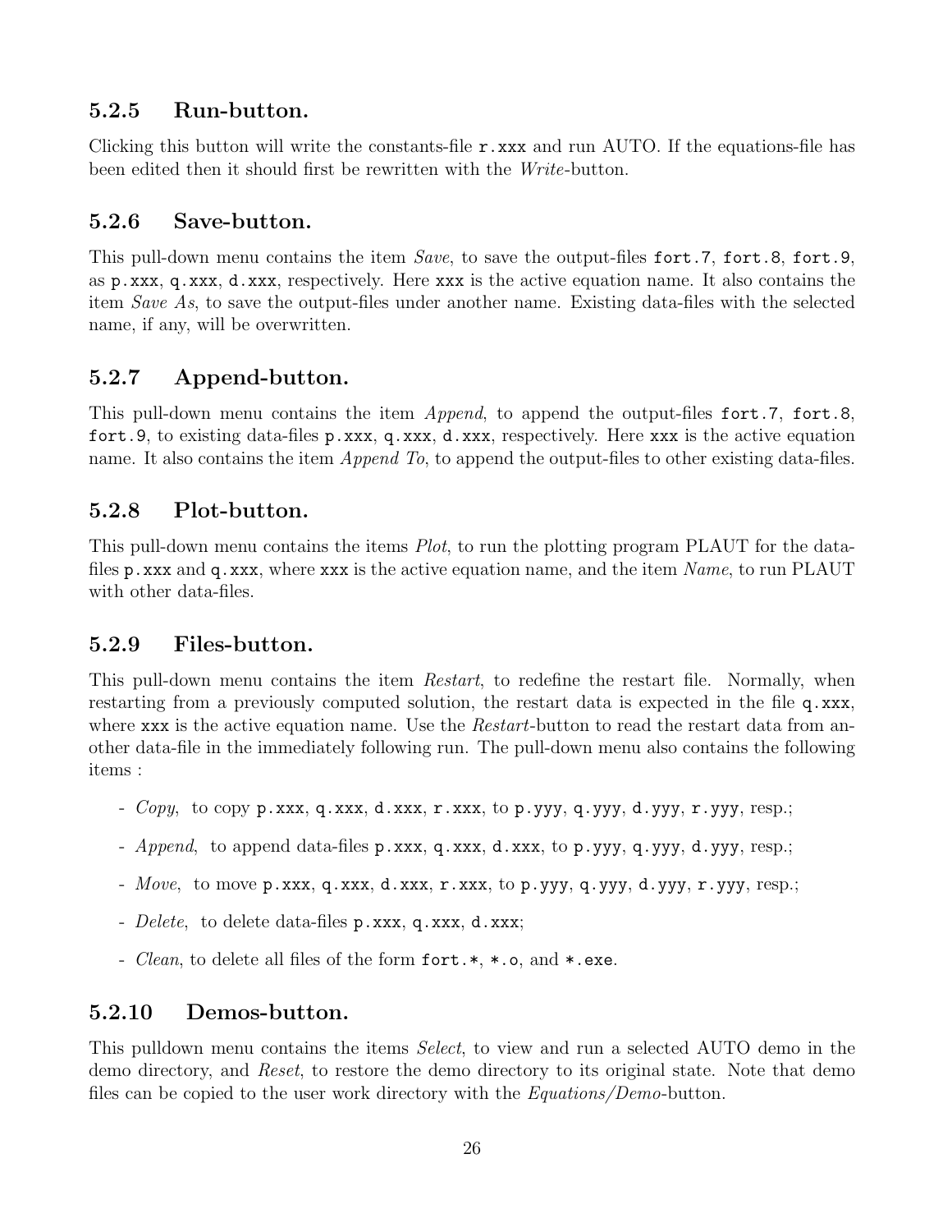### 5.2.5 Run-button.

Clicking this button will write the constants-file `r.xxx` and run AUTO. If the equations-file has been edited then it should first be rewritten with the *Write*-button.

### 5.2.6 Save-button.

This pull-down menu contains the item *Save*, to save the output-files `fort.7`, `fort.8`, `fort.9`, as `p.xxx`, `q.xxx`, `d.xxx`, respectively. Here `xxx` is the active equation name. It also contains the item *Save As*, to save the output-files under another name. Existing data-files with the selected name, if any, will be overwritten.

### 5.2.7 Append-button.

This pull-down menu contains the item *Append*, to append the output-files `fort.7`, `fort.8`, `fort.9`, to existing data-files `p.xxx`, `q.xxx`, `d.xxx`, respectively. Here `xxx` is the active equation name. It also contains the item *Append To*, to append the output-files to other existing data-files.

### 5.2.8 Plot-button.

This pull-down menu contains the items *Plot*, to run the plotting program PLAUT for the data-files `p.xxx` and `q.xxx`, where `xxx` is the active equation name, and the item *Name*, to run PLAUT with other data-files.

### 5.2.9 Files-button.

This pull-down menu contains the item *Restart*, to redefine the restart file. Normally, when restarting from a previously computed solution, the restart data is expected in the file `q.xxx`, where `xxx` is the active equation name. Use the *Restart*-button to read the restart data from another data-file in the immediately following run. The pull-down menu also contains the following items :

- *Copy*, to copy `p.xxx`, `q.xxx`, `d.xxx`, `r.xxx`, to `p.yyy`, `q.yyy`, `d.yyy`, `r.yyy`, resp.;
- *Append*, to append data-files `p.xxx`, `q.xxx`, `d.xxx`, to `p.yyy`, `q.yyy`, `d.yyy`, resp.;
- *Move*, to move `p.xxx`, `q.xxx`, `d.xxx`, `r.xxx`, to `p.yyy`, `q.yyy`, `d.yyy`, `r.yyy`, resp.;
- *Delete*, to delete data-files `p.xxx`, `q.xxx`, `d.xxx`;
- *Clean*, to delete all files of the form `fort.*`, `*.o`, and `*.exe`.

### 5.2.10 Demos-button.

This pulldown menu contains the items *Select*, to view and run a selected AUTO demo in the demo directory, and *Reset*, to restore the demo directory to its original state. Note that demo files can be copied to the user work directory with the *Equations/Demo*-button.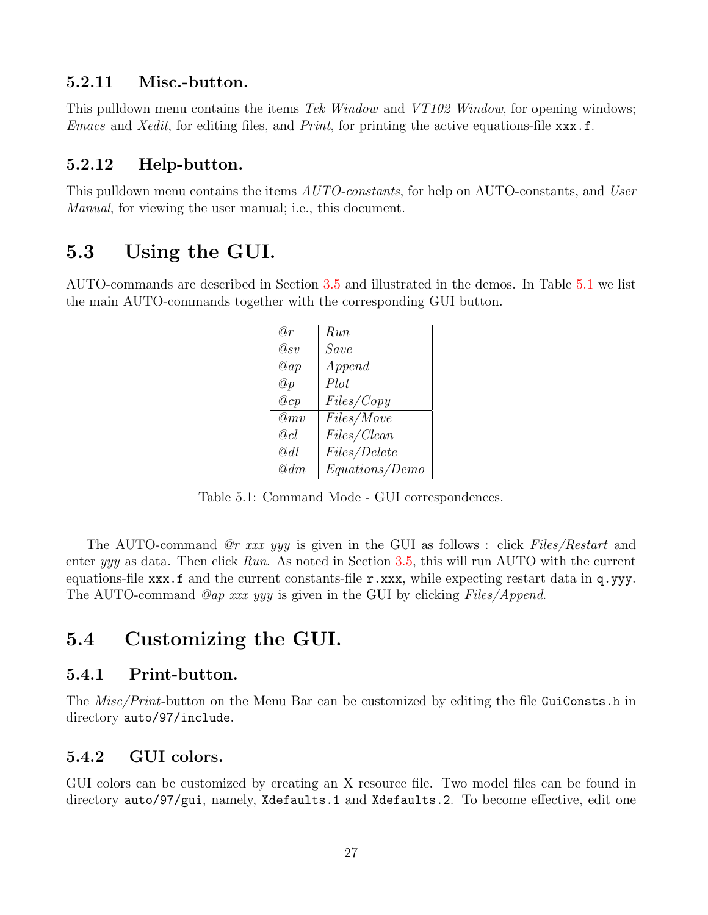### 5.2.11 Misc.-button.

This pulldown menu contains the items *Tek Window* and *VT102 Window*, for opening windows; *Emacs* and *Xedit*, for editing files, and *Print*, for printing the active equations-file `xxx.f`.

### 5.2.12 Help-button.

This pulldown menu contains the items *AUTO-constants*, for help on AUTO-constants, and *User Manual*, for viewing the user manual; i.e., this document.

## 5.3 Using the GUI.

AUTO-commands are described in Section 3.5 and illustrated in the demos. In Table 5.1 we list the main AUTO-commands together with the corresponding GUI button.

| | |
|---|---|
| *@r* | *Run* |
| *@sv* | *Save* |
| *@ap* | *Append* |
| *@p* | *Plot* |
| *@cp* | *Files/Copy* |
| *@mv* | *Files/Move* |
| *@cl* | *Files/Clean* |
| *@dl* | *Files/Delete* |
| *@dm* | *Equations/Demo* |

Table 5.1: Command Mode - GUI correspondences.

The AUTO-command *@r xxx yyy* is given in the GUI as follows : click *Files/Restart* and enter *yyy* as data. Then click *Run*. As noted in Section 3.5, this will run AUTO with the current equations-file `xxx.f` and the current constants-file `r.xxx`, while expecting restart data in `q.yyy`. The AUTO-command *@ap xxx yyy* is given in the GUI by clicking *Files/Append*.

## 5.4 Customizing the GUI.

### 5.4.1 Print-button.

The *Misc/Print*-button on the Menu Bar can be customized by editing the file `GuiConsts.h` in directory `auto/97/include`.

### 5.4.2 GUI colors.

GUI colors can be customized by creating an X resource file. Two model files can be found in directory `auto/97/gui`, namely, `Xdefaults.1` and `Xdefaults.2`. To become effective, edit one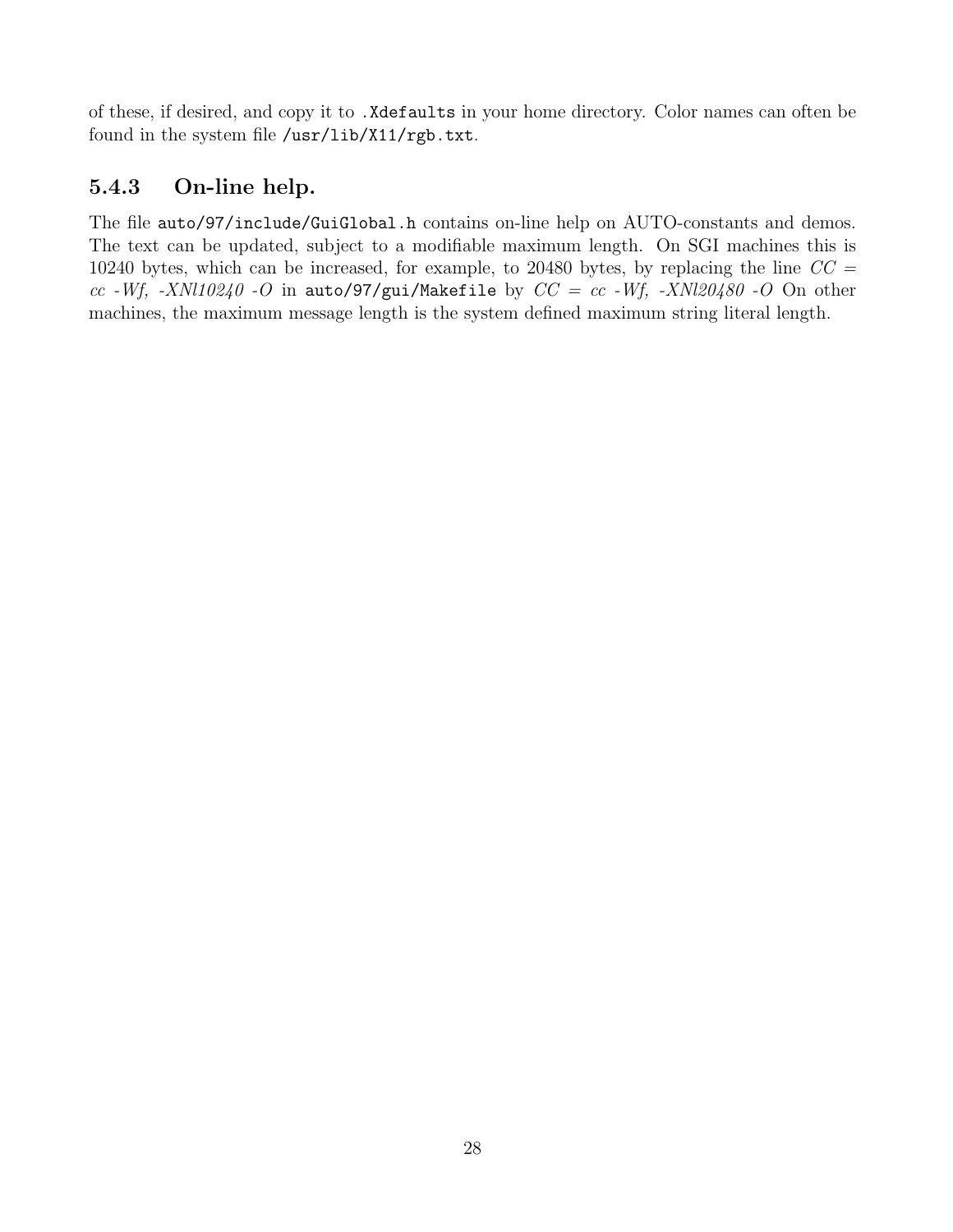of these, if desired, and copy it to `.Xdefaults` in your home directory. Color names can often be found in the system file `/usr/lib/X11/rgb.txt`.

### 5.4.3 On-line help.

The file `auto/97/include/GuiGlobal.h` contains on-line help on AUTO-constants and demos. The text can be updated, subject to a modifiable maximum length. On SGI machines this is 10240 bytes, which can be increased, for example, to 20480 bytes, by replacing the line *CC = cc -Wf, -XNl10240 -O* in `auto/97/gui/Makefile` by *CC = cc -Wf, -XNl20480 -O* On other machines, the maximum message length is the system defined maximum string literal length.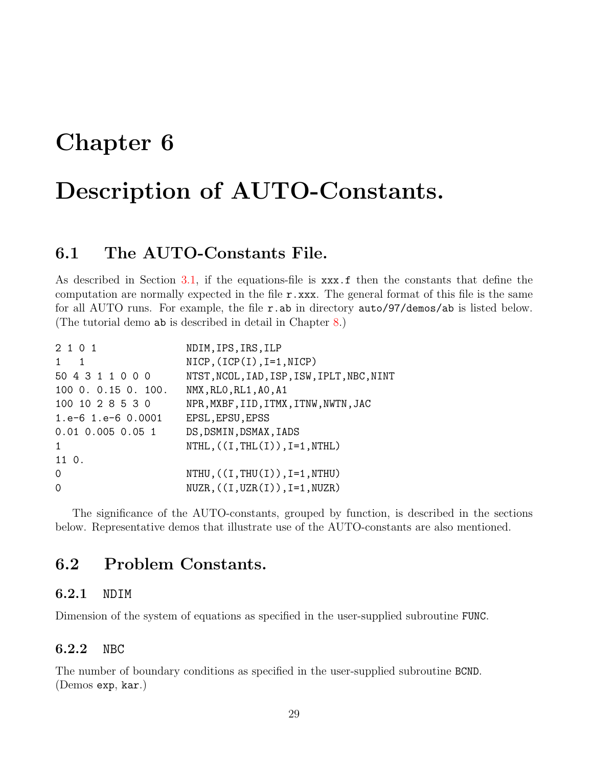# Chapter 6

# Description of AUTO-Constants.

## 6.1 The AUTO-Constants File.

As described in Section 3.1, if the equations-file is `xxx.f` then the constants that define the computation are normally expected in the file `r.xxx`. The general format of this file is the same for all AUTO runs. For example, the file `r.ab` in directory `auto/97/demos/ab` is listed below. (The tutorial demo `ab` is described in detail in Chapter 8.)

```
2 1 0 1               NDIM,IPS,IRS,ILP
1   1                 NICP,(ICP(I),I=1,NICP)
50 4 3 1 1 0 0 0      NTST,NCOL,IAD,ISP,ISW,IPLT,NBC,NINT
100 0. 0.15 0. 100.   NMX,RL0,RL1,A0,A1
100 10 2 8 5 3 0      NPR,MXBF,IID,ITMX,ITNW,NWTN,JAC
1.e-6 1.e-6 0.0001    EPSL,EPSU,EPSS
0.01 0.005 0.05 1     DS,DSMIN,DSMAX,IADS
1                     NTHL,((I,THL(I)),I=1,NTHL)
11 0.
0                     NTHU,((I,THU(I)),I=1,NTHU)
0                     NUZR,((I,UZR(I)),I=1,NUZR)
```

The significance of the AUTO-constants, grouped by function, is described in the sections below. Representative demos that illustrate use of the AUTO-constants are also mentioned.

## 6.2 Problem Constants.

### 6.2.1 NDIM

Dimension of the system of equations as specified in the user-supplied subroutine `FUNC`.

### 6.2.2 NBC

The number of boundary conditions as specified in the user-supplied subroutine `BCND`. (Demos `exp`, `kar`.)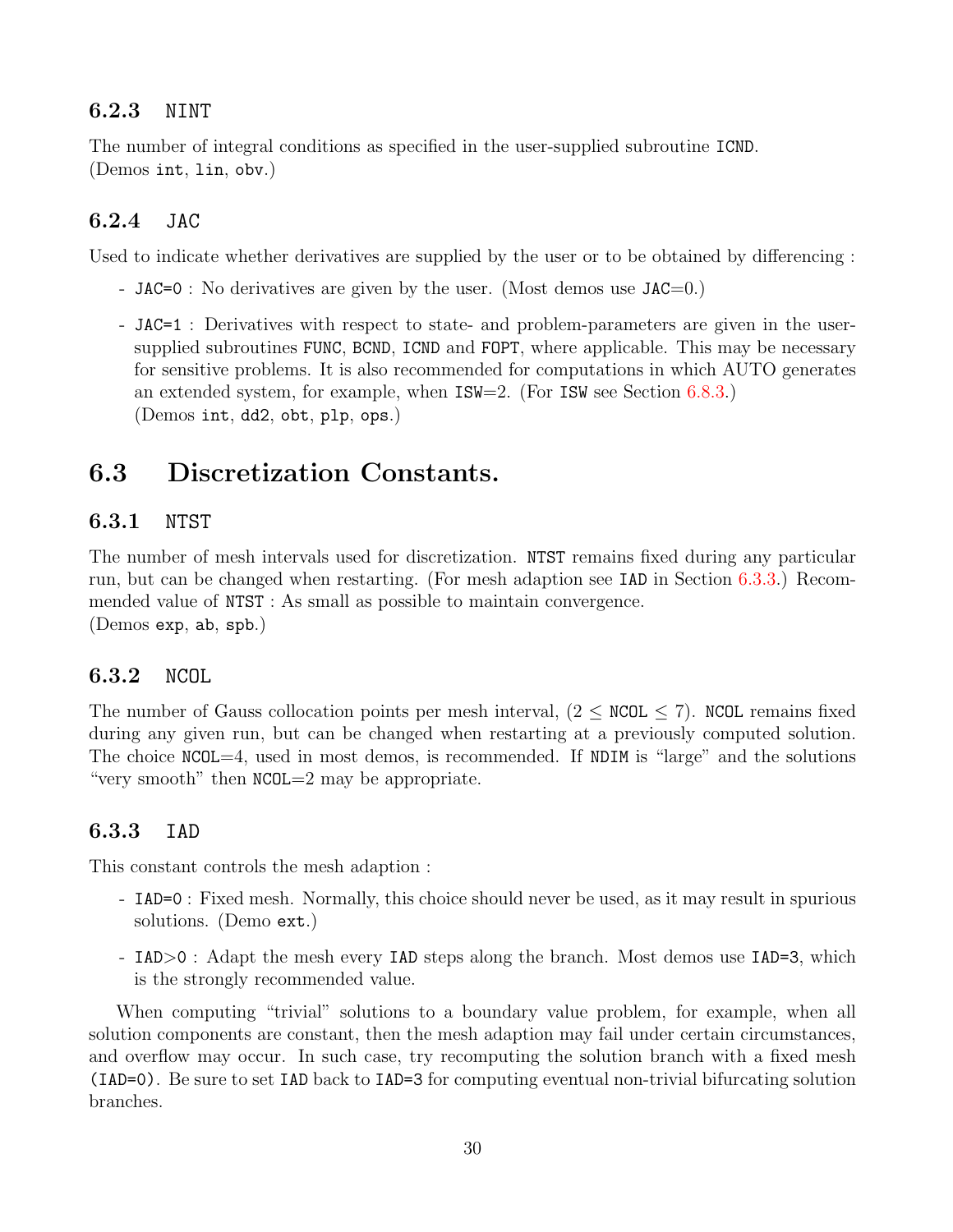### 6.2.3 NINT

The number of integral conditions as specified in the user-supplied subroutine ICND.
(Demos int, lin, obv.)

### 6.2.4 JAC

Used to indicate whether derivatives are supplied by the user or to be obtained by differencing :

- JAC=0 : No derivatives are given by the user. (Most demos use JAC=0.)
- JAC=1 : Derivatives with respect to state- and problem-parameters are given in the user-supplied subroutines FUNC, BCND, ICND and FOPT, where applicable. This may be necessary for sensitive problems. It is also recommended for computations in which AUTO generates an extended system, for example, when ISW=2. (For ISW see Section 6.8.3.)
(Demos int, dd2, obt, plp, ops.)

## 6.3 Discretization Constants.

### 6.3.1 NTST

The number of mesh intervals used for discretization. NTST remains fixed during any particular run, but can be changed when restarting. (For mesh adaption see IAD in Section 6.3.3.) Recommended value of NTST : As small as possible to maintain convergence.
(Demos exp, ab, spb.)

### 6.3.2 NCOL

The number of Gauss collocation points per mesh interval, ($2 \leq$ NCOL $\leq 7$). NCOL remains fixed during any given run, but can be changed when restarting at a previously computed solution. The choice NCOL=4, used in most demos, is recommended. If NDIM is "large" and the solutions "very smooth" then NCOL=2 may be appropriate.

### 6.3.3 IAD

This constant controls the mesh adaption :

- IAD=0 : Fixed mesh. Normally, this choice should never be used, as it may result in spurious solutions. (Demo ext.)
- IAD>0 : Adapt the mesh every IAD steps along the branch. Most demos use IAD=3, which is the strongly recommended value.

When computing "trivial" solutions to a boundary value problem, for example, when all solution components are constant, then the mesh adaption may fail under certain circumstances, and overflow may occur. In such case, try recomputing the solution branch with a fixed mesh (IAD=0). Be sure to set IAD back to IAD=3 for computing eventual non-trivial bifurcating solution branches.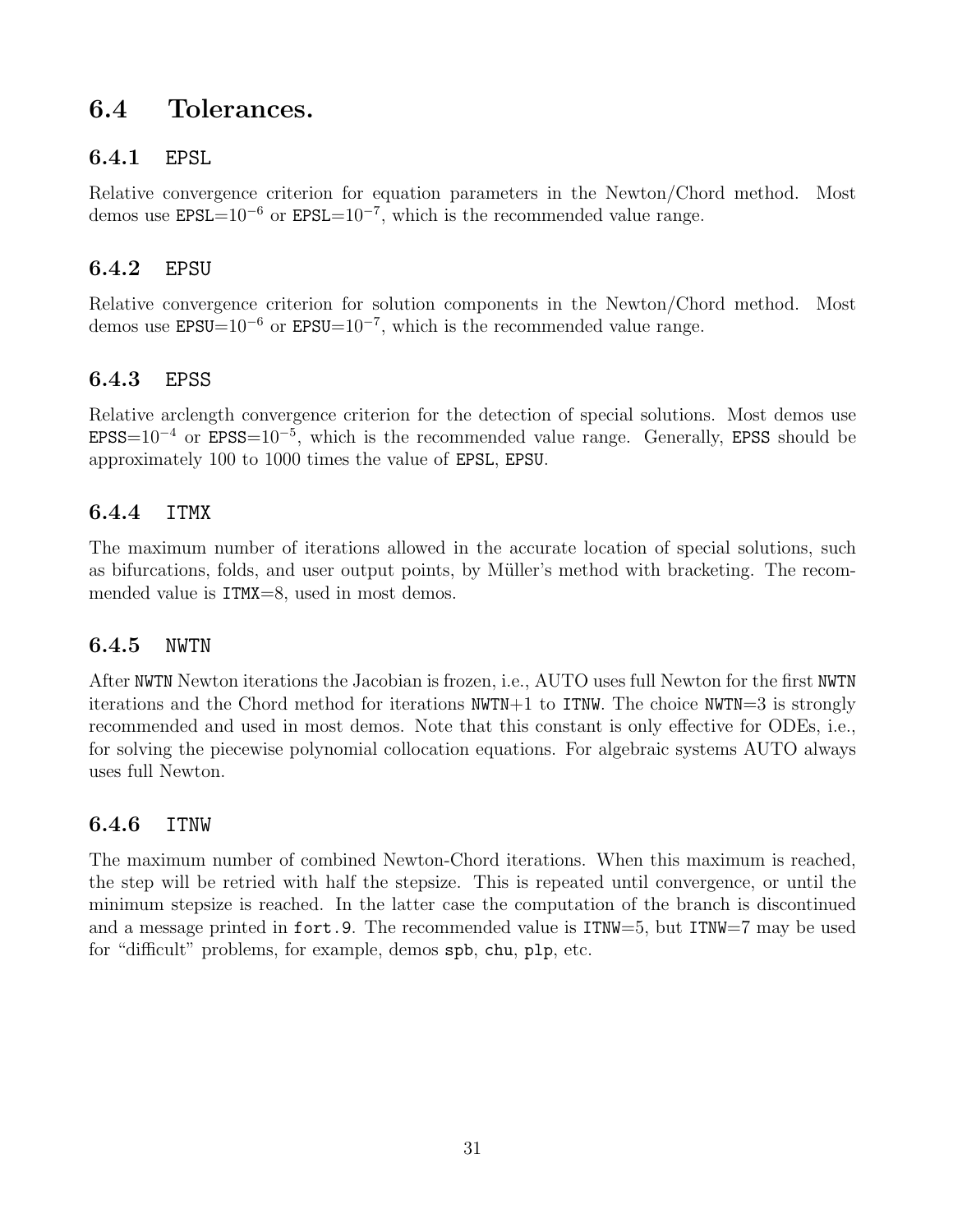## 6.4 Tolerances.

### 6.4.1 EPSL

Relative convergence criterion for equation parameters in the Newton/Chord method. Most demos use EPSL=$10^{-6}$ or EPSL=$10^{-7}$, which is the recommended value range.

### 6.4.2 EPSU

Relative convergence criterion for solution components in the Newton/Chord method. Most demos use EPSU=$10^{-6}$ or EPSU=$10^{-7}$, which is the recommended value range.

### 6.4.3 EPSS

Relative arclength convergence criterion for the detection of special solutions. Most demos use EPSS=$10^{-4}$ or EPSS=$10^{-5}$, which is the recommended value range. Generally, EPSS should be approximately 100 to 1000 times the value of EPSL, EPSU.

### 6.4.4 ITMX

The maximum number of iterations allowed in the accurate location of special solutions, such as bifurcations, folds, and user output points, by Müller's method with bracketing. The recommended value is ITMX=8, used in most demos.

### 6.4.5 NWTN

After NWTN Newton iterations the Jacobian is frozen, i.e., AUTO uses full Newton for the first NWTN iterations and the Chord method for iterations NWTN+1 to ITNW. The choice NWTN=3 is strongly recommended and used in most demos. Note that this constant is only effective for ODEs, i.e., for solving the piecewise polynomial collocation equations. For algebraic systems AUTO always uses full Newton.

### 6.4.6 ITNW

The maximum number of combined Newton-Chord iterations. When this maximum is reached, the step will be retried with half the stepsize. This is repeated until convergence, or until the minimum stepsize is reached. In the latter case the computation of the branch is discontinued and a message printed in fort.9. The recommended value is ITNW=5, but ITNW=7 may be used for "difficult" problems, for example, demos spb, chu, plp, etc.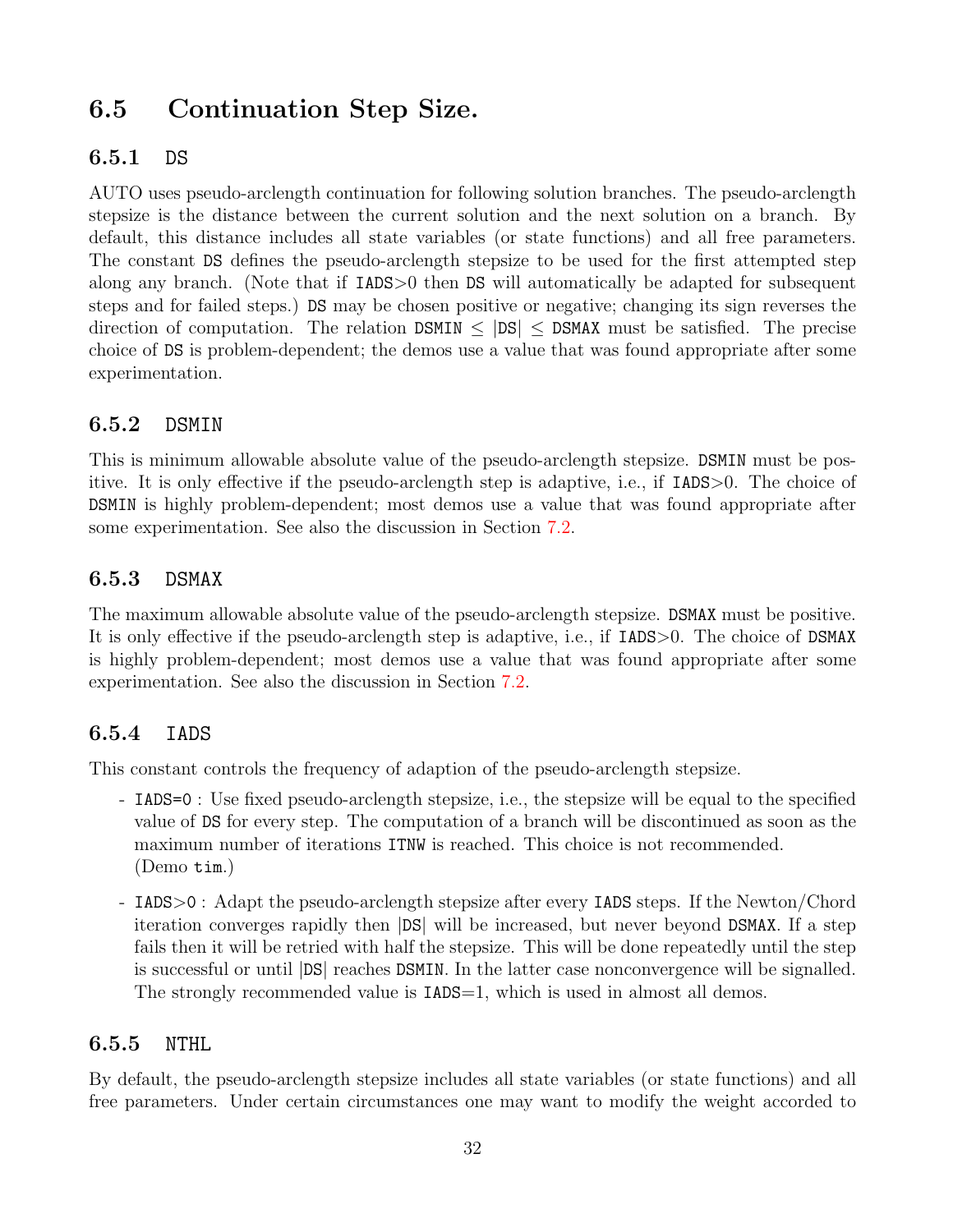## 6.5 Continuation Step Size.

### 6.5.1 DS

AUTO uses pseudo-arclength continuation for following solution branches. The pseudo-arclength stepsize is the distance between the current solution and the next solution on a branch. By default, this distance includes all state variables (or state functions) and all free parameters. The constant DS defines the pseudo-arclength stepsize to be used for the first attempted step along any branch. (Note that if IADS>0 then DS will automatically be adapted for subsequent steps and for failed steps.) DS may be chosen positive or negative; changing its sign reverses the direction of computation. The relation DSMIN ≤ |DS| ≤ DSMAX must be satisfied. The precise choice of DS is problem-dependent; the demos use a value that was found appropriate after some experimentation.

### 6.5.2 DSMIN

This is minimum allowable absolute value of the pseudo-arclength stepsize. DSMIN must be positive. It is only effective if the pseudo-arclength step is adaptive, i.e., if IADS>0. The choice of DSMIN is highly problem-dependent; most demos use a value that was found appropriate after some experimentation. See also the discussion in Section 7.2.

### 6.5.3 DSMAX

The maximum allowable absolute value of the pseudo-arclength stepsize. DSMAX must be positive. It is only effective if the pseudo-arclength step is adaptive, i.e., if IADS>0. The choice of DSMAX is highly problem-dependent; most demos use a value that was found appropriate after some experimentation. See also the discussion in Section 7.2.

### 6.5.4 IADS

This constant controls the frequency of adaption of the pseudo-arclength stepsize.

- IADS=0 : Use fixed pseudo-arclength stepsize, i.e., the stepsize will be equal to the specified value of DS for every step. The computation of a branch will be discontinued as soon as the maximum number of iterations ITNW is reached. This choice is not recommended. (Demo tim.)
- IADS>0 : Adapt the pseudo-arclength stepsize after every IADS steps. If the Newton/Chord iteration converges rapidly then |DS| will be increased, but never beyond DSMAX. If a step fails then it will be retried with half the stepsize. This will be done repeatedly until the step is successful or until |DS| reaches DSMIN. In the latter case nonconvergence will be signalled. The strongly recommended value is IADS=1, which is used in almost all demos.

### 6.5.5 NTHL

By default, the pseudo-arclength stepsize includes all state variables (or state functions) and all free parameters. Under certain circumstances one may want to modify the weight accorded to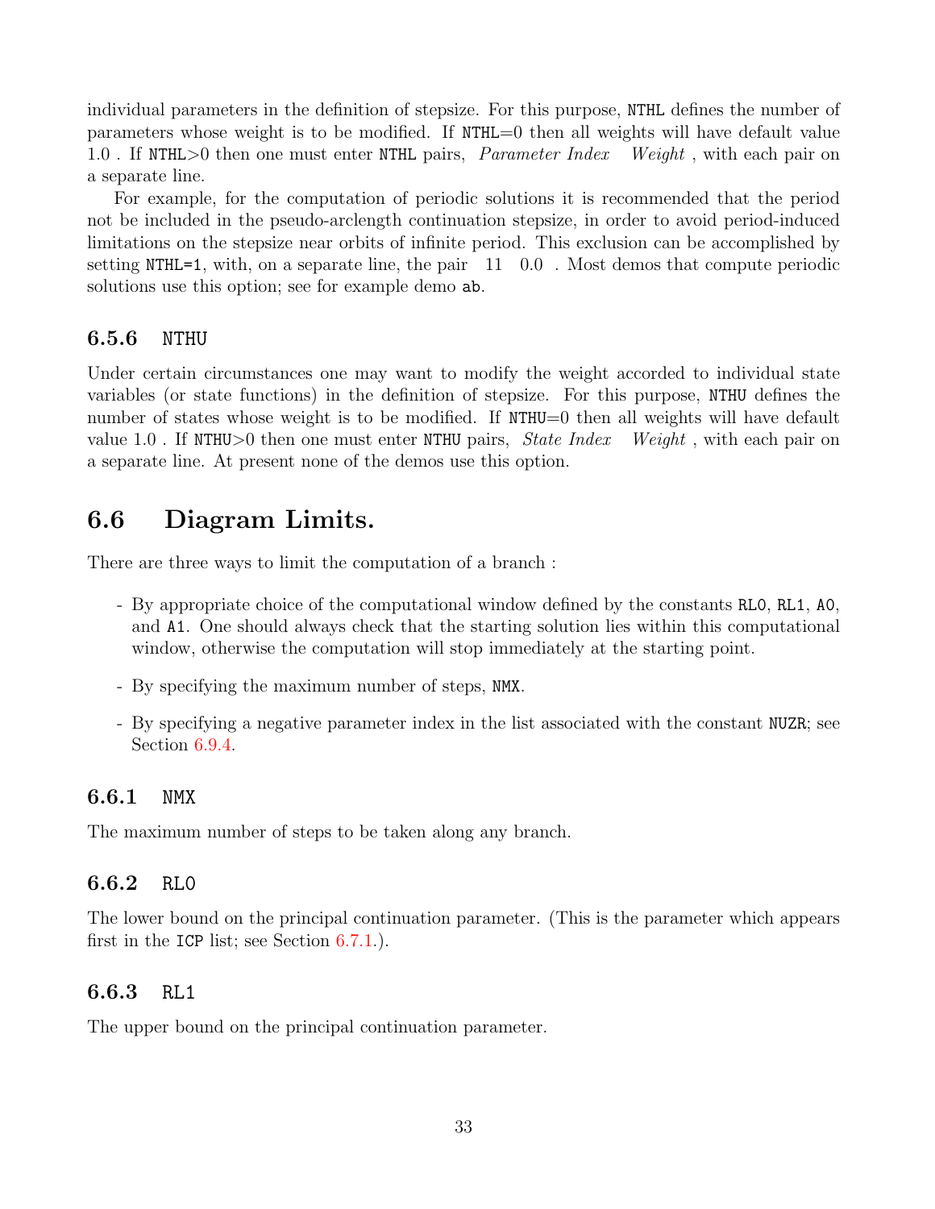individual parameters in the definition of stepsize. For this purpose, `NTHL` defines the number of parameters whose weight is to be modified. If `NTHL`=0 then all weights will have default value 1.0 . If `NTHL`>0 then one must enter `NTHL` pairs, *Parameter Index  Weight* , with each pair on a separate line.

For example, for the computation of periodic solutions it is recommended that the period not be included in the pseudo-arclength continuation stepsize, in order to avoid period-induced limitations on the stepsize near orbits of infinite period. This exclusion can be accomplished by setting `NTHL=1`, with, on a separate line, the pair  11  0.0 . Most demos that compute periodic solutions use this option; see for example demo `ab`.

### 6.5.6 NTHU

Under certain circumstances one may want to modify the weight accorded to individual state variables (or state functions) in the definition of stepsize. For this purpose, `NTHU` defines the number of states whose weight is to be modified. If `NTHU`=0 then all weights will have default value 1.0 . If `NTHU`>0 then one must enter `NTHU` pairs, *State Index  Weight* , with each pair on a separate line. At present none of the demos use this option.

## 6.6 Diagram Limits.

There are three ways to limit the computation of a branch :

- By appropriate choice of the computational window defined by the constants `RL0`, `RL1`, `A0`, and `A1`. One should always check that the starting solution lies within this computational window, otherwise the computation will stop immediately at the starting point.
- By specifying the maximum number of steps, `NMX`.
- By specifying a negative parameter index in the list associated with the constant `NUZR`; see Section 6.9.4.

### 6.6.1 NMX

The maximum number of steps to be taken along any branch.

### 6.6.2 RL0

The lower bound on the principal continuation parameter. (This is the parameter which appears first in the `ICP` list; see Section 6.7.1.).

### 6.6.3 RL1

The upper bound on the principal continuation parameter.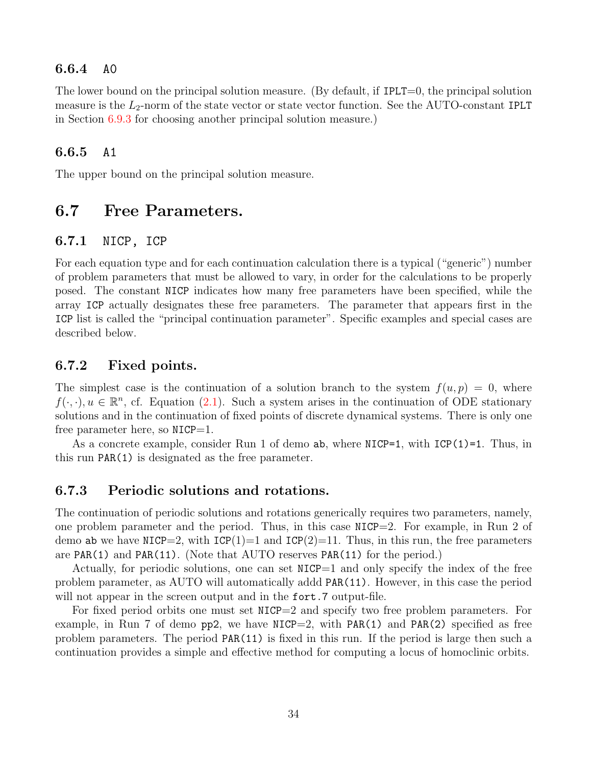### 6.6.4 A0

The lower bound on the principal solution measure. (By default, if IPLT=0, the principal solution measure is the $L_2$-norm of the state vector or state vector function. See the AUTO-constant IPLT in Section 6.9.3 for choosing another principal solution measure.)

### 6.6.5 A1

The upper bound on the principal solution measure.

## 6.7 Free Parameters.

### 6.7.1 NICP, ICP

For each equation type and for each continuation calculation there is a typical ("generic") number of problem parameters that must be allowed to vary, in order for the calculations to be properly posed. The constant NICP indicates how many free parameters have been specified, while the array ICP actually designates these free parameters. The parameter that appears first in the ICP list is called the "principal continuation parameter". Specific examples and special cases are described below.

### 6.7.2 Fixed points.

The simplest case is the continuation of a solution branch to the system $f(u, p) = 0$, where $f(\cdot, \cdot), u \in \mathbb{R}^n$, cf. Equation (2.1). Such a system arises in the continuation of ODE stationary solutions and in the continuation of fixed points of discrete dynamical systems. There is only one free parameter here, so NICP=1.

As a concrete example, consider Run 1 of demo ab, where NICP=1, with ICP(1)=1. Thus, in this run PAR(1) is designated as the free parameter.

### 6.7.3 Periodic solutions and rotations.

The continuation of periodic solutions and rotations generically requires two parameters, namely, one problem parameter and the period. Thus, in this case NICP=2. For example, in Run 2 of demo ab we have NICP=2, with ICP(1)=1 and ICP(2)=11. Thus, in this run, the free parameters are PAR(1) and PAR(11). (Note that AUTO reserves PAR(11) for the period.)

Actually, for periodic solutions, one can set NICP=1 and only specify the index of the free problem parameter, as AUTO will automatically addd PAR(11). However, in this case the period will not appear in the screen output and in the fort.7 output-file.

For fixed period orbits one must set NICP=2 and specify two free problem parameters. For example, in Run 7 of demo pp2, we have NICP=2, with PAR(1) and PAR(2) specified as free problem parameters. The period PAR(11) is fixed in this run. If the period is large then such a continuation provides a simple and effective method for computing a locus of homoclinic orbits.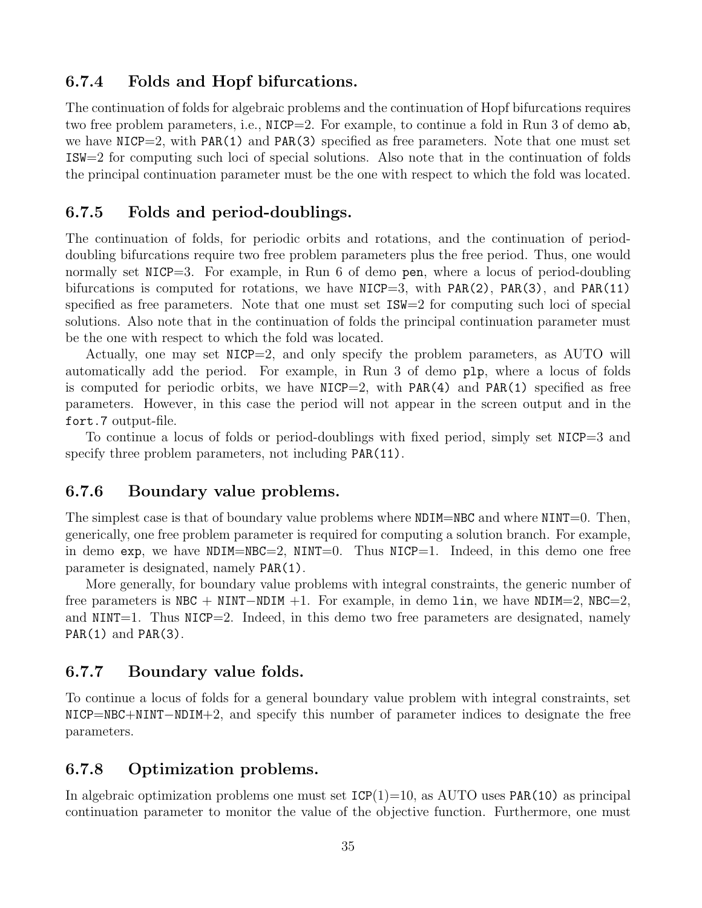### 6.7.4 Folds and Hopf bifurcations.

The continuation of folds for algebraic problems and the continuation of Hopf bifurcations requires two free problem parameters, i.e., NICP=2. For example, to continue a fold in Run 3 of demo `ab`, we have NICP=2, with `PAR(1)` and `PAR(3)` specified as free parameters. Note that one must set ISW=2 for computing such loci of special solutions. Also note that in the continuation of folds the principal continuation parameter must be the one with respect to which the fold was located.

### 6.7.5 Folds and period-doublings.

The continuation of folds, for periodic orbits and rotations, and the continuation of period-doubling bifurcations require two free problem parameters plus the free period. Thus, one would normally set NICP=3. For example, in Run 6 of demo `pen`, where a locus of period-doubling bifurcations is computed for rotations, we have NICP=3, with `PAR(2)`, `PAR(3)`, and `PAR(11)` specified as free parameters. Note that one must set ISW=2 for computing such loci of special solutions. Also note that in the continuation of folds the principal continuation parameter must be the one with respect to which the fold was located.

Actually, one may set NICP=2, and only specify the problem parameters, as AUTO will automatically add the period. For example, in Run 3 of demo `plp`, where a locus of folds is computed for periodic orbits, we have NICP=2, with `PAR(4)` and `PAR(1)` specified as free parameters. However, in this case the period will not appear in the screen output and in the `fort.7` output-file.

To continue a locus of folds or period-doublings with fixed period, simply set NICP=3 and specify three problem parameters, not including `PAR(11)`.

### 6.7.6 Boundary value problems.

The simplest case is that of boundary value problems where NDIM=NBC and where NINT=0. Then, generically, one free problem parameter is required for computing a solution branch. For example, in demo `exp`, we have NDIM=NBC=2, NINT=0. Thus NICP=1. Indeed, in this demo one free parameter is designated, namely `PAR(1)`.

More generally, for boundary value problems with integral constraints, the generic number of free parameters is NBC + NINT−NDIM +1. For example, in demo `lin`, we have NDIM=2, NBC=2, and NINT=1. Thus NICP=2. Indeed, in this demo two free parameters are designated, namely `PAR(1)` and `PAR(3)`.

### 6.7.7 Boundary value folds.

To continue a locus of folds for a general boundary value problem with integral constraints, set NICP=NBC+NINT−NDIM+2, and specify this number of parameter indices to designate the free parameters.

### 6.7.8 Optimization problems.

In algebraic optimization problems one must set ICP(1)=10, as AUTO uses `PAR(10)` as principal continuation parameter to monitor the value of the objective function. Furthermore, one must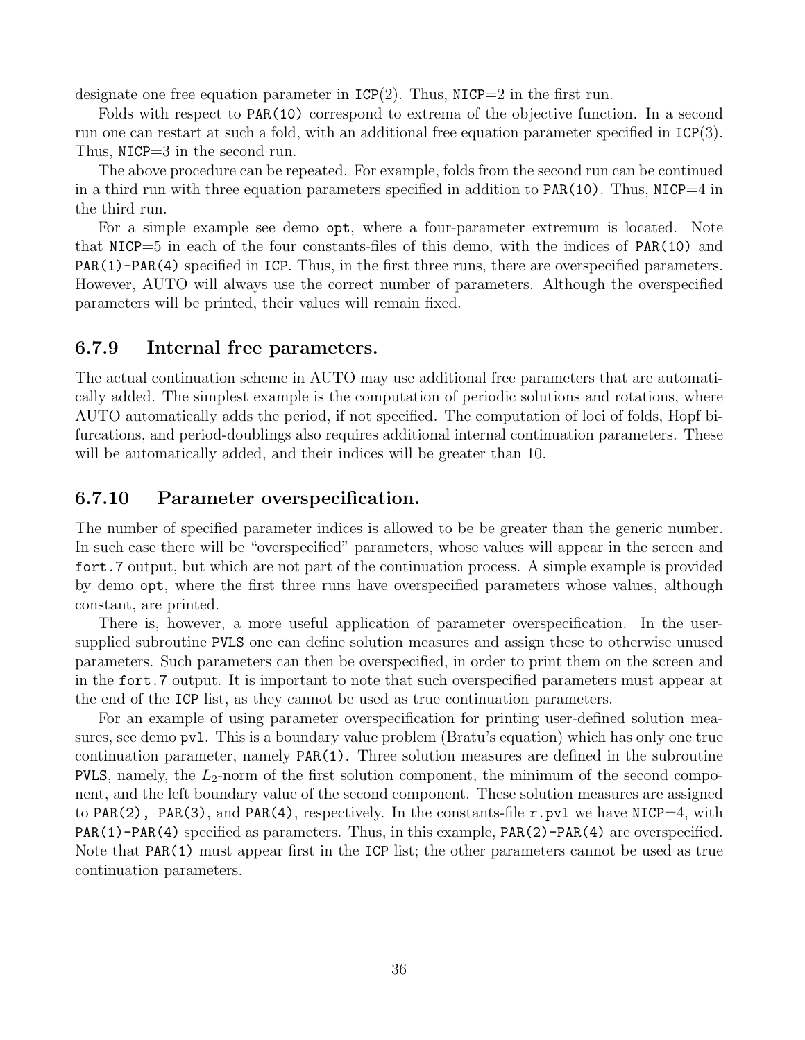designate one free equation parameter in ICP(2). Thus, NICP=2 in the first run.

Folds with respect to PAR(10) correspond to extrema of the objective function. In a second run one can restart at such a fold, with an additional free equation parameter specified in ICP(3). Thus, NICP=3 in the second run.

The above procedure can be repeated. For example, folds from the second run can be continued in a third run with three equation parameters specified in addition to PAR(10). Thus, NICP=4 in the third run.

For a simple example see demo opt, where a four-parameter extremum is located. Note that NICP=5 in each of the four constants-files of this demo, with the indices of PAR(10) and PAR(1)-PAR(4) specified in ICP. Thus, in the first three runs, there are overspecified parameters. However, AUTO will always use the correct number of parameters. Although the overspecified parameters will be printed, their values will remain fixed.

### 6.7.9 Internal free parameters.

The actual continuation scheme in AUTO may use additional free parameters that are automatically added. The simplest example is the computation of periodic solutions and rotations, where AUTO automatically adds the period, if not specified. The computation of loci of folds, Hopf bifurcations, and period-doublings also requires additional internal continuation parameters. These will be automatically added, and their indices will be greater than 10.

### 6.7.10 Parameter overspecification.

The number of specified parameter indices is allowed to be be greater than the generic number. In such case there will be "overspecified" parameters, whose values will appear in the screen and fort.7 output, but which are not part of the continuation process. A simple example is provided by demo opt, where the first three runs have overspecified parameters whose values, although constant, are printed.

There is, however, a more useful application of parameter overspecification. In the user-supplied subroutine PVLS one can define solution measures and assign these to otherwise unused parameters. Such parameters can then be overspecified, in order to print them on the screen and in the fort.7 output. It is important to note that such overspecified parameters must appear at the end of the ICP list, as they cannot be used as true continuation parameters.

For an example of using parameter overspecification for printing user-defined solution measures, see demo pvl. This is a boundary value problem (Bratu's equation) which has only one true continuation parameter, namely PAR(1). Three solution measures are defined in the subroutine PVLS, namely, the $L_2$-norm of the first solution component, the minimum of the second component, and the left boundary value of the second component. These solution measures are assigned to PAR(2), PAR(3), and PAR(4), respectively. In the constants-file r.pvl we have NICP=4, with PAR(1)-PAR(4) specified as parameters. Thus, in this example, PAR(2)-PAR(4) are overspecified. Note that PAR(1) must appear first in the ICP list; the other parameters cannot be used as true continuation parameters.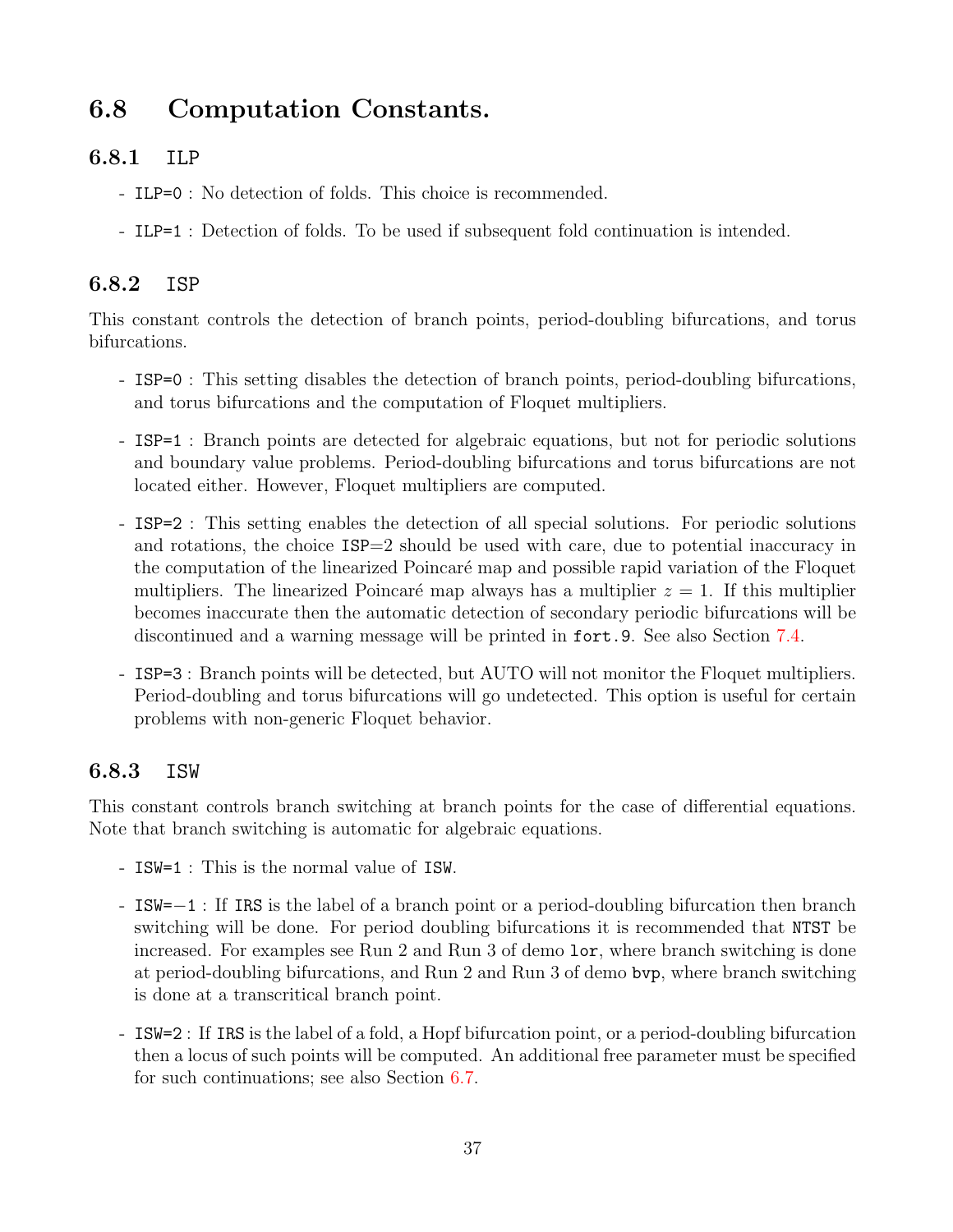## 6.8 Computation Constants.

### 6.8.1 ILP

- `ILP=0` : No detection of folds. This choice is recommended.
- `ILP=1` : Detection of folds. To be used if subsequent fold continuation is intended.

### 6.8.2 ISP

This constant controls the detection of branch points, period-doubling bifurcations, and torus bifurcations.

- `ISP=0` : This setting disables the detection of branch points, period-doubling bifurcations, and torus bifurcations and the computation of Floquet multipliers.
- `ISP=1` : Branch points are detected for algebraic equations, but not for periodic solutions and boundary value problems. Period-doubling bifurcations and torus bifurcations are not located either. However, Floquet multipliers are computed.
- `ISP=2` : This setting enables the detection of all special solutions. For periodic solutions and rotations, the choice `ISP`=2 should be used with care, due to potential inaccuracy in the computation of the linearized Poincaré map and possible rapid variation of the Floquet multipliers. The linearized Poincaré map always has a multiplier $z = 1$. If this multiplier becomes inaccurate then the automatic detection of secondary periodic bifurcations will be discontinued and a warning message will be printed in `fort.9`. See also Section 7.4.
- `ISP=3` : Branch points will be detected, but AUTO will not monitor the Floquet multipliers. Period-doubling and torus bifurcations will go undetected. This option is useful for certain problems with non-generic Floquet behavior.

### 6.8.3 ISW

This constant controls branch switching at branch points for the case of differential equations. Note that branch switching is automatic for algebraic equations.

- `ISW=1` : This is the normal value of `ISW`.
- `ISW=`−1 : If `IRS` is the label of a branch point or a period-doubling bifurcation then branch switching will be done. For period doubling bifurcations it is recommended that `NTST` be increased. For examples see Run 2 and Run 3 of demo `lor`, where branch switching is done at period-doubling bifurcations, and Run 2 and Run 3 of demo `bvp`, where branch switching is done at a transcritical branch point.
- `ISW=2` : If `IRS` is the label of a fold, a Hopf bifurcation point, or a period-doubling bifurcation then a locus of such points will be computed. An additional free parameter must be specified for such continuations; see also Section 6.7.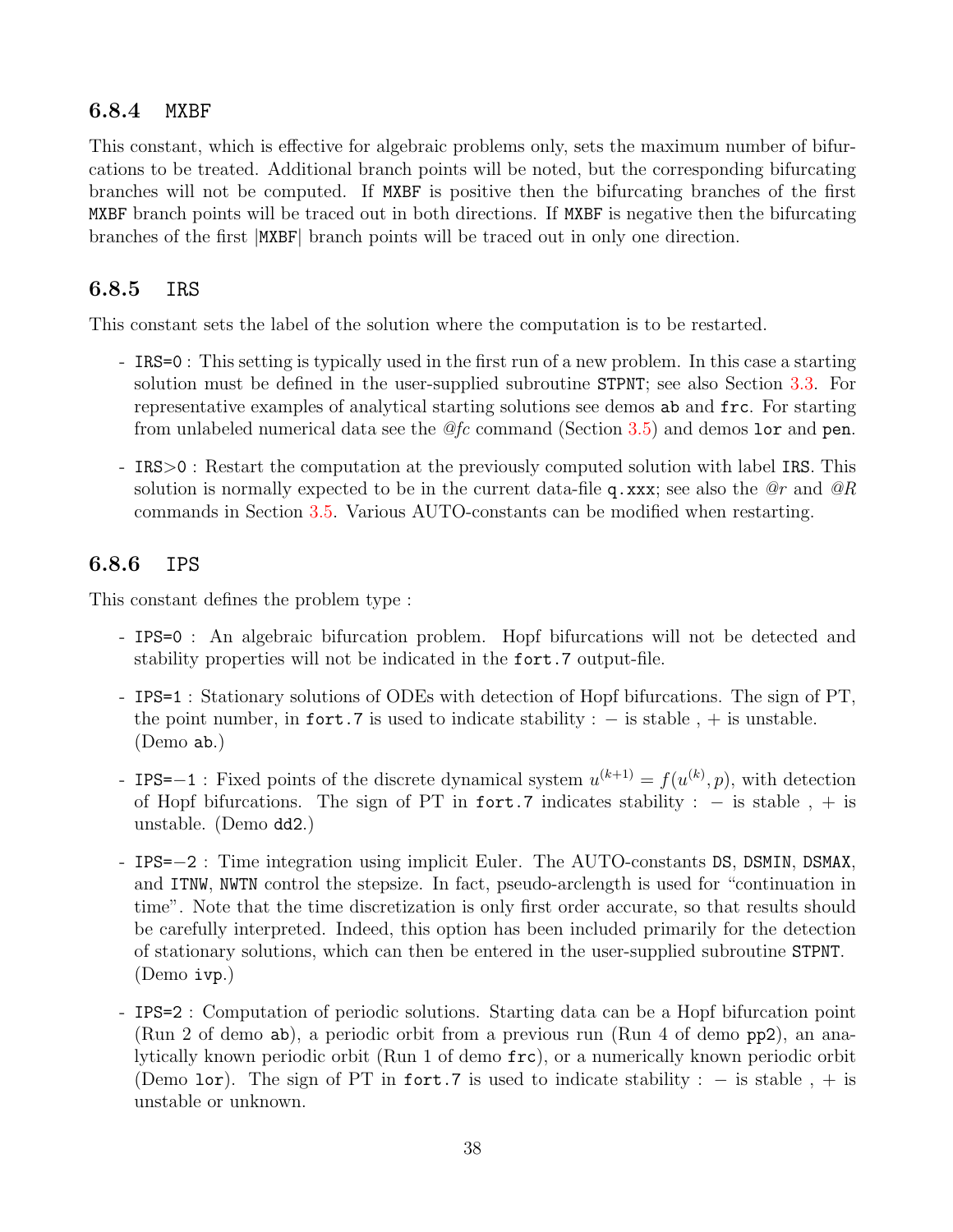### 6.8.4 MXBF

This constant, which is effective for algebraic problems only, sets the maximum number of bifurcations to be treated. Additional branch points will be noted, but the corresponding bifurcating branches will not be computed. If MXBF is positive then the bifurcating branches of the first MXBF branch points will be traced out in both directions. If MXBF is negative then the bifurcating branches of the first |MXBF| branch points will be traced out in only one direction.

### 6.8.5 IRS

This constant sets the label of the solution where the computation is to be restarted.

- IRS=0 : This setting is typically used in the first run of a new problem. In this case a starting solution must be defined in the user-supplied subroutine STPNT; see also Section 3.3. For representative examples of analytical starting solutions see demos ab and frc. For starting from unlabeled numerical data see the *@fc* command (Section 3.5) and demos lor and pen.

- IRS>0 : Restart the computation at the previously computed solution with label IRS. This solution is normally expected to be in the current data-file q.xxx; see also the *@r* and *@R* commands in Section 3.5. Various AUTO-constants can be modified when restarting.

### 6.8.6 IPS

This constant defines the problem type :

- IPS=0 : An algebraic bifurcation problem. Hopf bifurcations will not be detected and stability properties will not be indicated in the fort.7 output-file.

- IPS=1 : Stationary solutions of ODEs with detection of Hopf bifurcations. The sign of PT, the point number, in fort.7 is used to indicate stability : − is stable , + is unstable. (Demo ab.)

- IPS=−1 : Fixed points of the discrete dynamical system $u^{(k+1)} = f(u^{(k)}, p)$, with detection of Hopf bifurcations. The sign of PT in fort.7 indicates stability : − is stable , + is unstable. (Demo dd2.)

- IPS=−2 : Time integration using implicit Euler. The AUTO-constants DS, DSMIN, DSMAX, and ITNW, NWTN control the stepsize. In fact, pseudo-arclength is used for "continuation in time". Note that the time discretization is only first order accurate, so that results should be carefully interpreted. Indeed, this option has been included primarily for the detection of stationary solutions, which can then be entered in the user-supplied subroutine STPNT. (Demo ivp.)

- IPS=2 : Computation of periodic solutions. Starting data can be a Hopf bifurcation point (Run 2 of demo ab), a periodic orbit from a previous run (Run 4 of demo pp2), an analytically known periodic orbit (Run 1 of demo frc), or a numerically known periodic orbit (Demo lor). The sign of PT in fort.7 is used to indicate stability : − is stable , + is unstable or unknown.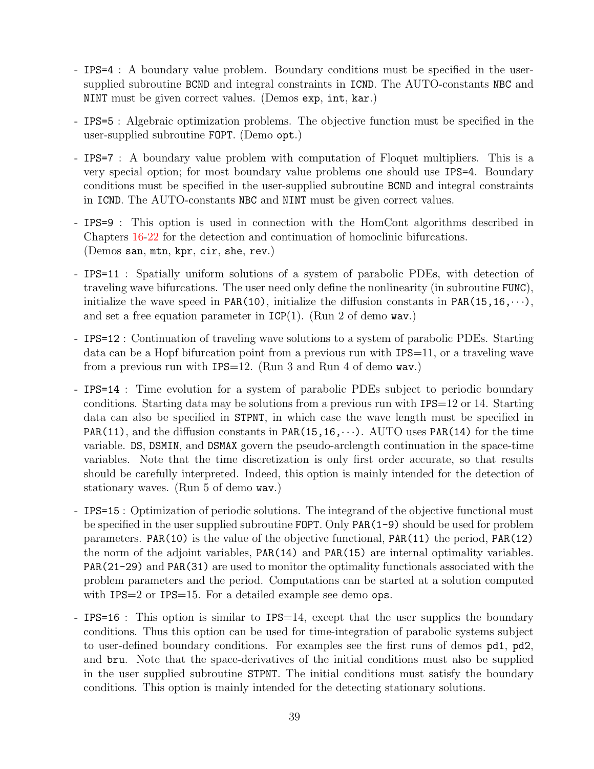- IPS=4 : A boundary value problem. Boundary conditions must be specified in the user-supplied subroutine BCND and integral constraints in ICND. The AUTO-constants NBC and NINT must be given correct values. (Demos exp, int, kar.)

- IPS=5 : Algebraic optimization problems. The objective function must be specified in the user-supplied subroutine FOPT. (Demo opt.)

- IPS=7 : A boundary value problem with computation of Floquet multipliers. This is a very special option; for most boundary value problems one should use IPS=4. Boundary conditions must be specified in the user-supplied subroutine BCND and integral constraints in ICND. The AUTO-constants NBC and NINT must be given correct values.

- IPS=9 : This option is used in connection with the HomCont algorithms described in Chapters 16-22 for the detection and continuation of homoclinic bifurcations. (Demos san, mtn, kpr, cir, she, rev.)

- IPS=11 : Spatially uniform solutions of a system of parabolic PDEs, with detection of traveling wave bifurcations. The user need only define the nonlinearity (in subroutine FUNC), initialize the wave speed in PAR(10), initialize the diffusion constants in PAR(15,16,$\cdots$), and set a free equation parameter in ICP(1). (Run 2 of demo wav.)

- IPS=12 : Continuation of traveling wave solutions to a system of parabolic PDEs. Starting data can be a Hopf bifurcation point from a previous run with IPS=11, or a traveling wave from a previous run with IPS=12. (Run 3 and Run 4 of demo wav.)

- IPS=14 : Time evolution for a system of parabolic PDEs subject to periodic boundary conditions. Starting data may be solutions from a previous run with IPS=12 or 14. Starting data can also be specified in STPNT, in which case the wave length must be specified in PAR(11), and the diffusion constants in PAR(15,16,$\cdots$). AUTO uses PAR(14) for the time variable. DS, DSMIN, and DSMAX govern the pseudo-arclength continuation in the space-time variables. Note that the time discretization is only first order accurate, so that results should be carefully interpreted. Indeed, this option is mainly intended for the detection of stationary waves. (Run 5 of demo wav.)

- IPS=15 : Optimization of periodic solutions. The integrand of the objective functional must be specified in the user supplied subroutine FOPT. Only PAR(1-9) should be used for problem parameters. PAR(10) is the value of the objective functional, PAR(11) the period, PAR(12) the norm of the adjoint variables, PAR(14) and PAR(15) are internal optimality variables. PAR(21-29) and PAR(31) are used to monitor the optimality functionals associated with the problem parameters and the period. Computations can be started at a solution computed with IPS=2 or IPS=15. For a detailed example see demo ops.

- IPS=16 : This option is similar to IPS=14, except that the user supplies the boundary conditions. Thus this option can be used for time-integration of parabolic systems subject to user-defined boundary conditions. For examples see the first runs of demos pd1, pd2, and bru. Note that the space-derivatives of the initial conditions must also be supplied in the user supplied subroutine STPNT. The initial conditions must satisfy the boundary conditions. This option is mainly intended for the detecting stationary solutions.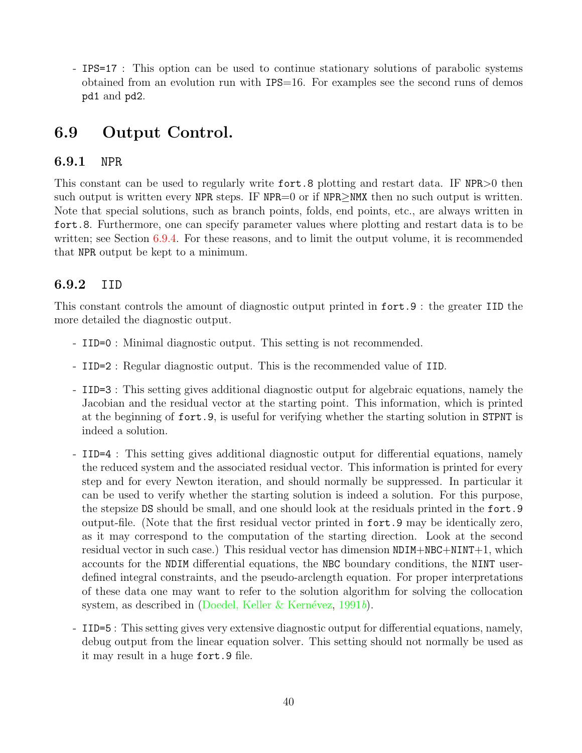- IPS=17 : This option can be used to continue stationary solutions of parabolic systems obtained from an evolution run with IPS=16. For examples see the second runs of demos pd1 and pd2.

## 6.9 Output Control.

### 6.9.1 NPR

This constant can be used to regularly write fort.8 plotting and restart data. IF NPR>0 then such output is written every NPR steps. IF NPR=0 or if NPR≥NMX then no such output is written. Note that special solutions, such as branch points, folds, end points, etc., are always written in fort.8. Furthermore, one can specify parameter values where plotting and restart data is to be written; see Section 6.9.4. For these reasons, and to limit the output volume, it is recommended that NPR output be kept to a minimum.

### 6.9.2 IID

This constant controls the amount of diagnostic output printed in fort.9 : the greater IID the more detailed the diagnostic output.

- IID=0 : Minimal diagnostic output. This setting is not recommended.
- IID=2 : Regular diagnostic output. This is the recommended value of IID.
- IID=3 : This setting gives additional diagnostic output for algebraic equations, namely the Jacobian and the residual vector at the starting point. This information, which is printed at the beginning of fort.9, is useful for verifying whether the starting solution in STPNT is indeed a solution.
- IID=4 : This setting gives additional diagnostic output for differential equations, namely the reduced system and the associated residual vector. This information is printed for every step and for every Newton iteration, and should normally be suppressed. In particular it can be used to verify whether the starting solution is indeed a solution. For this purpose, the stepsize DS should be small, and one should look at the residuals printed in the fort.9 output-file. (Note that the first residual vector printed in fort.9 may be identically zero, as it may correspond to the computation of the starting direction. Look at the second residual vector in such case.) This residual vector has dimension NDIM+NBC+NINT+1, which accounts for the NDIM differential equations, the NBC boundary conditions, the NINT user-defined integral constraints, and the pseudo-arclength equation. For proper interpretations of these data one may want to refer to the solution algorithm for solving the collocation system, as described in (Doedel, Keller & Kernévez, 1991*b*).
- IID=5 : This setting gives very extensive diagnostic output for differential equations, namely, debug output from the linear equation solver. This setting should not normally be used as it may result in a huge fort.9 file.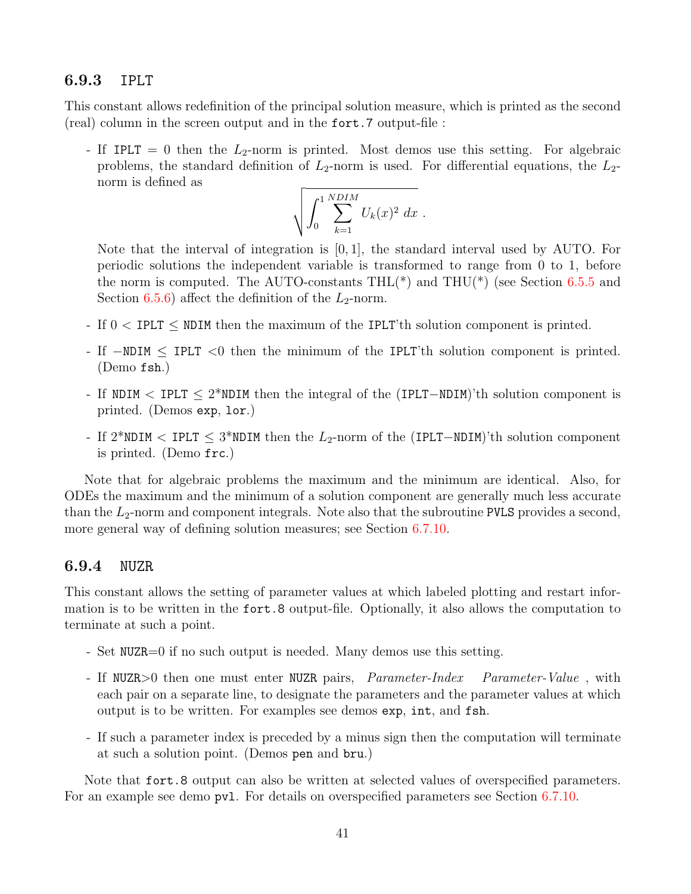### 6.9.3 IPLT

This constant allows redefinition of the principal solution measure, which is printed as the second (real) column in the screen output and in the `fort.7` output-file :

- If `IPLT` = 0 then the $L_2$-norm is printed. Most demos use this setting. For algebraic problems, the standard definition of $L_2$-norm is used. For differential equations, the $L_2$-norm is defined as

$$\sqrt{\int_0^1 \sum_{k=1}^{NDIM} U_k(x)^2 \, dx} \; .$$

  Note that the interval of integration is $[0, 1]$, the standard interval used by AUTO. For periodic solutions the independent variable is transformed to range from 0 to 1, before the norm is computed. The AUTO-constants THL(*) and THU(*) (see Section 6.5.5 and Section 6.5.6) affect the definition of the $L_2$-norm.

- If 0 < `IPLT` ≤ `NDIM` then the maximum of the `IPLT`'th solution component is printed.

- If −`NDIM` ≤ `IPLT` <0 then the minimum of the `IPLT`'th solution component is printed. (Demo `fsh`.)

- If `NDIM` < `IPLT` ≤ 2*`NDIM` then the integral of the (`IPLT`−`NDIM`)'th solution component is printed. (Demos `exp`, `lor`.)

- If 2*`NDIM` < `IPLT` ≤ 3*`NDIM` then the $L_2$-norm of the (`IPLT`−`NDIM`)'th solution component is printed. (Demo `frc`.)

Note that for algebraic problems the maximum and the minimum are identical. Also, for ODEs the maximum and the minimum of a solution component are generally much less accurate than the $L_2$-norm and component integrals. Note also that the subroutine `PVLS` provides a second, more general way of defining solution measures; see Section 6.7.10.

### 6.9.4 NUZR

This constant allows the setting of parameter values at which labeled plotting and restart information is to be written in the `fort.8` output-file. Optionally, it also allows the computation to terminate at such a point.

- Set `NUZR`=0 if no such output is needed. Many demos use this setting.

- If `NUZR`>0 then one must enter `NUZR` pairs, *Parameter-Index* *Parameter-Value* , with each pair on a separate line, to designate the parameters and the parameter values at which output is to be written. For examples see demos `exp`, `int`, and `fsh`.

- If such a parameter index is preceded by a minus sign then the computation will terminate at such a solution point. (Demos `pen` and `bru`.)

Note that `fort.8` output can also be written at selected values of overspecified parameters. For an example see demo `pvl`. For details on overspecified parameters see Section 6.7.10.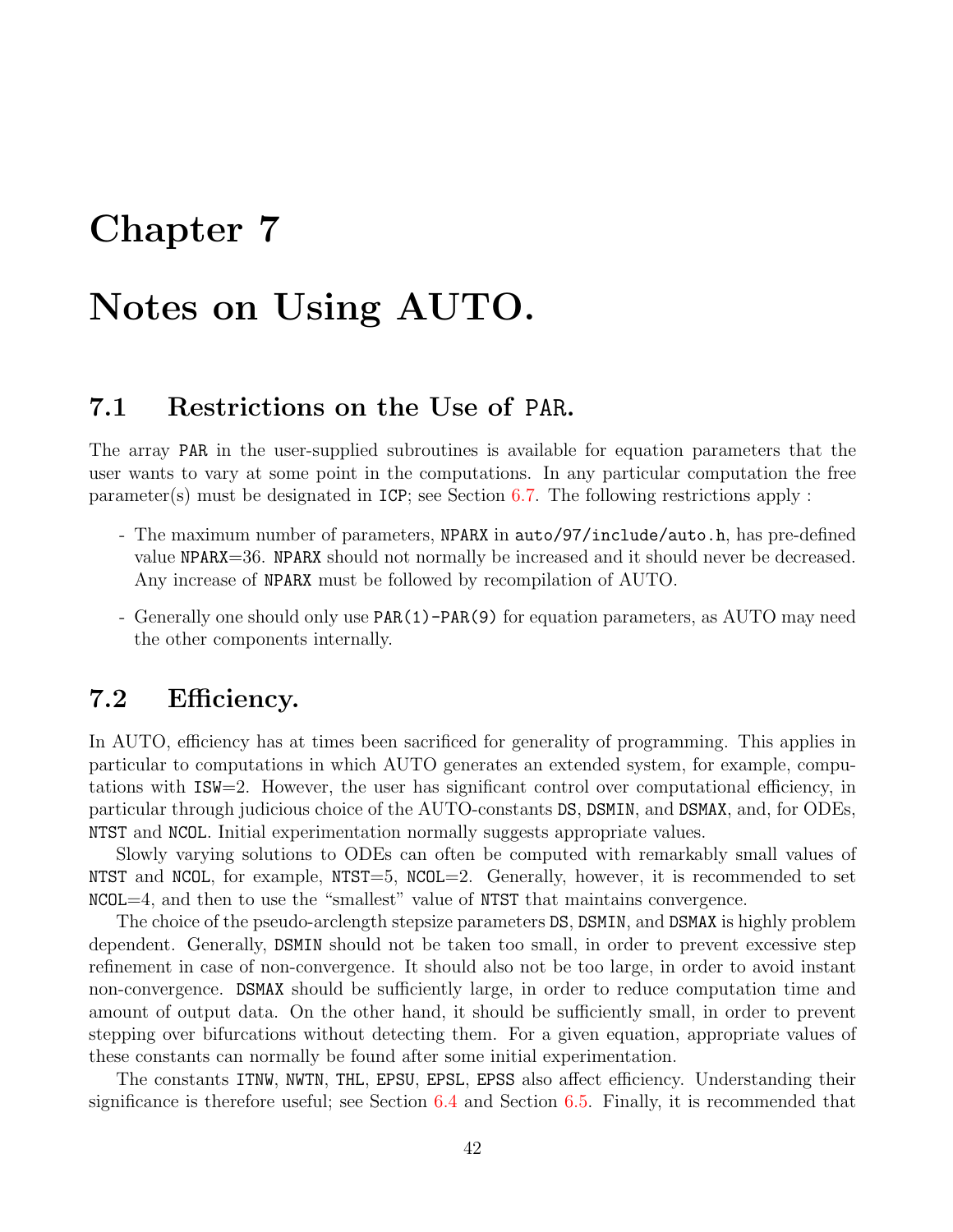# Chapter 7

# Notes on Using AUTO.

## 7.1 Restrictions on the Use of PAR.

The array PAR in the user-supplied subroutines is available for equation parameters that the user wants to vary at some point in the computations. In any particular computation the free parameter(s) must be designated in ICP; see Section 6.7. The following restrictions apply :

- The maximum number of parameters, NPARX in auto/97/include/auto.h, has pre-defined value NPARX=36. NPARX should not normally be increased and it should never be decreased. Any increase of NPARX must be followed by recompilation of AUTO.

- Generally one should only use PAR(1)-PAR(9) for equation parameters, as AUTO may need the other components internally.

## 7.2 Efficiency.

In AUTO, efficiency has at times been sacrificed for generality of programming. This applies in particular to computations in which AUTO generates an extended system, for example, computations with ISW=2. However, the user has significant control over computational efficiency, in particular through judicious choice of the AUTO-constants DS, DSMIN, and DSMAX, and, for ODEs, NTST and NCOL. Initial experimentation normally suggests appropriate values.

Slowly varying solutions to ODEs can often be computed with remarkably small values of NTST and NCOL, for example, NTST=5, NCOL=2. Generally, however, it is recommended to set NCOL=4, and then to use the "smallest" value of NTST that maintains convergence.

The choice of the pseudo-arclength stepsize parameters DS, DSMIN, and DSMAX is highly problem dependent. Generally, DSMIN should not be taken too small, in order to prevent excessive step refinement in case of non-convergence. It should also not be too large, in order to avoid instant non-convergence. DSMAX should be sufficiently large, in order to reduce computation time and amount of output data. On the other hand, it should be sufficiently small, in order to prevent stepping over bifurcations without detecting them. For a given equation, appropriate values of these constants can normally be found after some initial experimentation.

The constants ITNW, NWTN, THL, EPSU, EPSL, EPSS also affect efficiency. Understanding their significance is therefore useful; see Section 6.4 and Section 6.5. Finally, it is recommended that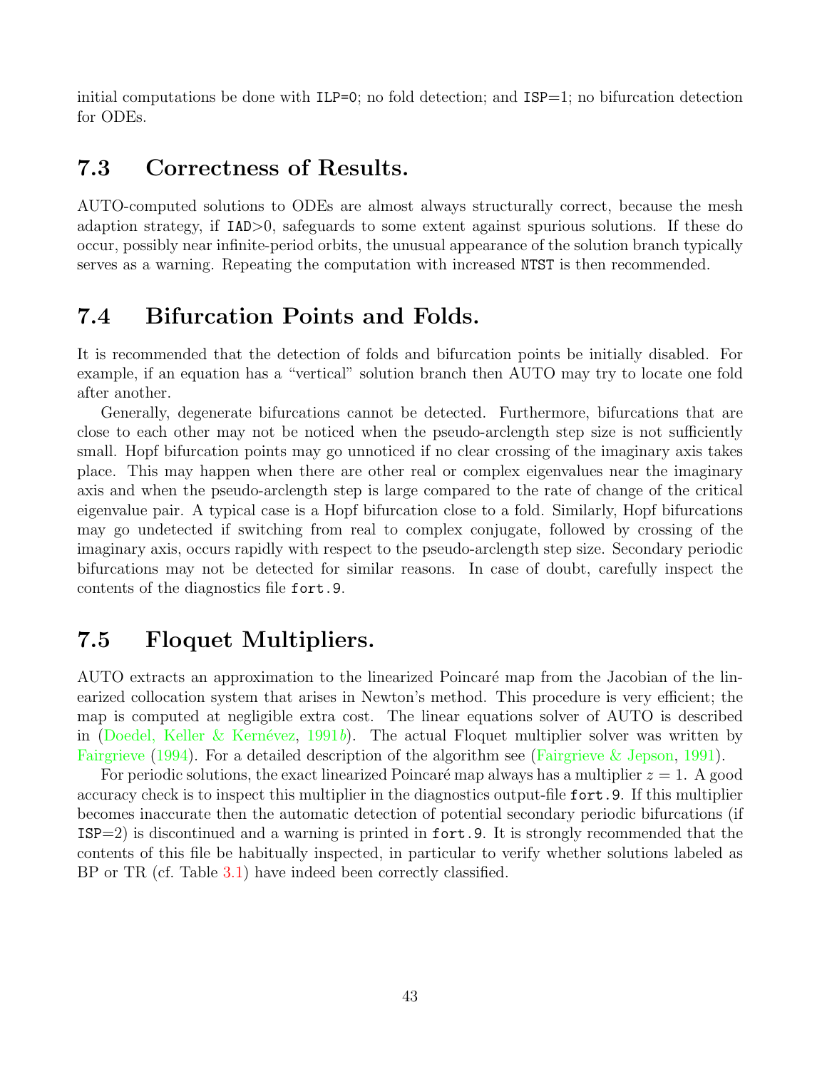initial computations be done with ILP=0; no fold detection; and ISP=1; no bifurcation detection for ODEs.

## 7.3 Correctness of Results.

AUTO-computed solutions to ODEs are almost always structurally correct, because the mesh adaption strategy, if IAD>0, safeguards to some extent against spurious solutions. If these do occur, possibly near infinite-period orbits, the unusual appearance of the solution branch typically serves as a warning. Repeating the computation with increased NTST is then recommended.

## 7.4 Bifurcation Points and Folds.

It is recommended that the detection of folds and bifurcation points be initially disabled. For example, if an equation has a "vertical" solution branch then AUTO may try to locate one fold after another.

Generally, degenerate bifurcations cannot be detected. Furthermore, bifurcations that are close to each other may not be noticed when the pseudo-arclength step size is not sufficiently small. Hopf bifurcation points may go unnoticed if no clear crossing of the imaginary axis takes place. This may happen when there are other real or complex eigenvalues near the imaginary axis and when the pseudo-arclength step is large compared to the rate of change of the critical eigenvalue pair. A typical case is a Hopf bifurcation close to a fold. Similarly, Hopf bifurcations may go undetected if switching from real to complex conjugate, followed by crossing of the imaginary axis, occurs rapidly with respect to the pseudo-arclength step size. Secondary periodic bifurcations may not be detected for similar reasons. In case of doubt, carefully inspect the contents of the diagnostics file fort.9.

## 7.5 Floquet Multipliers.

AUTO extracts an approximation to the linearized Poincaré map from the Jacobian of the linearized collocation system that arises in Newton's method. This procedure is very efficient; the map is computed at negligible extra cost. The linear equations solver of AUTO is described in (Doedel, Keller & Kernévez, 1991*b*). The actual Floquet multiplier solver was written by Fairgrieve (1994). For a detailed description of the algorithm see (Fairgrieve & Jepson, 1991).

For periodic solutions, the exact linearized Poincaré map always has a multiplier $z = 1$. A good accuracy check is to inspect this multiplier in the diagnostics output-file fort.9. If this multiplier becomes inaccurate then the automatic detection of potential secondary periodic bifurcations (if ISP=2) is discontinued and a warning is printed in fort.9. It is strongly recommended that the contents of this file be habitually inspected, in particular to verify whether solutions labeled as BP or TR (cf. Table 3.1) have indeed been correctly classified.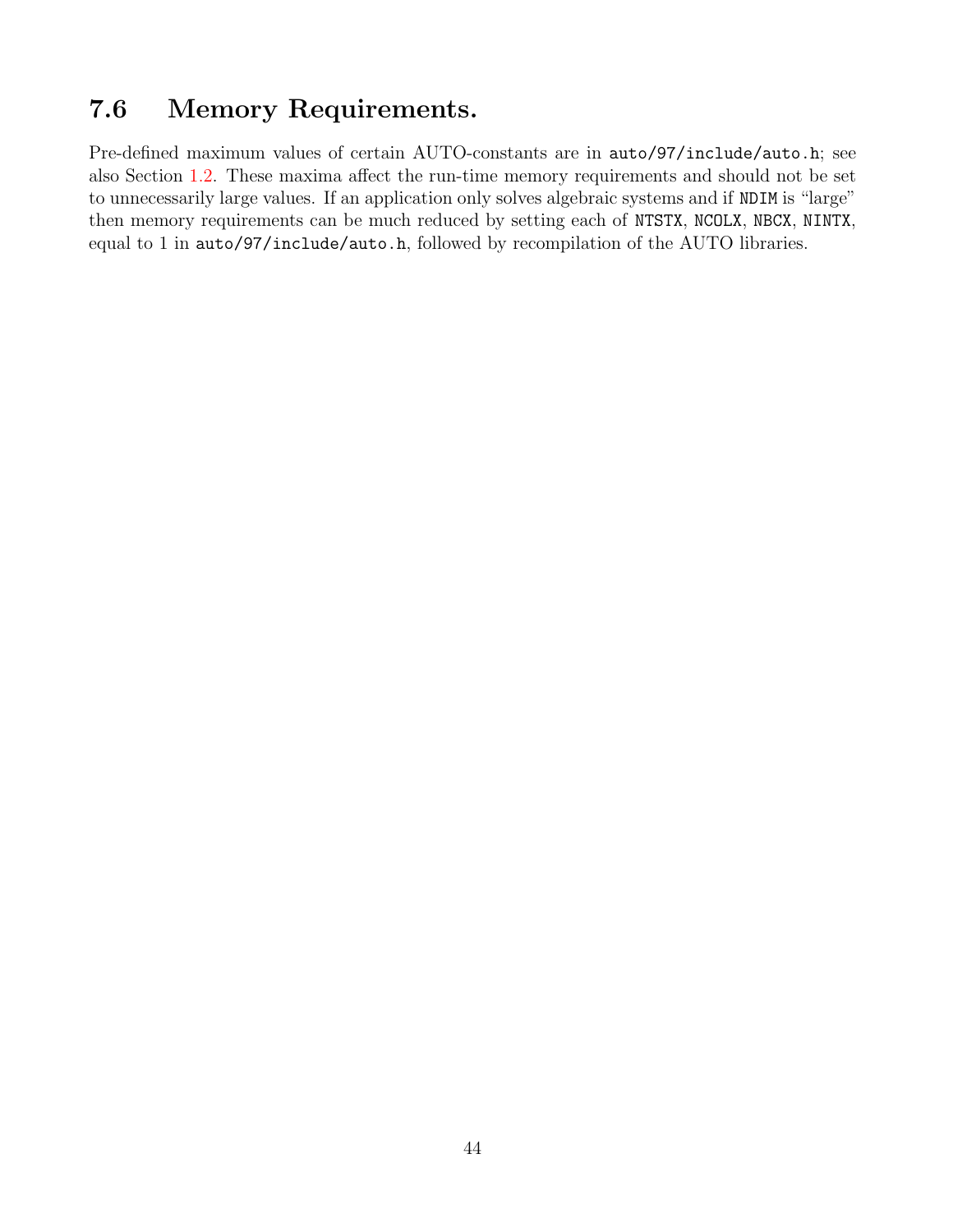## 7.6 Memory Requirements.

Pre-defined maximum values of certain AUTO-constants are in `auto/97/include/auto.h`; see also Section 1.2. These maxima affect the run-time memory requirements and should not be set to unnecessarily large values. If an application only solves algebraic systems and if `NDIM` is "large" then memory requirements can be much reduced by setting each of `NTSTX`, `NCOLX`, `NBCX`, `NINTX`, equal to 1 in `auto/97/include/auto.h`, followed by recompilation of the AUTO libraries.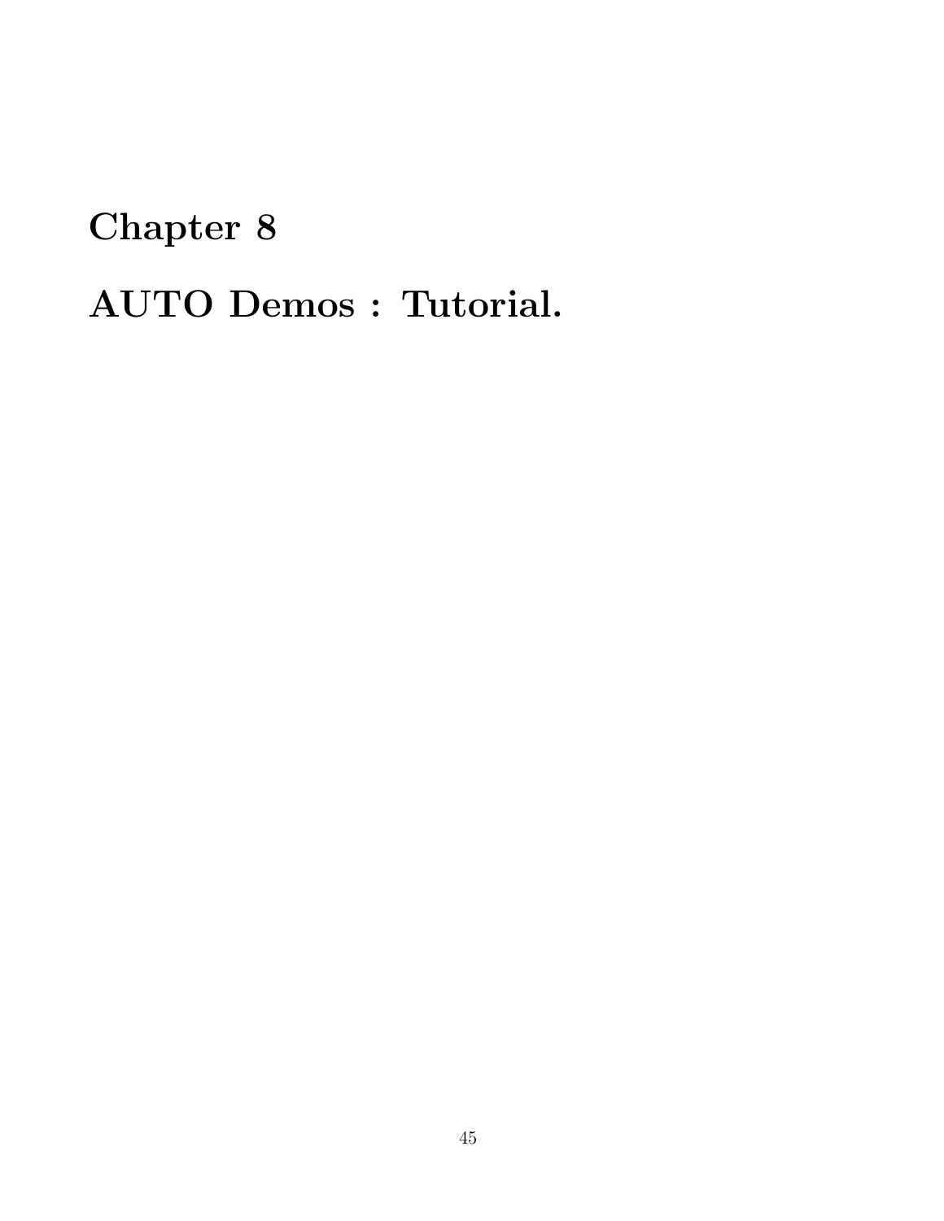# Chapter 8

# AUTO Demos : Tutorial.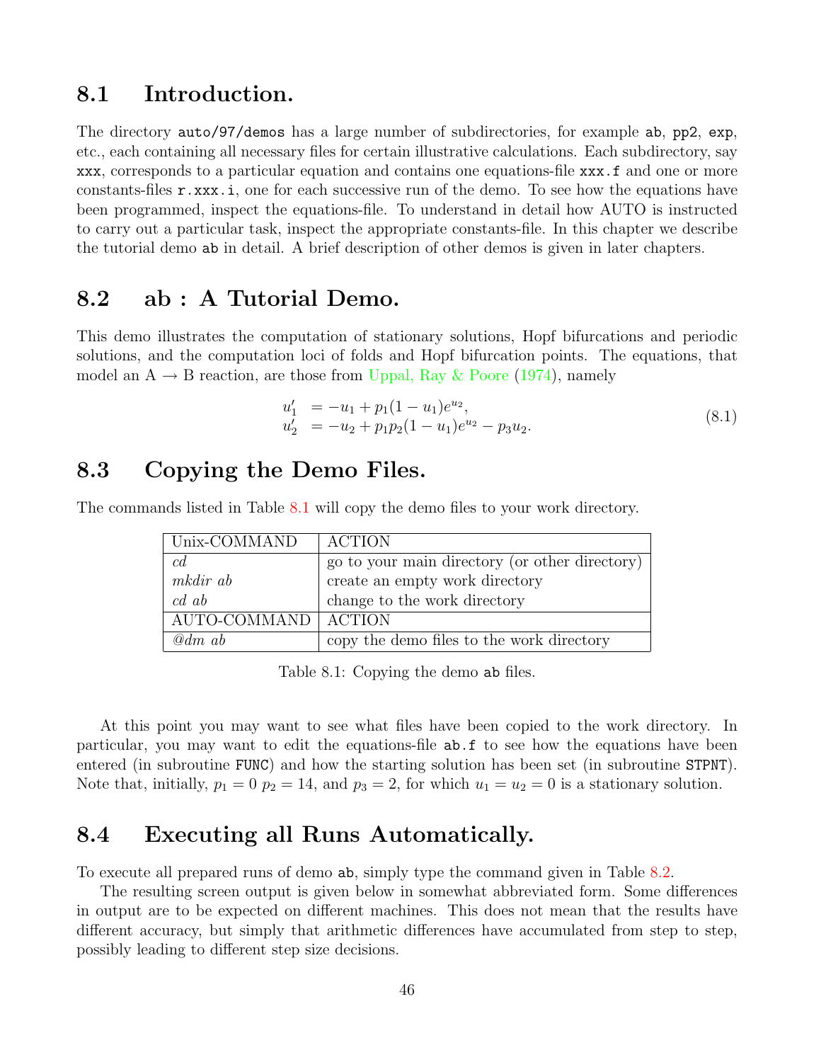## 8.1 Introduction.

The directory `auto/97/demos` has a large number of subdirectories, for example `ab`, `pp2`, `exp`, etc., each containing all necessary files for certain illustrative calculations. Each subdirectory, say `xxx`, corresponds to a particular equation and contains one equations-file `xxx.f` and one or more constants-files `r.xxx.i`, one for each successive run of the demo. To see how the equations have been programmed, inspect the equations-file. To understand in detail how AUTO is instructed to carry out a particular task, inspect the appropriate constants-file. In this chapter we describe the tutorial demo `ab` in detail. A brief description of other demos is given in later chapters.

## 8.2 ab : A Tutorial Demo.

This demo illustrates the computation of stationary solutions, Hopf bifurcations and periodic solutions, and the computation loci of folds and Hopf bifurcation points. The equations, that model an A → B reaction, are those from Uppal, Ray & Poore (1974), namely

$$
\begin{aligned}
u_1' &= -u_1 + p_1(1-u_1)e^{u_2}, \\
u_2' &= -u_2 + p_1 p_2(1-u_1)e^{u_2} - p_3 u_2.
\end{aligned}
\tag{8.1}
$$

## 8.3 Copying the Demo Files.

The commands listed in Table 8.1 will copy the demo files to your work directory.

| Unix-COMMAND | ACTION |
|---|---|
| *cd* | go to your main directory (or other directory) |
| *mkdir ab* | create an empty work directory |
| *cd ab* | change to the work directory |
| AUTO-COMMAND | ACTION |
| *@dm ab* | copy the demo files to the work directory |

Table 8.1: Copying the demo `ab` files.

At this point you may want to see what files have been copied to the work directory. In particular, you may want to edit the equations-file `ab.f` to see how the equations have been entered (in subroutine `FUNC`) and how the starting solution has been set (in subroutine `STPNT`). Note that, initially, $p_1 = 0$ $p_2 = 14$, and $p_3 = 2$, for which $u_1 = u_2 = 0$ is a stationary solution.

## 8.4 Executing all Runs Automatically.

To execute all prepared runs of demo `ab`, simply type the command given in Table 8.2.

The resulting screen output is given below in somewhat abbreviated form. Some differences in output are to be expected on different machines. This does not mean that the results have different accuracy, but simply that arithmetic differences have accumulated from step to step, possibly leading to different step size decisions.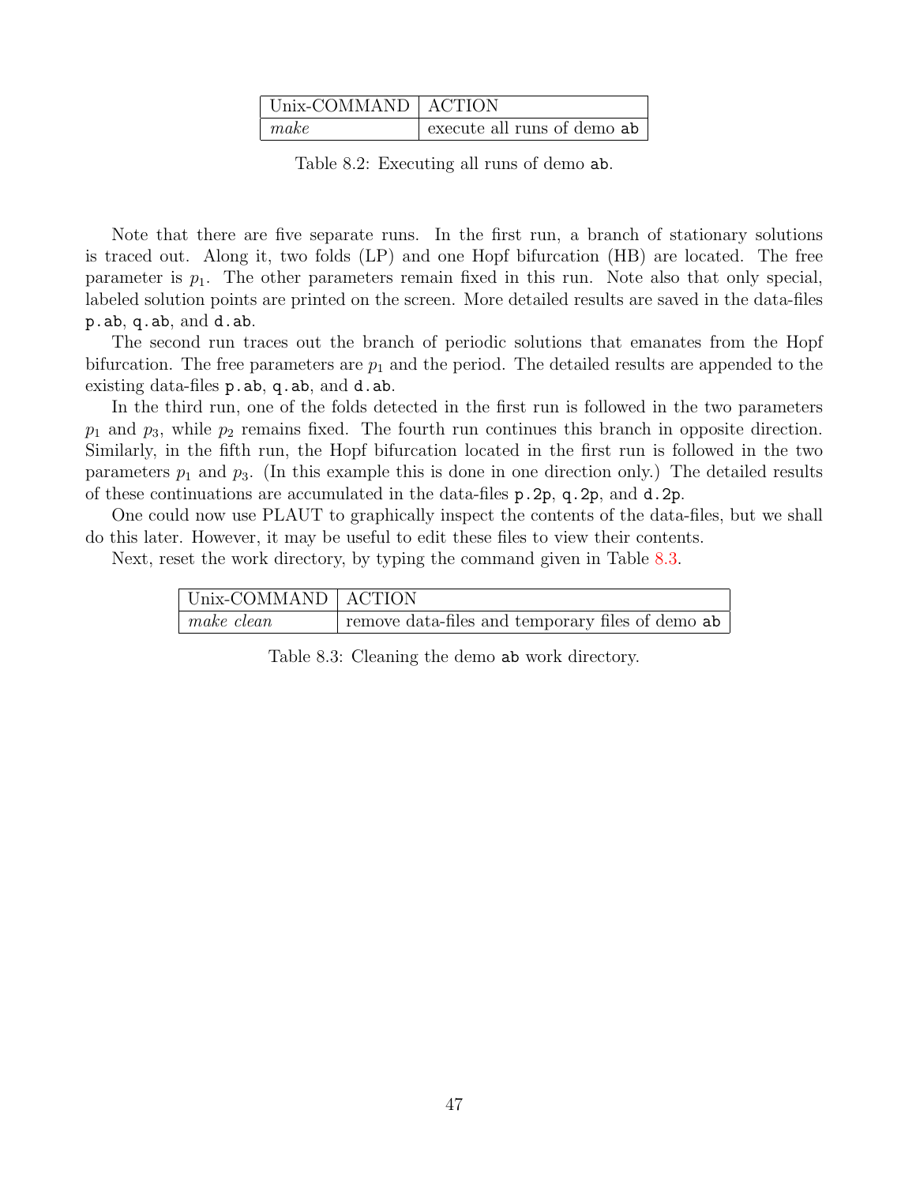| Unix-COMMAND | ACTION |
|---|---|
| *make* | execute all runs of demo `ab` |

Table 8.2: Executing all runs of demo `ab`.

Note that there are five separate runs. In the first run, a branch of stationary solutions is traced out. Along it, two folds (LP) and one Hopf bifurcation (HB) are located. The free parameter is $p_1$. The other parameters remain fixed in this run. Note also that only special, labeled solution points are printed on the screen. More detailed results are saved in the data-files `p.ab`, `q.ab`, and `d.ab`.

The second run traces out the branch of periodic solutions that emanates from the Hopf bifurcation. The free parameters are $p_1$ and the period. The detailed results are appended to the existing data-files `p.ab`, `q.ab`, and `d.ab`.

In the third run, one of the folds detected in the first run is followed in the two parameters $p_1$ and $p_3$, while $p_2$ remains fixed. The fourth run continues this branch in opposite direction. Similarly, in the fifth run, the Hopf bifurcation located in the first run is followed in the two parameters $p_1$ and $p_3$. (In this example this is done in one direction only.) The detailed results of these continuations are accumulated in the data-files `p.2p`, `q.2p`, and `d.2p`.

One could now use PLAUT to graphically inspect the contents of the data-files, but we shall do this later. However, it may be useful to edit these files to view their contents.

Next, reset the work directory, by typing the command given in Table 8.3.

| Unix-COMMAND | ACTION |
|---|---|
| *make clean* | remove data-files and temporary files of demo `ab` |

Table 8.3: Cleaning the demo `ab` work directory.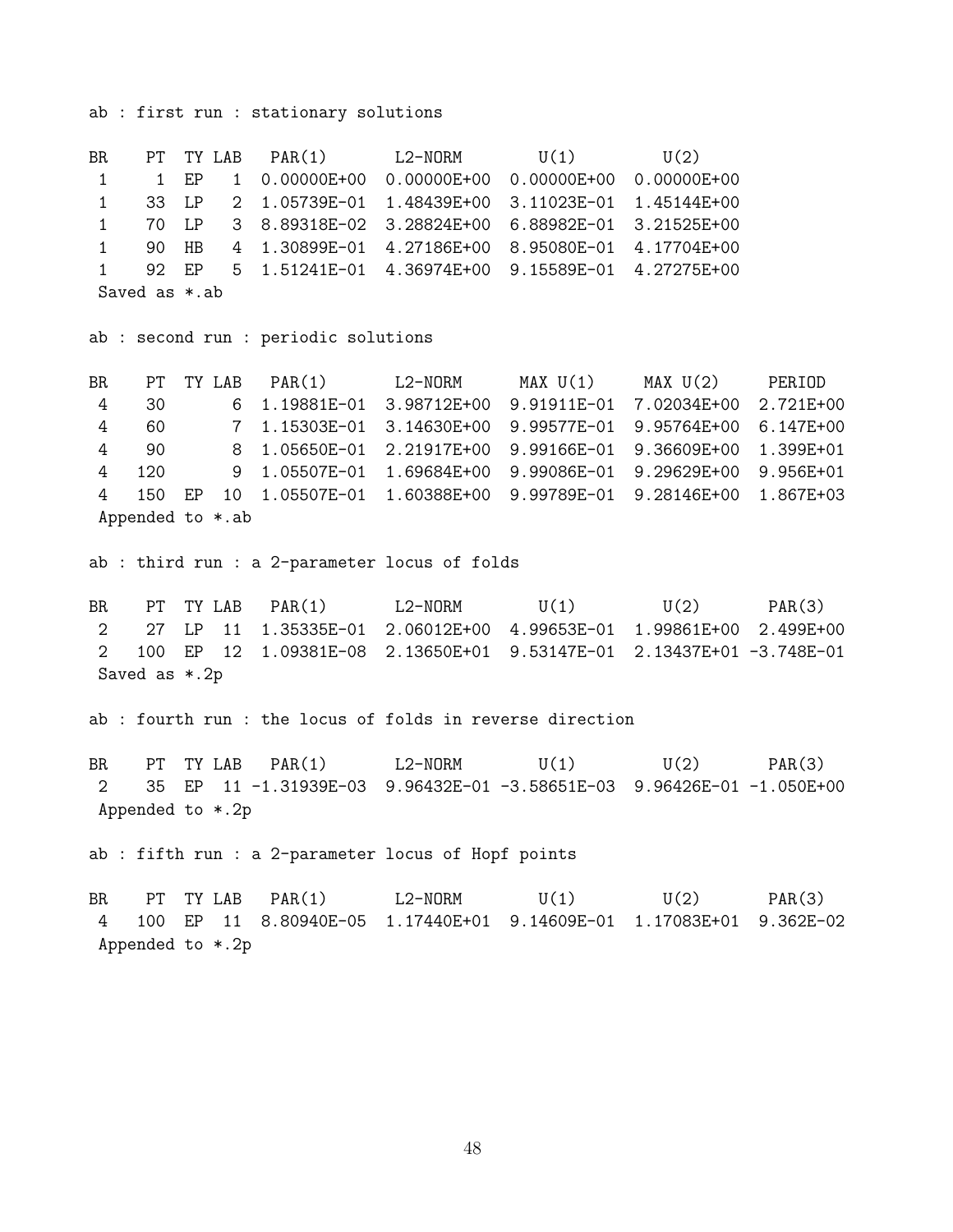```
ab : first run : stationary solutions

BR    PT  TY LAB   PAR(1)       L2-NORM       U(1)         U(2)
 1     1  EP   1  0.00000E+00  0.00000E+00  0.00000E+00  0.00000E+00
 1    33  LP   2  1.05739E-01  1.48439E+00  3.11023E-01  1.45144E+00
 1    70  LP   3  8.89318E-02  3.28824E+00  6.88982E-01  3.21525E+00
 1    90  HB   4  1.30899E-01  4.27186E+00  8.95080E-01  4.17704E+00
 1    92  EP   5  1.51241E-01  4.36974E+00  9.15589E-01  4.27275E+00
 Saved as *.ab

ab : second run : periodic solutions

BR    PT  TY LAB   PAR(1)       L2-NORM      MAX U(1)     MAX U(2)     PERIOD
 4    30       6  1.19881E-01  3.98712E+00  9.91911E-01  7.02034E+00  2.721E+00
 4    60       7  1.15303E-01  3.14630E+00  9.99577E-01  9.95764E+00  6.147E+00
 4    90       8  1.05650E-01  2.21917E+00  9.99166E-01  9.36609E+00  1.399E+01
 4   120       9  1.05507E-01  1.69684E+00  9.99086E-01  9.29629E+00  9.956E+01
 4   150  EP  10  1.05507E-01  1.60388E+00  9.99789E-01  9.28146E+00  1.867E+03
 Appended to *.ab

ab : third run : a 2-parameter locus of folds

BR    PT  TY LAB   PAR(1)       L2-NORM       U(1)         U(2)        PAR(3)
 2    27  LP  11  1.35335E-01  2.06012E+00  4.99653E-01  1.99861E+00  2.499E+00
 2   100  EP  12  1.09381E-08  2.13650E+01  9.53147E-01  2.13437E+01 -3.748E-01
 Saved as *.2p

ab : fourth run : the locus of folds in reverse direction

BR    PT  TY LAB   PAR(1)       L2-NORM       U(1)         U(2)        PAR(3)
 2    35  EP  11 -1.31939E-03  9.96432E-01 -3.58651E-03  9.96426E-01 -1.050E+00
 Appended to *.2p

ab : fifth run : a 2-parameter locus of Hopf points

BR    PT  TY LAB   PAR(1)       L2-NORM       U(1)         U(2)        PAR(3)
 4   100  EP  11  8.80940E-05  1.17440E+01  9.14609E-01  1.17083E+01  9.362E-02
 Appended to *.2p
```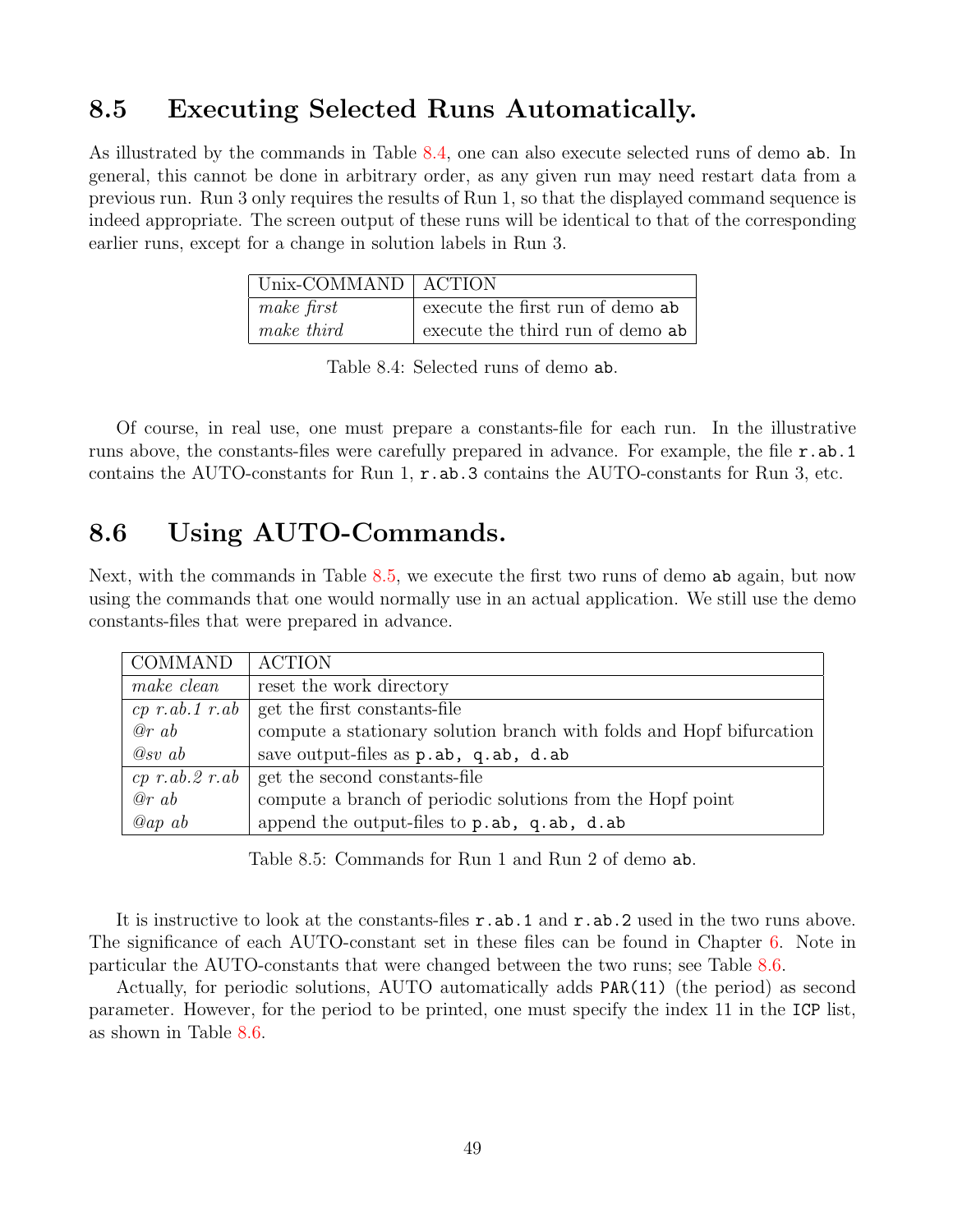## 8.5 Executing Selected Runs Automatically.

As illustrated by the commands in Table 8.4, one can also execute selected runs of demo `ab`. In general, this cannot be done in arbitrary order, as any given run may need restart data from a previous run. Run 3 only requires the results of Run 1, so that the displayed command sequence is indeed appropriate. The screen output of these runs will be identical to that of the corresponding earlier runs, except for a change in solution labels in Run 3.

| Unix-COMMAND | ACTION |
|---|---|
| *make first* | execute the first run of demo `ab` |
| *make third* | execute the third run of demo `ab` |

Table 8.4: Selected runs of demo `ab`.

Of course, in real use, one must prepare a constants-file for each run. In the illustrative runs above, the constants-files were carefully prepared in advance. For example, the file `r.ab.1` contains the AUTO-constants for Run 1, `r.ab.3` contains the AUTO-constants for Run 3, etc.

## 8.6 Using AUTO-Commands.

Next, with the commands in Table 8.5, we execute the first two runs of demo `ab` again, but now using the commands that one would normally use in an actual application. We still use the demo constants-files that were prepared in advance.

| COMMAND | ACTION |
|---|---|
| *make clean* | reset the work directory |
| *cp r.ab.1 r.ab* | get the first constants-file |
| *@r ab* | compute a stationary solution branch with folds and Hopf bifurcation |
| *@sv ab* | save output-files as `p.ab, q.ab, d.ab` |
| *cp r.ab.2 r.ab* | get the second constants-file |
| *@r ab* | compute a branch of periodic solutions from the Hopf point |
| *@ap ab* | append the output-files to `p.ab, q.ab, d.ab` |

Table 8.5: Commands for Run 1 and Run 2 of demo `ab`.

It is instructive to look at the constants-files `r.ab.1` and `r.ab.2` used in the two runs above. The significance of each AUTO-constant set in these files can be found in Chapter 6. Note in particular the AUTO-constants that were changed between the two runs; see Table 8.6.

Actually, for periodic solutions, AUTO automatically adds `PAR(11)` (the period) as second parameter. However, for the period to be printed, one must specify the index 11 in the `ICP` list, as shown in Table 8.6.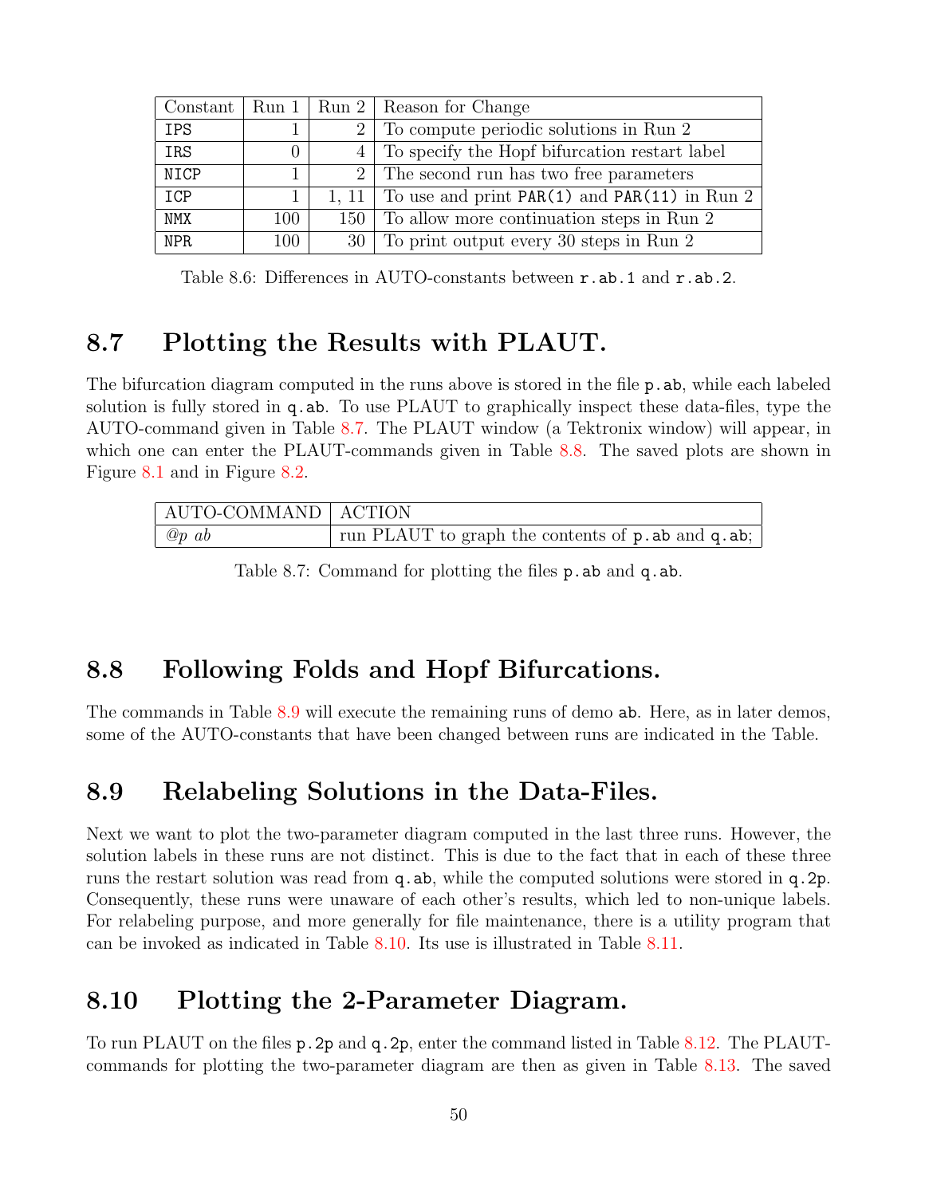| Constant | Run 1 | Run 2 | Reason for Change |
|---|---|---|---|
| IPS | 1 | 2 | To compute periodic solutions in Run 2 |
| IRS | 0 | 4 | To specify the Hopf bifurcation restart label |
| NICP | 1 | 2 | The second run has two free parameters |
| ICP | 1 | 1, 11 | To use and print PAR(1) and PAR(11) in Run 2 |
| NMX | 100 | 150 | To allow more continuation steps in Run 2 |
| NPR | 100 | 30 | To print output every 30 steps in Run 2 |

Table 8.6: Differences in AUTO-constants between `r.ab.1` and `r.ab.2`.

## 8.7 Plotting the Results with PLAUT.

The bifurcation diagram computed in the runs above is stored in the file `p.ab`, while each labeled solution is fully stored in `q.ab`. To use PLAUT to graphically inspect these data-files, type the AUTO-command given in Table 8.7. The PLAUT window (a Tektronix window) will appear, in which one can enter the PLAUT-commands given in Table 8.8. The saved plots are shown in Figure 8.1 and in Figure 8.2.

| AUTO-COMMAND | ACTION |
|---|---|
| *@p ab* | run PLAUT to graph the contents of `p.ab` and `q.ab`; |

Table 8.7: Command for plotting the files `p.ab` and `q.ab`.

## 8.8 Following Folds and Hopf Bifurcations.

The commands in Table 8.9 will execute the remaining runs of demo `ab`. Here, as in later demos, some of the AUTO-constants that have been changed between runs are indicated in the Table.

## 8.9 Relabeling Solutions in the Data-Files.

Next we want to plot the two-parameter diagram computed in the last three runs. However, the solution labels in these runs are not distinct. This is due to the fact that in each of these three runs the restart solution was read from `q.ab`, while the computed solutions were stored in `q.2p`. Consequently, these runs were unaware of each other's results, which led to non-unique labels. For relabeling purpose, and more generally for file maintenance, there is a utility program that can be invoked as indicated in Table 8.10. Its use is illustrated in Table 8.11.

## 8.10 Plotting the 2-Parameter Diagram.

To run PLAUT on the files `p.2p` and `q.2p`, enter the command listed in Table 8.12. The PLAUT-commands for plotting the two-parameter diagram are then as given in Table 8.13. The saved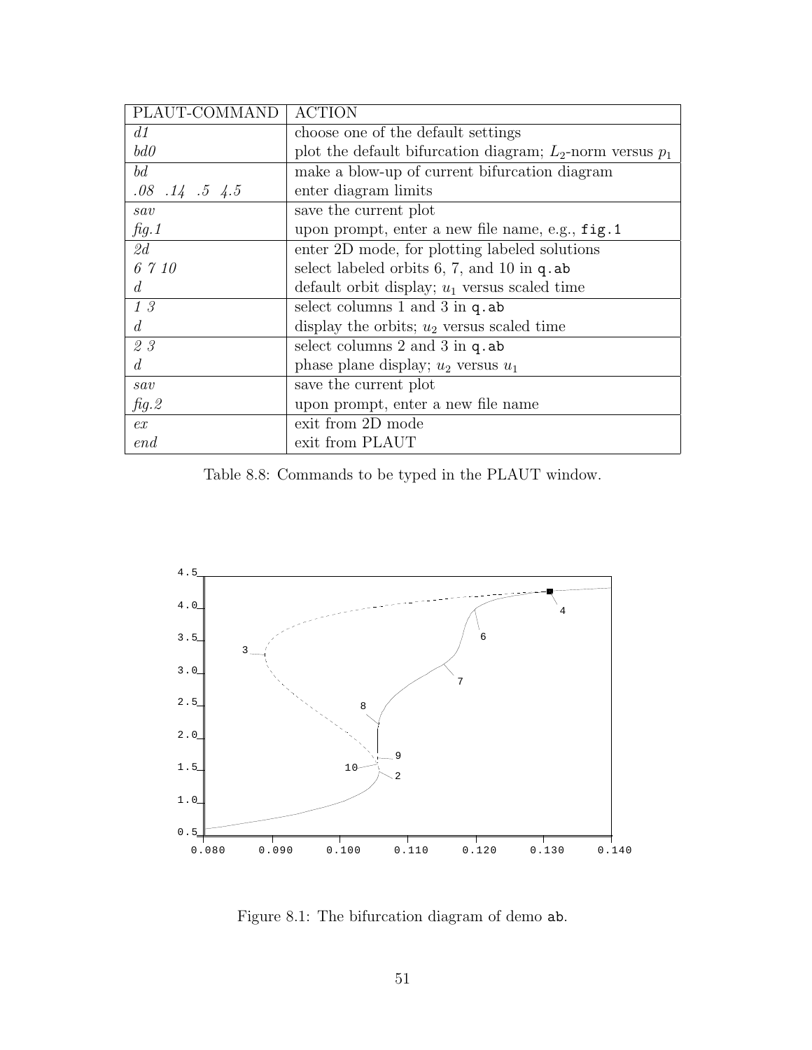| PLAUT-COMMAND | ACTION |
|---|---|
| *d1* | choose one of the default settings |
| *bd0* | plot the default bifurcation diagram; $L_2$-norm versus $p_1$ |
| *bd* | make a blow-up of current bifurcation diagram |
| *.08 .14 .5 4.5* | enter diagram limits |
| *sav* | save the current plot |
| *fig.1* | upon prompt, enter a new file name, e.g., `fig.1` |
| *2d* | enter 2D mode, for plotting labeled solutions |
| *6 7 10* | select labeled orbits 6, 7, and 10 in `q.ab` |
| *d* | default orbit display; $u_1$ versus scaled time |
| *1 3* | select columns 1 and 3 in `q.ab` |
| *d* | display the orbits; $u_2$ versus scaled time |
| *2 3* | select columns 2 and 3 in `q.ab` |
| *d* | phase plane display; $u_2$ versus $u_1$ |
| *sav* | save the current plot |
| *fig.2* | upon prompt, enter a new file name |
| *ex* | exit from 2D mode |
| *end* | exit from PLAUT |

Table 8.8: Commands to be typed in the PLAUT window.

Figure 8.1: The bifurcation diagram of demo `ab`.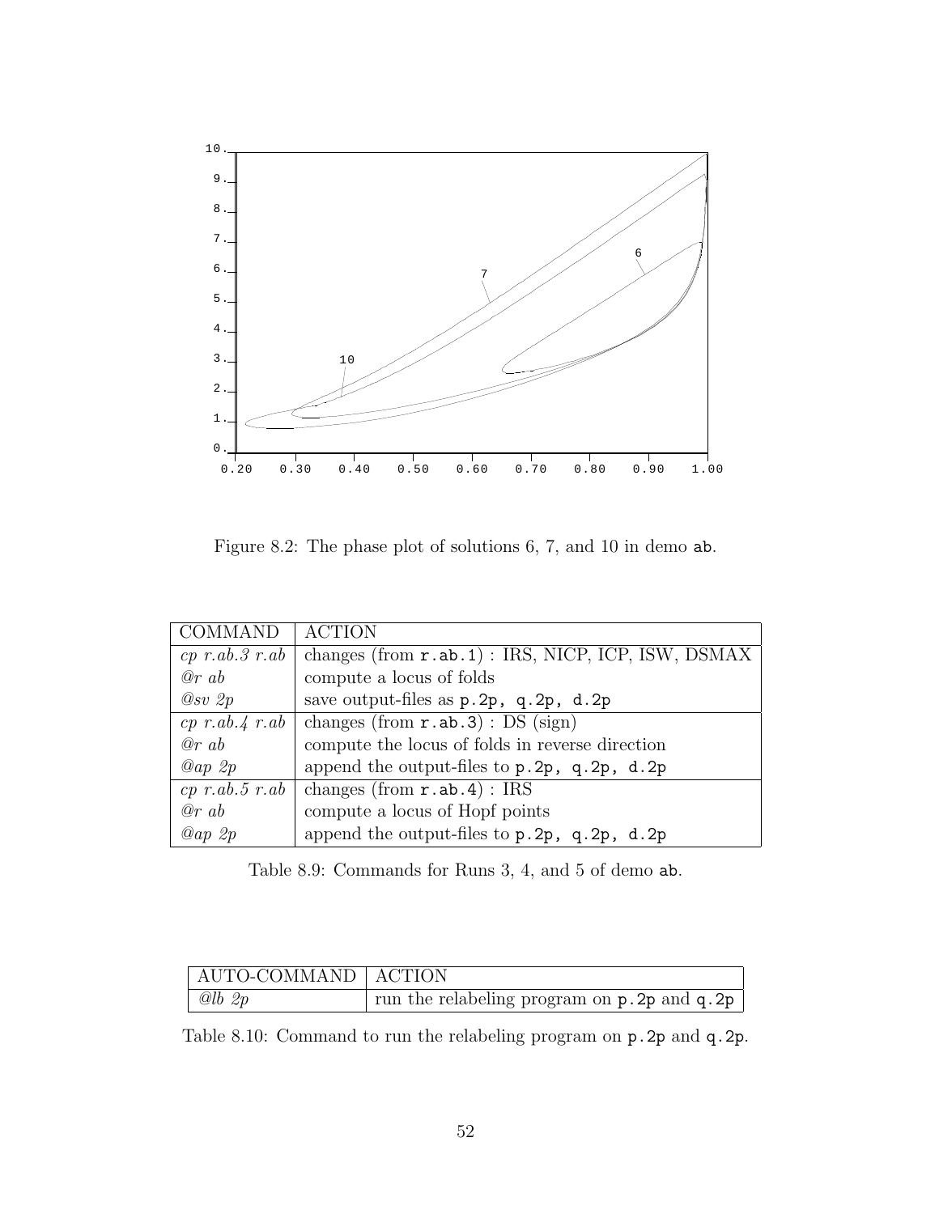Figure 8.2: The phase plot of solutions 6, 7, and 10 in demo ab.

| COMMAND | ACTION |
|---|---|
| *cp r.ab.3 r.ab* | changes (from `r.ab.1`) : IRS, NICP, ICP, ISW, DSMAX |
| *@r ab* | compute a locus of folds |
| *@sv 2p* | save output-files as `p.2p, q.2p, d.2p` |
| *cp r.ab.4 r.ab* | changes (from `r.ab.3`) : DS (sign) |
| *@r ab* | compute the locus of folds in reverse direction |
| *@ap 2p* | append the output-files to `p.2p, q.2p, d.2p` |
| *cp r.ab.5 r.ab* | changes (from `r.ab.4`) : IRS |
| *@r ab* | compute a locus of Hopf points |
| *@ap 2p* | append the output-files to `p.2p, q.2p, d.2p` |

Table 8.9: Commands for Runs 3, 4, and 5 of demo ab.

| AUTO-COMMAND | ACTION |
|---|---|
| *@lb 2p* | run the relabeling program on `p.2p` and `q.2p` |

Table 8.10: Command to run the relabeling program on `p.2p` and `q.2p`.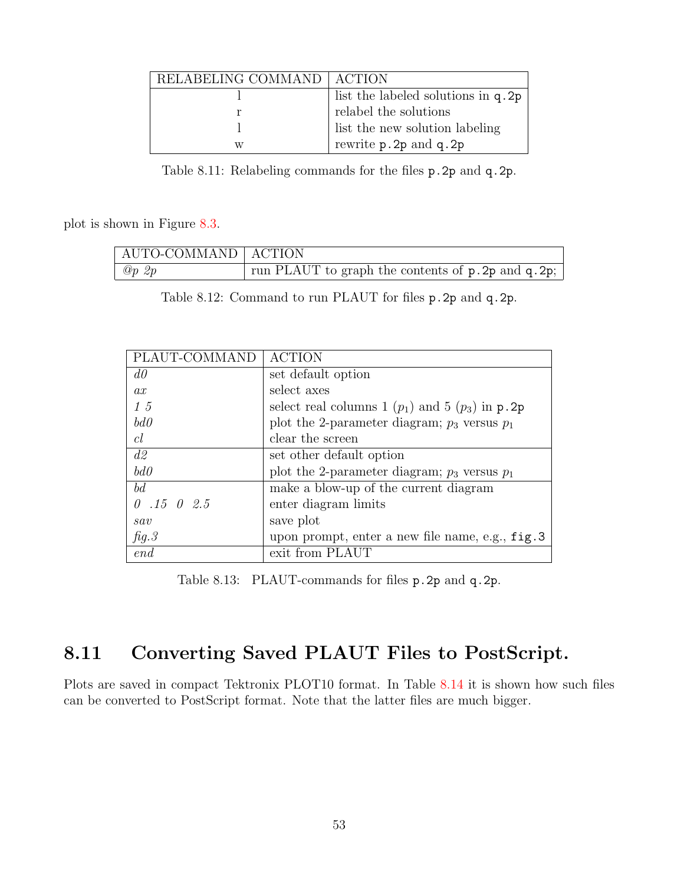| RELABELING COMMAND | ACTION |
| --- | --- |
| l | list the labeled solutions in `q.2p` |
| r | relabel the solutions |
| l | list the new solution labeling |
| w | rewrite `p.2p` and `q.2p` |

Table 8.11: Relabeling commands for the files `p.2p` and `q.2p`.

plot is shown in Figure 8.3.

| AUTO-COMMAND | ACTION |
| --- | --- |
| *@p 2p* | run PLAUT to graph the contents of `p.2p` and `q.2p`; |

Table 8.12: Command to run PLAUT for files `p.2p` and `q.2p`.

| PLAUT-COMMAND | ACTION |
| --- | --- |
| *d0* | set default option |
| *ax* | select axes |
| *1 5* | select real columns 1 ($p_1$) and 5 ($p_3$) in `p.2p` |
| *bd0* | plot the 2-parameter diagram; $p_3$ versus $p_1$ |
| *cl* | clear the screen |
| *d2* | set other default option |
| *bd0* | plot the 2-parameter diagram; $p_3$ versus $p_1$ |
| *bd* | make a blow-up of the current diagram |
| *0 .15 0 2.5* | enter diagram limits |
| *sav* | save plot |
| *fig.3* | upon prompt, enter a new file name, e.g., `fig.3` |
| *end* | exit from PLAUT |

Table 8.13: PLAUT-commands for files `p.2p` and `q.2p`.

## 8.11 Converting Saved PLAUT Files to PostScript.

Plots are saved in compact Tektronix PLOT10 format. In Table 8.14 it is shown how such files can be converted to PostScript format. Note that the latter files are much bigger.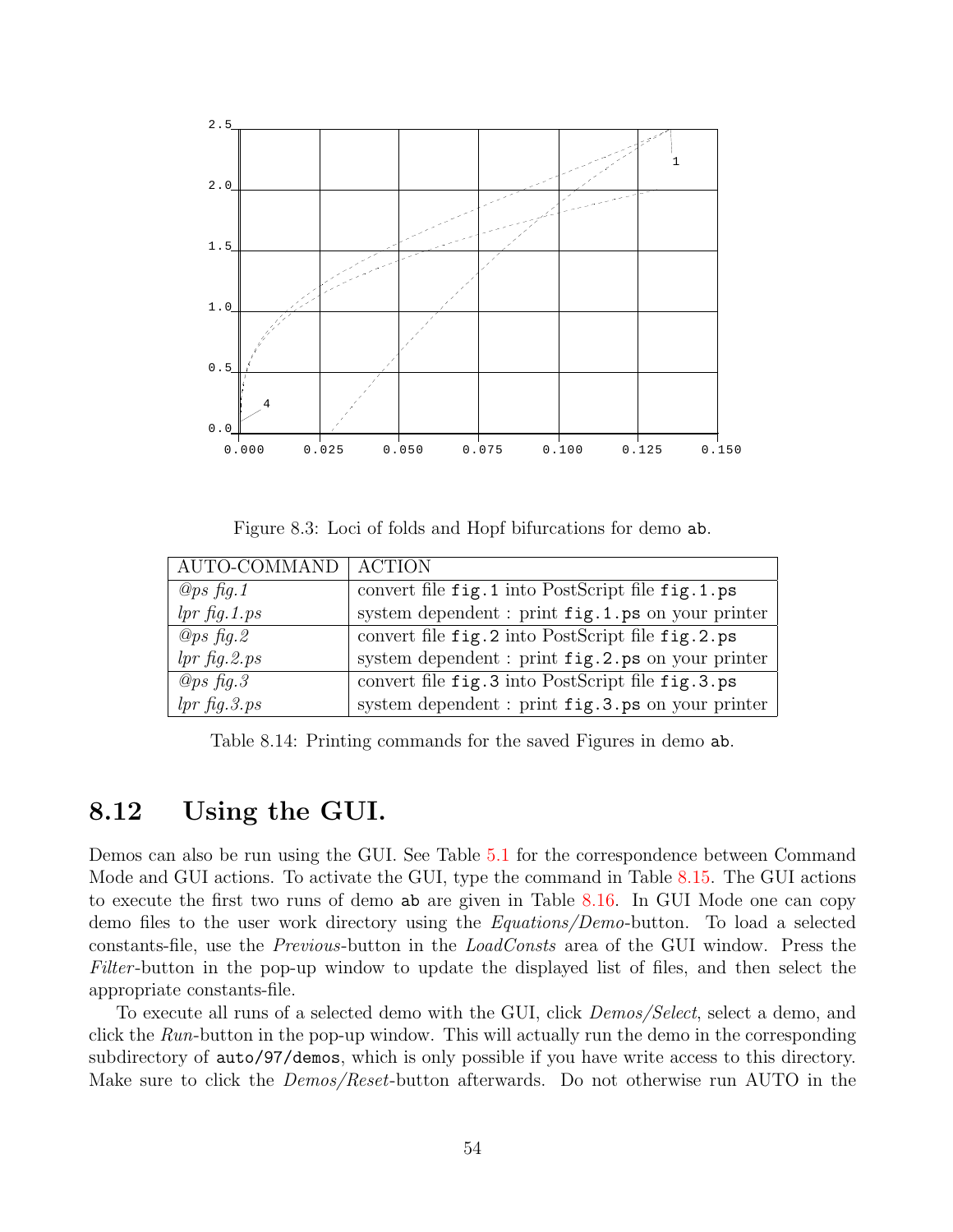Figure 8.3: Loci of folds and Hopf bifurcations for demo ab.

| AUTO-COMMAND | ACTION |
|---|---|
| *@ps fig.1* | convert file `fig.1` into PostScript file `fig.1.ps` |
| *lpr fig.1.ps* | system dependent : print `fig.1.ps` on your printer |
| *@ps fig.2* | convert file `fig.2` into PostScript file `fig.2.ps` |
| *lpr fig.2.ps* | system dependent : print `fig.2.ps` on your printer |
| *@ps fig.3* | convert file `fig.3` into PostScript file `fig.3.ps` |
| *lpr fig.3.ps* | system dependent : print `fig.3.ps` on your printer |

Table 8.14: Printing commands for the saved Figures in demo ab.

## 8.12 Using the GUI.

Demos can also be run using the GUI. See Table 5.1 for the correspondence between Command Mode and GUI actions. To activate the GUI, type the command in Table 8.15. The GUI actions to execute the first two runs of demo `ab` are given in Table 8.16. In GUI Mode one can copy demo files to the user work directory using the *Equations/Demo*-button. To load a selected constants-file, use the *Previous*-button in the *LoadConsts* area of the GUI window. Press the *Filter*-button in the pop-up window to update the displayed list of files, and then select the appropriate constants-file.

To execute all runs of a selected demo with the GUI, click *Demos/Select*, select a demo, and click the *Run*-button in the pop-up window. This will actually run the demo in the corresponding subdirectory of `auto/97/demos`, which is only possible if you have write access to this directory. Make sure to click the *Demos/Reset*-button afterwards. Do not otherwise run AUTO in the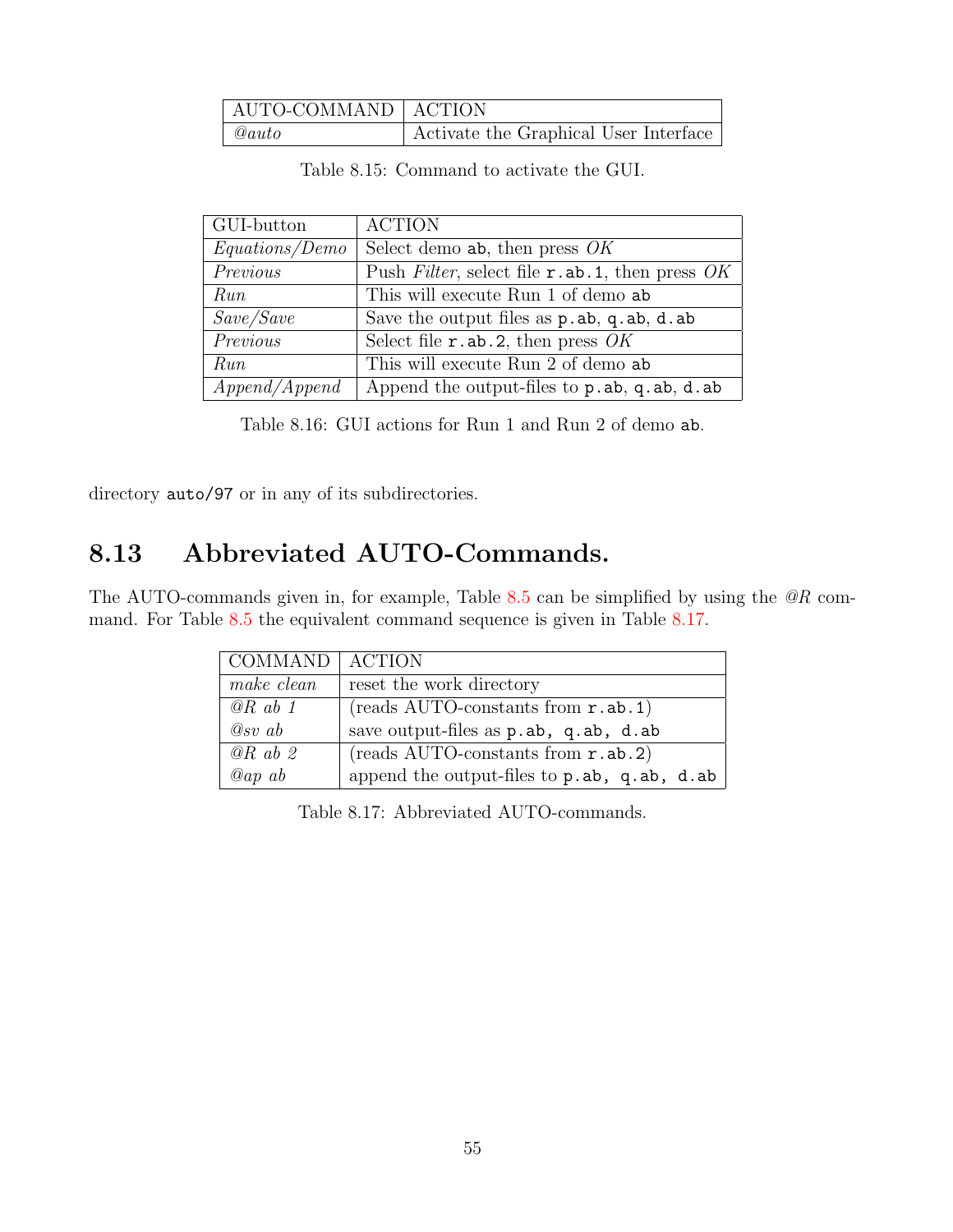| AUTO-COMMAND | ACTION |
| --- | --- |
| *@auto* | Activate the Graphical User Interface |

Table 8.15: Command to activate the GUI.

| GUI-button | ACTION |
| --- | --- |
| *Equations/Demo* | Select demo `ab`, then press *OK* |
| *Previous* | Push *Filter*, select file `r.ab.1`, then press *OK* |
| *Run* | This will execute Run 1 of demo `ab` |
| *Save/Save* | Save the output files as `p.ab`, `q.ab`, `d.ab` |
| *Previous* | Select file `r.ab.2`, then press *OK* |
| *Run* | This will execute Run 2 of demo `ab` |
| *Append/Append* | Append the output-files to `p.ab`, `q.ab`, `d.ab` |

Table 8.16: GUI actions for Run 1 and Run 2 of demo `ab`.

directory `auto/97` or in any of its subdirectories.

## 8.13 Abbreviated AUTO-Commands.

The AUTO-commands given in, for example, Table 8.5 can be simplified by using the *@R* command. For Table 8.5 the equivalent command sequence is given in Table 8.17.

| COMMAND | ACTION |
| --- | --- |
| *make clean* | reset the work directory |
| *@R ab 1* | (reads AUTO-constants from `r.ab.1`) |
| *@sv ab* | save output-files as `p.ab, q.ab, d.ab` |
| *@R ab 2* | (reads AUTO-constants from `r.ab.2`) |
| *@ap ab* | append the output-files to `p.ab, q.ab, d.ab` |

Table 8.17: Abbreviated AUTO-commands.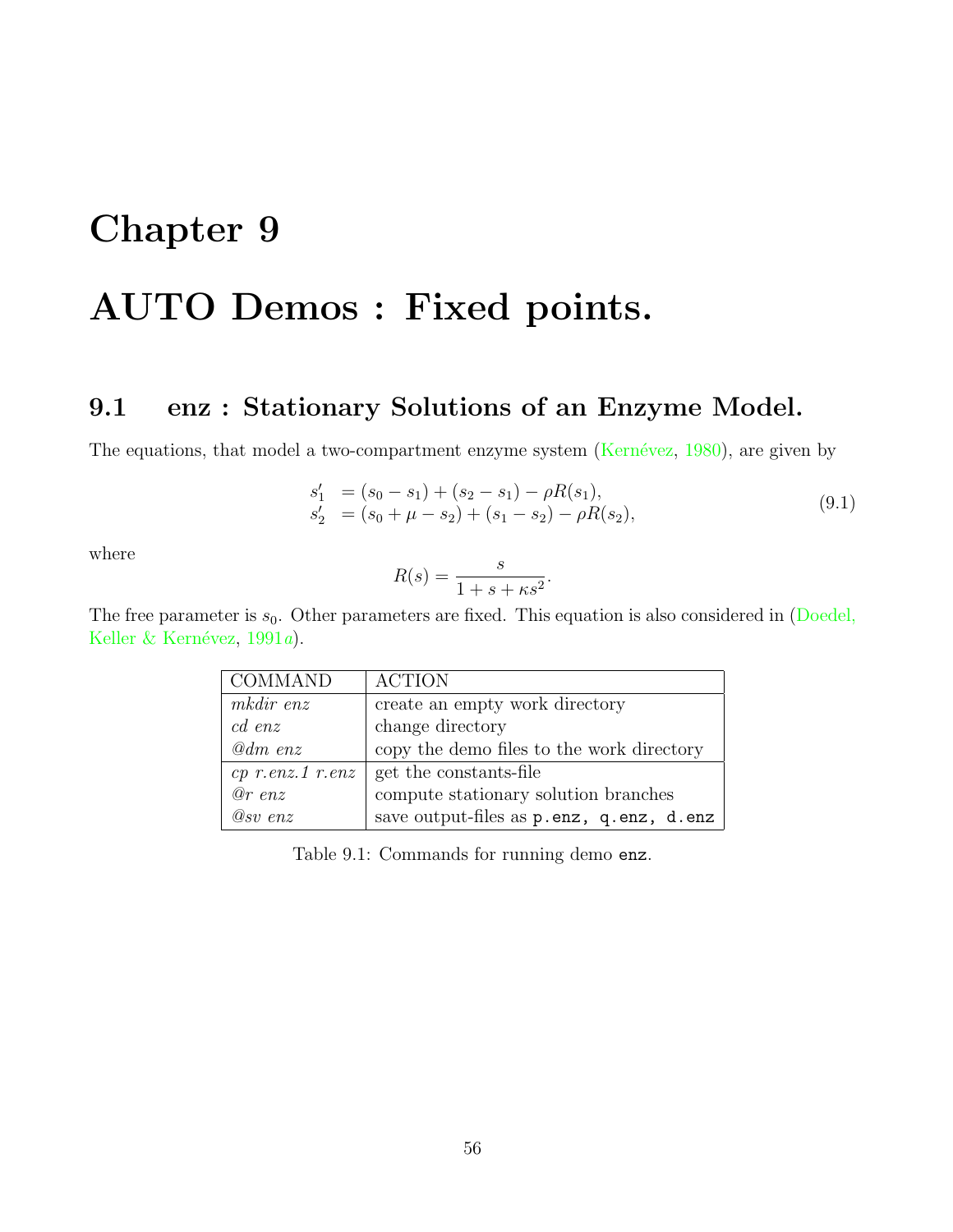# Chapter 9

# AUTO Demos : Fixed points.

## 9.1 enz : Stationary Solutions of an Enzyme Model.

The equations, that model a two-compartment enzyme system (Kernévez, 1980), are given by

$$
\begin{aligned}
s_1' &= (s_0 - s_1) + (s_2 - s_1) - \rho R(s_1), \\
s_2' &= (s_0 + \mu - s_2) + (s_1 - s_2) - \rho R(s_2),
\end{aligned}
\tag{9.1}
$$

where

$$
R(s) = \frac{s}{1 + s + \kappa s^2}.
$$

The free parameter is $s_0$. Other parameters are fixed. This equation is also considered in (Doedel, Keller & Kernévez, 1991*a*).

| COMMAND | ACTION |
|---|---|
| *mkdir enz* | create an empty work directory |
| *cd enz* | change directory |
| *@dm enz* | copy the demo files to the work directory |
| *cp r.enz.1 r.enz* | get the constants-file |
| *@r enz* | compute stationary solution branches |
| *@sv enz* | save output-files as `p.enz, q.enz, d.enz` |

Table 9.1: Commands for running demo `enz`.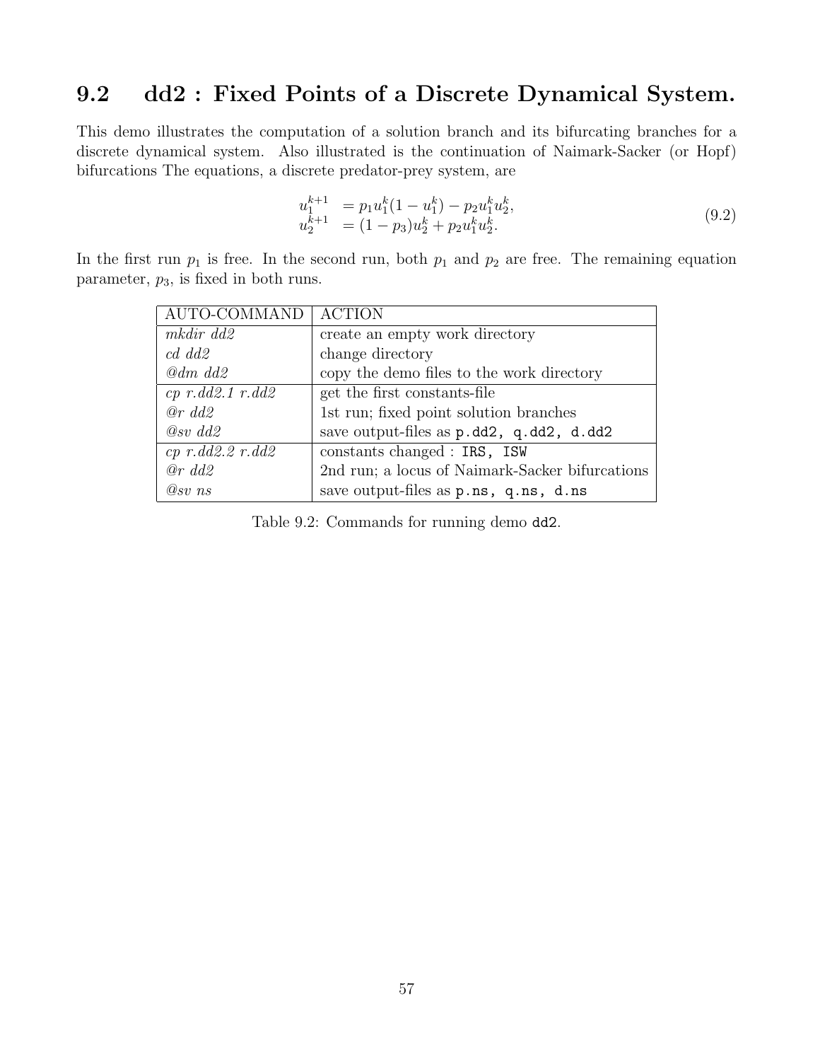## 9.2 dd2 : Fixed Points of a Discrete Dynamical System.

This demo illustrates the computation of a solution branch and its bifurcating branches for a discrete dynamical system. Also illustrated is the continuation of Naimark-Sacker (or Hopf) bifurcations The equations, a discrete predator-prey system, are

$$
\begin{aligned}
u_1^{k+1} &= p_1 u_1^k (1 - u_1^k) - p_2 u_1^k u_2^k, \\
u_2^{k+1} &= (1 - p_3) u_2^k + p_2 u_1^k u_2^k.
\end{aligned}
\tag{9.2}
$$

In the first run $p_1$ is free. In the second run, both $p_1$ and $p_2$ are free. The remaining equation parameter, $p_3$, is fixed in both runs.

| AUTO-COMMAND | ACTION |
|---|---|
| *mkdir dd2* | create an empty work directory |
| *cd dd2* | change directory |
| *@dm dd2* | copy the demo files to the work directory |
| *cp r.dd2.1 r.dd2* | get the first constants-file |
| *@r dd2* | 1st run; fixed point solution branches |
| *@sv dd2* | save output-files as `p.dd2, q.dd2, d.dd2` |
| *cp r.dd2.2 r.dd2* | constants changed : `IRS, ISW` |
| *@r dd2* | 2nd run; a locus of Naimark-Sacker bifurcations |
| *@sv ns* | save output-files as `p.ns, q.ns, d.ns` |

Table 9.2: Commands for running demo `dd2`.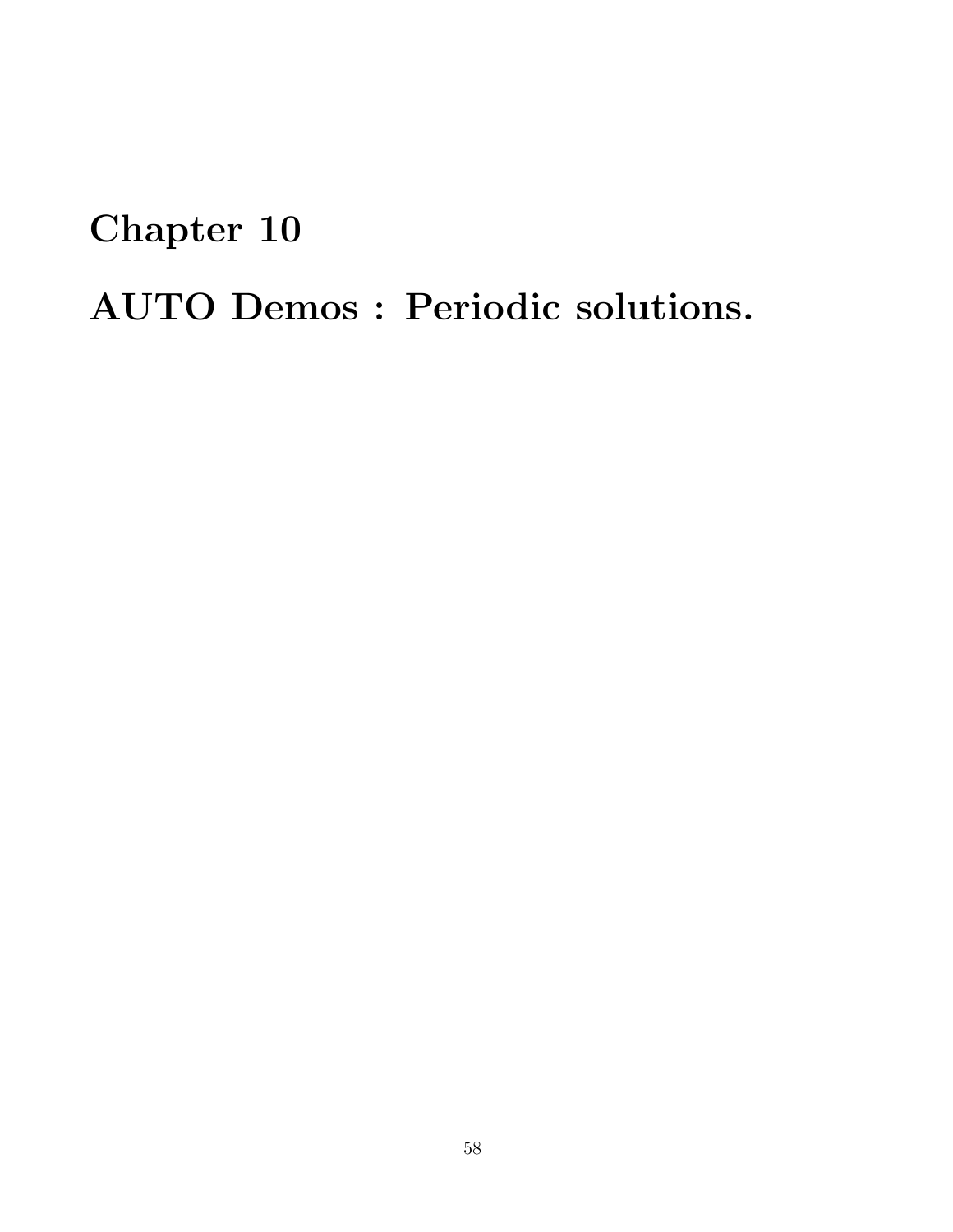# Chapter 10

# AUTO Demos : Periodic solutions.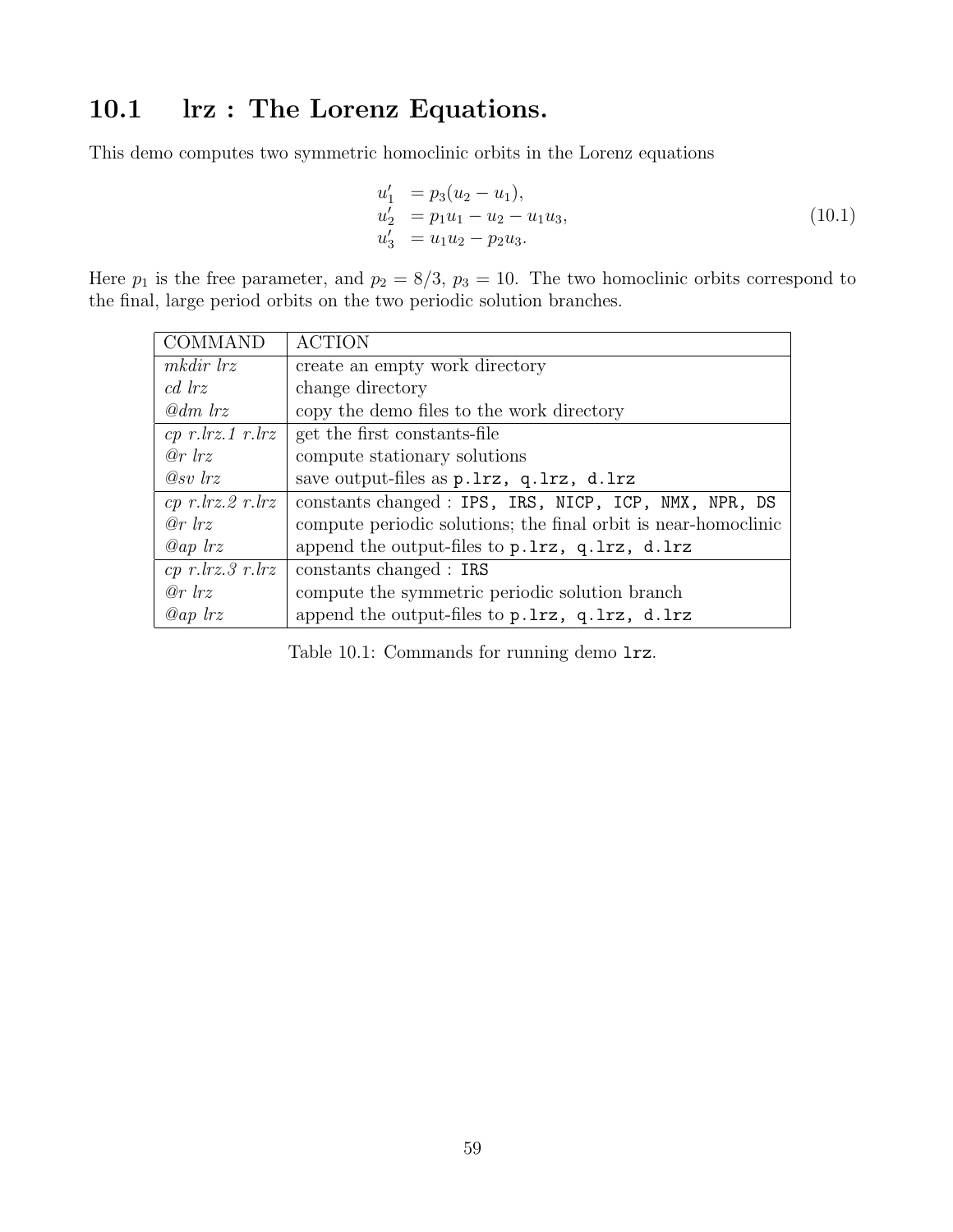## 10.1 lrz : The Lorenz Equations.

This demo computes two symmetric homoclinic orbits in the Lorenz equations

$$
\begin{aligned}
u_1' &= p_3(u_2 - u_1), \\
u_2' &= p_1 u_1 - u_2 - u_1 u_3, \\
u_3' &= u_1 u_2 - p_2 u_3.
\end{aligned}
\tag{10.1}
$$

Here $p_1$ is the free parameter, and $p_2 = 8/3$, $p_3 = 10$. The two homoclinic orbits correspond to the final, large period orbits on the two periodic solution branches.

| COMMAND | ACTION |
|---|---|
| *mkdir lrz* | create an empty work directory |
| *cd lrz* | change directory |
| *@dm lrz* | copy the demo files to the work directory |
| *cp r.lrz.1 r.lrz* | get the first constants-file |
| *@r lrz* | compute stationary solutions |
| *@sv lrz* | save output-files as `p.lrz, q.lrz, d.lrz` |
| *cp r.lrz.2 r.lrz* | constants changed : `IPS, IRS, NICP, ICP, NMX, NPR, DS` |
| *@r lrz* | compute periodic solutions; the final orbit is near-homoclinic |
| *@ap lrz* | append the output-files to `p.lrz, q.lrz, d.lrz` |
| *cp r.lrz.3 r.lrz* | constants changed : `IRS` |
| *@r lrz* | compute the symmetric periodic solution branch |
| *@ap lrz* | append the output-files to `p.lrz, q.lrz, d.lrz` |

Table 10.1: Commands for running demo `lrz`.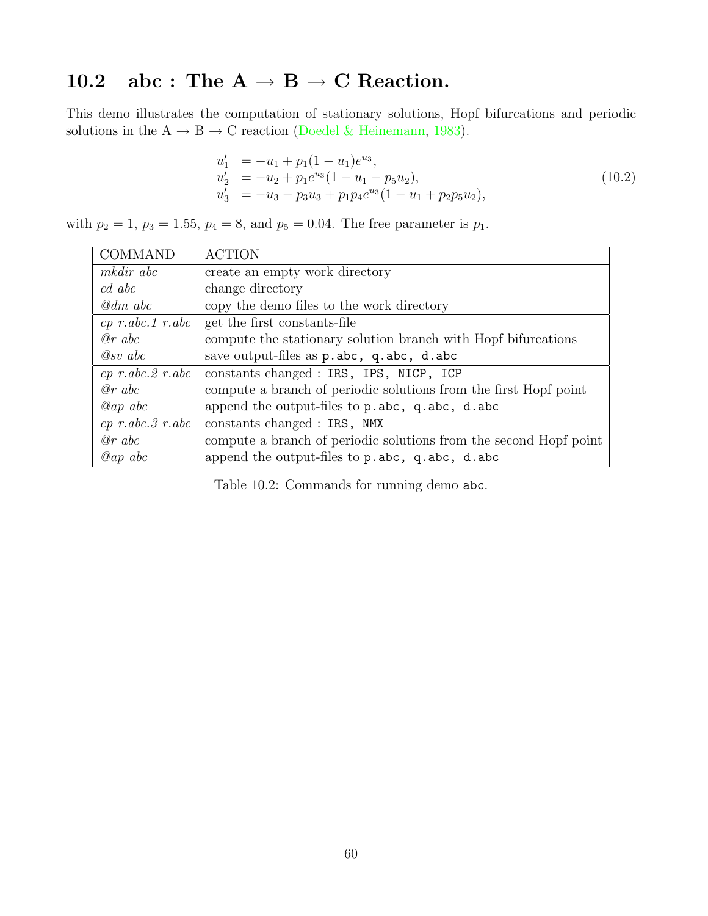## 10.2 abc : The A → B → C Reaction.

This demo illustrates the computation of stationary solutions, Hopf bifurcations and periodic solutions in the A → B → C reaction (Doedel & Heinemann, 1983).

$$
\begin{aligned}
u_1' &= -u_1 + p_1(1-u_1)e^{u_3}, \\
u_2' &= -u_2 + p_1 e^{u_3}(1-u_1-p_5 u_2), \\
u_3' &= -u_3 - p_3 u_3 + p_1 p_4 e^{u_3}(1-u_1+p_2 p_5 u_2),
\end{aligned}
\tag{10.2}
$$

with $p_2 = 1$, $p_3 = 1.55$, $p_4 = 8$, and $p_5 = 0.04$. The free parameter is $p_1$.

| COMMAND | ACTION |
|---|---|
| *mkdir abc* | create an empty work directory |
| *cd abc* | change directory |
| *@dm abc* | copy the demo files to the work directory |
| *cp r.abc.1 r.abc* | get the first constants-file |
| *@r abc* | compute the stationary solution branch with Hopf bifurcations |
| *@sv abc* | save output-files as `p.abc, q.abc, d.abc` |
| *cp r.abc.2 r.abc* | constants changed : `IRS, IPS, NICP, ICP` |
| *@r abc* | compute a branch of periodic solutions from the first Hopf point |
| *@ap abc* | append the output-files to `p.abc, q.abc, d.abc` |
| *cp r.abc.3 r.abc* | constants changed : `IRS, NMX` |
| *@r abc* | compute a branch of periodic solutions from the second Hopf point |
| *@ap abc* | append the output-files to `p.abc, q.abc, d.abc` |

Table 10.2: Commands for running demo `abc`.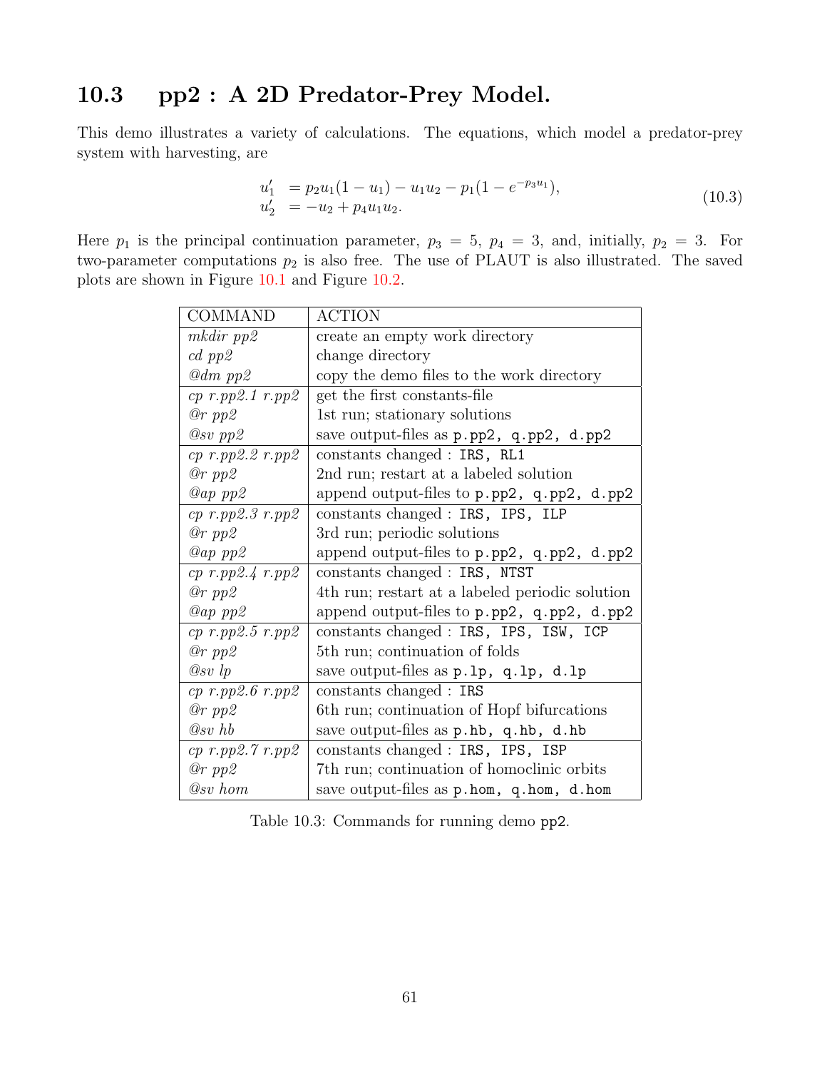## 10.3 pp2 : A 2D Predator-Prey Model.

This demo illustrates a variety of calculations. The equations, which model a predator-prey system with harvesting, are

$$
\begin{aligned}
u_1' &= p_2 u_1(1-u_1) - u_1 u_2 - p_1(1-e^{-p_3 u_1}), \\
u_2' &= -u_2 + p_4 u_1 u_2.
\end{aligned}
\tag{10.3}
$$

Here $p_1$ is the principal continuation parameter, $p_3 = 5$, $p_4 = 3$, and, initially, $p_2 = 3$. For two-parameter computations $p_2$ is also free. The use of PLAUT is also illustrated. The saved plots are shown in Figure 10.1 and Figure 10.2.

| COMMAND | ACTION |
|---|---|
| *mkdir pp2* | create an empty work directory |
| *cd pp2* | change directory |
| *@dm pp2* | copy the demo files to the work directory |
| *cp r.pp2.1 r.pp2* | get the first constants-file |
| *@r pp2* | 1st run; stationary solutions |
| *@sv pp2* | save output-files as `p.pp2, q.pp2, d.pp2` |
| *cp r.pp2.2 r.pp2* | constants changed : `IRS, RL1` |
| *@r pp2* | 2nd run; restart at a labeled solution |
| *@ap pp2* | append output-files to `p.pp2, q.pp2, d.pp2` |
| *cp r.pp2.3 r.pp2* | constants changed : `IRS, IPS, ILP` |
| *@r pp2* | 3rd run; periodic solutions |
| *@ap pp2* | append output-files to `p.pp2, q.pp2, d.pp2` |
| *cp r.pp2.4 r.pp2* | constants changed : `IRS, NTST` |
| *@r pp2* | 4th run; restart at a labeled periodic solution |
| *@ap pp2* | append output-files to `p.pp2, q.pp2, d.pp2` |
| *cp r.pp2.5 r.pp2* | constants changed : `IRS, IPS, ISW, ICP` |
| *@r pp2* | 5th run; continuation of folds |
| *@sv lp* | save output-files as `p.lp, q.lp, d.lp` |
| *cp r.pp2.6 r.pp2* | constants changed : `IRS` |
| *@r pp2* | 6th run; continuation of Hopf bifurcations |
| *@sv hb* | save output-files as `p.hb, q.hb, d.hb` |
| *cp r.pp2.7 r.pp2* | constants changed : `IRS, IPS, ISP` |
| *@r pp2* | 7th run; continuation of homoclinic orbits |
| *@sv hom* | save output-files as `p.hom, q.hom, d.hom` |

Table 10.3: Commands for running demo `pp2`.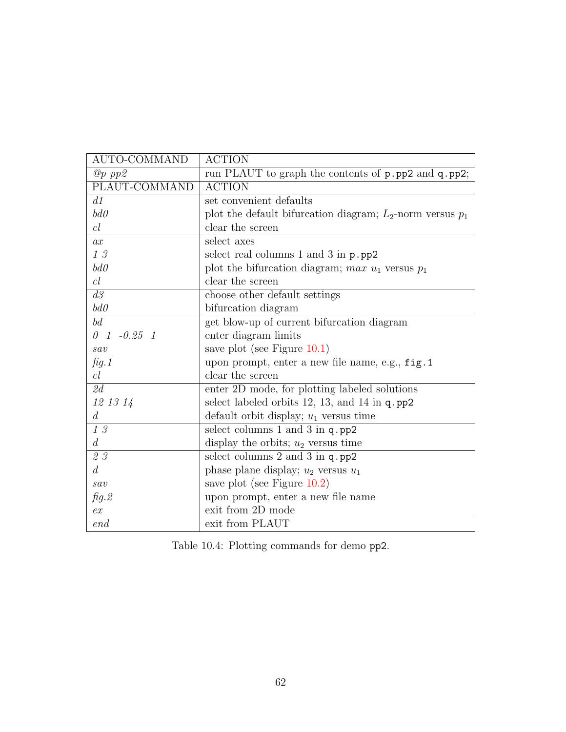| AUTO-COMMAND | ACTION |
| --- | --- |
| *@p pp2* | run PLAUT to graph the contents of `p.pp2` and `q.pp2`; |
| PLAUT-COMMAND | ACTION |
| *d1* | set convenient defaults |
| *bd0* | plot the default bifurcation diagram; $L_2$-norm versus $p_1$ |
| *cl* | clear the screen |
| *ax* | select axes |
| *1 3* | select real columns 1 and 3 in `p.pp2` |
| *bd0* | plot the bifurcation diagram; $max\ u_1$ versus $p_1$ |
| *cl* | clear the screen |
| *d3* | choose other default settings |
| *bd0* | bifurcation diagram |
| *bd* | get blow-up of current bifurcation diagram |
| *0 1 -0.25 1* | enter diagram limits |
| *sav* | save plot (see Figure 10.1) |
| *fig.1* | upon prompt, enter a new file name, e.g., `fig.1` |
| *cl* | clear the screen |
| *2d* | enter 2D mode, for plotting labeled solutions |
| *12 13 14* | select labeled orbits 12, 13, and 14 in `q.pp2` |
| *d* | default orbit display; $u_1$ versus time |
| *1 3* | select columns 1 and 3 in `q.pp2` |
| *d* | display the orbits; $u_2$ versus time |
| *2 3* | select columns 2 and 3 in `q.pp2` |
| *d* | phase plane display; $u_2$ versus $u_1$ |
| *sav* | save plot (see Figure 10.2) |
| *fig.2* | upon prompt, enter a new file name |
| *ex* | exit from 2D mode |
| *end* | exit from PLAUT |

Table 10.4: Plotting commands for demo `pp2`.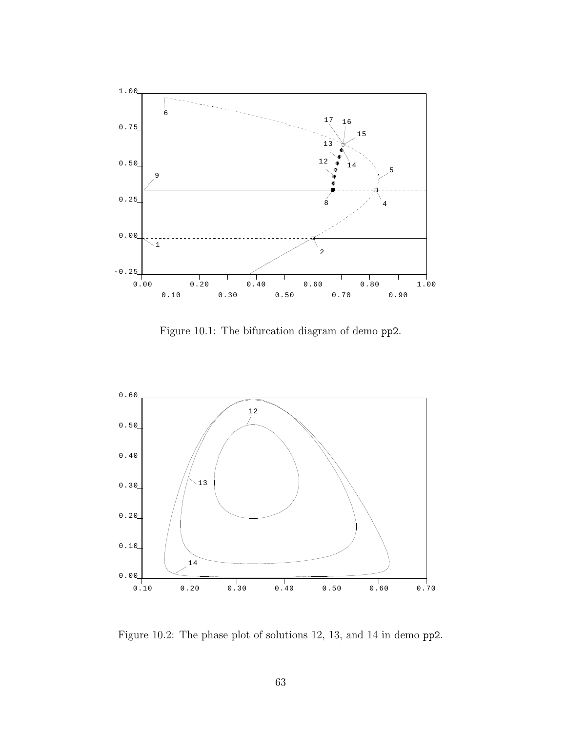Figure 10.1: The bifurcation diagram of demo pp2.

Figure 10.2: The phase plot of solutions 12, 13, and 14 in demo pp2.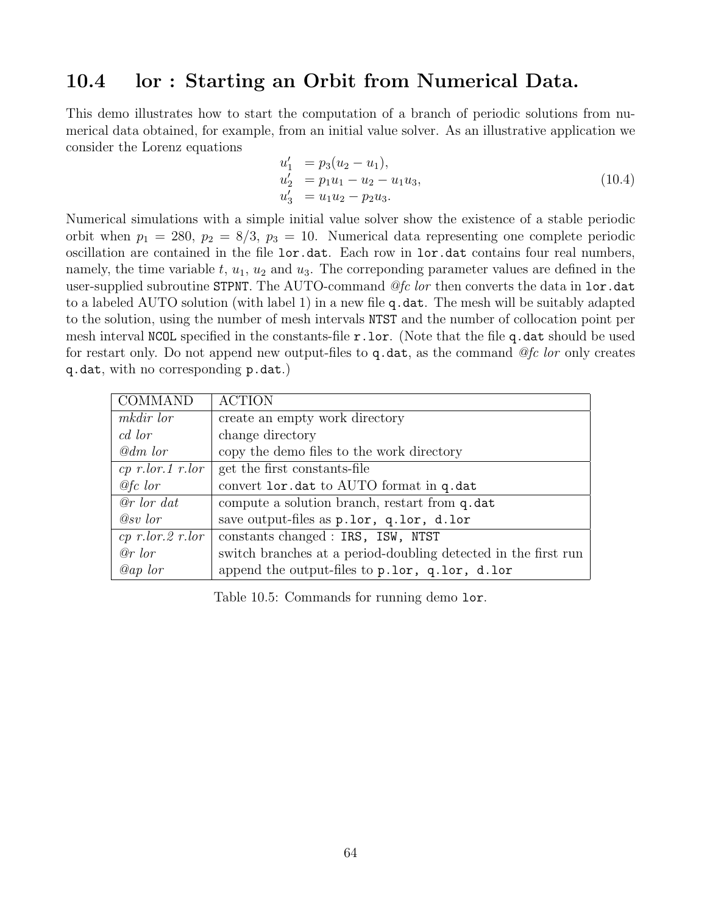## 10.4 lor : Starting an Orbit from Numerical Data.

This demo illustrates how to start the computation of a branch of periodic solutions from numerical data obtained, for example, from an initial value solver. As an illustrative application we consider the Lorenz equations

$$
\begin{aligned}
u_1' &= p_3(u_2 - u_1), \\
u_2' &= p_1 u_1 - u_2 - u_1 u_3, \\
u_3' &= u_1 u_2 - p_2 u_3.
\end{aligned}
\tag{10.4}
$$

Numerical simulations with a simple initial value solver show the existence of a stable periodic orbit when $p_1 = 280$, $p_2 = 8/3$, $p_3 = 10$. Numerical data representing one complete periodic oscillation are contained in the file `lor.dat`. Each row in `lor.dat` contains four real numbers, namely, the time variable $t$, $u_1$, $u_2$ and $u_3$. The correponding parameter values are defined in the user-supplied subroutine `STPNT`. The AUTO-command *@fc lor* then converts the data in `lor.dat` to a labeled AUTO solution (with label 1) in a new file `q.dat`. The mesh will be suitably adapted to the solution, using the number of mesh intervals `NTST` and the number of collocation point per mesh interval `NCOL` specified in the constants-file `r.lor`. (Note that the file `q.dat` should be used for restart only. Do not append new output-files to `q.dat`, as the command *@fc lor* only creates `q.dat`, with no corresponding `p.dat`.)

| COMMAND | ACTION |
|---|---|
| *mkdir lor* | create an empty work directory |
| *cd lor* | change directory |
| *@dm lor* | copy the demo files to the work directory |
| *cp r.lor.1 r.lor* | get the first constants-file |
| *@fc lor* | convert `lor.dat` to AUTO format in `q.dat` |
| *@r lor dat* | compute a solution branch, restart from `q.dat` |
| *@sv lor* | save output-files as `p.lor, q.lor, d.lor` |
| *cp r.lor.2 r.lor* | constants changed : `IRS, ISW, NTST` |
| *@r lor* | switch branches at a period-doubling detected in the first run |
| *@ap lor* | append the output-files to `p.lor, q.lor, d.lor` |

Table 10.5: Commands for running demo `lor`.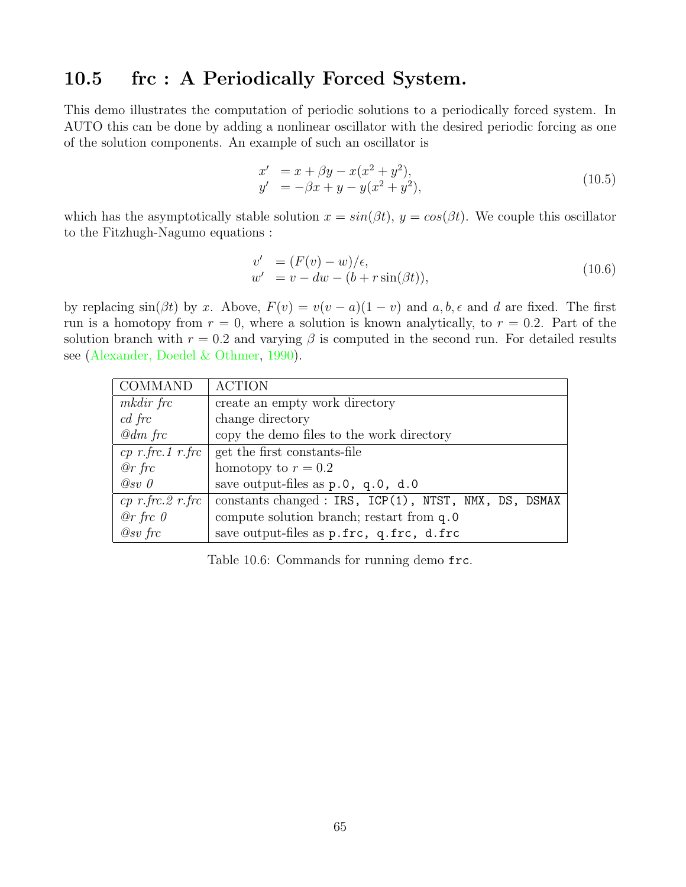## 10.5 frc : A Periodically Forced System.

This demo illustrates the computation of periodic solutions to a periodically forced system. In AUTO this can be done by adding a nonlinear oscillator with the desired periodic forcing as one of the solution components. An example of such an oscillator is

$$
\begin{aligned}
x' &= x + \beta y - x(x^2 + y^2), \\
y' &= -\beta x + y - y(x^2 + y^2),
\end{aligned}
\tag{10.5}
$$

which has the asymptotically stable solution $x = sin(\beta t)$, $y = cos(\beta t)$. We couple this oscillator to the Fitzhugh-Nagumo equations :

$$
\begin{aligned}
v' &= (F(v) - w)/\epsilon, \\
w' &= v - dw - (b + r\sin(\beta t)),
\end{aligned}
\tag{10.6}
$$

by replacing $\sin(\beta t)$ by $x$. Above, $F(v) = v(v - a)(1 - v)$ and $a, b, \epsilon$ and $d$ are fixed. The first run is a homotopy from $r = 0$, where a solution is known analytically, to $r = 0.2$. Part of the solution branch with $r = 0.2$ and varying $\beta$ is computed in the second run. For detailed results see (Alexander, Doedel & Othmer, 1990).

| COMMAND | ACTION |
|---|---|
| *mkdir frc* | create an empty work directory |
| *cd frc* | change directory |
| *@dm frc* | copy the demo files to the work directory |
| *cp r.frc.1 r.frc* | get the first constants-file |
| *@r frc* | homotopy to $r = 0.2$ |
| *@sv 0* | save output-files as `p.0, q.0, d.0` |
| *cp r.frc.2 r.frc* | constants changed : `IRS, ICP(1), NTST, NMX, DS, DSMAX` |
| *@r frc 0* | compute solution branch; restart from `q.0` |
| *@sv frc* | save output-files as `p.frc, q.frc, d.frc` |

Table 10.6: Commands for running demo `frc`.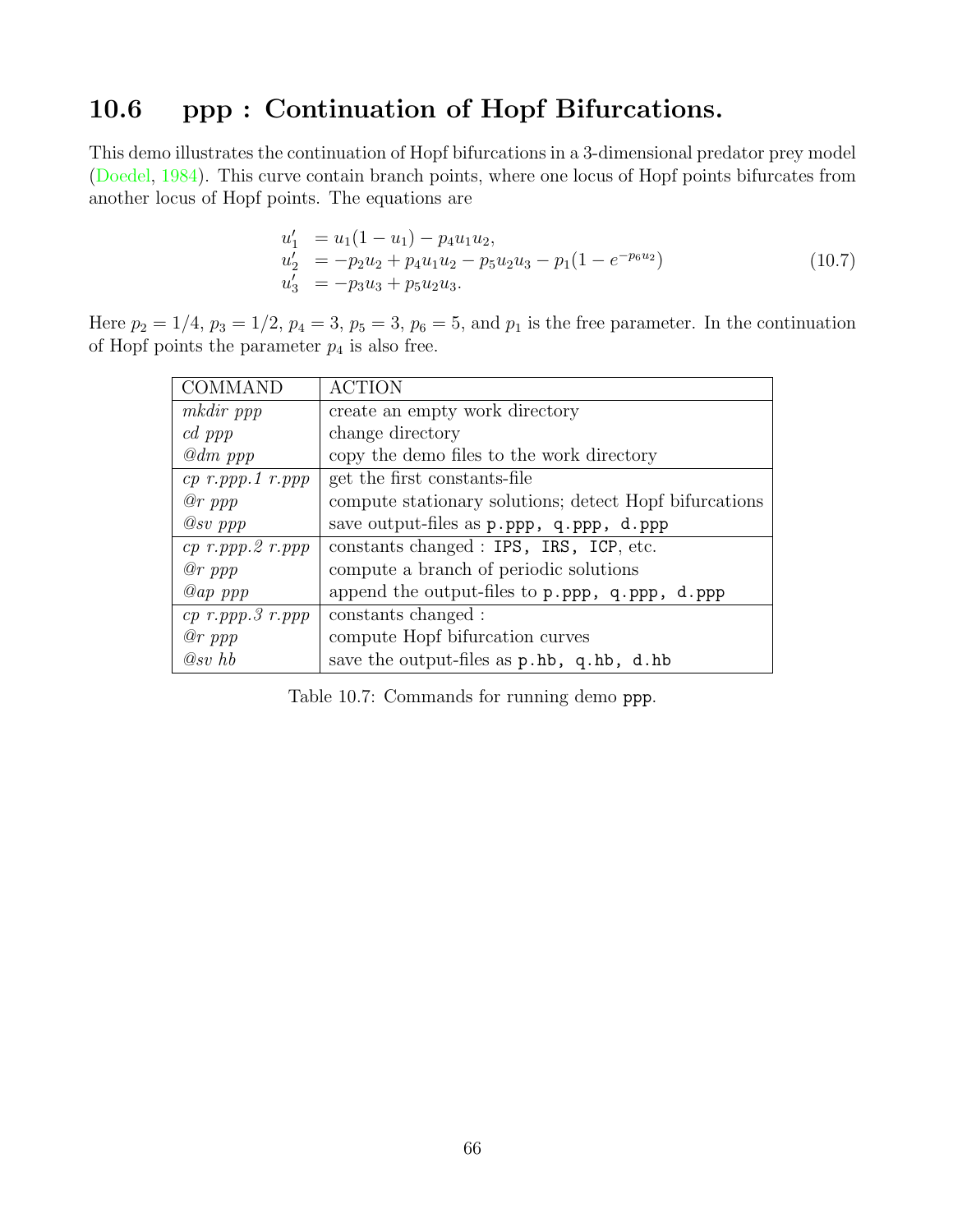## 10.6 ppp : Continuation of Hopf Bifurcations.

This demo illustrates the continuation of Hopf bifurcations in a 3-dimensional predator prey model (Doedel, 1984). This curve contain branch points, where one locus of Hopf points bifurcates from another locus of Hopf points. The equations are

$$
\begin{aligned}
u_1' &= u_1(1-u_1) - p_4 u_1 u_2, \\
u_2' &= -p_2 u_2 + p_4 u_1 u_2 - p_5 u_2 u_3 - p_1(1 - e^{-p_6 u_2}) \\
u_3' &= -p_3 u_3 + p_5 u_2 u_3.
\end{aligned}
\tag{10.7}
$$

Here $p_2 = 1/4$, $p_3 = 1/2$, $p_4 = 3$, $p_5 = 3$, $p_6 = 5$, and $p_1$ is the free parameter. In the continuation of Hopf points the parameter $p_4$ is also free.

| COMMAND | ACTION |
|---|---|
| *mkdir ppp* | create an empty work directory |
| *cd ppp* | change directory |
| *@dm ppp* | copy the demo files to the work directory |
| *cp r.ppp.1 r.ppp* | get the first constants-file |
| *@r ppp* | compute stationary solutions; detect Hopf bifurcations |
| *@sv ppp* | save output-files as `p.ppp, q.ppp, d.ppp` |
| *cp r.ppp.2 r.ppp* | constants changed : `IPS, IRS, ICP`, etc. |
| *@r ppp* | compute a branch of periodic solutions |
| *@ap ppp* | append the output-files to `p.ppp, q.ppp, d.ppp` |
| *cp r.ppp.3 r.ppp* | constants changed : |
| *@r ppp* | compute Hopf bifurcation curves |
| *@sv hb* | save the output-files as `p.hb, q.hb, d.hb` |

Table 10.7: Commands for running demo `ppp`.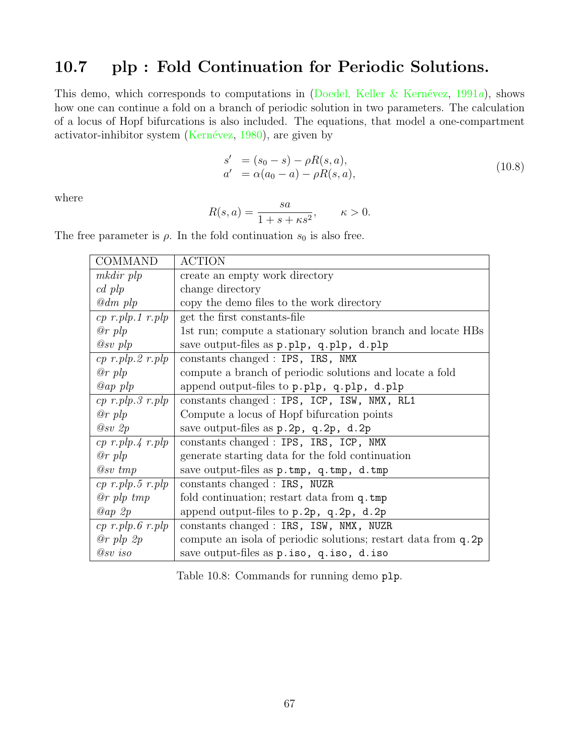## 10.7 plp : Fold Continuation for Periodic Solutions.

This demo, which corresponds to computations in (Doedel, Keller & Kernévez, 1991*a*), shows how one can continue a fold on a branch of periodic solution in two parameters. The calculation of a locus of Hopf bifurcations is also included. The equations, that model a one-compartment activator-inhibitor system (Kernévez, 1980), are given by

$$
\begin{aligned}
s' &= (s_0 - s) - \rho R(s,a), \\
a' &= \alpha(a_0 - a) - \rho R(s,a),
\end{aligned}
\tag{10.8}
$$

where

$$
R(s,a) = \frac{sa}{1 + s + \kappa s^2}, \qquad \kappa > 0.
$$

The free parameter is $\rho$. In the fold continuation $s_0$ is also free.

| COMMAND | ACTION |
|---|---|
| *mkdir plp* | create an empty work directory |
| *cd plp* | change directory |
| *@dm plp* | copy the demo files to the work directory |
| *cp r.plp.1 r.plp* | get the first constants-file |
| *@r plp* | 1st run; compute a stationary solution branch and locate HBs |
| *@sv plp* | save output-files as `p.plp, q.plp, d.plp` |
| *cp r.plp.2 r.plp* | constants changed : `IPS, IRS, NMX` |
| *@r plp* | compute a branch of periodic solutions and locate a fold |
| *@ap plp* | append output-files to `p.plp, q.plp, d.plp` |
| *cp r.plp.3 r.plp* | constants changed : `IPS, ICP, ISW, NMX, RL1` |
| *@r plp* | Compute a locus of Hopf bifurcation points |
| *@sv 2p* | save output-files as `p.2p, q.2p, d.2p` |
| *cp r.plp.4 r.plp* | constants changed : `IPS, IRS, ICP, NMX` |
| *@r plp* | generate starting data for the fold continuation |
| *@sv tmp* | save output-files as `p.tmp, q.tmp, d.tmp` |
| *cp r.plp.5 r.plp* | constants changed : `IRS, NUZR` |
| *@r plp tmp* | fold continuation; restart data from `q.tmp` |
| *@ap 2p* | append output-files to `p.2p, q.2p, d.2p` |
| *cp r.plp.6 r.plp* | constants changed : `IRS, ISW, NMX, NUZR` |
| *@r plp 2p* | compute an isola of periodic solutions; restart data from `q.2p` |
| *@sv iso* | save output-files as `p.iso, q.iso, d.iso` |

Table 10.8: Commands for running demo `plp`.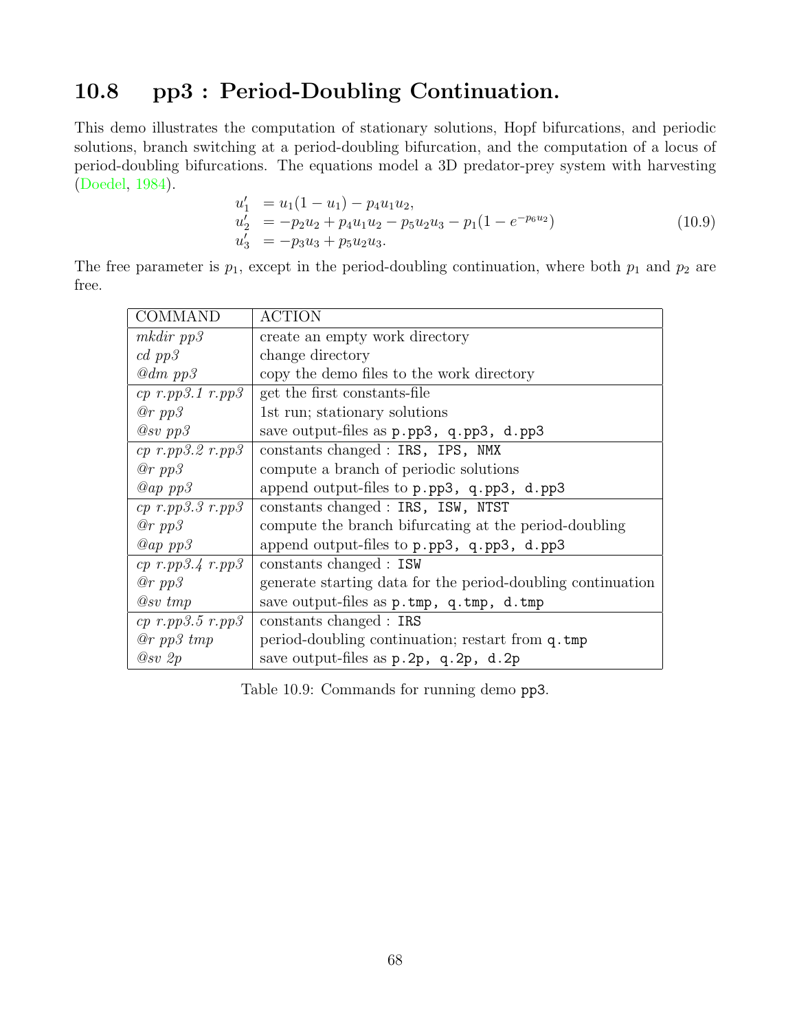## 10.8 pp3 : Period-Doubling Continuation.

This demo illustrates the computation of stationary solutions, Hopf bifurcations, and periodic solutions, branch switching at a period-doubling bifurcation, and the computation of a locus of period-doubling bifurcations. The equations model a 3D predator-prey system with harvesting (Doedel, 1984).

$$\begin{aligned} u_1' &= u_1(1-u_1) - p_4 u_1 u_2, \\ u_2' &= -p_2 u_2 + p_4 u_1 u_2 - p_5 u_2 u_3 - p_1(1 - e^{-p_6 u_2}) \\ u_3' &= -p_3 u_3 + p_5 u_2 u_3. \end{aligned} \tag{10.9}$$

The free parameter is $p_1$, except in the period-doubling continuation, where both $p_1$ and $p_2$ are free.

| COMMAND | ACTION |
|---|---|
| *mkdir pp3* | create an empty work directory |
| *cd pp3* | change directory |
| *@dm pp3* | copy the demo files to the work directory |
| *cp r.pp3.1 r.pp3* | get the first constants-file |
| *@r pp3* | 1st run; stationary solutions |
| *@sv pp3* | save output-files as `p.pp3, q.pp3, d.pp3` |
| *cp r.pp3.2 r.pp3* | constants changed : `IRS, IPS, NMX` |
| *@r pp3* | compute a branch of periodic solutions |
| *@ap pp3* | append output-files to `p.pp3, q.pp3, d.pp3` |
| *cp r.pp3.3 r.pp3* | constants changed : `IRS, ISW, NTST` |
| *@r pp3* | compute the branch bifurcating at the period-doubling |
| *@ap pp3* | append output-files to `p.pp3, q.pp3, d.pp3` |
| *cp r.pp3.4 r.pp3* | constants changed : `ISW` |
| *@r pp3* | generate starting data for the period-doubling continuation |
| *@sv tmp* | save output-files as `p.tmp, q.tmp, d.tmp` |
| *cp r.pp3.5 r.pp3* | constants changed : `IRS` |
| *@r pp3 tmp* | period-doubling continuation; restart from `q.tmp` |
| *@sv 2p* | save output-files as `p.2p, q.2p, d.2p` |

Table 10.9: Commands for running demo pp3.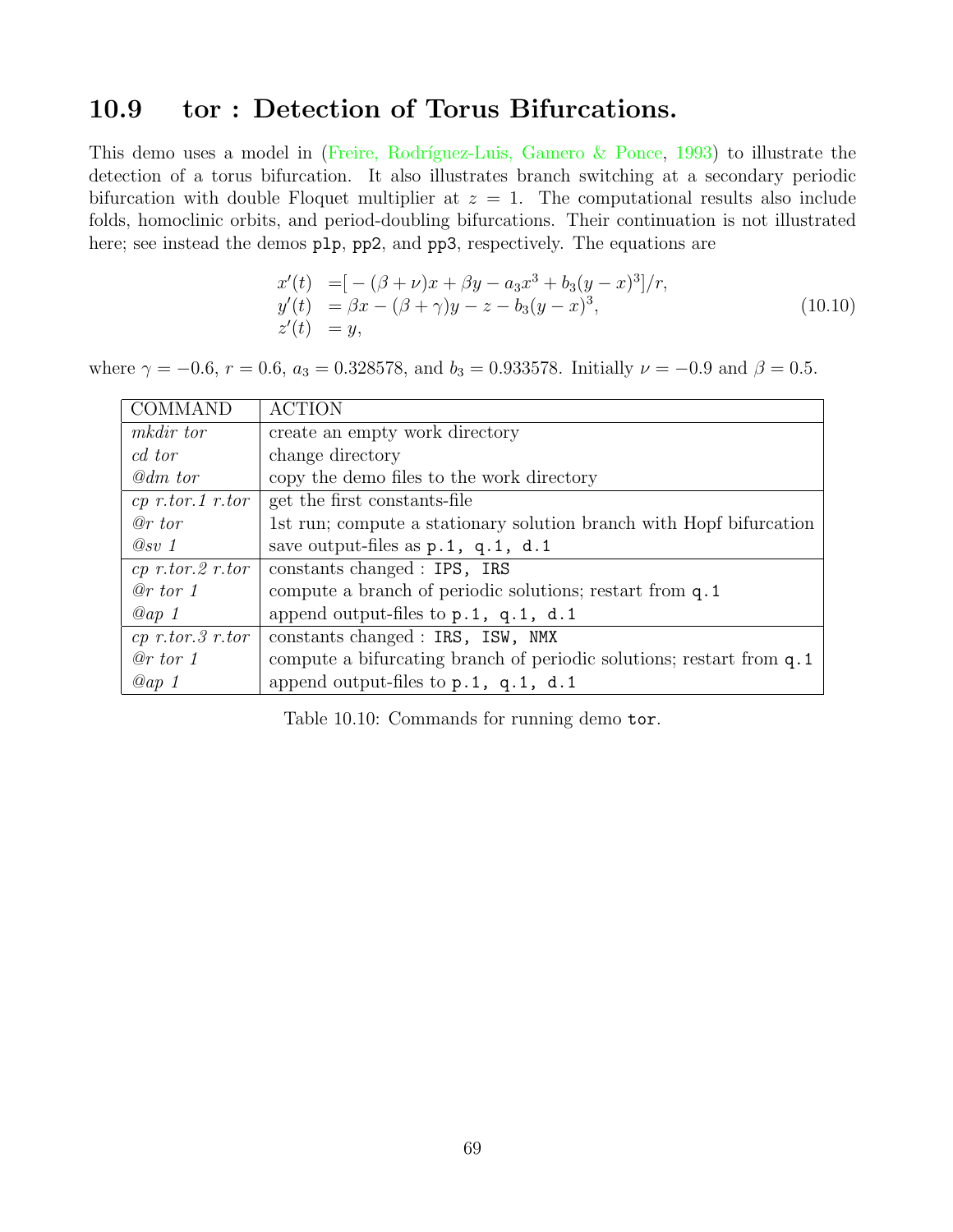## 10.9 tor : Detection of Torus Bifurcations.

This demo uses a model in (Freire, Rodríguez-Luis, Gamero & Ponce, 1993) to illustrate the detection of a torus bifurcation. It also illustrates branch switching at a secondary periodic bifurcation with double Floquet multiplier at $z = 1$. The computational results also include folds, homoclinic orbits, and period-doubling bifurcations. Their continuation is not illustrated here; see instead the demos `plp`, `pp2`, and `pp3`, respectively. The equations are

$$
\begin{aligned}
x'(t) &= [-(\beta+\nu)x + \beta y - a_3 x^3 + b_3 (y-x)^3]/r, \\
y'(t) &= \beta x - (\beta+\gamma)y - z - b_3 (y-x)^3, \\
z'(t) &= y,
\end{aligned}
\tag{10.10}
$$

where $\gamma = -0.6$, $r = 0.6$, $a_3 = 0.328578$, and $b_3 = 0.933578$. Initially $\nu = -0.9$ and $\beta = 0.5$.

| COMMAND | ACTION |
|---|---|
| *mkdir tor* | create an empty work directory |
| *cd tor* | change directory |
| *@dm tor* | copy the demo files to the work directory |
| *cp r.tor.1 r.tor* | get the first constants-file |
| *@r tor* | 1st run; compute a stationary solution branch with Hopf bifurcation |
| *@sv 1* | save output-files as `p.1, q.1, d.1` |
| *cp r.tor.2 r.tor* | constants changed : `IPS, IRS` |
| *@r tor 1* | compute a branch of periodic solutions; restart from `q.1` |
| *@ap 1* | append output-files to `p.1, q.1, d.1` |
| *cp r.tor.3 r.tor* | constants changed : `IRS, ISW, NMX` |
| *@r tor 1* | compute a bifurcating branch of periodic solutions; restart from `q.1` |
| *@ap 1* | append output-files to `p.1, q.1, d.1` |

Table 10.10: Commands for running demo `tor`.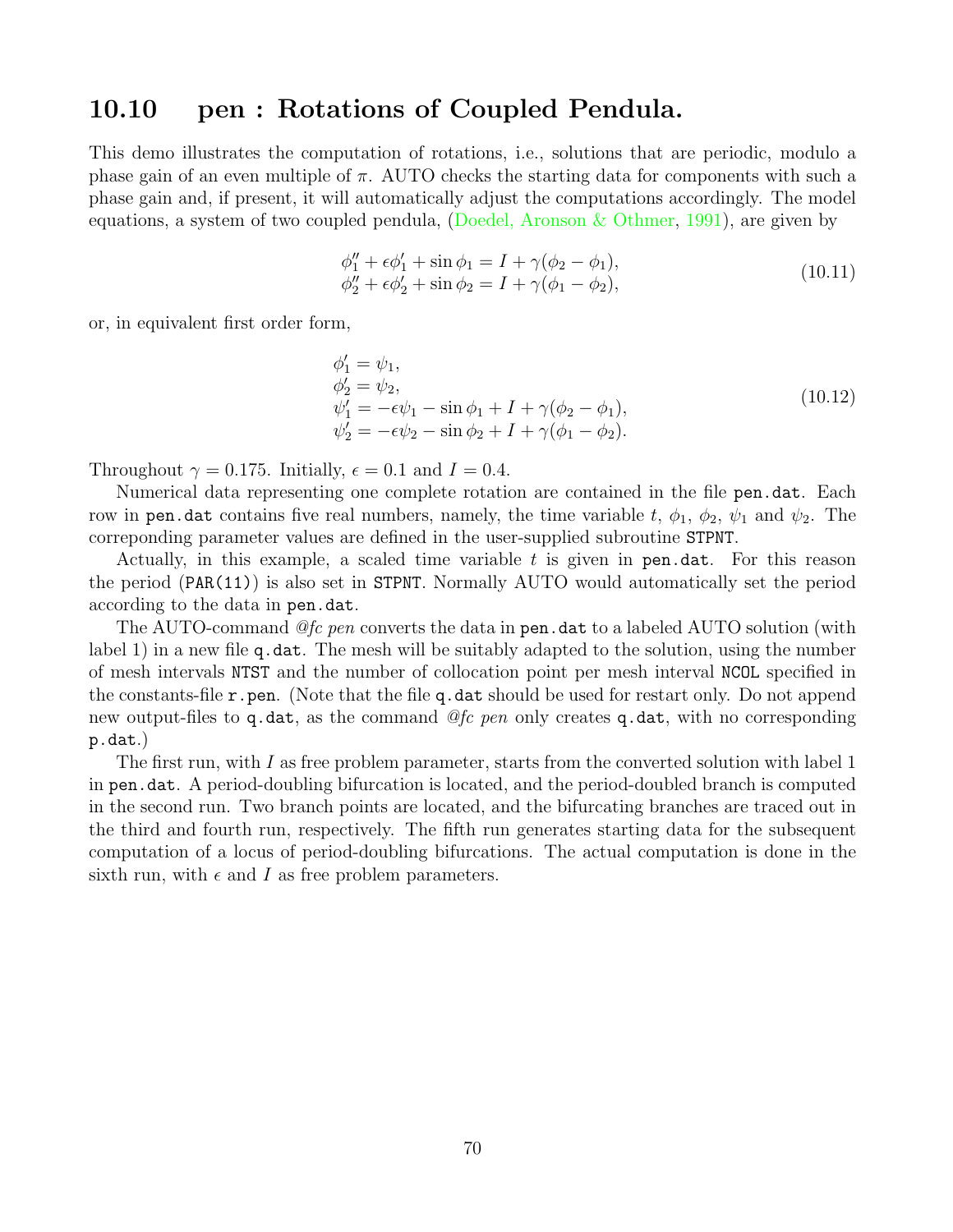## 10.10 pen : Rotations of Coupled Pendula.

This demo illustrates the computation of rotations, i.e., solutions that are periodic, modulo a phase gain of an even multiple of $\pi$. AUTO checks the starting data for components with such a phase gain and, if present, it will automatically adjust the computations accordingly. The model equations, a system of two coupled pendula, (Doedel, Aronson & Othmer, 1991), are given by

$$
\begin{aligned}
\phi_1'' + \epsilon\phi_1' + \sin\phi_1 &= I + \gamma(\phi_2 - \phi_1), \\
\phi_2'' + \epsilon\phi_2' + \sin\phi_2 &= I + \gamma(\phi_1 - \phi_2),
\end{aligned}
\tag{10.11}
$$

or, in equivalent first order form,

$$
\begin{aligned}
\phi_1' &= \psi_1, \\
\phi_2' &= \psi_2, \\
\psi_1' &= -\epsilon\psi_1 - \sin\phi_1 + I + \gamma(\phi_2 - \phi_1), \\
\psi_2' &= -\epsilon\psi_2 - \sin\phi_2 + I + \gamma(\phi_1 - \phi_2).
\end{aligned}
\tag{10.12}
$$

Throughout $\gamma = 0.175$. Initially, $\epsilon = 0.1$ and $I = 0.4$.

Numerical data representing one complete rotation are contained in the file `pen.dat`. Each row in `pen.dat` contains five real numbers, namely, the time variable $t$, $\phi_1$, $\phi_2$, $\psi_1$ and $\psi_2$. The correponding parameter values are defined in the user-supplied subroutine `STPNT`.

Actually, in this example, a scaled time variable $t$ is given in `pen.dat`. For this reason the period (`PAR(11)`) is also set in `STPNT`. Normally AUTO would automatically set the period according to the data in `pen.dat`.

The AUTO-command *@fc pen* converts the data in `pen.dat` to a labeled AUTO solution (with label 1) in a new file `q.dat`. The mesh will be suitably adapted to the solution, using the number of mesh intervals `NTST` and the number of collocation point per mesh interval `NCOL` specified in the constants-file `r.pen`. (Note that the file `q.dat` should be used for restart only. Do not append new output-files to `q.dat`, as the command *@fc pen* only creates `q.dat`, with no corresponding `p.dat`.)

The first run, with $I$ as free problem parameter, starts from the converted solution with label 1 in `pen.dat`. A period-doubling bifurcation is located, and the period-doubled branch is computed in the second run. Two branch points are located, and the bifurcating branches are traced out in the third and fourth run, respectively. The fifth run generates starting data for the subsequent computation of a locus of period-doubling bifurcations. The actual computation is done in the sixth run, with $\epsilon$ and $I$ as free problem parameters.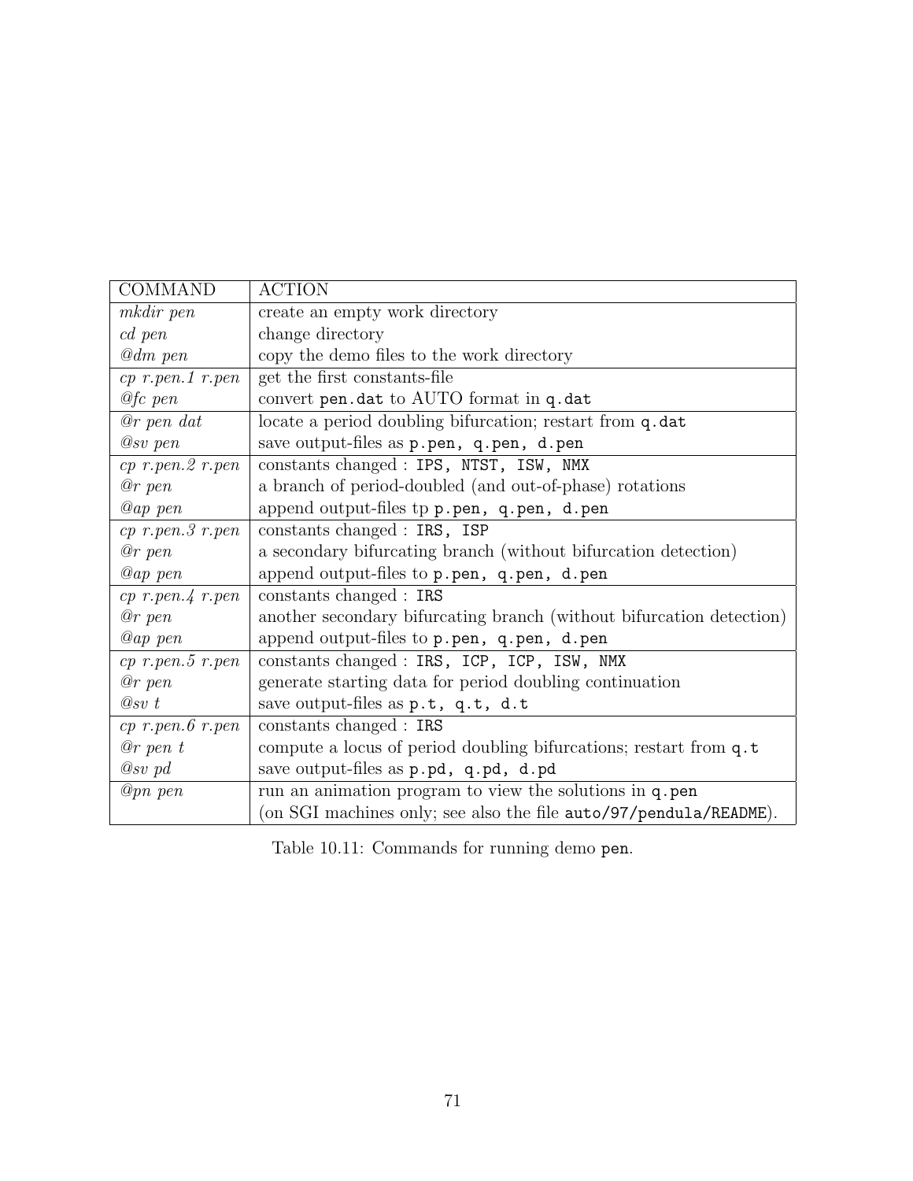| COMMAND | ACTION |
|---|---|
| *mkdir pen* | create an empty work directory |
| *cd pen* | change directory |
| *@dm pen* | copy the demo files to the work directory |
| *cp r.pen.1 r.pen* | get the first constants-file |
| *@fc pen* | convert `pen.dat` to AUTO format in `q.dat` |
| *@r pen dat* | locate a period doubling bifurcation; restart from `q.dat` |
| *@sv pen* | save output-files as `p.pen, q.pen, d.pen` |
| *cp r.pen.2 r.pen* | constants changed : `IPS, NTST, ISW, NMX` |
| *@r pen* | a branch of period-doubled (and out-of-phase) rotations |
| *@ap pen* | append output-files tp `p.pen, q.pen, d.pen` |
| *cp r.pen.3 r.pen* | constants changed : `IRS, ISP` |
| *@r pen* | a secondary bifurcating branch (without bifurcation detection) |
| *@ap pen* | append output-files to `p.pen, q.pen, d.pen` |
| *cp r.pen.4 r.pen* | constants changed : `IRS` |
| *@r pen* | another secondary bifurcating branch (without bifurcation detection) |
| *@ap pen* | append output-files to `p.pen, q.pen, d.pen` |
| *cp r.pen.5 r.pen* | constants changed : `IRS, ICP, ICP, ISW, NMX` |
| *@r pen* | generate starting data for period doubling continuation |
| *@sv t* | save output-files as `p.t, q.t, d.t` |
| *cp r.pen.6 r.pen* | constants changed : `IRS` |
| *@r pen t* | compute a locus of period doubling bifurcations; restart from `q.t` |
| *@sv pd* | save output-files as `p.pd, q.pd, d.pd` |
| *@pn pen* | run an animation program to view the solutions in `q.pen` (on SGI machines only; see also the file `auto/97/pendula/README`). |

Table 10.11: Commands for running demo `pen`.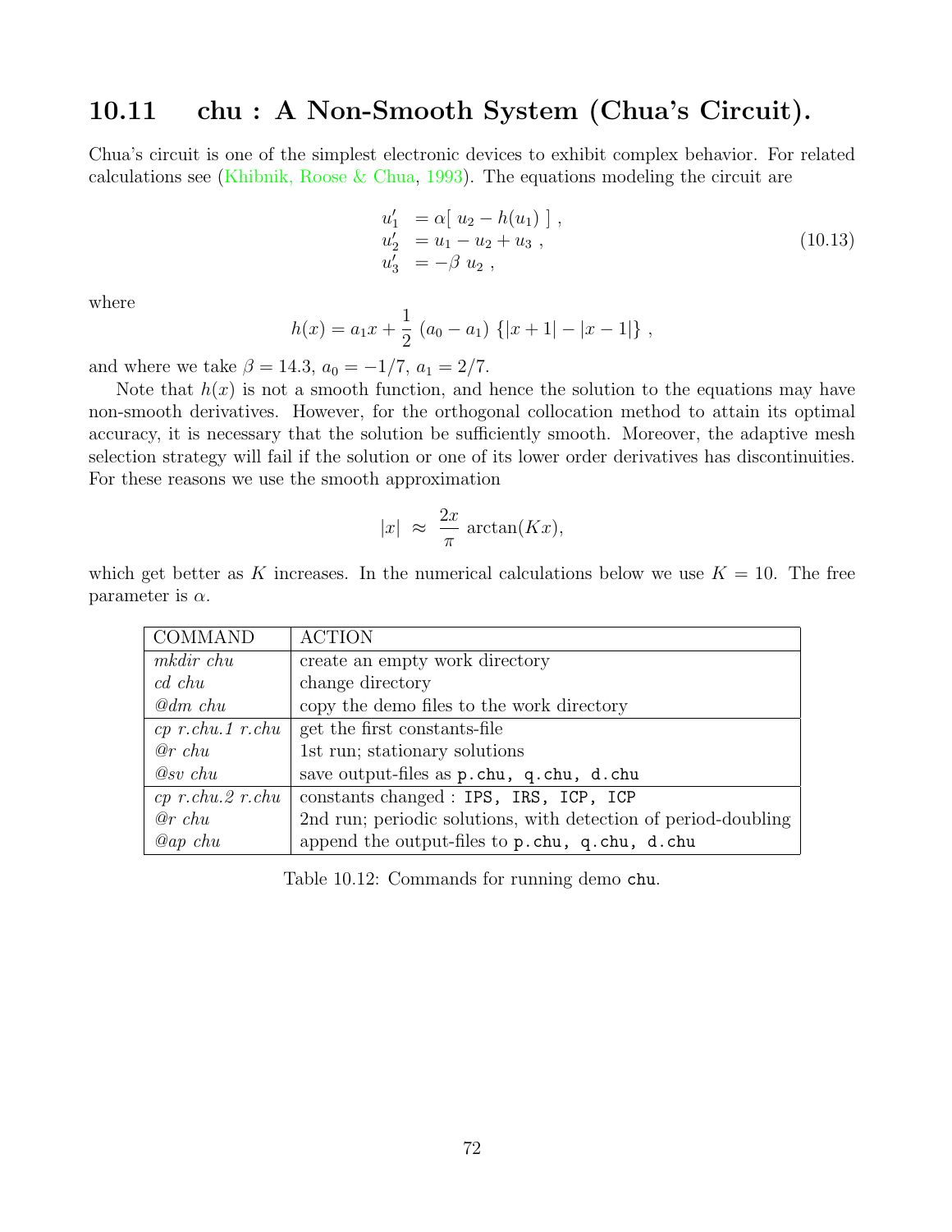## 10.11 chu : A Non-Smooth System (Chua's Circuit).

Chua's circuit is one of the simplest electronic devices to exhibit complex behavior. For related calculations see (Khibnik, Roose & Chua, 1993). The equations modeling the circuit are

$$
\begin{aligned}
u_1' &= \alpha[\ u_2 - h(u_1)\ ]\ , \\
u_2' &= u_1 - u_2 + u_3\ , \\
u_3' &= -\beta\ u_2\ ,
\end{aligned}
\tag{10.13}
$$

where

$$
h(x) = a_1 x + \frac{1}{2}\ (a_0 - a_1)\ \{|x+1| - |x-1|\}\ ,
$$

and where we take $\beta = 14.3$, $a_0 = -1/7$, $a_1 = 2/7$.

Note that $h(x)$ is not a smooth function, and hence the solution to the equations may have non-smooth derivatives. However, for the orthogonal collocation method to attain its optimal accuracy, it is necessary that the solution be sufficiently smooth. Moreover, the adaptive mesh selection strategy will fail if the solution or one of its lower order derivatives has discontinuities. For these reasons we use the smooth approximation

$$
|x|\ \approx\ \frac{2x}{\pi}\ \arctan(Kx),
$$

which get better as $K$ increases. In the numerical calculations below we use $K = 10$. The free parameter is $\alpha$.

| COMMAND | ACTION |
|---|---|
| *mkdir chu* | create an empty work directory |
| *cd chu* | change directory |
| *@dm chu* | copy the demo files to the work directory |
| *cp r.chu.1 r.chu* | get the first constants-file |
| *@r chu* | 1st run; stationary solutions |
| *@sv chu* | save output-files as `p.chu, q.chu, d.chu` |
| *cp r.chu.2 r.chu* | constants changed : `IPS, IRS, ICP, ICP` |
| *@r chu* | 2nd run; periodic solutions, with detection of period-doubling |
| *@ap chu* | append the output-files to `p.chu, q.chu, d.chu` |

Table 10.12: Commands for running demo `chu`.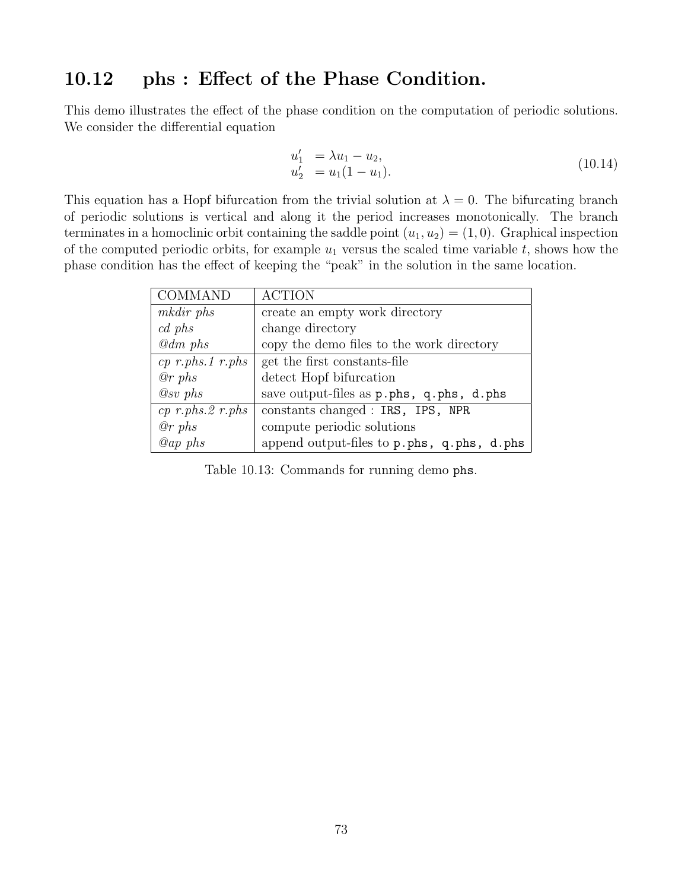## 10.12 phs : Effect of the Phase Condition.

This demo illustrates the effect of the phase condition on the computation of periodic solutions. We consider the differential equation

$$
\begin{aligned}
u_1' &= \lambda u_1 - u_2, \\
u_2' &= u_1(1 - u_1).
\end{aligned} \tag{10.14}
$$

This equation has a Hopf bifurcation from the trivial solution at $\lambda = 0$. The bifurcating branch of periodic solutions is vertical and along it the period increases monotonically. The branch terminates in a homoclinic orbit containing the saddle point $(u_1, u_2) = (1, 0)$. Graphical inspection of the computed periodic orbits, for example $u_1$ versus the scaled time variable $t$, shows how the phase condition has the effect of keeping the "peak" in the solution in the same location.

| COMMAND | ACTION |
|---|---|
| *mkdir phs* | create an empty work directory |
| *cd phs* | change directory |
| *@dm phs* | copy the demo files to the work directory |
| *cp r.phs.1 r.phs* | get the first constants-file |
| *@r phs* | detect Hopf bifurcation |
| *@sv phs* | save output-files as `p.phs, q.phs, d.phs` |
| *cp r.phs.2 r.phs* | constants changed : `IRS, IPS, NPR` |
| *@r phs* | compute periodic solutions |
| *@ap phs* | append output-files to `p.phs, q.phs, d.phs` |

Table 10.13: Commands for running demo `phs`.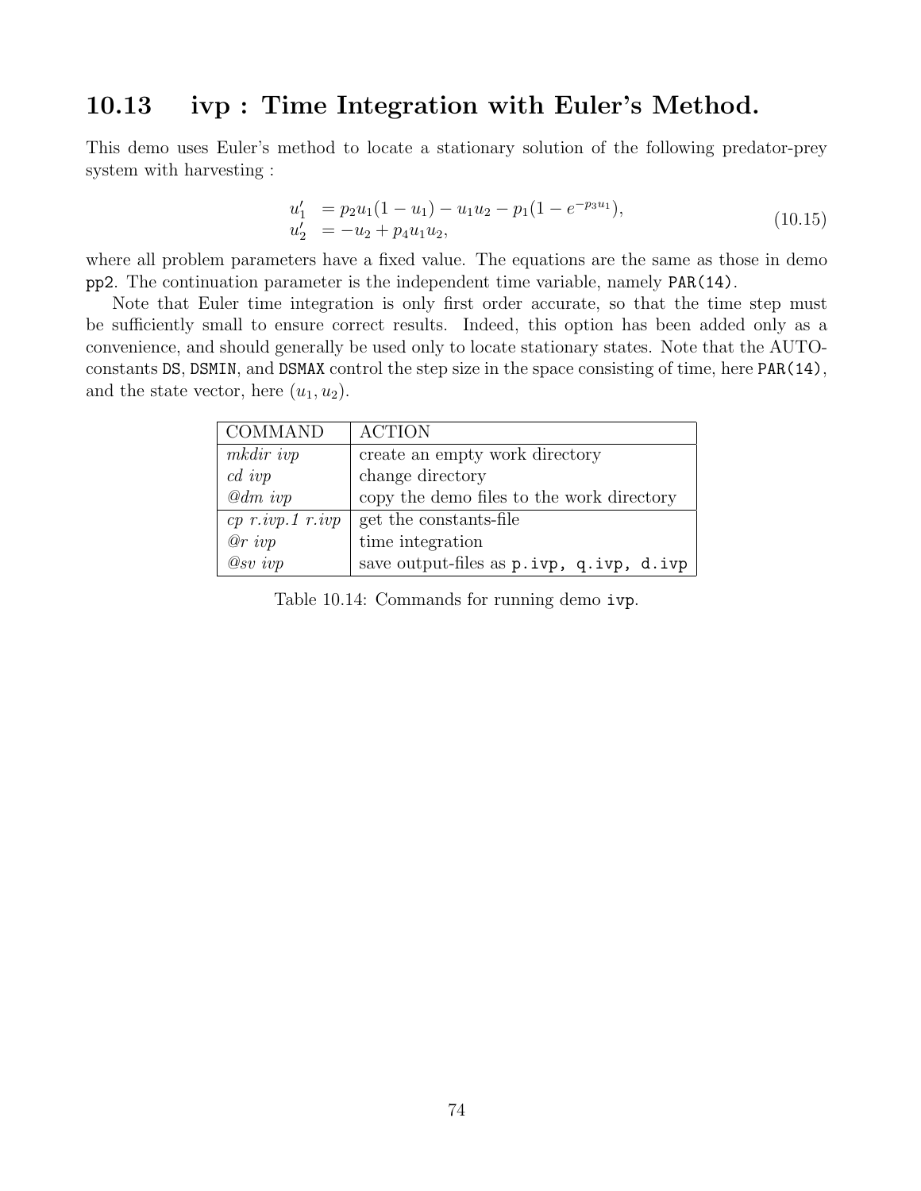## 10.13 ivp : Time Integration with Euler's Method.

This demo uses Euler's method to locate a stationary solution of the following predator-prey system with harvesting :

$$
\begin{aligned}
u_1' &= p_2 u_1(1-u_1) - u_1 u_2 - p_1(1-e^{-p_3 u_1}), \\
u_2' &= -u_2 + p_4 u_1 u_2,
\end{aligned}
\tag{10.15}
$$

where all problem parameters have a fixed value. The equations are the same as those in demo `pp2`. The continuation parameter is the independent time variable, namely `PAR(14)`.

Note that Euler time integration is only first order accurate, so that the time step must be sufficiently small to ensure correct results. Indeed, this option has been added only as a convenience, and should generally be used only to locate stationary states. Note that the AUTO-constants `DS`, `DSMIN`, and `DSMAX` control the step size in the space consisting of time, here `PAR(14)`, and the state vector, here $(u_1, u_2)$.

| COMMAND | ACTION |
|---|---|
| *mkdir ivp* | create an empty work directory |
| *cd ivp* | change directory |
| *@dm ivp* | copy the demo files to the work directory |
| *cp r.ivp.1 r.ivp* | get the constants-file |
| *@r ivp* | time integration |
| *@sv ivp* | save output-files as `p.ivp, q.ivp, d.ivp` |

Table 10.14: Commands for running demo `ivp`.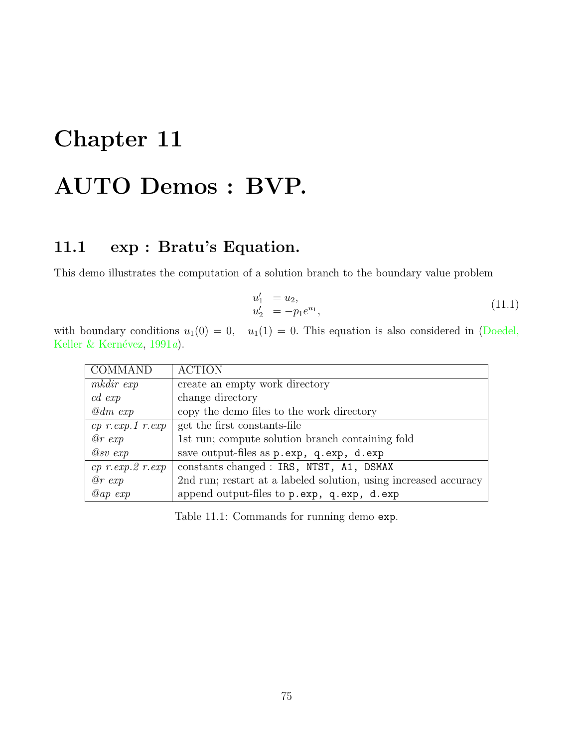# Chapter 11

# AUTO Demos : BVP.

## 11.1 exp : Bratu's Equation.

This demo illustrates the computation of a solution branch to the boundary value problem

$$
\begin{aligned}
u_1' &= u_2, \\
u_2' &= -p_1 e^{u_1},
\end{aligned}
\tag{11.1}
$$

with boundary conditions $u_1(0) = 0, \quad u_1(1) = 0$. This equation is also considered in (Doedel, Keller & Kernévez, 1991*a*).

| COMMAND | ACTION |
|---|---|
| *mkdir exp* | create an empty work directory |
| *cd exp* | change directory |
| *@dm exp* | copy the demo files to the work directory |
| *cp r.exp.1 r.exp* | get the first constants-file |
| *@r exp* | 1st run; compute solution branch containing fold |
| *@sv exp* | save output-files as `p.exp, q.exp, d.exp` |
| *cp r.exp.2 r.exp* | constants changed : `IRS, NTST, A1, DSMAX` |
| *@r exp* | 2nd run; restart at a labeled solution, using increased accuracy |
| *@ap exp* | append output-files to `p.exp, q.exp, d.exp` |

Table 11.1: Commands for running demo `exp`.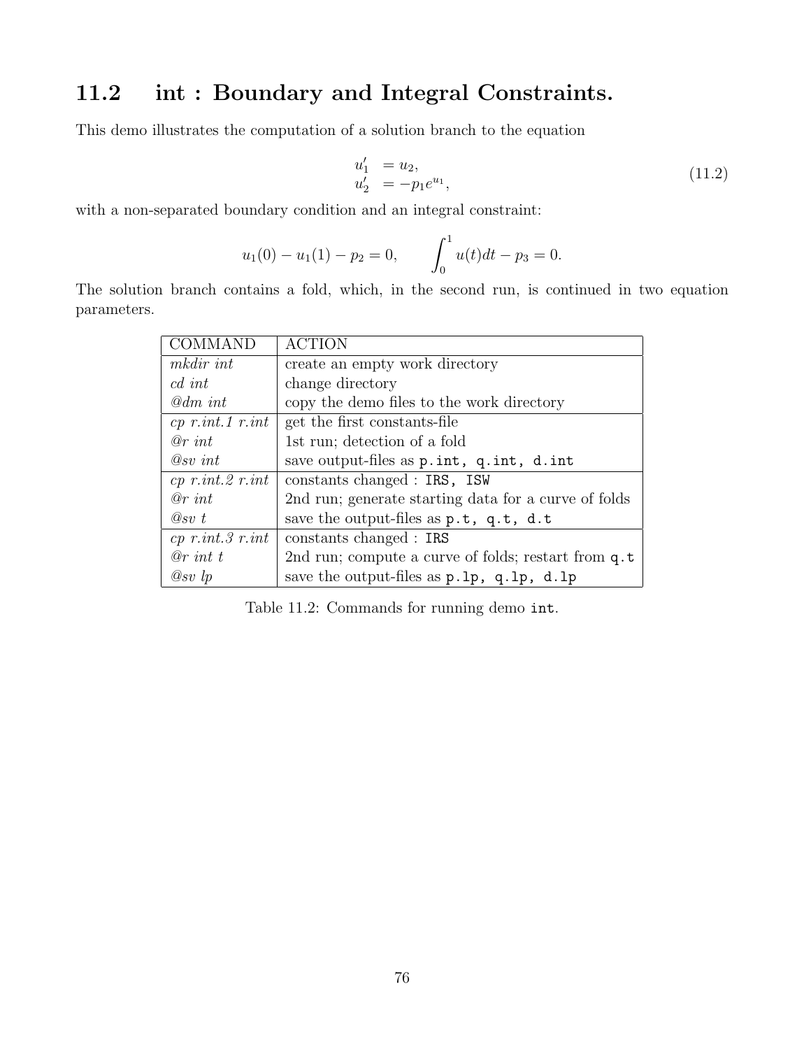## 11.2 int : Boundary and Integral Constraints.

This demo illustrates the computation of a solution branch to the equation

$$
\begin{aligned}
u_1' &= u_2, \\
u_2' &= -p_1 e^{u_1},
\end{aligned}
\tag{11.2}
$$

with a non-separated boundary condition and an integral constraint:

$$
u_1(0) - u_1(1) - p_2 = 0, \qquad \int_0^1 u(t)dt - p_3 = 0.
$$

The solution branch contains a fold, which, in the second run, is continued in two equation parameters.

| COMMAND | ACTION |
|---|---|
| *mkdir int* | create an empty work directory |
| *cd int* | change directory |
| *@dm int* | copy the demo files to the work directory |
| *cp r.int.1 r.int* | get the first constants-file |
| *@r int* | 1st run; detection of a fold |
| *@sv int* | save output-files as `p.int, q.int, d.int` |
| *cp r.int.2 r.int* | constants changed : `IRS, ISW` |
| *@r int* | 2nd run; generate starting data for a curve of folds |
| *@sv t* | save the output-files as `p.t, q.t, d.t` |
| *cp r.int.3 r.int* | constants changed : `IRS` |
| *@r int t* | 2nd run; compute a curve of folds; restart from `q.t` |
| *@sv lp* | save the output-files as `p.lp, q.lp, d.lp` |

Table 11.2: Commands for running demo `int`.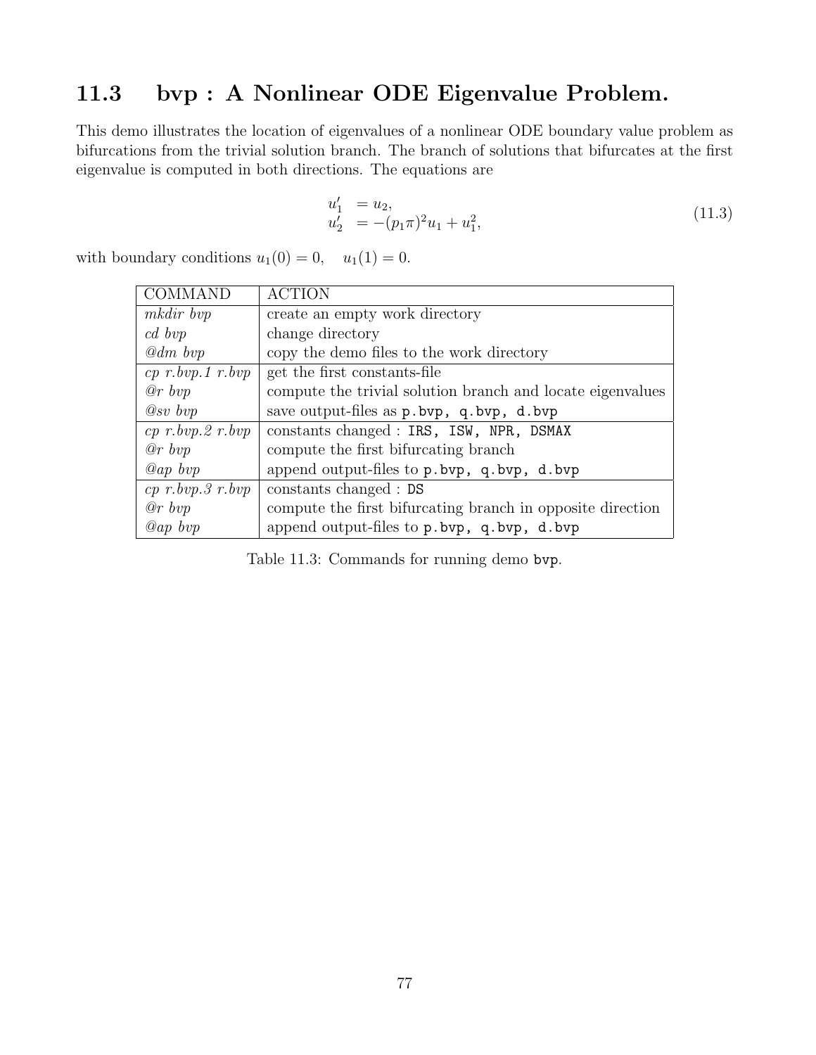## 11.3 bvp : A Nonlinear ODE Eigenvalue Problem.

This demo illustrates the location of eigenvalues of a nonlinear ODE boundary value problem as bifurcations from the trivial solution branch. The branch of solutions that bifurcates at the first eigenvalue is computed in both directions. The equations are

$$
\begin{aligned}
u_1' &= u_2, \\
u_2' &= -(p_1\pi)^2 u_1 + u_1^2,
\end{aligned}
\tag{11.3}
$$

with boundary conditions $u_1(0) = 0, \quad u_1(1) = 0$.

| COMMAND | ACTION |
|---|---|
| *mkdir bvp* | create an empty work directory |
| *cd bvp* | change directory |
| *@dm bvp* | copy the demo files to the work directory |
| *cp r.bvp.1 r.bvp* | get the first constants-file |
| *@r bvp* | compute the trivial solution branch and locate eigenvalues |
| *@sv bvp* | save output-files as `p.bvp, q.bvp, d.bvp` |
| *cp r.bvp.2 r.bvp* | constants changed : `IRS, ISW, NPR, DSMAX` |
| *@r bvp* | compute the first bifurcating branch |
| *@ap bvp* | append output-files to `p.bvp, q.bvp, d.bvp` |
| *cp r.bvp.3 r.bvp* | constants changed : `DS` |
| *@r bvp* | compute the first bifurcating branch in opposite direction |
| *@ap bvp* | append output-files to `p.bvp, q.bvp, d.bvp` |

Table 11.3: Commands for running demo `bvp`.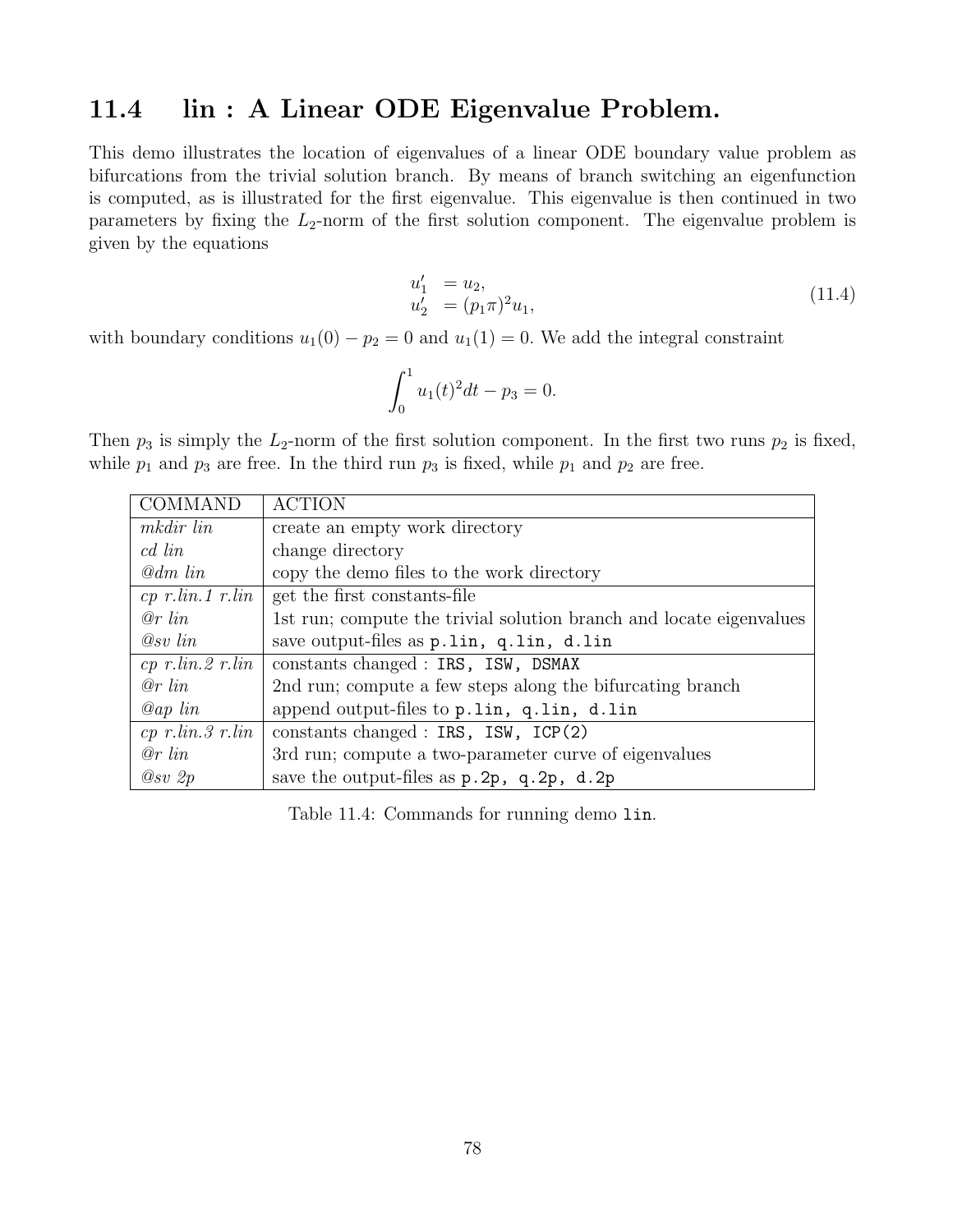## 11.4 lin : A Linear ODE Eigenvalue Problem.

This demo illustrates the location of eigenvalues of a linear ODE boundary value problem as bifurcations from the trivial solution branch. By means of branch switching an eigenfunction is computed, as is illustrated for the first eigenvalue. This eigenvalue is then continued in two parameters by fixing the $L_2$-norm of the first solution component. The eigenvalue problem is given by the equations

$$
\begin{aligned}
u_1' &= u_2, \\
u_2' &= (p_1\pi)^2 u_1,
\end{aligned}
\tag{11.4}
$$

with boundary conditions $u_1(0) - p_2 = 0$ and $u_1(1) = 0$. We add the integral constraint

$$
\int_0^1 u_1(t)^2 dt - p_3 = 0.
$$

Then $p_3$ is simply the $L_2$-norm of the first solution component. In the first two runs $p_2$ is fixed, while $p_1$ and $p_3$ are free. In the third run $p_3$ is fixed, while $p_1$ and $p_2$ are free.

| COMMAND | ACTION |
|---|---|
| *mkdir lin* | create an empty work directory |
| *cd lin* | change directory |
| *@dm lin* | copy the demo files to the work directory |
| *cp r.lin.1 r.lin* | get the first constants-file |
| *@r lin* | 1st run; compute the trivial solution branch and locate eigenvalues |
| *@sv lin* | save output-files as `p.lin, q.lin, d.lin` |
| *cp r.lin.2 r.lin* | constants changed : `IRS, ISW, DSMAX` |
| *@r lin* | 2nd run; compute a few steps along the bifurcating branch |
| *@ap lin* | append output-files to `p.lin, q.lin, d.lin` |
| *cp r.lin.3 r.lin* | constants changed : `IRS, ISW, ICP(2)` |
| *@r lin* | 3rd run; compute a two-parameter curve of eigenvalues |
| *@sv 2p* | save the output-files as `p.2p, q.2p, d.2p` |

Table 11.4: Commands for running demo `lin`.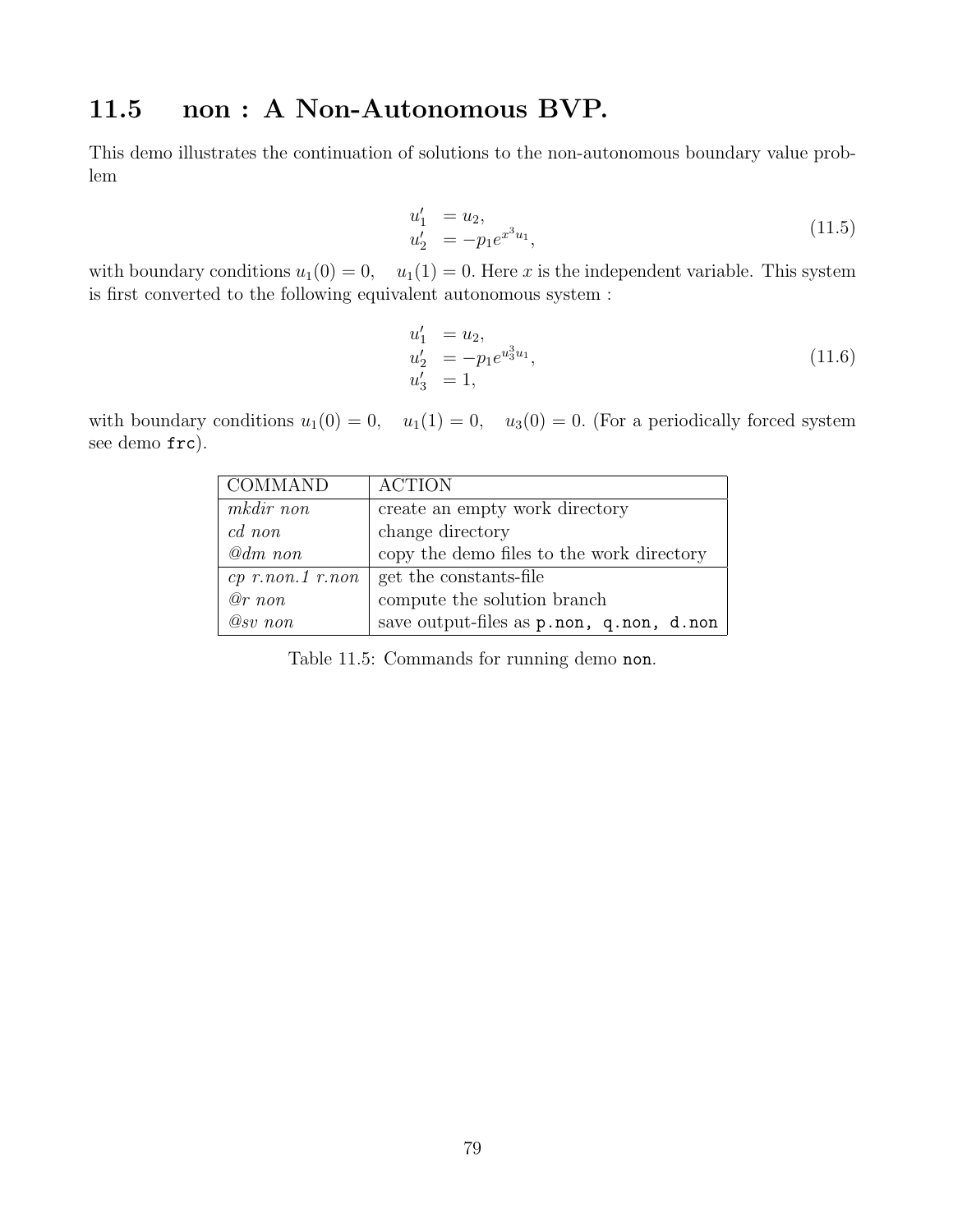## 11.5 non : A Non-Autonomous BVP.

This demo illustrates the continuation of solutions to the non-autonomous boundary value problem

$$
\begin{aligned}
u_1' &= u_2, \\
u_2' &= -p_1 e^{x^3 u_1},
\end{aligned}
\tag{11.5}
$$

with boundary conditions $u_1(0) = 0, \quad u_1(1) = 0$. Here $x$ is the independent variable. This system is first converted to the following equivalent autonomous system :

$$
\begin{aligned}
u_1' &= u_2, \\
u_2' &= -p_1 e^{u_3^3 u_1}, \\
u_3' &= 1,
\end{aligned}
\tag{11.6}
$$

with boundary conditions $u_1(0) = 0, \quad u_1(1) = 0, \quad u_3(0) = 0$. (For a periodically forced system see demo `frc`).

| COMMAND | ACTION |
|---|---|
| *mkdir non* | create an empty work directory |
| *cd non* | change directory |
| *@dm non* | copy the demo files to the work directory |
| *cp r.non.1 r.non* | get the constants-file |
| *@r non* | compute the solution branch |
| *@sv non* | save output-files as `p.non, q.non, d.non` |

Table 11.5: Commands for running demo `non`.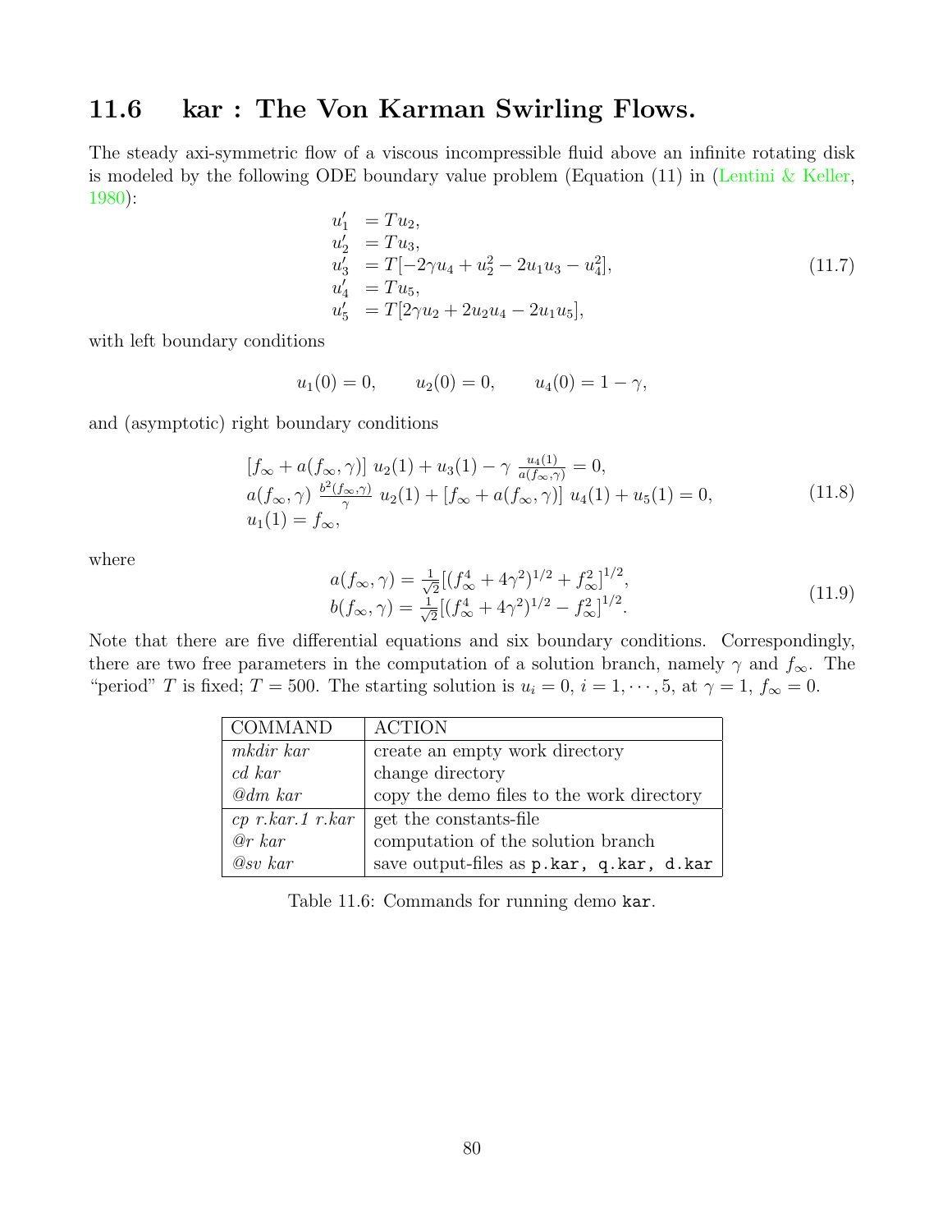## 11.6 kar : The Von Karman Swirling Flows.

The steady axi-symmetric flow of a viscous incompressible fluid above an infinite rotating disk is modeled by the following ODE boundary value problem (Equation (11) in (Lentini & Keller, 1980):

$$
\begin{aligned}
u_1' &= T u_2, \\
u_2' &= T u_3, \\
u_3' &= T[-2\gamma u_4 + u_2^2 - 2u_1 u_3 - u_4^2], \\
u_4' &= T u_5, \\
u_5' &= T[2\gamma u_2 + 2u_2 u_4 - 2u_1 u_5],
\end{aligned}
\tag{11.7}
$$

with left boundary conditions

$$
u_1(0) = 0, \qquad u_2(0) = 0, \qquad u_4(0) = 1 - \gamma,
$$

and (asymptotic) right boundary conditions

$$
\begin{aligned}
&[f_\infty + a(f_\infty, \gamma)]\ u_2(1) + u_3(1) - \gamma\ \frac{u_4(1)}{a(f_\infty,\gamma)} = 0, \\
&a(f_\infty, \gamma)\ \frac{b^2(f_\infty,\gamma)}{\gamma}\ u_2(1) + [f_\infty + a(f_\infty, \gamma)]\ u_4(1) + u_5(1) = 0, \\
&u_1(1) = f_\infty,
\end{aligned}
\tag{11.8}
$$

where

$$
\begin{aligned}
a(f_\infty, \gamma) &= \tfrac{1}{\sqrt{2}}[(f_\infty^4 + 4\gamma^2)^{1/2} + f_\infty^2]^{1/2}, \\
b(f_\infty, \gamma) &= \tfrac{1}{\sqrt{2}}[(f_\infty^4 + 4\gamma^2)^{1/2} - f_\infty^2]^{1/2}.
\end{aligned}
\tag{11.9}
$$

Note that there are five differential equations and six boundary conditions. Correspondingly, there are two free parameters in the computation of a solution branch, namely $\gamma$ and $f_\infty$. The "period" $T$ is fixed; $T = 500$. The starting solution is $u_i = 0$, $i = 1, \cdots, 5$, at $\gamma = 1$, $f_\infty = 0$.

| COMMAND | ACTION |
|---|---|
| *mkdir kar* | create an empty work directory |
| *cd kar* | change directory |
| *@dm kar* | copy the demo files to the work directory |
| *cp r.kar.1 r.kar* | get the constants-file |
| *@r kar* | computation of the solution branch |
| *@sv kar* | save output-files as `p.kar, q.kar, d.kar` |

Table 11.6: Commands for running demo `kar`.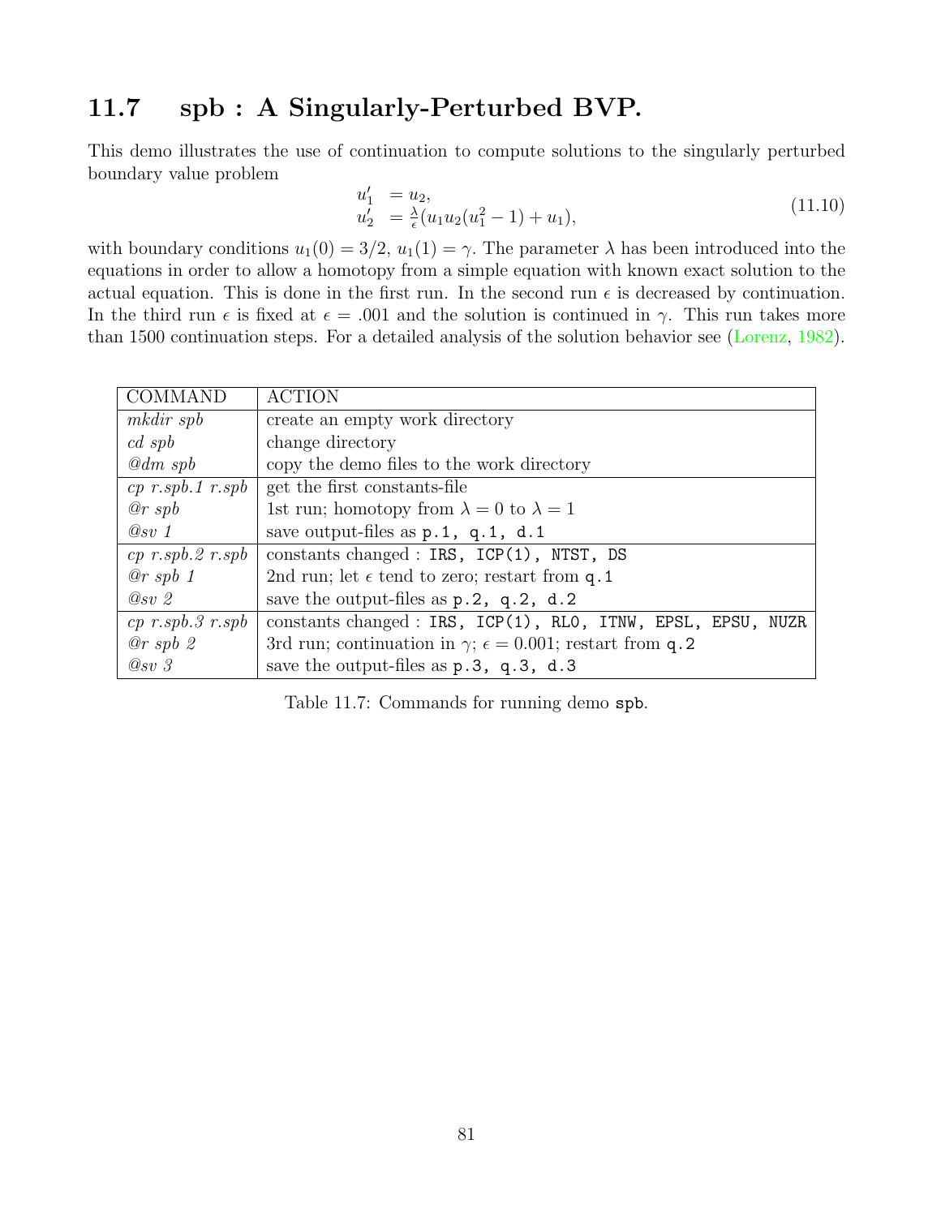## 11.7 spb : A Singularly-Perturbed BVP.

This demo illustrates the use of continuation to compute solutions to the singularly perturbed boundary value problem

$$
\begin{aligned}
u_1' &= u_2, \\
u_2' &= \frac{\lambda}{\epsilon}(u_1 u_2 (u_1^2 - 1) + u_1),
\end{aligned}
\tag{11.10}
$$

with boundary conditions $u_1(0) = 3/2$, $u_1(1) = \gamma$. The parameter $\lambda$ has been introduced into the equations in order to allow a homotopy from a simple equation with known exact solution to the actual equation. This is done in the first run. In the second run $\epsilon$ is decreased by continuation. In the third run $\epsilon$ is fixed at $\epsilon = .001$ and the solution is continued in $\gamma$. This run takes more than 1500 continuation steps. For a detailed analysis of the solution behavior see (Lorenz, 1982).

| COMMAND | ACTION |
|---|---|
| *mkdir spb* | create an empty work directory |
| *cd spb* | change directory |
| *@dm spb* | copy the demo files to the work directory |
| *cp r.spb.1 r.spb* | get the first constants-file |
| *@r spb* | 1st run; homotopy from $\lambda = 0$ to $\lambda = 1$ |
| *@sv 1* | save output-files as `p.1, q.1, d.1` |
| *cp r.spb.2 r.spb* | constants changed : `IRS, ICP(1), NTST, DS` |
| *@r spb 1* | 2nd run; let $\epsilon$ tend to zero; restart from `q.1` |
| *@sv 2* | save the output-files as `p.2, q.2, d.2` |
| *cp r.spb.3 r.spb* | constants changed : `IRS, ICP(1), RL0, ITNW, EPSL, EPSU, NUZR` |
| *@r spb 2* | 3rd run; continuation in $\gamma$; $\epsilon = 0.001$; restart from `q.2` |
| *@sv 3* | save the output-files as `p.3, q.3, d.3` |

Table 11.7: Commands for running demo `spb`.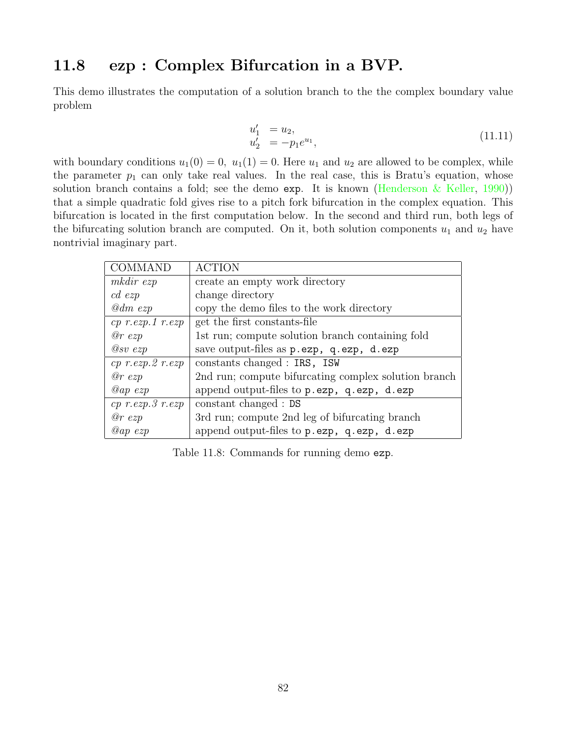## 11.8 ezp : Complex Bifurcation in a BVP.

This demo illustrates the computation of a solution branch to the the complex boundary value problem

$$
\begin{aligned}
u_1' &= u_2, \\
u_2' &= -p_1 e^{u_1},
\end{aligned}
\tag{11.11}
$$

with boundary conditions $u_1(0) = 0,\ u_1(1) = 0$. Here $u_1$ and $u_2$ are allowed to be complex, while the parameter $p_1$ can only take real values. In the real case, this is Bratu's equation, whose solution branch contains a fold; see the demo `exp`. It is known (Henderson & Keller, 1990)) that a simple quadratic fold gives rise to a pitch fork bifurcation in the complex equation. This bifurcation is located in the first computation below. In the second and third run, both legs of the bifurcating solution branch are computed. On it, both solution components $u_1$ and $u_2$ have nontrivial imaginary part.

| COMMAND | ACTION |
|---|---|
| *mkdir ezp* | create an empty work directory |
| *cd ezp* | change directory |
| *@dm ezp* | copy the demo files to the work directory |
| *cp r.ezp.1 r.ezp* | get the first constants-file |
| *@r ezp* | 1st run; compute solution branch containing fold |
| *@sv ezp* | save output-files as `p.ezp, q.ezp, d.ezp` |
| *cp r.ezp.2 r.ezp* | constants changed : `IRS, ISW` |
| *@r ezp* | 2nd run; compute bifurcating complex solution branch |
| *@ap ezp* | append output-files to `p.ezp, q.ezp, d.ezp` |
| *cp r.ezp.3 r.ezp* | constant changed : `DS` |
| *@r ezp* | 3rd run; compute 2nd leg of bifurcating branch |
| *@ap ezp* | append output-files to `p.ezp, q.ezp, d.ezp` |

Table 11.8: Commands for running demo `ezp`.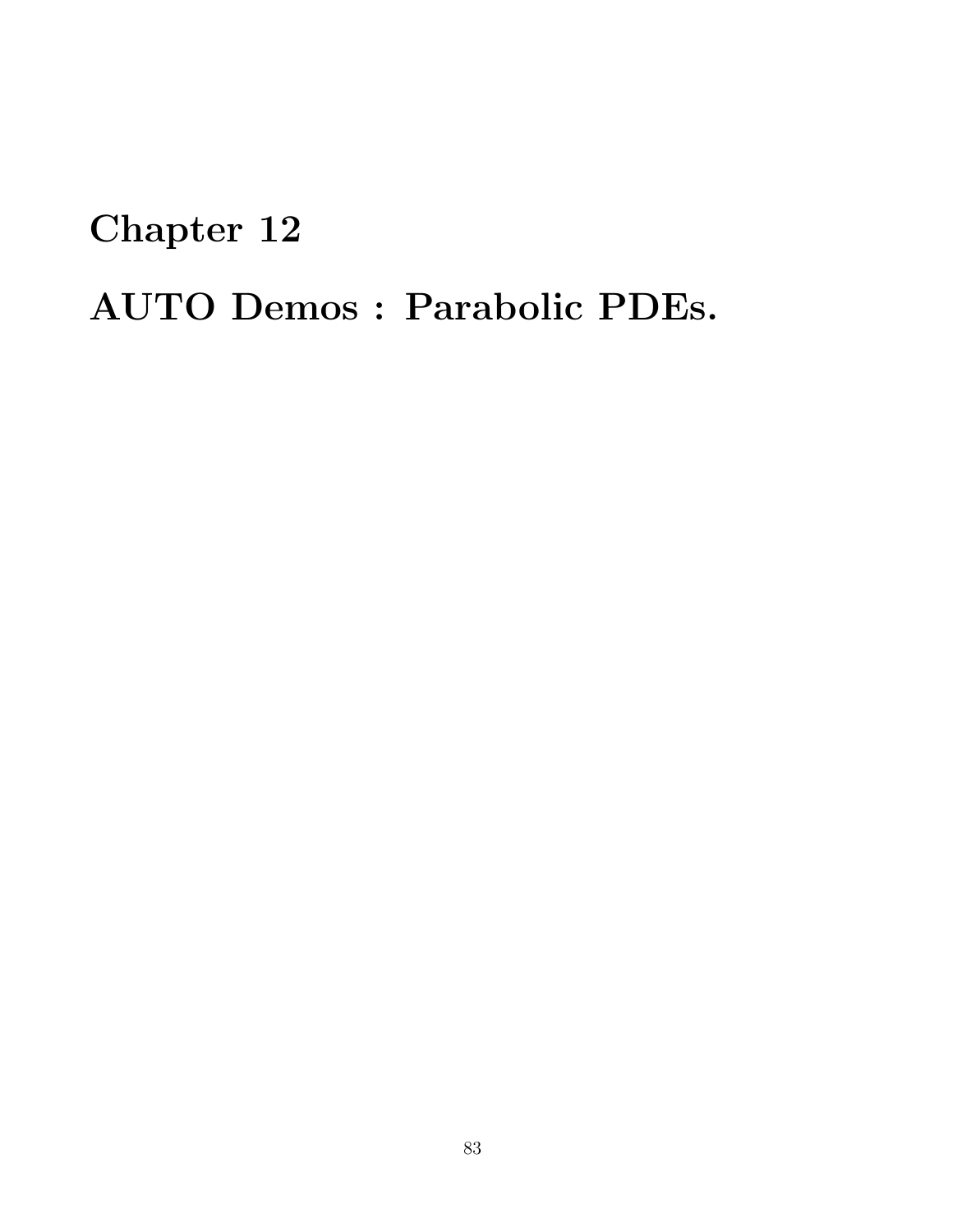# Chapter 12

# AUTO Demos : Parabolic PDEs.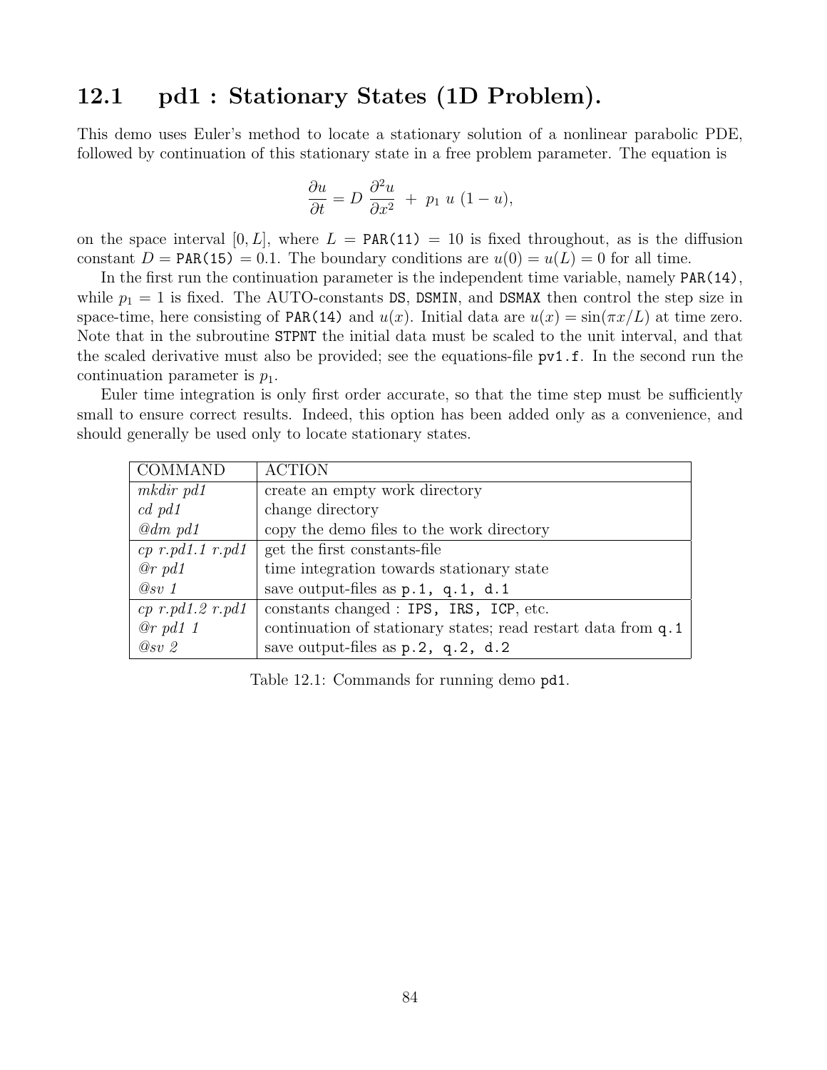## 12.1 pd1 : Stationary States (1D Problem).

This demo uses Euler's method to locate a stationary solution of a nonlinear parabolic PDE, followed by continuation of this stationary state in a free problem parameter. The equation is

$$\frac{\partial u}{\partial t} = D \, \frac{\partial^2 u}{\partial x^2} \; + \; p_1 \; u \; (1-u),$$

on the space interval $[0, L]$, where $L$ = `PAR(11)` = 10 is fixed throughout, as is the diffusion constant $D$ = `PAR(15)` = 0.1. The boundary conditions are $u(0) = u(L) = 0$ for all time.

In the first run the continuation parameter is the independent time variable, namely `PAR(14)`, while $p_1 = 1$ is fixed. The AUTO-constants `DS`, `DSMIN`, and `DSMAX` then control the step size in space-time, here consisting of `PAR(14)` and $u(x)$. Initial data are $u(x) = \sin(\pi x/L)$ at time zero. Note that in the subroutine `STPNT` the initial data must be scaled to the unit interval, and that the scaled derivative must also be provided; see the equations-file `pv1.f`. In the second run the continuation parameter is $p_1$.

Euler time integration is only first order accurate, so that the time step must be sufficiently small to ensure correct results. Indeed, this option has been added only as a convenience, and should generally be used only to locate stationary states.

| COMMAND | ACTION |
|---|---|
| *mkdir pd1* | create an empty work directory |
| *cd pd1* | change directory |
| *@dm pd1* | copy the demo files to the work directory |
| *cp r.pd1.1 r.pd1* | get the first constants-file |
| *@r pd1* | time integration towards stationary state |
| *@sv 1* | save output-files as `p.1, q.1, d.1` |
| *cp r.pd1.2 r.pd1* | constants changed : `IPS, IRS, ICP`, etc. |
| *@r pd1 1* | continuation of stationary states; read restart data from `q.1` |
| *@sv 2* | save output-files as `p.2, q.2, d.2` |

Table 12.1: Commands for running demo `pd1`.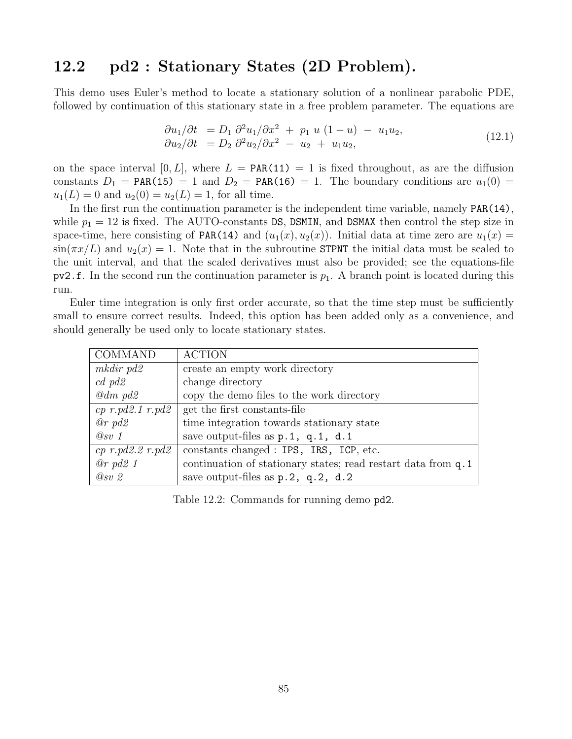## 12.2 pd2 : Stationary States (2D Problem).

This demo uses Euler's method to locate a stationary solution of a nonlinear parabolic PDE, followed by continuation of this stationary state in a free problem parameter. The equations are

$$
\begin{aligned}
\partial u_1/\partial t &= D_1\ \partial^2 u_1/\partial x^2\ +\ p_1\ u\ (1-u)\ -\ u_1 u_2,\\
\partial u_2/\partial t &= D_2\ \partial^2 u_2/\partial x^2\ -\ u_2\ +\ u_1 u_2,
\end{aligned}
\tag{12.1}
$$

on the space interval $[0, L]$, where $L =$ `PAR(11)` $= 1$ is fixed throughout, as are the diffusion constants $D_1 =$ `PAR(15)` $= 1$ and $D_2 =$ `PAR(16)` $= 1$. The boundary conditions are $u_1(0) = u_1(L) = 0$ and $u_2(0) = u_2(L) = 1$, for all time.

In the first run the continuation parameter is the independent time variable, namely `PAR(14)`, while $p_1 = 12$ is fixed. The AUTO-constants `DS`, `DSMIN`, and `DSMAX` then control the step size in space-time, here consisting of `PAR(14)` and $(u_1(x), u_2(x))$. Initial data at time zero are $u_1(x) = \sin(\pi x/L)$ and $u_2(x) = 1$. Note that in the subroutine `STPNT` the initial data must be scaled to the unit interval, and that the scaled derivatives must also be provided; see the equations-file `pv2.f`. In the second run the continuation parameter is $p_1$. A branch point is located during this run.

Euler time integration is only first order accurate, so that the time step must be sufficiently small to ensure correct results. Indeed, this option has been added only as a convenience, and should generally be used only to locate stationary states.

| COMMAND | ACTION |
|---|---|
| *mkdir pd2* | create an empty work directory |
| *cd pd2* | change directory |
| *@dm pd2* | copy the demo files to the work directory |
| *cp r.pd2.1 r.pd2* | get the first constants-file |
| *@r pd2* | time integration towards stationary state |
| *@sv 1* | save output-files as `p.1, q.1, d.1` |
| *cp r.pd2.2 r.pd2* | constants changed : `IPS, IRS, ICP`, etc. |
| *@r pd2 1* | continuation of stationary states; read restart data from `q.1` |
| *@sv 2* | save output-files as `p.2, q.2, d.2` |

Table 12.2: Commands for running demo `pd2`.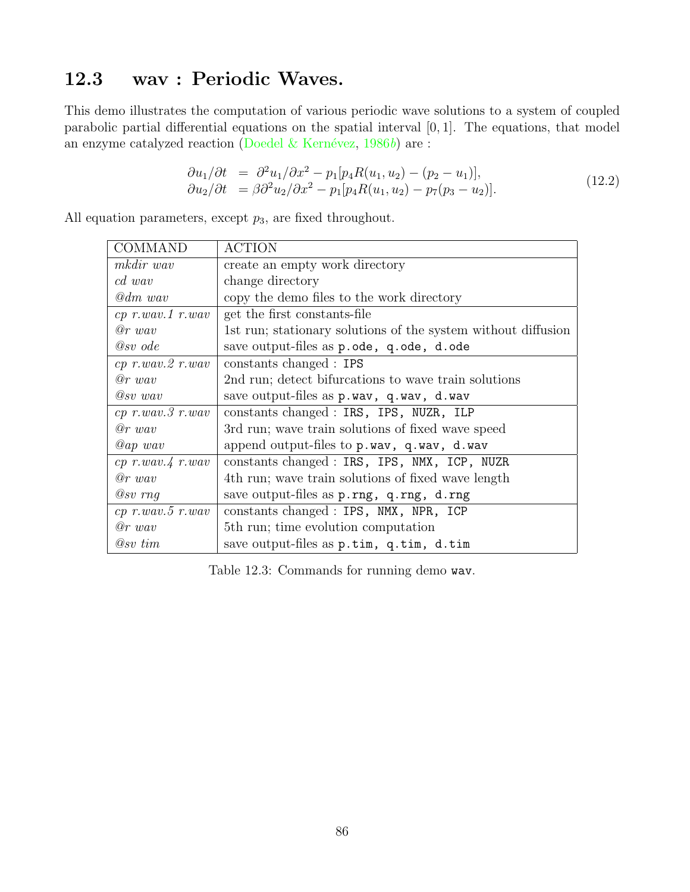## 12.3 wav : Periodic Waves.

This demo illustrates the computation of various periodic wave solutions to a system of coupled parabolic partial differential equations on the spatial interval $[0, 1]$. The equations, that model an enzyme catalyzed reaction (Doedel & Kernévez, 1986*b*) are :

$$
\begin{aligned}
\partial u_1/\partial t &= \partial^2 u_1/\partial x^2 - p_1[p_4 R(u_1, u_2) - (p_2 - u_1)], \\
\partial u_2/\partial t &= \beta \partial^2 u_2/\partial x^2 - p_1[p_4 R(u_1, u_2) - p_7(p_3 - u_2)].
\end{aligned}
\tag{12.2}
$$

All equation parameters, except $p_3$, are fixed throughout.

| COMMAND | ACTION |
|---|---|
| *mkdir wav* | create an empty work directory |
| *cd wav* | change directory |
| *@dm wav* | copy the demo files to the work directory |
| *cp r.wav.1 r.wav* | get the first constants-file |
| *@r wav* | 1st run; stationary solutions of the system without diffusion |
| *@sv ode* | save output-files as `p.ode, q.ode, d.ode` |
| *cp r.wav.2 r.wav* | constants changed : `IPS` |
| *@r wav* | 2nd run; detect bifurcations to wave train solutions |
| *@sv wav* | save output-files as `p.wav, q.wav, d.wav` |
| *cp r.wav.3 r.wav* | constants changed : `IRS, IPS, NUZR, ILP` |
| *@r wav* | 3rd run; wave train solutions of fixed wave speed |
| *@ap wav* | append output-files to `p.wav, q.wav, d.wav` |
| *cp r.wav.4 r.wav* | constants changed : `IRS, IPS, NMX, ICP, NUZR` |
| *@r wav* | 4th run; wave train solutions of fixed wave length |
| *@sv rng* | save output-files as `p.rng, q.rng, d.rng` |
| *cp r.wav.5 r.wav* | constants changed : `IPS, NMX, NPR, ICP` |
| *@r wav* | 5th run; time evolution computation |
| *@sv tim* | save output-files as `p.tim, q.tim, d.tim` |

Table 12.3: Commands for running demo `wav`.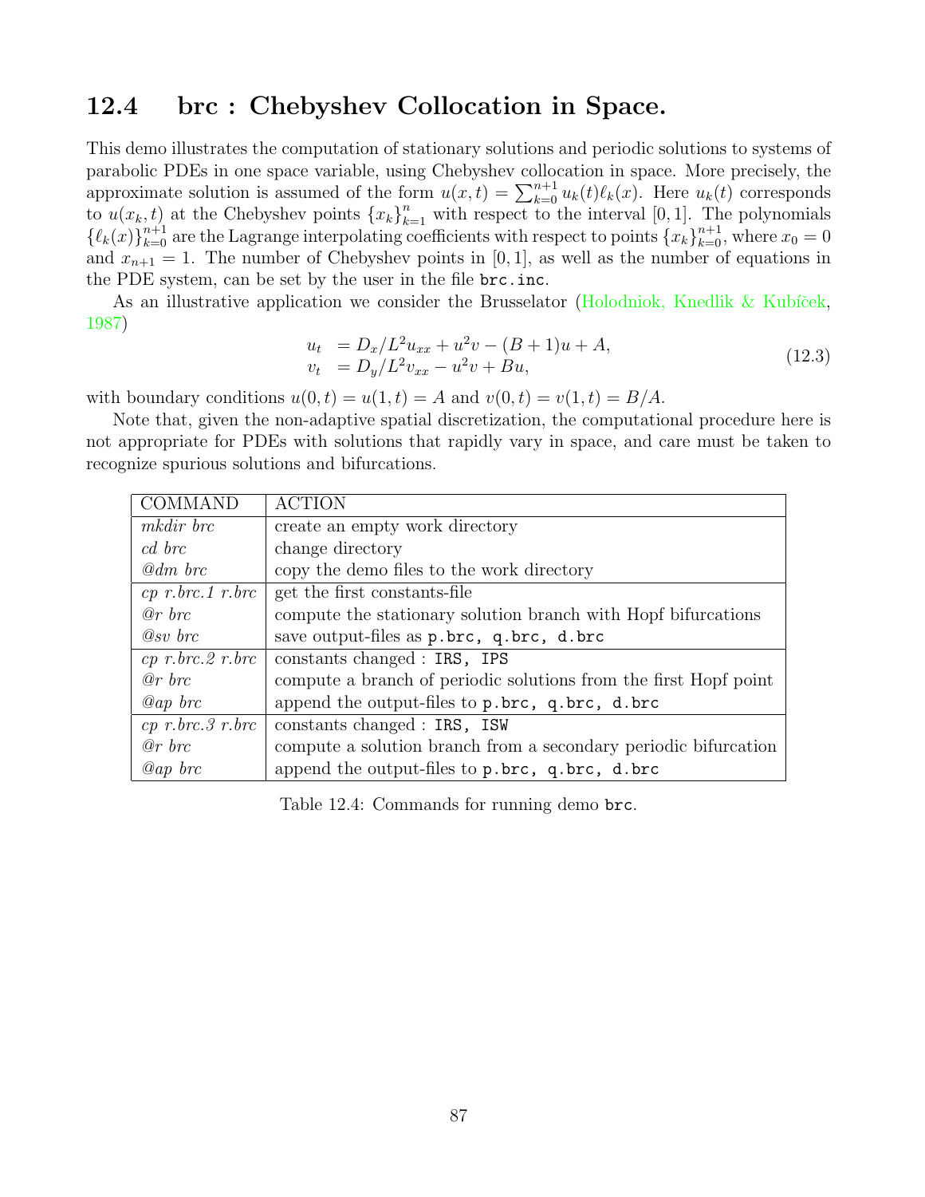## 12.4 brc : Chebyshev Collocation in Space.

This demo illustrates the computation of stationary solutions and periodic solutions to systems of parabolic PDEs in one space variable, using Chebyshev collocation in space. More precisely, the approximate solution is assumed of the form $u(x,t) = \sum_{k=0}^{n+1} u_k(t)\ell_k(x)$. Here $u_k(t)$ corresponds to $u(x_k, t)$ at the Chebyshev points $\{x_k\}_{k=1}^{n}$ with respect to the interval $[0,1]$. The polynomials $\{\ell_k(x)\}_{k=0}^{n+1}$ are the Lagrange interpolating coefficients with respect to points $\{x_k\}_{k=0}^{n+1}$, where $x_0 = 0$ and $x_{n+1} = 1$. The number of Chebyshev points in $[0,1]$, as well as the number of equations in the PDE system, can be set by the user in the file `brc.inc`.

As an illustrative application we consider the Brusselator (Holodniok, Knedlik & Kubíček, 1987)

$$
\begin{aligned}
u_t &= D_x/L^2 u_{xx} + u^2 v - (B+1)u + A, \\
v_t &= D_y/L^2 v_{xx} - u^2 v + Bu,
\end{aligned}
\tag{12.3}
$$

with boundary conditions $u(0,t) = u(1,t) = A$ and $v(0,t) = v(1,t) = B/A$.

Note that, given the non-adaptive spatial discretization, the computational procedure here is not appropriate for PDEs with solutions that rapidly vary in space, and care must be taken to recognize spurious solutions and bifurcations.

| COMMAND | ACTION |
|---|---|
| *mkdir brc* | create an empty work directory |
| *cd brc* | change directory |
| *@dm brc* | copy the demo files to the work directory |
| *cp r.brc.1 r.brc* | get the first constants-file |
| *@r brc* | compute the stationary solution branch with Hopf bifurcations |
| *@sv brc* | save output-files as `p.brc, q.brc, d.brc` |
| *cp r.brc.2 r.brc* | constants changed : `IRS, IPS` |
| *@r brc* | compute a branch of periodic solutions from the first Hopf point |
| *@ap brc* | append the output-files to `p.brc, q.brc, d.brc` |
| *cp r.brc.3 r.brc* | constants changed : `IRS, ISW` |
| *@r brc* | compute a solution branch from a secondary periodic bifurcation |
| *@ap brc* | append the output-files to `p.brc, q.brc, d.brc` |

Table 12.4: Commands for running demo `brc`.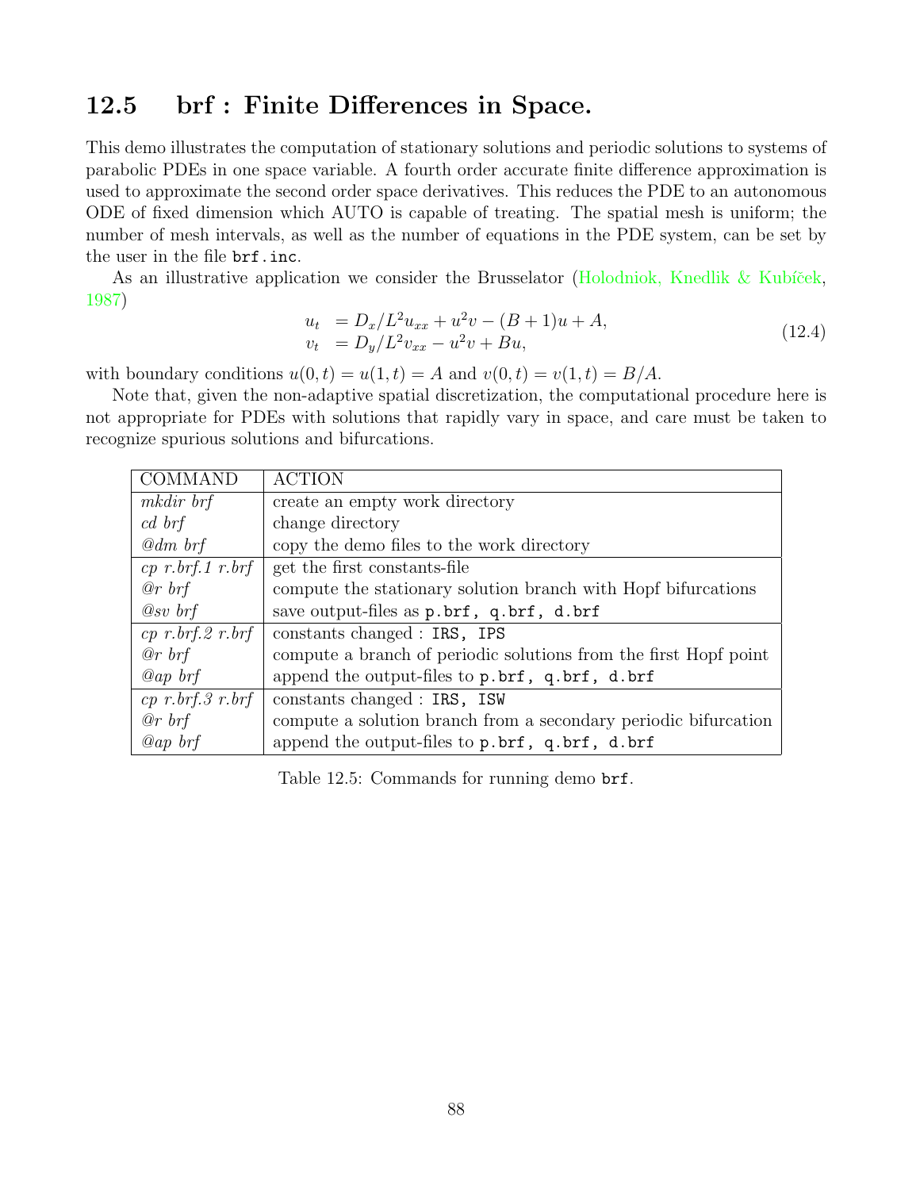## 12.5 brf : Finite Differences in Space.

This demo illustrates the computation of stationary solutions and periodic solutions to systems of parabolic PDEs in one space variable. A fourth order accurate finite difference approximation is used to approximate the second order space derivatives. This reduces the PDE to an autonomous ODE of fixed dimension which AUTO is capable of treating. The spatial mesh is uniform; the number of mesh intervals, as well as the number of equations in the PDE system, can be set by the user in the file `brf.inc`.

As an illustrative application we consider the Brusselator (Holodniok, Knedlik & Kubíček, 1987)

$$
\begin{aligned}
u_t &= D_x/L^2 u_{xx} + u^2 v - (B+1)u + A, \\
v_t &= D_y/L^2 v_{xx} - u^2 v + Bu,
\end{aligned}
\tag{12.4}
$$

with boundary conditions $u(0,t) = u(1,t) = A$ and $v(0,t) = v(1,t) = B/A$.

Note that, given the non-adaptive spatial discretization, the computational procedure here is not appropriate for PDEs with solutions that rapidly vary in space, and care must be taken to recognize spurious solutions and bifurcations.

| COMMAND | ACTION |
|---|---|
| *mkdir brf* | create an empty work directory |
| *cd brf* | change directory |
| *@dm brf* | copy the demo files to the work directory |
| *cp r.brf.1 r.brf* | get the first constants-file |
| *@r brf* | compute the stationary solution branch with Hopf bifurcations |
| *@sv brf* | save output-files as `p.brf, q.brf, d.brf` |
| *cp r.brf.2 r.brf* | constants changed : `IRS, IPS` |
| *@r brf* | compute a branch of periodic solutions from the first Hopf point |
| *@ap brf* | append the output-files to `p.brf, q.brf, d.brf` |
| *cp r.brf.3 r.brf* | constants changed : `IRS, ISW` |
| *@r brf* | compute a solution branch from a secondary periodic bifurcation |
| *@ap brf* | append the output-files to `p.brf, q.brf, d.brf` |

Table 12.5: Commands for running demo `brf`.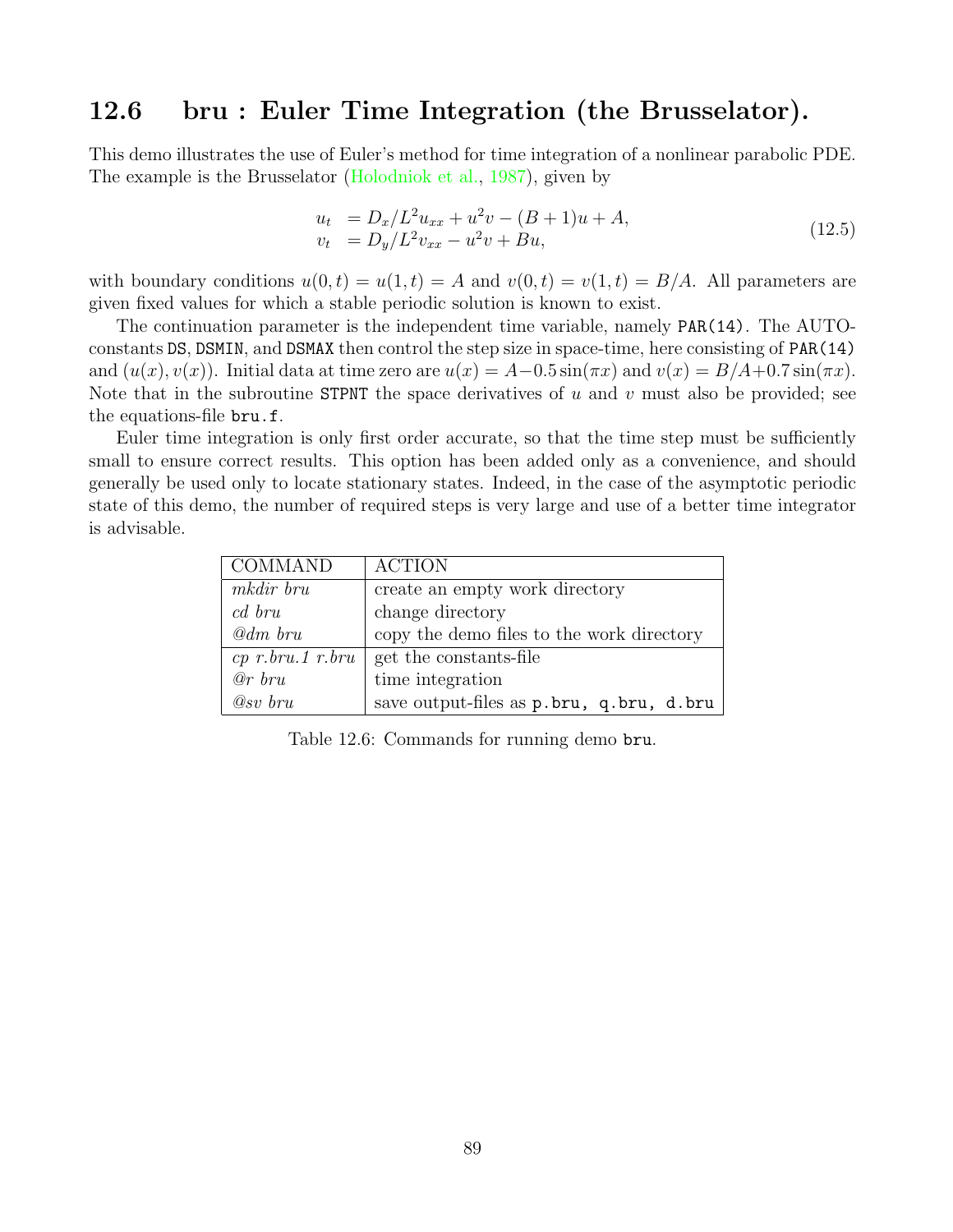## 12.6 bru : Euler Time Integration (the Brusselator).

This demo illustrates the use of Euler's method for time integration of a nonlinear parabolic PDE. The example is the Brusselator (Holodniok et al., 1987), given by

$$
\begin{aligned}
u_t &= D_x/L^2 u_{xx} + u^2 v - (B+1)u + A, \\
v_t &= D_y/L^2 v_{xx} - u^2 v + Bu,
\end{aligned}
\tag{12.5}
$$

with boundary conditions $u(0,t) = u(1,t) = A$ and $v(0,t) = v(1,t) = B/A$. All parameters are given fixed values for which a stable periodic solution is known to exist.

The continuation parameter is the independent time variable, namely `PAR(14)`. The AUTO-constants `DS`, `DSMIN`, and `DSMAX` then control the step size in space-time, here consisting of `PAR(14)` and $(u(x), v(x))$. Initial data at time zero are $u(x) = A - 0.5\sin(\pi x)$ and $v(x) = B/A + 0.7\sin(\pi x)$. Note that in the subroutine `STPNT` the space derivatives of $u$ and $v$ must also be provided; see the equations-file `bru.f`.

Euler time integration is only first order accurate, so that the time step must be sufficiently small to ensure correct results. This option has been added only as a convenience, and should generally be used only to locate stationary states. Indeed, in the case of the asymptotic periodic state of this demo, the number of required steps is very large and use of a better time integrator is advisable.

| COMMAND | ACTION |
|---|---|
| *mkdir bru* | create an empty work directory |
| *cd bru* | change directory |
| *@dm bru* | copy the demo files to the work directory |
| *cp r.bru.1 r.bru* | get the constants-file |
| *@r bru* | time integration |
| *@sv bru* | save output-files as `p.bru, q.bru, d.bru` |

Table 12.6: Commands for running demo `bru`.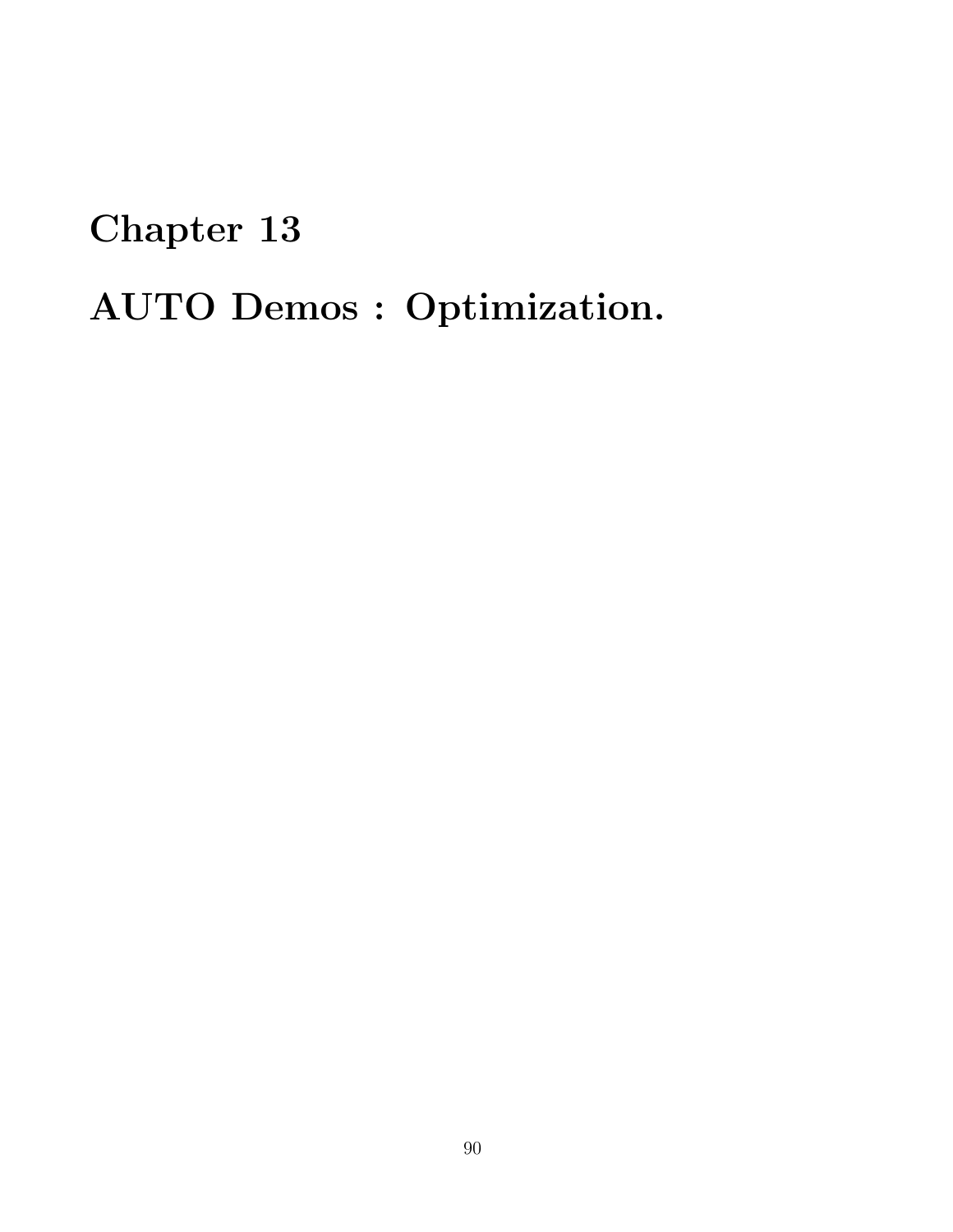# Chapter 13

# AUTO Demos : Optimization.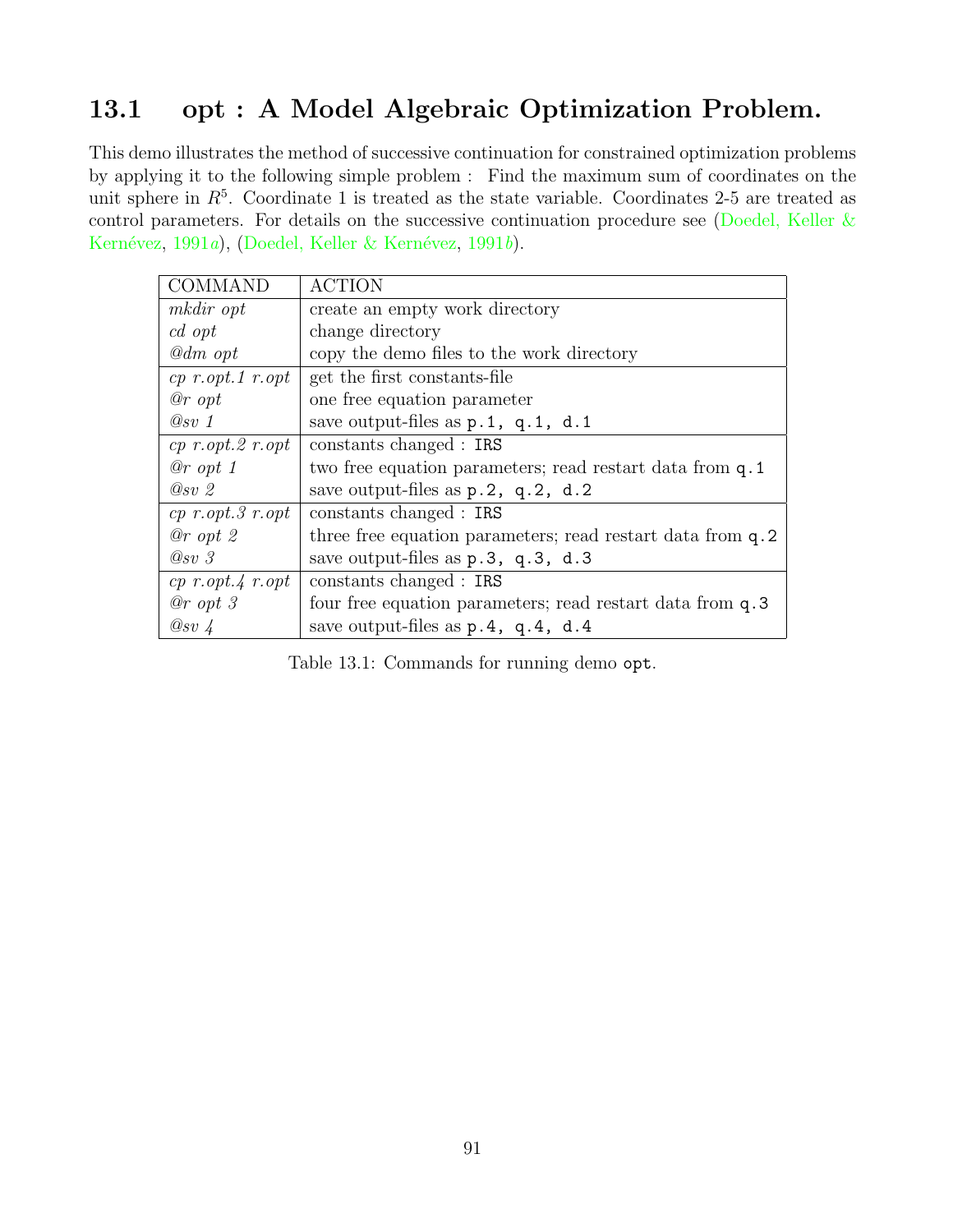## 13.1 opt : A Model Algebraic Optimization Problem.

This demo illustrates the method of successive continuation for constrained optimization problems by applying it to the following simple problem : Find the maximum sum of coordinates on the unit sphere in $R^5$. Coordinate 1 is treated as the state variable. Coordinates 2-5 are treated as control parameters. For details on the successive continuation procedure see (Doedel, Keller & Kernévez, 1991*a*), (Doedel, Keller & Kernévez, 1991*b*).

| COMMAND | ACTION |
|---|---|
| *mkdir opt* | create an empty work directory |
| *cd opt* | change directory |
| *@dm opt* | copy the demo files to the work directory |
| *cp r.opt.1 r.opt* | get the first constants-file |
| *@r opt* | one free equation parameter |
| *@sv 1* | save output-files as `p.1, q.1, d.1` |
| *cp r.opt.2 r.opt* | constants changed : `IRS` |
| *@r opt 1* | two free equation parameters; read restart data from `q.1` |
| *@sv 2* | save output-files as `p.2, q.2, d.2` |
| *cp r.opt.3 r.opt* | constants changed : `IRS` |
| *@r opt 2* | three free equation parameters; read restart data from `q.2` |
| *@sv 3* | save output-files as `p.3, q.3, d.3` |
| *cp r.opt.4 r.opt* | constants changed : `IRS` |
| *@r opt 3* | four free equation parameters; read restart data from `q.3` |
| *@sv 4* | save output-files as `p.4, q.4, d.4` |

Table 13.1: Commands for running demo `opt`.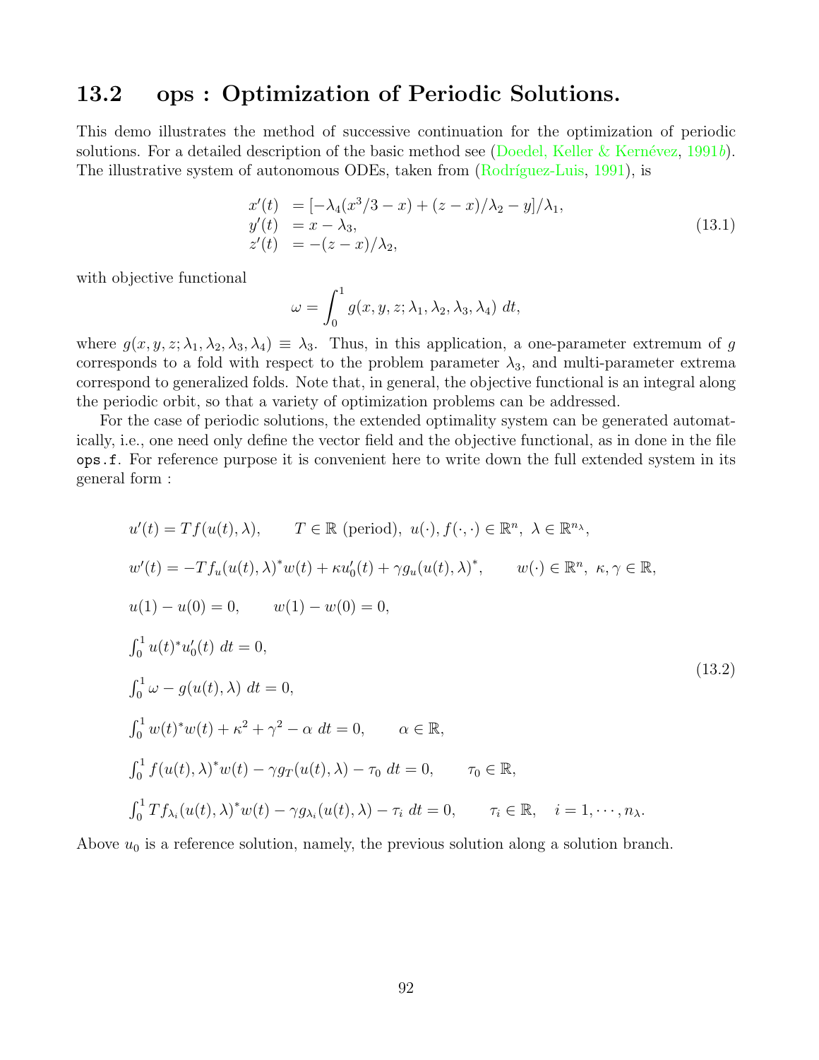## 13.2 ops : Optimization of Periodic Solutions.

This demo illustrates the method of successive continuation for the optimization of periodic solutions. For a detailed description of the basic method see (Doedel, Keller & Kernévez, 1991*b*). The illustrative system of autonomous ODEs, taken from (Rodríguez-Luis, 1991), is

$$
\begin{aligned}
x'(t) &= [-\lambda_4(x^3/3 - x) + (z - x)/\lambda_2 - y]/\lambda_1, \\
y'(t) &= x - \lambda_3, \\
z'(t) &= -(z - x)/\lambda_2,
\end{aligned}
\tag{13.1}
$$

with objective functional

$$
\omega = \int_0^1 g(x, y, z; \lambda_1, \lambda_2, \lambda_3, \lambda_4)\; dt,
$$

where $g(x, y, z; \lambda_1, \lambda_2, \lambda_3, \lambda_4) \equiv \lambda_3$. Thus, in this application, a one-parameter extremum of $g$ corresponds to a fold with respect to the problem parameter $\lambda_3$, and multi-parameter extrema correspond to generalized folds. Note that, in general, the objective functional is an integral along the periodic orbit, so that a variety of optimization problems can be addressed.

For the case of periodic solutions, the extended optimality system can be generated automatically, i.e., one need only define the vector field and the objective functional, as in done in the file `ops.f`. For reference purpose it is convenient here to write down the full extended system in its general form :

$$
\begin{aligned}
&u'(t) = Tf(u(t), \lambda), \qquad T \in \mathbb{R} \text{ (period)},\ u(\cdot), f(\cdot,\cdot) \in \mathbb{R}^n,\ \lambda \in \mathbb{R}^{n_\lambda}, \\
&w'(t) = -Tf_u(u(t), \lambda)^* w(t) + \kappa u_0'(t) + \gamma g_u(u(t), \lambda)^*, \qquad w(\cdot) \in \mathbb{R}^n,\ \kappa, \gamma \in \mathbb{R}, \\
&u(1) - u(0) = 0, \qquad w(1) - w(0) = 0, \\
&\textstyle\int_0^1 u(t)^* u_0'(t)\; dt = 0, \\
&\textstyle\int_0^1 \omega - g(u(t), \lambda)\; dt = 0, \\
&\textstyle\int_0^1 w(t)^* w(t) + \kappa^2 + \gamma^2 - \alpha\; dt = 0, \qquad \alpha \in \mathbb{R}, \\
&\textstyle\int_0^1 f(u(t), \lambda)^* w(t) - \gamma g_T(u(t), \lambda) - \tau_0\; dt = 0, \qquad \tau_0 \in \mathbb{R}, \\
&\textstyle\int_0^1 Tf_{\lambda_i}(u(t), \lambda)^* w(t) - \gamma g_{\lambda_i}(u(t), \lambda) - \tau_i\; dt = 0, \qquad \tau_i \in \mathbb{R}, \quad i = 1, \cdots, n_\lambda.
\end{aligned}
\tag{13.2}
$$

Above $u_0$ is a reference solution, namely, the previous solution along a solution branch.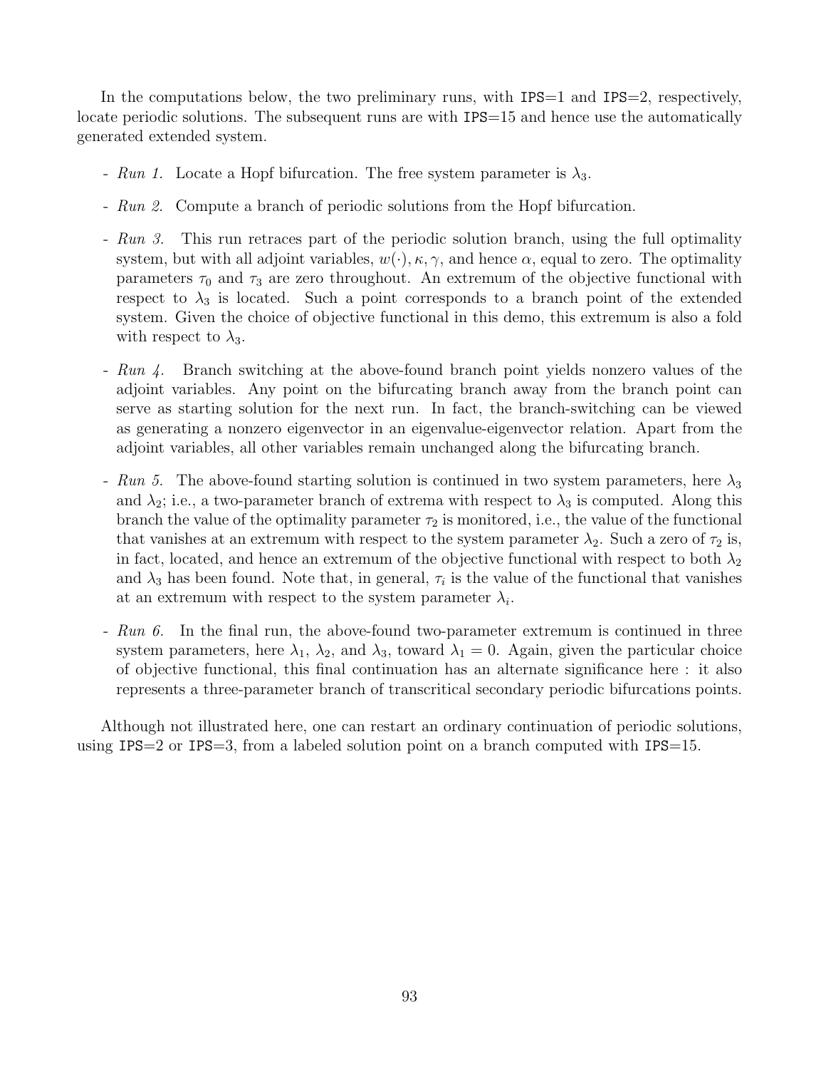In the computations below, the two preliminary runs, with IPS=1 and IPS=2, respectively, locate periodic solutions. The subsequent runs are with IPS=15 and hence use the automatically generated extended system.

- *Run 1.* Locate a Hopf bifurcation. The free system parameter is $\lambda_3$.
- *Run 2.* Compute a branch of periodic solutions from the Hopf bifurcation.
- *Run 3.* This run retraces part of the periodic solution branch, using the full optimality system, but with all adjoint variables, $w(\cdot), \kappa, \gamma$, and hence $\alpha$, equal to zero. The optimality parameters $\tau_0$ and $\tau_3$ are zero throughout. An extremum of the objective functional with respect to $\lambda_3$ is located. Such a point corresponds to a branch point of the extended system. Given the choice of objective functional in this demo, this extremum is also a fold with respect to $\lambda_3$.
- *Run 4.* Branch switching at the above-found branch point yields nonzero values of the adjoint variables. Any point on the bifurcating branch away from the branch point can serve as starting solution for the next run. In fact, the branch-switching can be viewed as generating a nonzero eigenvector in an eigenvalue-eigenvector relation. Apart from the adjoint variables, all other variables remain unchanged along the bifurcating branch.
- *Run 5.* The above-found starting solution is continued in two system parameters, here $\lambda_3$ and $\lambda_2$; i.e., a two-parameter branch of extrema with respect to $\lambda_3$ is computed. Along this branch the value of the optimality parameter $\tau_2$ is monitored, i.e., the value of the functional that vanishes at an extremum with respect to the system parameter $\lambda_2$. Such a zero of $\tau_2$ is, in fact, located, and hence an extremum of the objective functional with respect to both $\lambda_2$ and $\lambda_3$ has been found. Note that, in general, $\tau_i$ is the value of the functional that vanishes at an extremum with respect to the system parameter $\lambda_i$.
- *Run 6.* In the final run, the above-found two-parameter extremum is continued in three system parameters, here $\lambda_1$, $\lambda_2$, and $\lambda_3$, toward $\lambda_1 = 0$. Again, given the particular choice of objective functional, this final continuation has an alternate significance here : it also represents a three-parameter branch of transcritical secondary periodic bifurcations points.

Although not illustrated here, one can restart an ordinary continuation of periodic solutions, using IPS=2 or IPS=3, from a labeled solution point on a branch computed with IPS=15.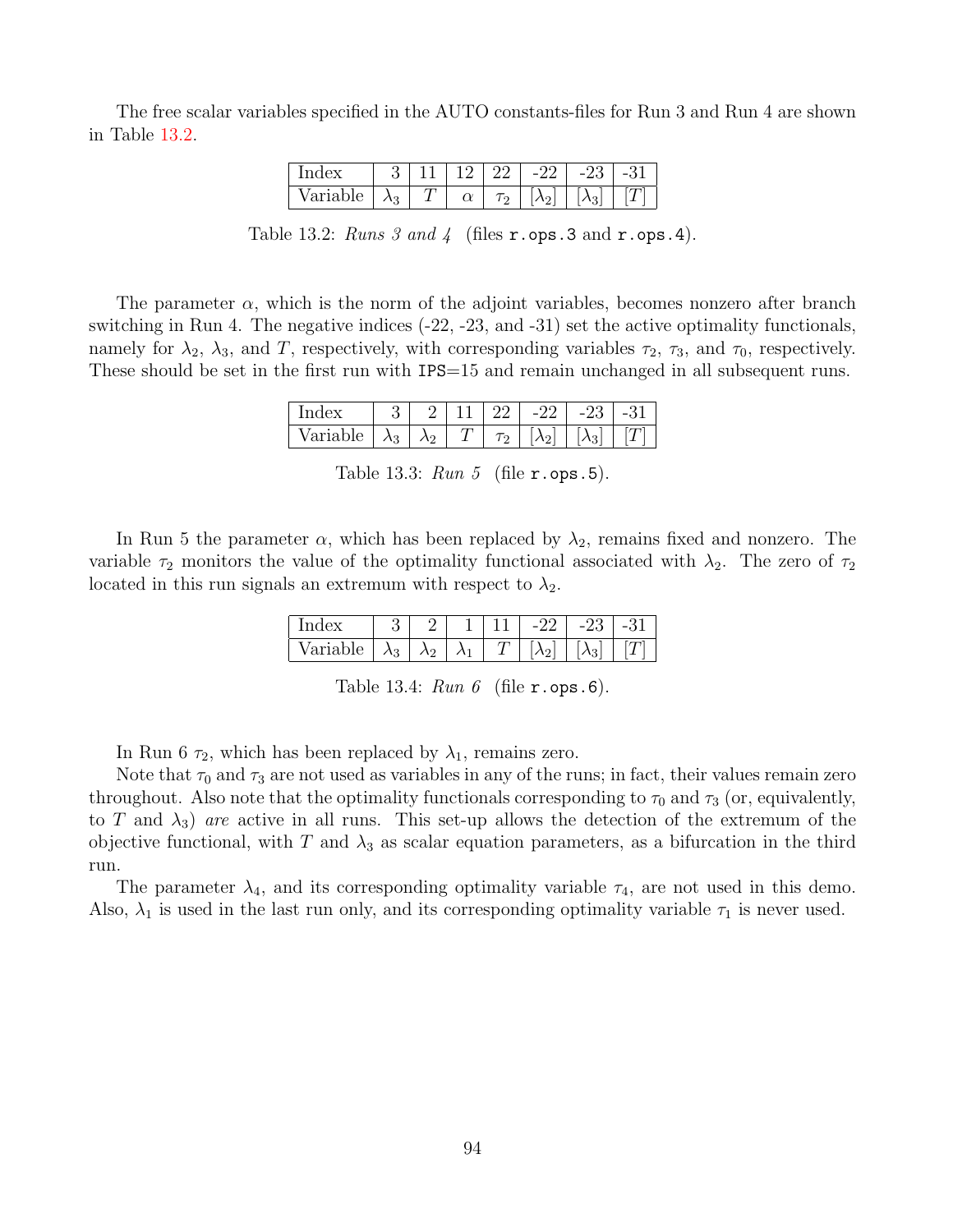The free scalar variables specified in the AUTO constants-files for Run 3 and Run 4 are shown in Table 13.2.

| Index | 3 | 11 | 12 | 22 | -22 | -23 | -31 |
|---|---|---|---|---|---|---|---|
| Variable | $\lambda_3$ | $T$ | $\alpha$ | $\tau_2$ | $[\lambda_2]$ | $[\lambda_3]$ | $[T]$ |

Table 13.2: *Runs 3 and 4* (files `r.ops.3` and `r.ops.4`).

The parameter $\alpha$, which is the norm of the adjoint variables, becomes nonzero after branch switching in Run 4. The negative indices (-22, -23, and -31) set the active optimality functionals, namely for $\lambda_2$, $\lambda_3$, and $T$, respectively, with corresponding variables $\tau_2$, $\tau_3$, and $\tau_0$, respectively. These should be set in the first run with `IPS=15` and remain unchanged in all subsequent runs.

| Index | 3 | 2 | 11 | 22 | -22 | -23 | -31 |
|---|---|---|---|---|---|---|---|
| Variable | $\lambda_3$ | $\lambda_2$ | $T$ | $\tau_2$ | $[\lambda_2]$ | $[\lambda_3]$ | $[T]$ |

Table 13.3: *Run 5* (file `r.ops.5`).

In Run 5 the parameter $\alpha$, which has been replaced by $\lambda_2$, remains fixed and nonzero. The variable $\tau_2$ monitors the value of the optimality functional associated with $\lambda_2$. The zero of $\tau_2$ located in this run signals an extremum with respect to $\lambda_2$.

| Index | 3 | 2 | 1 | 11 | -22 | -23 | -31 |
|---|---|---|---|---|---|---|---|
| Variable | $\lambda_3$ | $\lambda_2$ | $\lambda_1$ | $T$ | $[\lambda_2]$ | $[\lambda_3]$ | $[T]$ |

Table 13.4: *Run 6* (file `r.ops.6`).

In Run 6 $\tau_2$, which has been replaced by $\lambda_1$, remains zero.

Note that $\tau_0$ and $\tau_3$ are not used as variables in any of the runs; in fact, their values remain zero throughout. Also note that the optimality functionals corresponding to $\tau_0$ and $\tau_3$ (or, equivalently, to $T$ and $\lambda_3$) *are* active in all runs. This set-up allows the detection of the extremum of the objective functional, with $T$ and $\lambda_3$ as scalar equation parameters, as a bifurcation in the third run.

The parameter $\lambda_4$, and its corresponding optimality variable $\tau_4$, are not used in this demo. Also, $\lambda_1$ is used in the last run only, and its corresponding optimality variable $\tau_1$ is never used.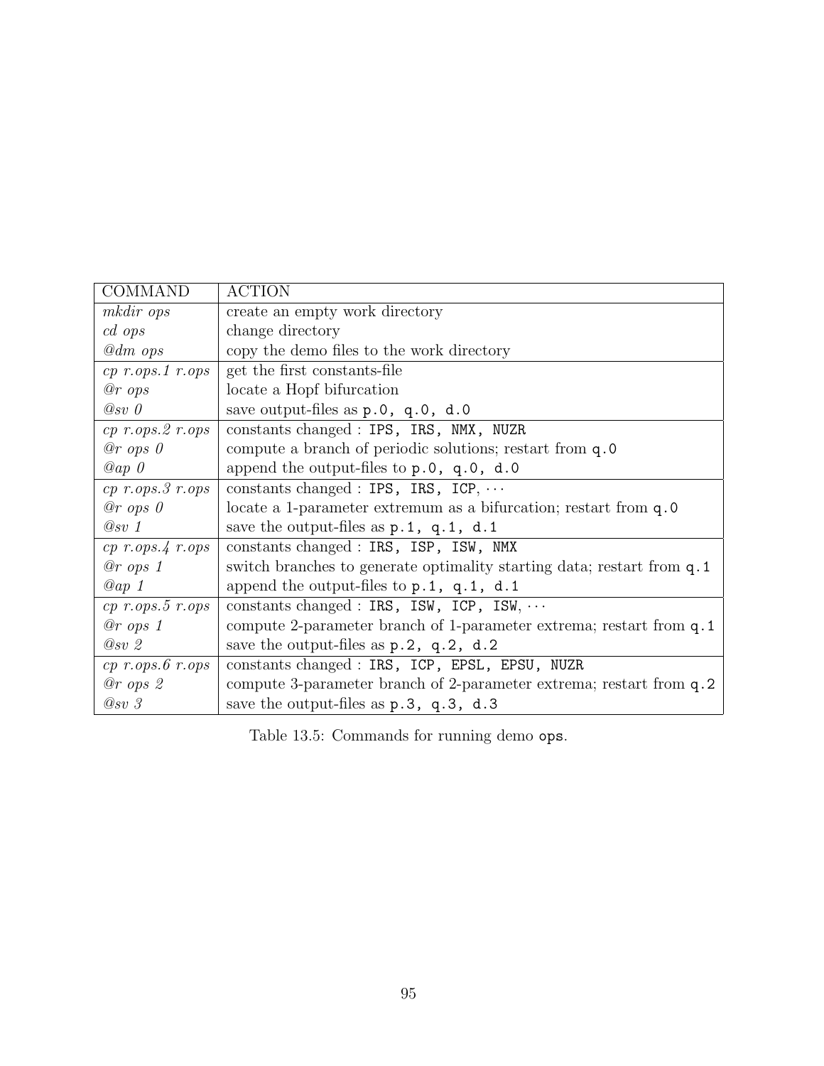| COMMAND | ACTION |
|---|---|
| *mkdir ops* | create an empty work directory |
| *cd ops* | change directory |
| *@dm ops* | copy the demo files to the work directory |
| *cp r.ops.1 r.ops* | get the first constants-file |
| *@r ops* | locate a Hopf bifurcation |
| *@sv 0* | save output-files as `p.0, q.0, d.0` |
| *cp r.ops.2 r.ops* | constants changed : `IPS, IRS, NMX, NUZR` |
| *@r ops 0* | compute a branch of periodic solutions; restart from `q.0` |
| *@ap 0* | append the output-files to `p.0, q.0, d.0` |
| *cp r.ops.3 r.ops* | constants changed : `IPS, IRS, ICP`, $\cdots$ |
| *@r ops 0* | locate a 1-parameter extremum as a bifurcation; restart from `q.0` |
| *@sv 1* | save the output-files as `p.1, q.1, d.1` |
| *cp r.ops.4 r.ops* | constants changed : `IRS, ISP, ISW, NMX` |
| *@r ops 1* | switch branches to generate optimality starting data; restart from `q.1` |
| *@ap 1* | append the output-files to `p.1, q.1, d.1` |
| *cp r.ops.5 r.ops* | constants changed : `IRS, ISW, ICP, ISW`, $\cdots$ |
| *@r ops 1* | compute 2-parameter branch of 1-parameter extrema; restart from `q.1` |
| *@sv 2* | save the output-files as `p.2, q.2, d.2` |
| *cp r.ops.6 r.ops* | constants changed : `IRS, ICP, EPSL, EPSU, NUZR` |
| *@r ops 2* | compute 3-parameter branch of 2-parameter extrema; restart from `q.2` |
| *@sv 3* | save the output-files as `p.3, q.3, d.3` |

Table 13.5: Commands for running demo `ops`.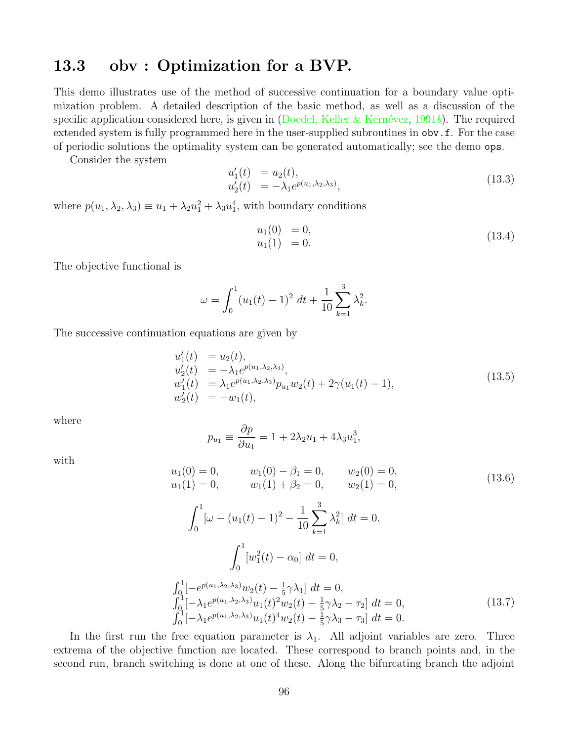## 13.3 obv : Optimization for a BVP.

This demo illustrates use of the method of successive continuation for a boundary value optimization problem. A detailed description of the basic method, as well as a discussion of the specific application considered here, is given in (Doedel, Keller & Kernévez, 1991*b*). The required extended system is fully programmed here in the user-supplied subroutines in `obv.f`. For the case of periodic solutions the optimality system can be generated automatically; see the demo `ops`.

Consider the system

$$
\begin{aligned}
u_1'(t) &= u_2(t), \\
u_2'(t) &= -\lambda_1 e^{p(u_1,\lambda_2,\lambda_3)},
\end{aligned}
\tag{13.3}
$$

where $p(u_1, \lambda_2, \lambda_3) \equiv u_1 + \lambda_2 u_1^2 + \lambda_3 u_1^4$, with boundary conditions

$$
\begin{aligned}
u_1(0) &= 0, \\
u_1(1) &= 0.
\end{aligned}
\tag{13.4}
$$

The objective functional is

$$
\omega = \int_0^1 (u_1(t) - 1)^2 \, dt + \frac{1}{10} \sum_{k=1}^{3} \lambda_k^2.
$$

The successive continuation equations are given by

$$
\begin{aligned}
u_1'(t) &= u_2(t), \\
u_2'(t) &= -\lambda_1 e^{p(u_1,\lambda_2,\lambda_3)}, \\
w_1'(t) &= \lambda_1 e^{p(u_1,\lambda_2,\lambda_3)} p_{u_1} w_2(t) + 2\gamma(u_1(t) - 1), \\
w_2'(t) &= -w_1(t),
\end{aligned}
\tag{13.5}
$$

where

$$
p_{u_1} \equiv \frac{\partial p}{\partial u_1} = 1 + 2\lambda_2 u_1 + 4\lambda_3 u_1^3,
$$

with

$$
\begin{aligned}
u_1(0) &= 0, \qquad & w_1(0) - \beta_1 &= 0, \qquad & w_2(0) &= 0, \\
u_1(1) &= 0, \qquad & w_1(1) + \beta_2 &= 0, \qquad & w_2(1) &= 0,
\end{aligned}
\tag{13.6}
$$

$$
\int_0^1 [\omega - (u_1(t) - 1)^2 - \frac{1}{10} \sum_{k=1}^{3} \lambda_k^2] \, dt = 0,
$$

$$
\int_0^1 [w_1^2(t) - \alpha_0] \, dt = 0,
$$

$$
\begin{aligned}
&\int_0^1 [-e^{p(u_1,\lambda_2,\lambda_3)} w_2(t) - \tfrac{1}{5}\gamma\lambda_1] \, dt = 0, \\
&\int_0^1 [-\lambda_1 e^{p(u_1,\lambda_2,\lambda_3)} u_1(t)^2 w_2(t) - \tfrac{1}{5}\gamma\lambda_2 - \tau_2] \, dt = 0, \\
&\int_0^1 [-\lambda_1 e^{p(u_1,\lambda_2,\lambda_3)} u_1(t)^4 w_2(t) - \tfrac{1}{5}\gamma\lambda_3 - \tau_3] \, dt = 0.
\end{aligned}
\tag{13.7}
$$

In the first run the free equation parameter is $\lambda_1$. All adjoint variables are zero. Three extrema of the objective function are located. These correspond to branch points and, in the second run, branch switching is done at one of these. Along the bifurcating branch the adjoint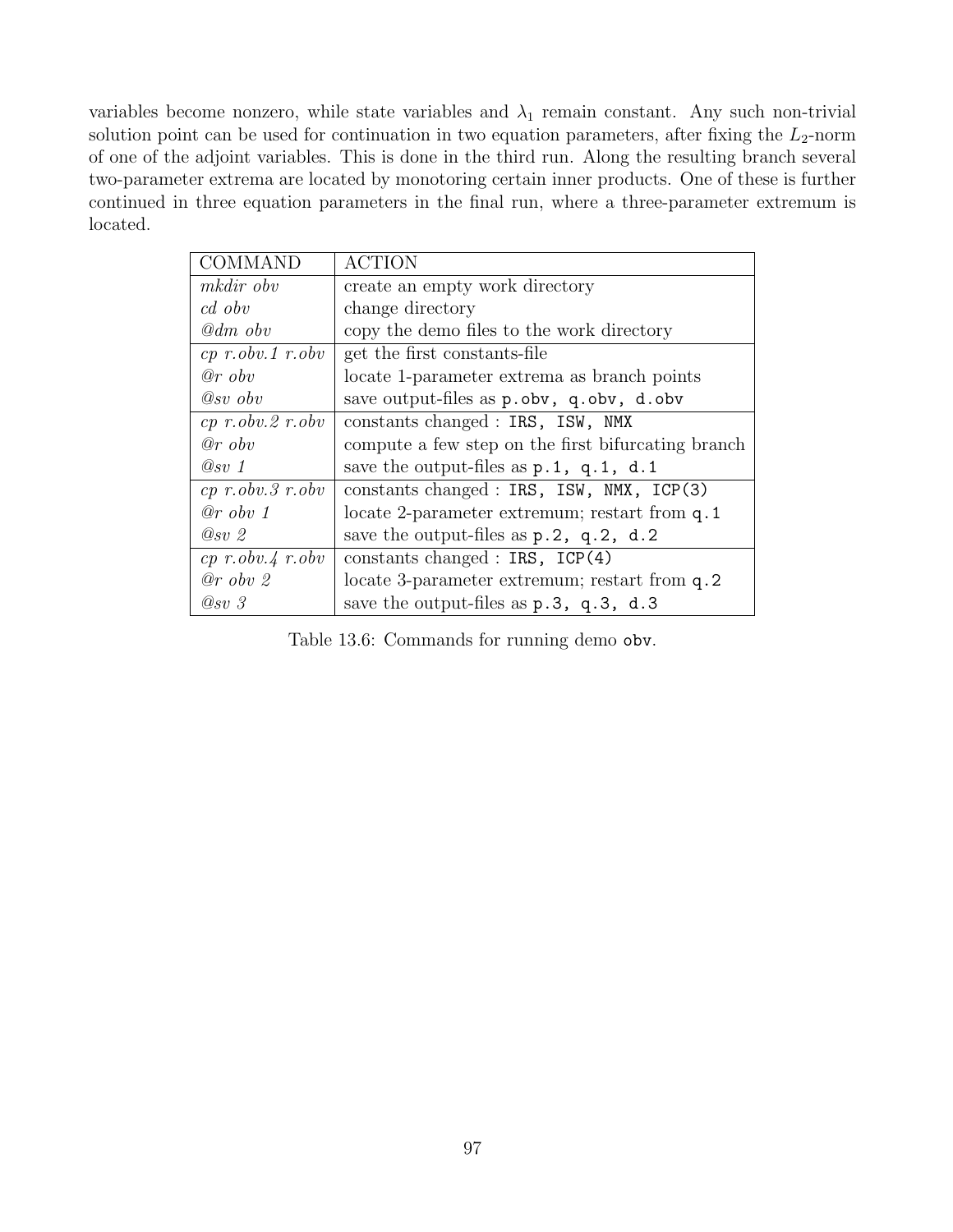variables become nonzero, while state variables and $\lambda_1$ remain constant. Any such non-trivial solution point can be used for continuation in two equation parameters, after fixing the $L_2$-norm of one of the adjoint variables. This is done in the third run. Along the resulting branch several two-parameter extrema are located by monotoring certain inner products. One of these is further continued in three equation parameters in the final run, where a three-parameter extremum is located.

| COMMAND | ACTION |
|---|---|
| *mkdir obv* | create an empty work directory |
| *cd obv* | change directory |
| *@dm obv* | copy the demo files to the work directory |
| *cp r.obv.1 r.obv* | get the first constants-file |
| *@r obv* | locate 1-parameter extrema as branch points |
| *@sv obv* | save output-files as `p.obv, q.obv, d.obv` |
| *cp r.obv.2 r.obv* | constants changed : `IRS, ISW, NMX` |
| *@r obv* | compute a few step on the first bifurcating branch |
| *@sv 1* | save the output-files as `p.1, q.1, d.1` |
| *cp r.obv.3 r.obv* | constants changed : `IRS, ISW, NMX, ICP(3)` |
| *@r obv 1* | locate 2-parameter extremum; restart from `q.1` |
| *@sv 2* | save the output-files as `p.2, q.2, d.2` |
| *cp r.obv.4 r.obv* | constants changed : `IRS, ICP(4)` |
| *@r obv 2* | locate 3-parameter extremum; restart from `q.2` |
| *@sv 3* | save the output-files as `p.3, q.3, d.3` |

Table 13.6: Commands for running demo `obv`.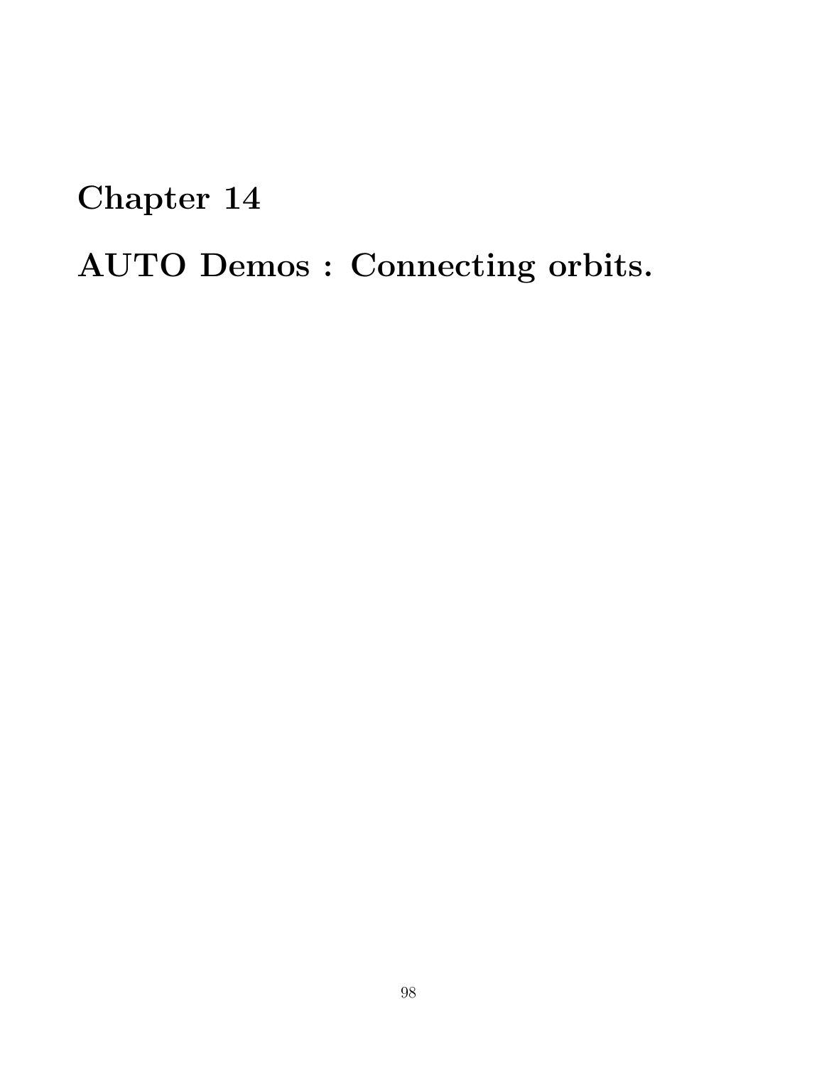# Chapter 14

# AUTO Demos : Connecting orbits.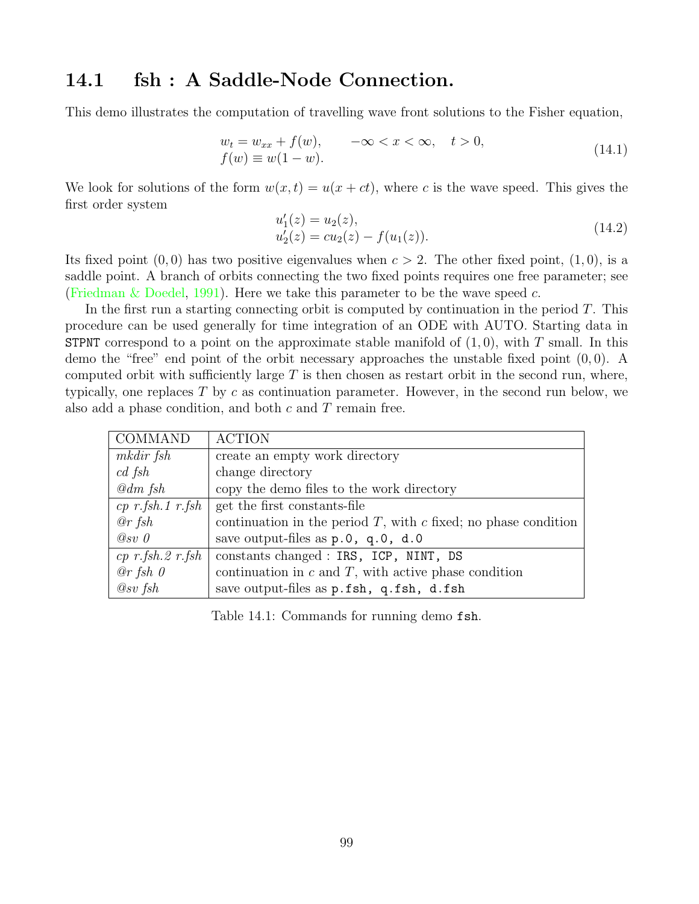## 14.1 fsh : A Saddle-Node Connection.

This demo illustrates the computation of travelling wave front solutions to the Fisher equation,

$$
\begin{aligned}
& w_t = w_{xx} + f(w), \qquad -\infty < x < \infty, \quad t > 0, \\
& f(w) \equiv w(1-w).
\end{aligned} \tag{14.1}
$$

We look for solutions of the form $w(x,t) = u(x+ct)$, where $c$ is the wave speed. This gives the first order system

$$
\begin{aligned}
& u_1'(z) = u_2(z), \\
& u_2'(z) = cu_2(z) - f(u_1(z)).
\end{aligned} \tag{14.2}
$$

Its fixed point $(0,0)$ has two positive eigenvalues when $c > 2$. The other fixed point, $(1,0)$, is a saddle point. A branch of orbits connecting the two fixed points requires one free parameter; see (Friedman & Doedel, 1991). Here we take this parameter to be the wave speed $c$.

In the first run a starting connecting orbit is computed by continuation in the period $T$. This procedure can be used generally for time integration of an ODE with AUTO. Starting data in `STPNT` correspond to a point on the approximate stable manifold of $(1,0)$, with $T$ small. In this demo the "free" end point of the orbit necessary approaches the unstable fixed point $(0,0)$. A computed orbit with sufficiently large $T$ is then chosen as restart orbit in the second run, where, typically, one replaces $T$ by $c$ as continuation parameter. However, in the second run below, we also add a phase condition, and both $c$ and $T$ remain free.

| COMMAND | ACTION |
|---|---|
| *mkdir fsh* | create an empty work directory |
| *cd fsh* | change directory |
| *@dm fsh* | copy the demo files to the work directory |
| *cp r.fsh.1 r.fsh* | get the first constants-file |
| *@r fsh* | continuation in the period $T$, with $c$ fixed; no phase condition |
| *@sv 0* | save output-files as `p.0, q.0, d.0` |
| *cp r.fsh.2 r.fsh* | constants changed : `IRS, ICP, NINT, DS` |
| *@r fsh 0* | continuation in $c$ and $T$, with active phase condition |
| *@sv fsh* | save output-files as `p.fsh, q.fsh, d.fsh` |

Table 14.1: Commands for running demo `fsh`.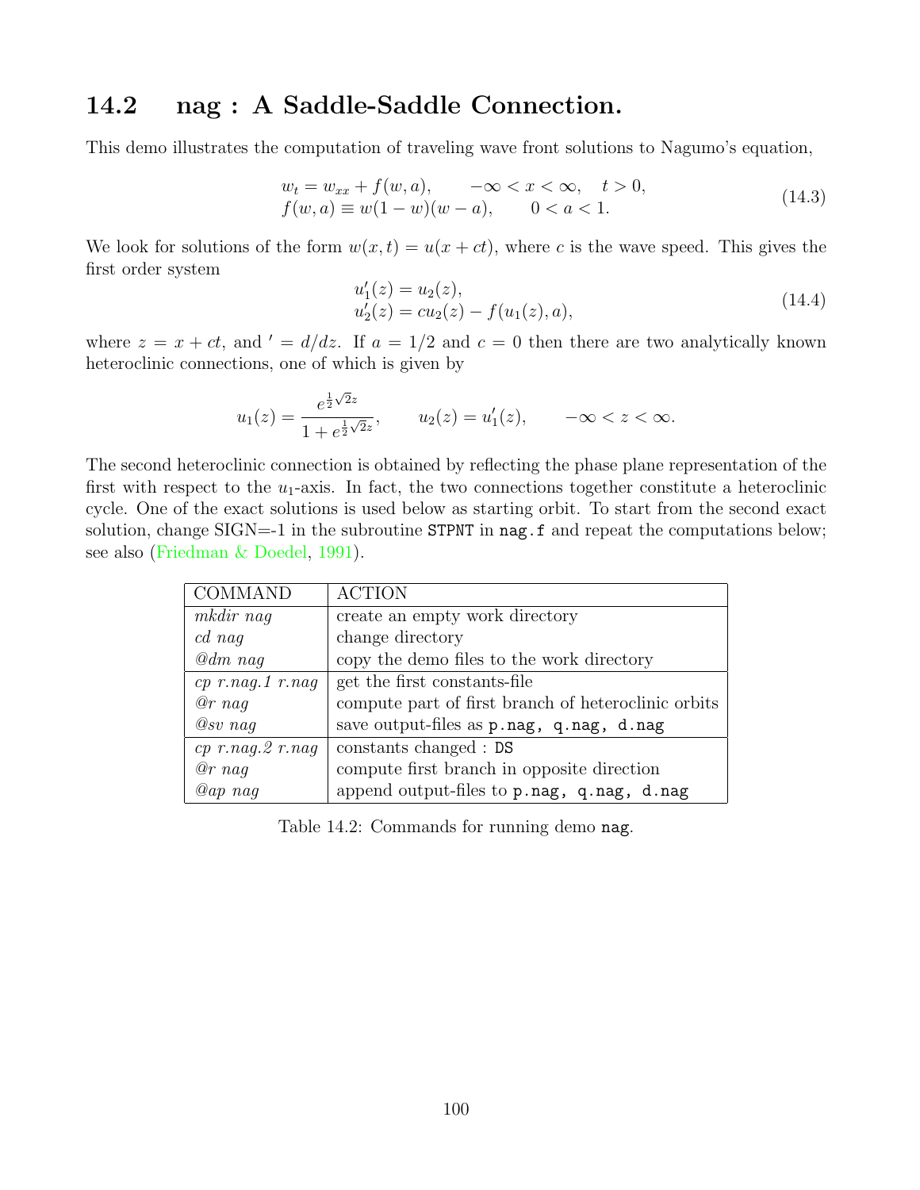## 14.2 nag : A Saddle-Saddle Connection.

This demo illustrates the computation of traveling wave front solutions to Nagumo's equation,

$$
\begin{aligned}
&w_t = w_{xx} + f(w,a), \qquad -\infty < x < \infty, \quad t > 0, \\
&f(w,a) \equiv w(1-w)(w-a), \qquad 0 < a < 1.
\end{aligned}
\tag{14.3}
$$

We look for solutions of the form $w(x,t) = u(x+ct)$, where $c$ is the wave speed. This gives the first order system

$$
\begin{aligned}
u_1'(z) &= u_2(z), \\
u_2'(z) &= cu_2(z) - f(u_1(z), a),
\end{aligned}
\tag{14.4}
$$

where $z = x + ct$, and $' = d/dz$. If $a = 1/2$ and $c = 0$ then there are two analytically known heteroclinic connections, one of which is given by

$$
u_1(z) = \frac{e^{\frac{1}{2}\sqrt{2}z}}{1 + e^{\frac{1}{2}\sqrt{2}z}}, \qquad u_2(z) = u_1'(z), \qquad -\infty < z < \infty.
$$

The second heteroclinic connection is obtained by reflecting the phase plane representation of the first with respect to the $u_1$-axis. In fact, the two connections together constitute a heteroclinic cycle. One of the exact solutions is used below as starting orbit. To start from the second exact solution, change SIGN=-1 in the subroutine `STPNT` in `nag.f` and repeat the computations below; see also (Friedman & Doedel, 1991).

| COMMAND | ACTION |
|---|---|
| *mkdir nag* | create an empty work directory |
| *cd nag* | change directory |
| *@dm nag* | copy the demo files to the work directory |
| *cp r.nag.1 r.nag* | get the first constants-file |
| *@r nag* | compute part of first branch of heteroclinic orbits |
| *@sv nag* | save output-files as `p.nag, q.nag, d.nag` |
| *cp r.nag.2 r.nag* | constants changed : `DS` |
| *@r nag* | compute first branch in opposite direction |
| *@ap nag* | append output-files to `p.nag, q.nag, d.nag` |

Table 14.2: Commands for running demo `nag`.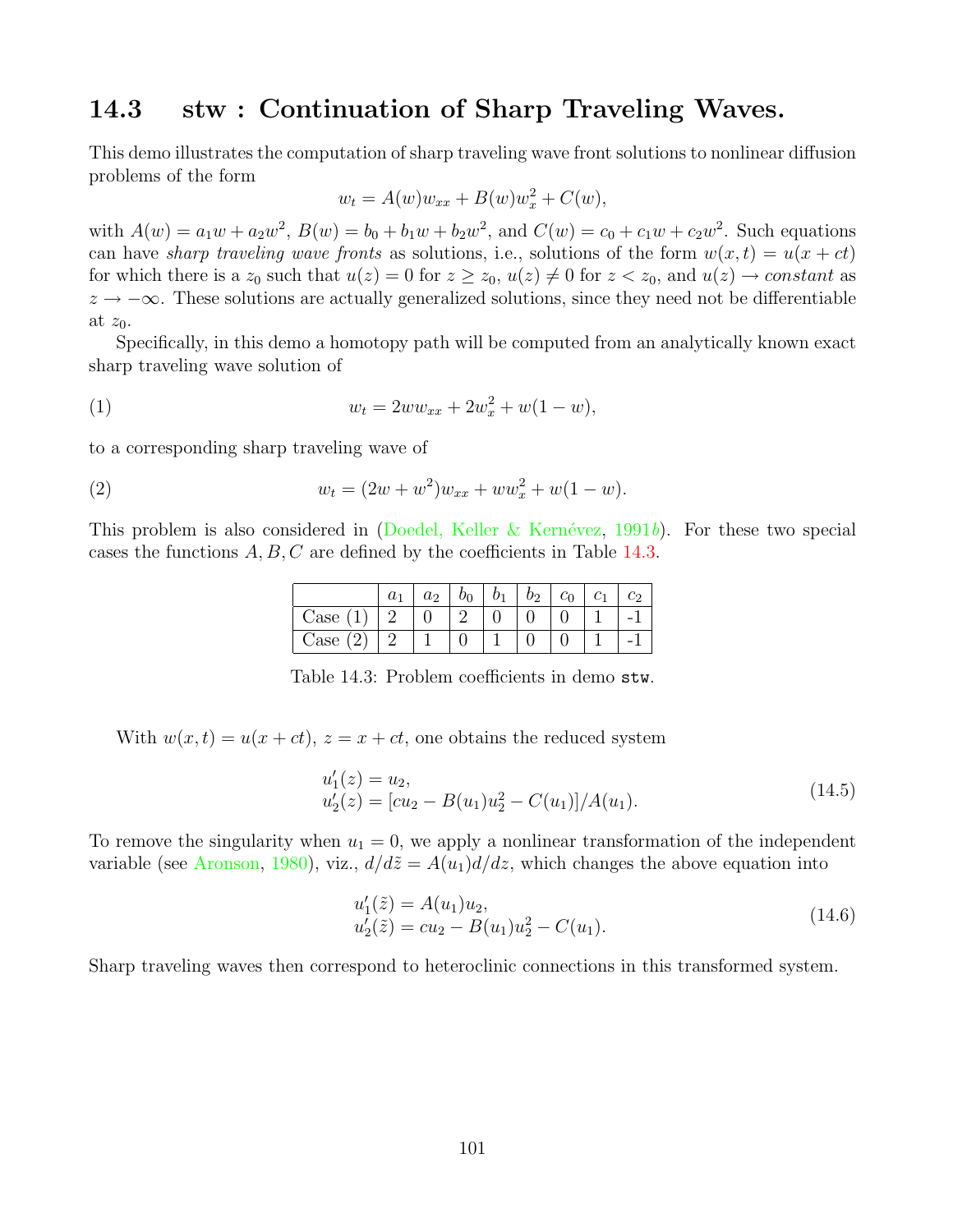## 14.3 stw : Continuation of Sharp Traveling Waves.

This demo illustrates the computation of sharp traveling wave front solutions to nonlinear diffusion problems of the form

$$w_t = A(w)w_{xx} + B(w)w_x^2 + C(w),$$

with $A(w) = a_1 w + a_2 w^2$, $B(w) = b_0 + b_1 w + b_2 w^2$, and $C(w) = c_0 + c_1 w + c_2 w^2$. Such equations can have *sharp traveling wave fronts* as solutions, i.e., solutions of the form $w(x,t) = u(x+ct)$ for which there is a $z_0$ such that $u(z) = 0$ for $z \geq z_0$, $u(z) \neq 0$ for $z < z_0$, and $u(z) \to$ *constant* as $z \to -\infty$. These solutions are actually generalized solutions, since they need not be differentiable at $z_0$.

Specifically, in this demo a homotopy path will be computed from an analytically known exact sharp traveling wave solution of

$$w_t = 2ww_{xx} + 2w_x^2 + w(1-w), \tag{1}$$

to a corresponding sharp traveling wave of

$$w_t = (2w + w^2)w_{xx} + ww_x^2 + w(1-w). \tag{2}$$

This problem is also considered in (Doedel, Keller & Kernévez, 1991*b*). For these two special cases the functions $A, B, C$ are defined by the coefficients in Table 14.3.

| | $a_1$ | $a_2$ | $b_0$ | $b_1$ | $b_2$ | $c_0$ | $c_1$ | $c_2$ |
|---|---|---|---|---|---|---|---|---|
| Case (1) | 2 | 0 | 2 | 0 | 0 | 0 | 1 | -1 |
| Case (2) | 2 | 1 | 0 | 1 | 0 | 0 | 1 | -1 |

Table 14.3: Problem coefficients in demo `stw`.

With $w(x,t) = u(x+ct)$, $z = x + ct$, one obtains the reduced system

$$\begin{aligned} u_1'(z) &= u_2, \\ u_2'(z) &= [cu_2 - B(u_1)u_2^2 - C(u_1)]/A(u_1). \end{aligned} \tag{14.5}$$

To remove the singularity when $u_1 = 0$, we apply a nonlinear transformation of the independent variable (see Aronson, 1980), viz., $d/d\tilde{z} = A(u_1)d/dz$, which changes the above equation into

$$\begin{aligned} u_1'(\tilde{z}) &= A(u_1)u_2, \\ u_2'(\tilde{z}) &= cu_2 - B(u_1)u_2^2 - C(u_1). \end{aligned} \tag{14.6}$$

Sharp traveling waves then correspond to heteroclinic connections in this transformed system.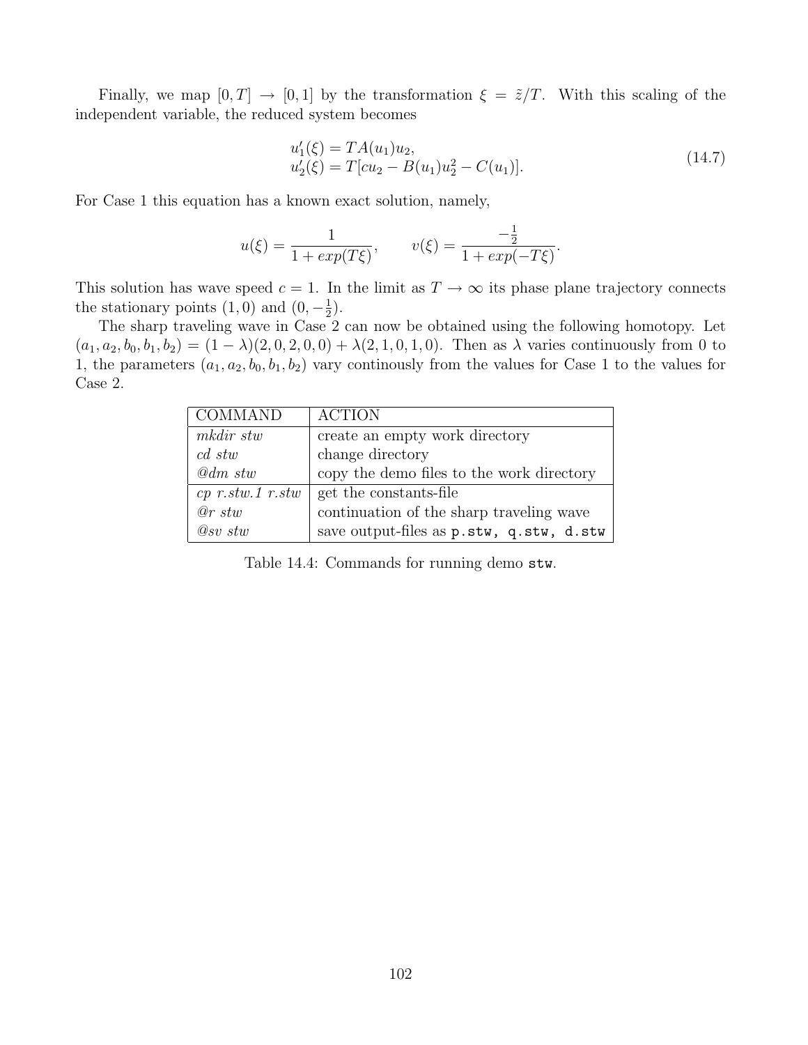Finally, we map $[0, T] \to [0, 1]$ by the transformation $\xi = \tilde{z}/T$. With this scaling of the independent variable, the reduced system becomes

$$
\begin{aligned}
u_1'(\xi) &= TA(u_1)u_2, \\
u_2'(\xi) &= T[cu_2 - B(u_1)u_2^2 - C(u_1)].
\end{aligned}
\tag{14.7}
$$

For Case 1 this equation has a known exact solution, namely,

$$
u(\xi) = \frac{1}{1 + exp(T\xi)}, \qquad v(\xi) = \frac{-\frac{1}{2}}{1 + exp(-T\xi)}.
$$

This solution has wave speed $c = 1$. In the limit as $T \to \infty$ its phase plane trajectory connects the stationary points $(1, 0)$ and $(0, -\frac{1}{2})$.

The sharp traveling wave in Case 2 can now be obtained using the following homotopy. Let $(a_1, a_2, b_0, b_1, b_2) = (1 - \lambda)(2, 0, 2, 0, 0) + \lambda(2, 1, 0, 1, 0)$. Then as $\lambda$ varies continuously from 0 to 1, the parameters $(a_1, a_2, b_0, b_1, b_2)$ vary continously from the values for Case 1 to the values for Case 2.

| COMMAND | ACTION |
|---|---|
| *mkdir stw* | create an empty work directory |
| *cd stw* | change directory |
| *@dm stw* | copy the demo files to the work directory |
| *cp r.stw.1 r.stw* | get the constants-file |
| *@r stw* | continuation of the sharp traveling wave |
| *@sv stw* | save output-files as `p.stw, q.stw, d.stw` |

Table 14.4: Commands for running demo `stw`.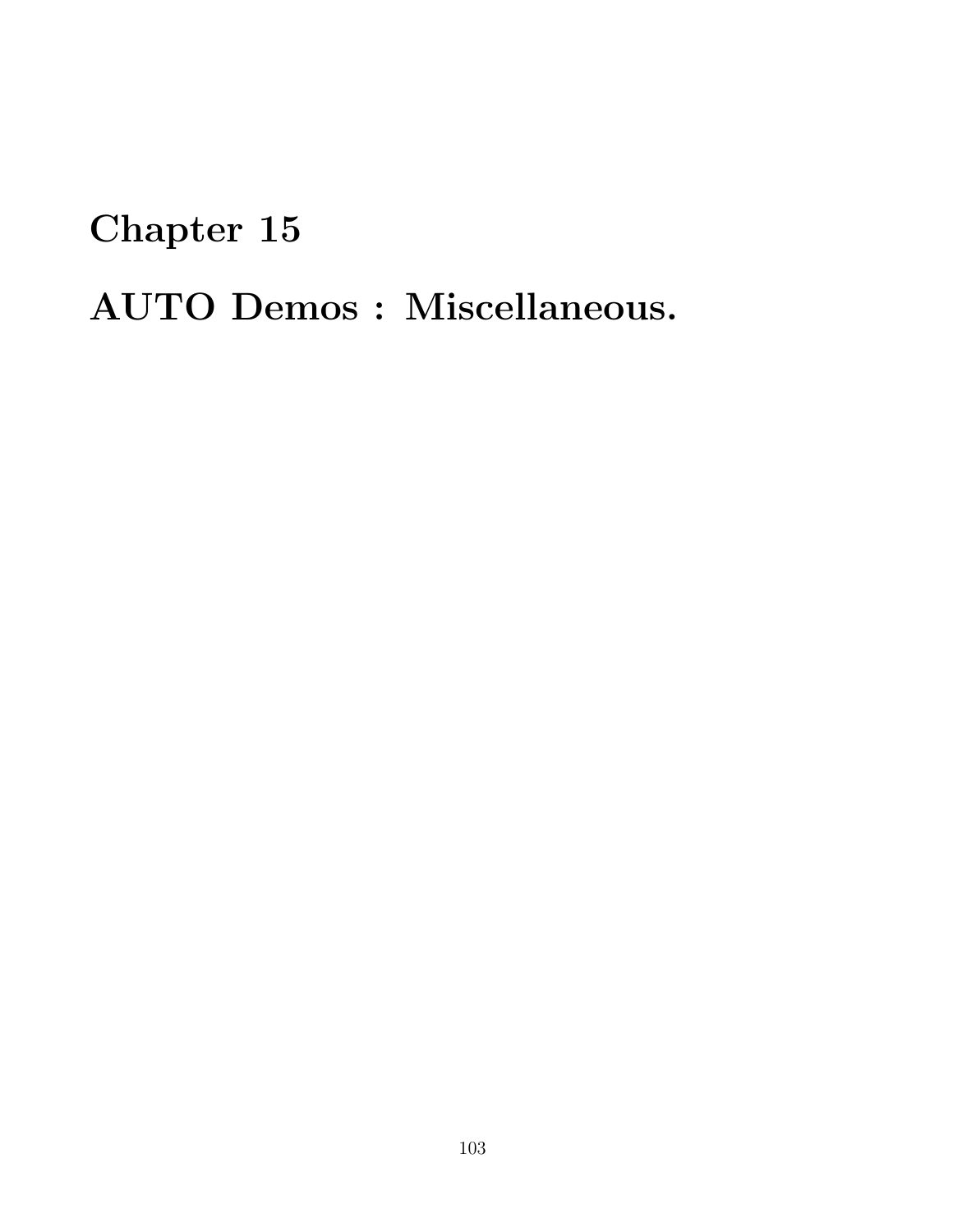# Chapter 15

# AUTO Demos : Miscellaneous.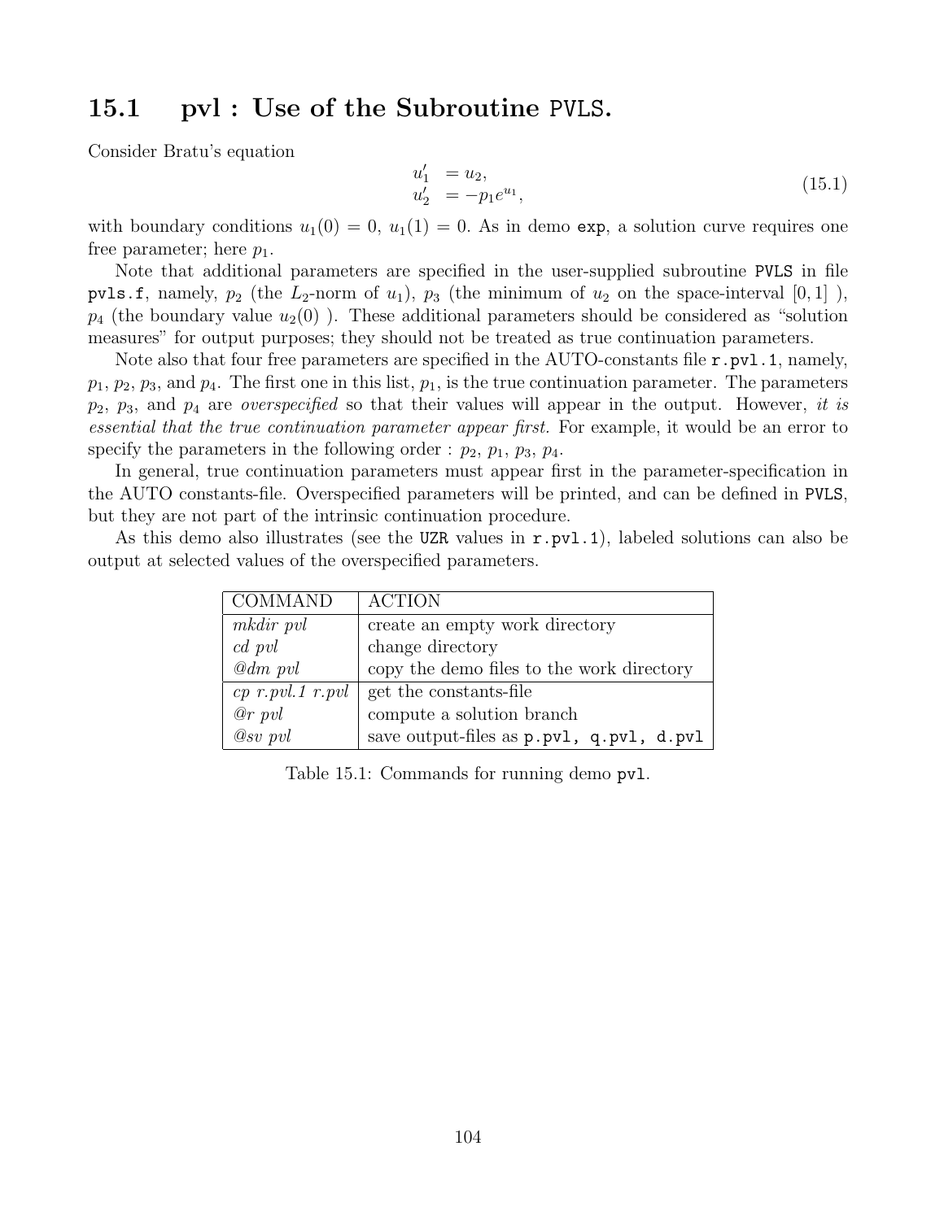## 15.1 pvl : Use of the Subroutine PVLS.

Consider Bratu's equation

$$\begin{aligned} u_1' &= u_2, \\ u_2' &= -p_1 e^{u_1}, \end{aligned} \tag{15.1}$$

with boundary conditions $u_1(0) = 0$, $u_1(1) = 0$. As in demo `exp`, a solution curve requires one free parameter; here $p_1$.

Note that additional parameters are specified in the user-supplied subroutine `PVLS` in file `pvls.f`, namely, $p_2$ (the $L_2$-norm of $u_1$), $p_3$ (the minimum of $u_2$ on the space-interval $[0, 1]$ ), $p_4$ (the boundary value $u_2(0)$ ). These additional parameters should be considered as "solution measures" for output purposes; they should not be treated as true continuation parameters.

Note also that four free parameters are specified in the AUTO-constants file `r.pvl.1`, namely, $p_1$, $p_2$, $p_3$, and $p_4$. The first one in this list, $p_1$, is the true continuation parameter. The parameters $p_2$, $p_3$, and $p_4$ are *overspecified* so that their values will appear in the output. However, *it is essential that the true continuation parameter appear first.* For example, it would be an error to specify the parameters in the following order : $p_2$, $p_1$, $p_3$, $p_4$.

In general, true continuation parameters must appear first in the parameter-specification in the AUTO constants-file. Overspecified parameters will be printed, and can be defined in `PVLS`, but they are not part of the intrinsic continuation procedure.

As this demo also illustrates (see the `UZR` values in `r.pvl.1`), labeled solutions can also be output at selected values of the overspecified parameters.

| COMMAND | ACTION |
|---|---|
| *mkdir pvl* | create an empty work directory |
| *cd pvl* | change directory |
| *@dm pvl* | copy the demo files to the work directory |
| *cp r.pvl.1 r.pvl* | get the constants-file |
| *@r pvl* | compute a solution branch |
| *@sv pvl* | save output-files as `p.pvl, q.pvl, d.pvl` |

Table 15.1: Commands for running demo `pvl`.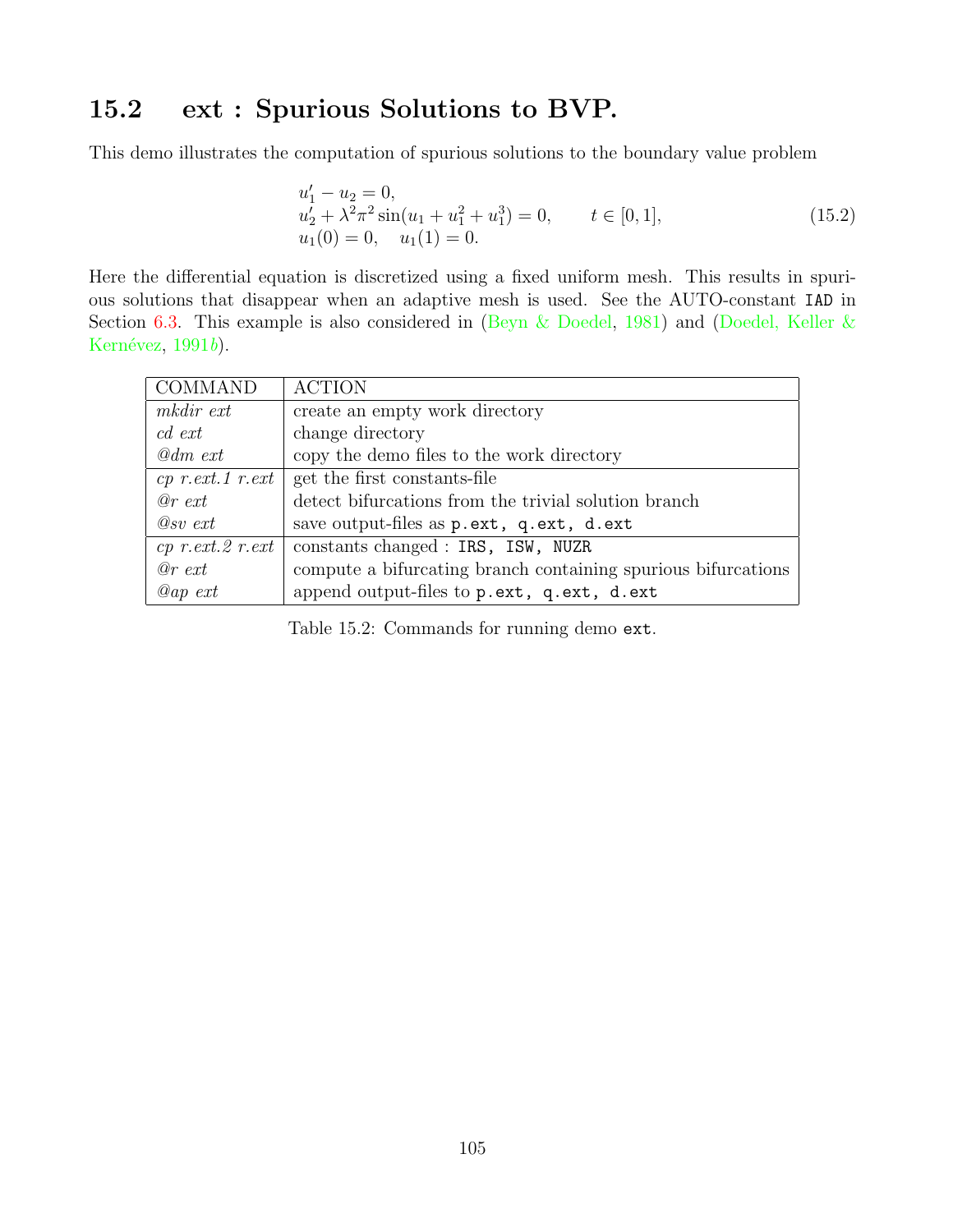## 15.2 ext : Spurious Solutions to BVP.

This demo illustrates the computation of spurious solutions to the boundary value problem

$$
\begin{aligned}
&u_1' - u_2 = 0, \\
&u_2' + \lambda^2 \pi^2 \sin(u_1 + u_1^2 + u_1^3) = 0, \qquad t \in [0,1], \\
&u_1(0) = 0, \quad u_1(1) = 0.
\end{aligned}
\tag{15.2}
$$

Here the differential equation is discretized using a fixed uniform mesh. This results in spurious solutions that disappear when an adaptive mesh is used. See the AUTO-constant `IAD` in Section 6.3. This example is also considered in (Beyn & Doedel, 1981) and (Doedel, Keller & Kernévez, 1991*b*).

| COMMAND | ACTION |
|---|---|
| *mkdir ext* | create an empty work directory |
| *cd ext* | change directory |
| *@dm ext* | copy the demo files to the work directory |
| *cp r.ext.1 r.ext* | get the first constants-file |
| *@r ext* | detect bifurcations from the trivial solution branch |
| *@sv ext* | save output-files as `p.ext, q.ext, d.ext` |
| *cp r.ext.2 r.ext* | constants changed : `IRS, ISW, NUZR` |
| *@r ext* | compute a bifurcating branch containing spurious bifurcations |
| *@ap ext* | append output-files to `p.ext, q.ext, d.ext` |

Table 15.2: Commands for running demo `ext`.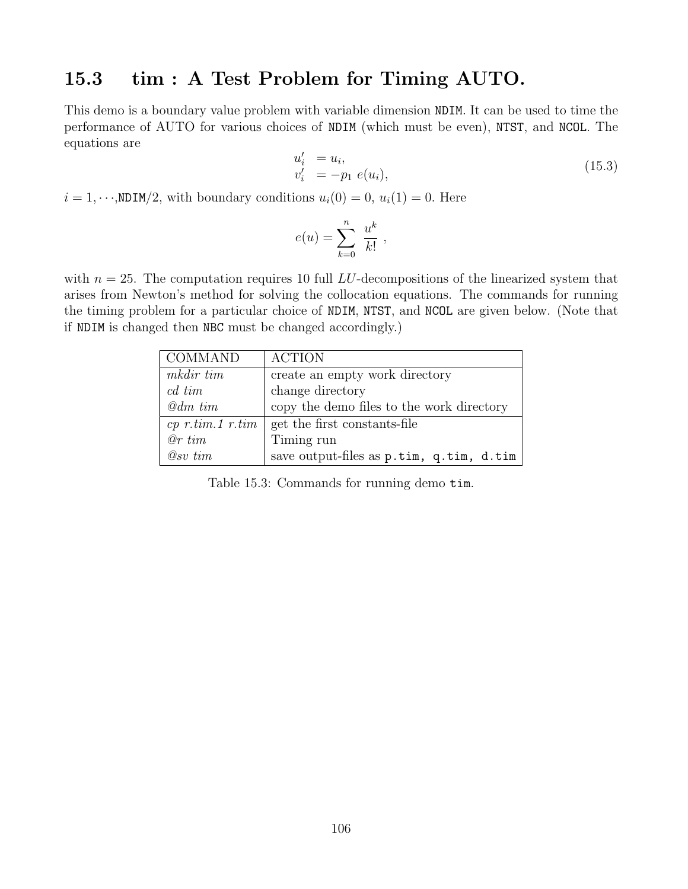## 15.3 tim : A Test Problem for Timing AUTO.

This demo is a boundary value problem with variable dimension NDIM. It can be used to time the performance of AUTO for various choices of NDIM (which must be even), NTST, and NCOL. The equations are

$$
\begin{aligned}
u_i' &= u_i, \\
v_i' &= -p_1 \, e(u_i),
\end{aligned}
\tag{15.3}
$$

$i = 1, \cdots,$NDIM$/2$, with boundary conditions $u_i(0) = 0$, $u_i(1) = 0$. Here

$$
e(u) = \sum_{k=0}^{n} \frac{u^k}{k!} \; ,
$$

with $n = 25$. The computation requires 10 full $LU$-decompositions of the linearized system that arises from Newton's method for solving the collocation equations. The commands for running the timing problem for a particular choice of NDIM, NTST, and NCOL are given below. (Note that if NDIM is changed then NBC must be changed accordingly.)

| COMMAND | ACTION |
|---|---|
| *mkdir tim* | create an empty work directory |
| *cd tim* | change directory |
| *@dm tim* | copy the demo files to the work directory |
| *cp r.tim.1 r.tim* | get the first constants-file |
| *@r tim* | Timing run |
| *@sv tim* | save output-files as p.tim, q.tim, d.tim |

Table 15.3: Commands for running demo tim.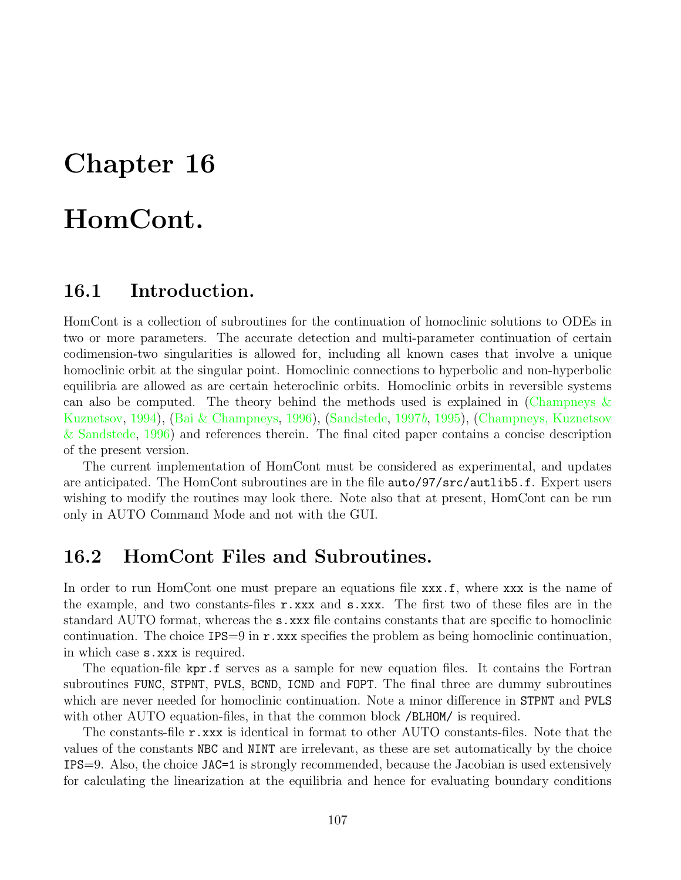# Chapter 16

# HomCont.

## 16.1 Introduction.

HomCont is a collection of subroutines for the continuation of homoclinic solutions to ODEs in two or more parameters. The accurate detection and multi-parameter continuation of certain codimension-two singularities is allowed for, including all known cases that involve a unique homoclinic orbit at the singular point. Homoclinic connections to hyperbolic and non-hyperbolic equilibria are allowed as are certain heteroclinic orbits. Homoclinic orbits in reversible systems can also be computed. The theory behind the methods used is explained in (Champneys & Kuznetsov, 1994), (Bai & Champneys, 1996), (Sandstede, 1997*b*, 1995), (Champneys, Kuznetsov & Sandstede, 1996) and references therein. The final cited paper contains a concise description of the present version.

The current implementation of HomCont must be considered as experimental, and updates are anticipated. The HomCont subroutines are in the file `auto/97/src/autlib5.f`. Expert users wishing to modify the routines may look there. Note also that at present, HomCont can be run only in AUTO Command Mode and not with the GUI.

## 16.2 HomCont Files and Subroutines.

In order to run HomCont one must prepare an equations file `xxx.f`, where `xxx` is the name of the example, and two constants-files `r.xxx` and `s.xxx`. The first two of these files are in the standard AUTO format, whereas the `s.xxx` file contains constants that are specific to homoclinic continuation. The choice `IPS`=9 in `r.xxx` specifies the problem as being homoclinic continuation, in which case `s.xxx` is required.

The equation-file `kpr.f` serves as a sample for new equation files. It contains the Fortran subroutines `FUNC`, `STPNT`, `PVLS`, `BCND`, `ICND` and `FOPT`. The final three are dummy subroutines which are never needed for homoclinic continuation. Note a minor difference in `STPNT` and `PVLS` with other AUTO equation-files, in that the common block `/BLHOM/` is required.

The constants-file `r.xxx` is identical in format to other AUTO constants-files. Note that the values of the constants `NBC` and `NINT` are irrelevant, as these are set automatically by the choice `IPS`=9. Also, the choice `JAC=1` is strongly recommended, because the Jacobian is used extensively for calculating the linearization at the equilibria and hence for evaluating boundary conditions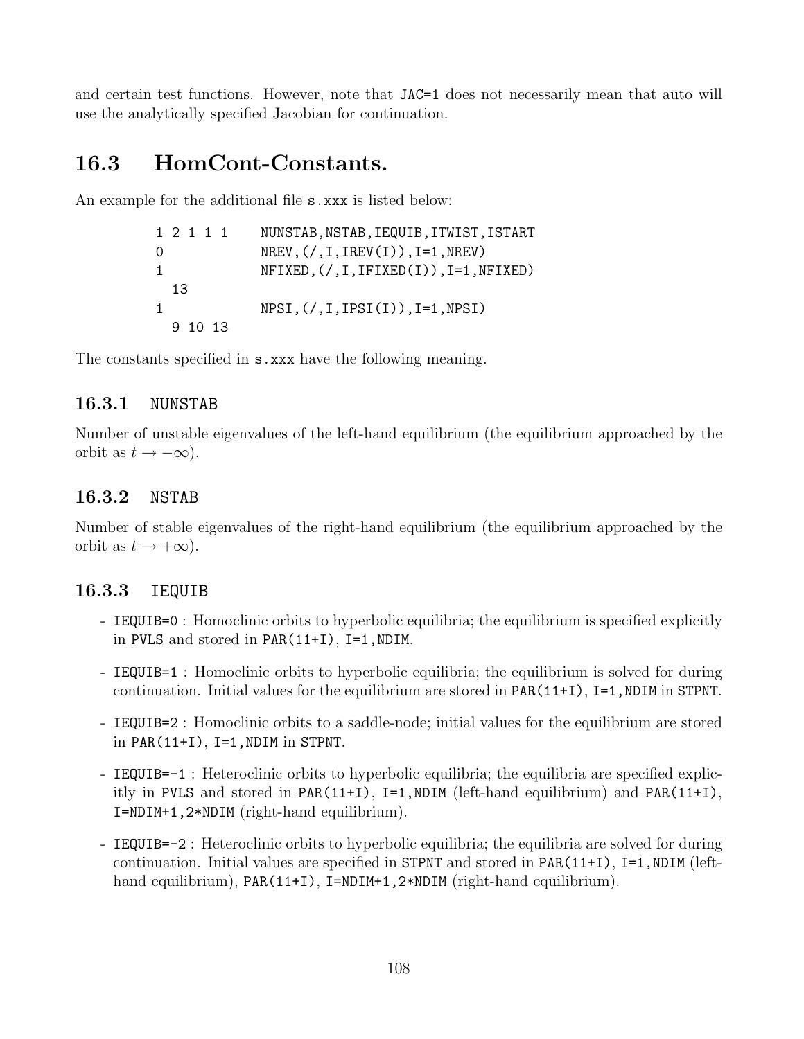and certain test functions. However, note that `JAC=1` does not necessarily mean that auto will use the analytically specified Jacobian for continuation.

## 16.3 HomCont-Constants.

An example for the additional file `s.xxx` is listed below:

```
1 2 1 1 1     NUNSTAB,NSTAB,IEQUIB,ITWIST,ISTART
0             NREV,(/,I,IREV(I)),I=1,NREV)
1             NFIXED,(/,I,IFIXED(I)),I=1,NFIXED)
  13
1             NPSI,(/,I,IPSI(I)),I=1,NPSI)
  9 10 13
```

The constants specified in `s.xxx` have the following meaning.

### 16.3.1 NUNSTAB

Number of unstable eigenvalues of the left-hand equilibrium (the equilibrium approached by the orbit as $t \to -\infty$).

### 16.3.2 NSTAB

Number of stable eigenvalues of the right-hand equilibrium (the equilibrium approached by the orbit as $t \to +\infty$).

### 16.3.3 IEQUIB

- `IEQUIB=0` : Homoclinic orbits to hyperbolic equilibria; the equilibrium is specified explicitly in `PVLS` and stored in `PAR(11+I)`, `I=1,NDIM`.
- `IEQUIB=1` : Homoclinic orbits to hyperbolic equilibria; the equilibrium is solved for during continuation. Initial values for the equilibrium are stored in `PAR(11+I)`, `I=1,NDIM` in `STPNT`.
- `IEQUIB=2` : Homoclinic orbits to a saddle-node; initial values for the equilibrium are stored in `PAR(11+I)`, `I=1,NDIM` in `STPNT`.
- `IEQUIB=-1` : Heteroclinic orbits to hyperbolic equilibria; the equilibria are specified explicitly in `PVLS` and stored in `PAR(11+I)`, `I=1,NDIM` (left-hand equilibrium) and `PAR(11+I)`, `I=NDIM+1,2*NDIM` (right-hand equilibrium).
- `IEQUIB=-2` : Heteroclinic orbits to hyperbolic equilibria; the equilibria are solved for during continuation. Initial values are specified in `STPNT` and stored in `PAR(11+I)`, `I=1,NDIM` (left-hand equilibrium), `PAR(11+I)`, `I=NDIM+1,2*NDIM` (right-hand equilibrium).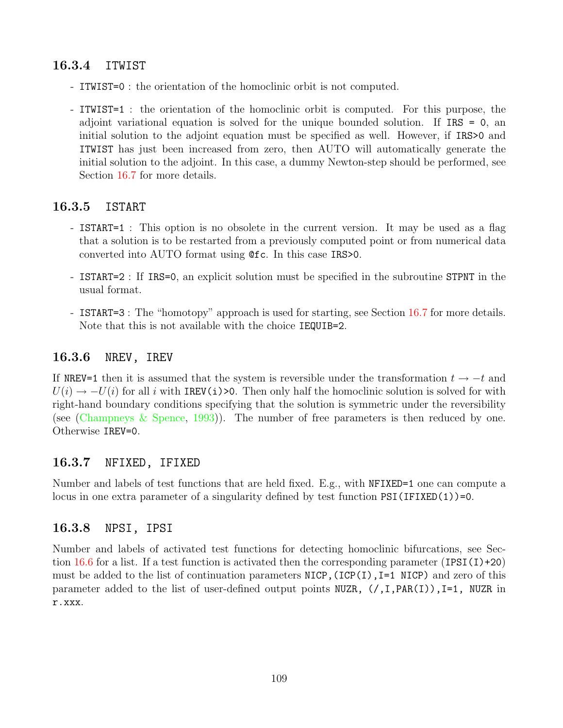### 16.3.4 ITWIST

- ITWIST=0 : the orientation of the homoclinic orbit is not computed.

- ITWIST=1 : the orientation of the homoclinic orbit is computed. For this purpose, the adjoint variational equation is solved for the unique bounded solution. If IRS = 0, an initial solution to the adjoint equation must be specified as well. However, if IRS>0 and ITWIST has just been increased from zero, then AUTO will automatically generate the initial solution to the adjoint. In this case, a dummy Newton-step should be performed, see Section 16.7 for more details.

### 16.3.5 ISTART

- ISTART=1 : This option is no obsolete in the current version. It may be used as a flag that a solution is to be restarted from a previously computed point or from numerical data converted into AUTO format using @fc. In this case IRS>0.

- ISTART=2 : If IRS=0, an explicit solution must be specified in the subroutine STPNT in the usual format.

- ISTART=3 : The "homotopy" approach is used for starting, see Section 16.7 for more details. Note that this is not available with the choice IEQUIB=2.

### 16.3.6 NREV, IREV

If NREV=1 then it is assumed that the system is reversible under the transformation $t \to -t$ and $U(i) \to -U(i)$ for all $i$ with IREV(i)>0. Then only half the homoclinic solution is solved for with right-hand boundary conditions specifying that the solution is symmetric under the reversibility (see (Champneys & Spence, 1993)). The number of free parameters is then reduced by one. Otherwise IREV=0.

### 16.3.7 NFIXED, IFIXED

Number and labels of test functions that are held fixed. E.g., with NFIXED=1 one can compute a locus in one extra parameter of a singularity defined by test function PSI(IFIXED(1))=0.

### 16.3.8 NPSI, IPSI

Number and labels of activated test functions for detecting homoclinic bifurcations, see Section 16.6 for a list. If a test function is activated then the corresponding parameter (IPSI(I)+20) must be added to the list of continuation parameters NICP,(ICP(I),I=1 NICP) and zero of this parameter added to the list of user-defined output points NUZR, (/,I,PAR(I)),I=1, NUZR in r.xxx.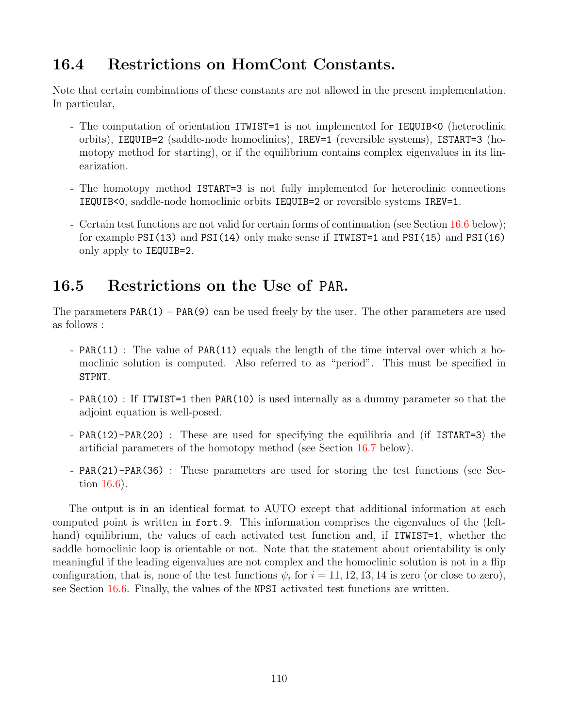## 16.4 Restrictions on HomCont Constants.

Note that certain combinations of these constants are not allowed in the present implementation. In particular,

- The computation of orientation `ITWIST=1` is not implemented for `IEQUIB<0` (heteroclinic orbits), `IEQUIB=2` (saddle-node homoclinics), `IREV=1` (reversible systems), `ISTART=3` (homotopy method for starting), or if the equilibrium contains complex eigenvalues in its linearization.
- The homotopy method `ISTART=3` is not fully implemented for heteroclinic connections `IEQUIB<0`, saddle-node homoclinic orbits `IEQUIB=2` or reversible systems `IREV=1`.
- Certain test functions are not valid for certain forms of continuation (see Section 16.6 below); for example `PSI(13)` and `PSI(14)` only make sense if `ITWIST=1` and `PSI(15)` and `PSI(16)` only apply to `IEQUIB=2`.

## 16.5 Restrictions on the Use of PAR.

The parameters `PAR(1)` – `PAR(9)` can be used freely by the user. The other parameters are used as follows :

- `PAR(11)` : The value of `PAR(11)` equals the length of the time interval over which a homoclinic solution is computed. Also referred to as "period". This must be specified in `STPNT`.
- `PAR(10)` : If `ITWIST=1` then `PAR(10)` is used internally as a dummy parameter so that the adjoint equation is well-posed.
- `PAR(12)-PAR(20)` : These are used for specifying the equilibria and (if `ISTART=3`) the artificial parameters of the homotopy method (see Section 16.7 below).
- `PAR(21)-PAR(36)` : These parameters are used for storing the test functions (see Section 16.6).

The output is in an identical format to AUTO except that additional information at each computed point is written in `fort.9`. This information comprises the eigenvalues of the (left-hand) equilibrium, the values of each activated test function and, if `ITWIST=1`, whether the saddle homoclinic loop is orientable or not. Note that the statement about orientability is only meaningful if the leading eigenvalues are not complex and the homoclinic solution is not in a flip configuration, that is, none of the test functions $\psi_i$ for $i = 11, 12, 13, 14$ is zero (or close to zero), see Section 16.6. Finally, the values of the `NPSI` activated test functions are written.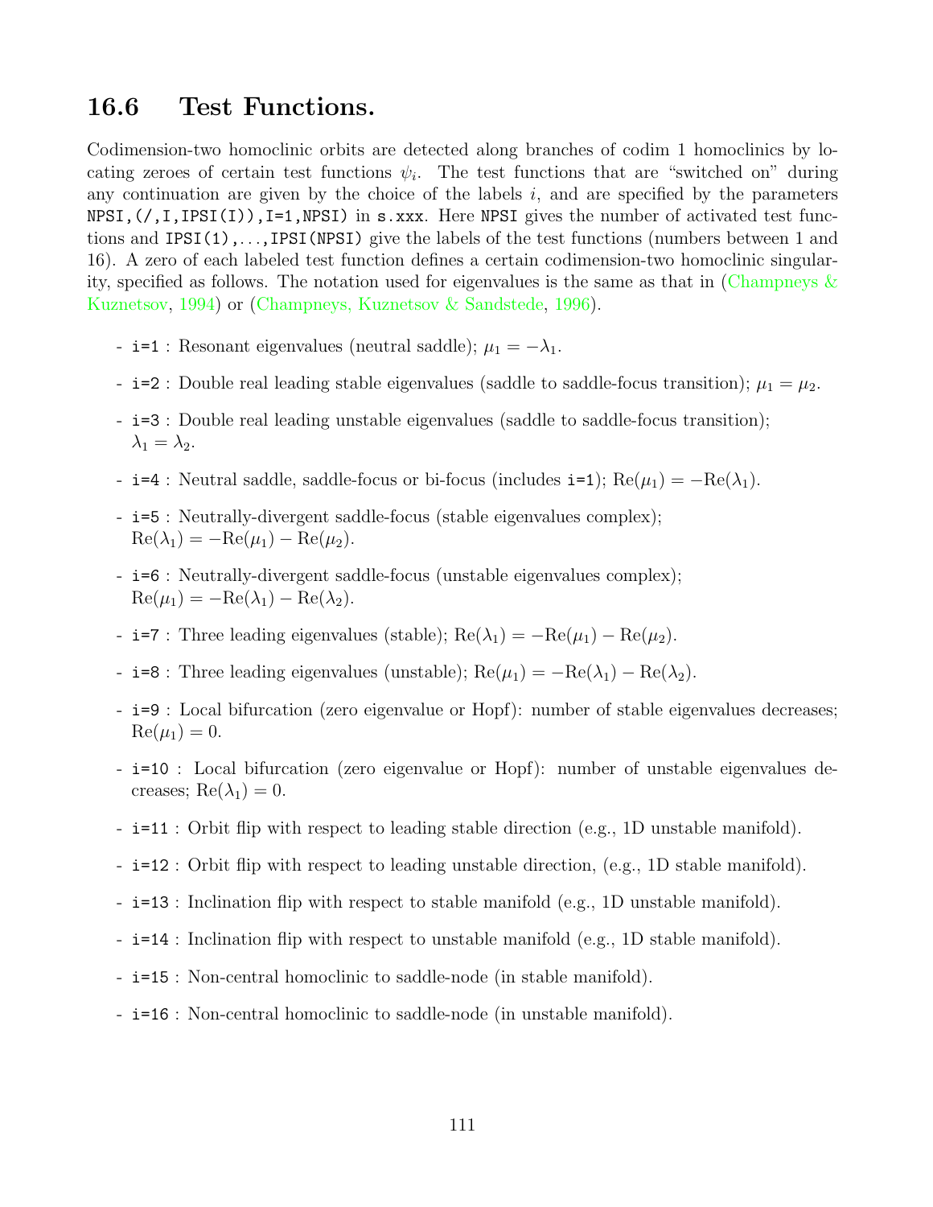## 16.6 Test Functions.

Codimension-two homoclinic orbits are detected along branches of codim 1 homoclinics by locating zeroes of certain test functions $\psi_i$. The test functions that are "switched on" during any continuation are given by the choice of the labels $i$, and are specified by the parameters `NPSI,(/,I,IPSI(I)),I=1,NPSI)` in `s.xxx`. Here `NPSI` gives the number of activated test functions and `IPSI(1),...,IPSI(NPSI)` give the labels of the test functions (numbers between 1 and 16). A zero of each labeled test function defines a certain codimension-two homoclinic singularity, specified as follows. The notation used for eigenvalues is the same as that in (Champneys & Kuznetsov, 1994) or (Champneys, Kuznetsov & Sandstede, 1996).

- `i=1` : Resonant eigenvalues (neutral saddle); $\mu_1 = -\lambda_1$.
- `i=2` : Double real leading stable eigenvalues (saddle to saddle-focus transition); $\mu_1 = \mu_2$.
- `i=3` : Double real leading unstable eigenvalues (saddle to saddle-focus transition); $\lambda_1 = \lambda_2$.
- `i=4` : Neutral saddle, saddle-focus or bi-focus (includes `i=1`); $\text{Re}(\mu_1) = -\text{Re}(\lambda_1)$.
- `i=5` : Neutrally-divergent saddle-focus (stable eigenvalues complex); $\text{Re}(\lambda_1) = -\text{Re}(\mu_1) - \text{Re}(\mu_2)$.
- `i=6` : Neutrally-divergent saddle-focus (unstable eigenvalues complex); $\text{Re}(\mu_1) = -\text{Re}(\lambda_1) - \text{Re}(\lambda_2)$.
- `i=7` : Three leading eigenvalues (stable); $\text{Re}(\lambda_1) = -\text{Re}(\mu_1) - \text{Re}(\mu_2)$.
- `i=8` : Three leading eigenvalues (unstable); $\text{Re}(\mu_1) = -\text{Re}(\lambda_1) - \text{Re}(\lambda_2)$.
- `i=9` : Local bifurcation (zero eigenvalue or Hopf): number of stable eigenvalues decreases; $\text{Re}(\mu_1) = 0$.
- `i=10` : Local bifurcation (zero eigenvalue or Hopf): number of unstable eigenvalues decreases; $\text{Re}(\lambda_1) = 0$.
- `i=11` : Orbit flip with respect to leading stable direction (e.g., 1D unstable manifold).
- `i=12` : Orbit flip with respect to leading unstable direction, (e.g., 1D stable manifold).
- `i=13` : Inclination flip with respect to stable manifold (e.g., 1D unstable manifold).
- `i=14` : Inclination flip with respect to unstable manifold (e.g., 1D stable manifold).
- `i=15` : Non-central homoclinic to saddle-node (in stable manifold).
- `i=16` : Non-central homoclinic to saddle-node (in unstable manifold).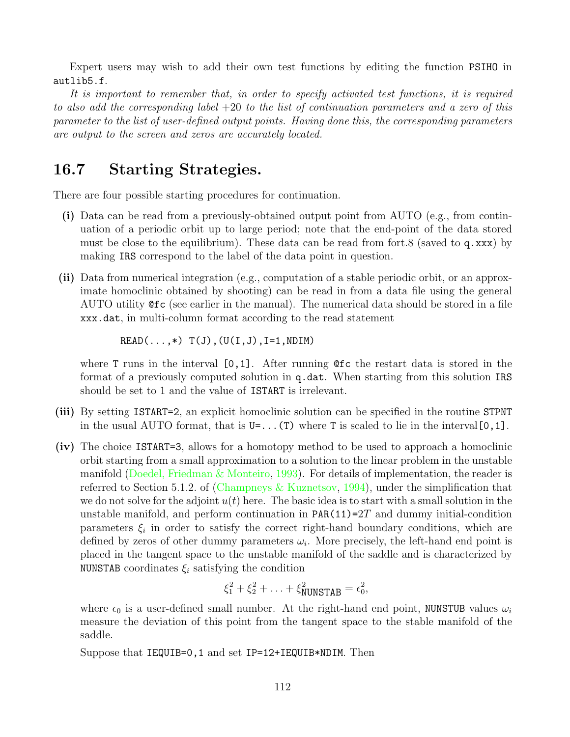Expert users may wish to add their own test functions by editing the function `PSIHO` in `autlib5.f`.

*It is important to remember that, in order to specify activated test functions, it is required to also add the corresponding label +20 to the list of continuation parameters and a zero of this parameter to the list of user-defined output points. Having done this, the corresponding parameters are output to the screen and zeros are accurately located.*

## 16.7 Starting Strategies.

There are four possible starting procedures for continuation.

**(i)** Data can be read from a previously-obtained output point from AUTO (e.g., from continuation of a periodic orbit up to large period; note that the end-point of the data stored must be close to the equilibrium). These data can be read from fort.8 (saved to `q.xxx`) by making `IRS` correspond to the label of the data point in question.

**(ii)** Data from numerical integration (e.g., computation of a stable periodic orbit, or an approximate homoclinic obtained by shooting) can be read in from a data file using the general AUTO utility `@fc` (see earlier in the manual). The numerical data should be stored in a file `xxx.dat`, in multi-column format according to the read statement

```
READ(...,*) T(J),(U(I,J),I=1,NDIM)
```

where `T` runs in the interval `[0,1]`. After running `@fc` the restart data is stored in the format of a previously computed solution in `q.dat`. When starting from this solution `IRS` should be set to 1 and the value of `ISTART` is irrelevant.

**(iii)** By setting `ISTART=2`, an explicit homoclinic solution can be specified in the routine `STPNT` in the usual AUTO format, that is `U=...(T)` where `T` is scaled to lie in the interval `[0,1]`.

**(iv)** The choice `ISTART=3`, allows for a homotopy method to be used to approach a homoclinic orbit starting from a small approximation to a solution to the linear problem in the unstable manifold (Doedel, Friedman & Monteiro, 1993). For details of implementation, the reader is referred to Section 5.1.2. of (Champneys & Kuznetsov, 1994), under the simplification that we do not solve for the adjoint $u(t)$ here. The basic idea is to start with a small solution in the unstable manifold, and perform continuation in `PAR(11)=`$2T$ and dummy initial-condition parameters $\xi_i$ in order to satisfy the correct right-hand boundary conditions, which are defined by zeros of other dummy parameters $\omega_i$. More precisely, the left-hand end point is placed in the tangent space to the unstable manifold of the saddle and is characterized by `NUNSTAB` coordinates $\xi_i$ satisfying the condition

$$\xi_1^2 + \xi_2^2 + \ldots + \xi_{\mathtt{NUNSTAB}}^2 = \epsilon_0^2,$$

where $\epsilon_0$ is a user-defined small number. At the right-hand end point, `NUNSTUB` values $\omega_i$ measure the deviation of this point from the tangent space to the stable manifold of the saddle.

Suppose that `IEQUIB=0,1` and set `IP=12+IEQUIB*NDIM`. Then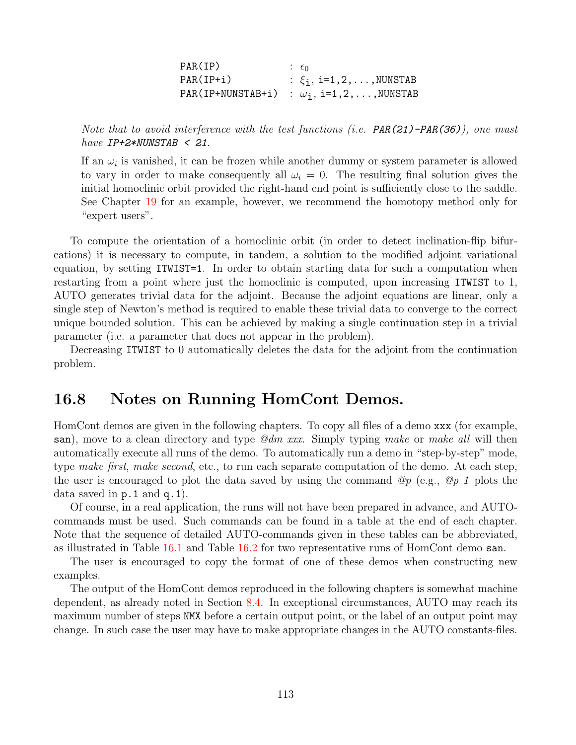```
PAR(IP)             : ε0
PAR(IP+i)           : ξi, i=1,2,...,NUNSTAB
PAR(IP+NUNSTAB+i)   : ωi, i=1,2,...,NUNSTAB
```

*Note that to avoid interference with the test functions (i.e.* ***PAR(21)-PAR(36)****), one must have* ***IP+2*NUNSTAB < 21****.*

If an $\omega_i$ is vanished, it can be frozen while another dummy or system parameter is allowed to vary in order to make consequently all $\omega_i = 0$. The resulting final solution gives the initial homoclinic orbit provided the right-hand end point is sufficiently close to the saddle. See Chapter 19 for an example, however, we recommend the homotopy method only for "expert users".

To compute the orientation of a homoclinic orbit (in order to detect inclination-flip bifurcations) it is necessary to compute, in tandem, a solution to the modified adjoint variational equation, by setting `ITWIST=1`. In order to obtain starting data for such a computation when restarting from a point where just the homoclinic is computed, upon increasing `ITWIST` to 1, AUTO generates trivial data for the adjoint. Because the adjoint equations are linear, only a single step of Newton's method is required to enable these trivial data to converge to the correct unique bounded solution. This can be achieved by making a single continuation step in a trivial parameter (i.e. a parameter that does not appear in the problem).

Decreasing `ITWIST` to 0 automatically deletes the data for the adjoint from the continuation problem.

## 16.8 Notes on Running HomCont Demos.

HomCont demos are given in the following chapters. To copy all files of a demo `xxx` (for example, `san`), move to a clean directory and type *@dm xxx*. Simply typing *make* or *make all* will then automatically execute all runs of the demo. To automatically run a demo in "step-by-step" mode, type *make first*, *make second*, etc., to run each separate computation of the demo. At each step, the user is encouraged to plot the data saved by using the command *@p* (e.g., *@p 1* plots the data saved in `p.1` and `q.1`).

Of course, in a real application, the runs will not have been prepared in advance, and AUTO-commands must be used. Such commands can be found in a table at the end of each chapter. Note that the sequence of detailed AUTO-commands given in these tables can be abbreviated, as illustrated in Table 16.1 and Table 16.2 for two representative runs of HomCont demo `san`.

The user is encouraged to copy the format of one of these demos when constructing new examples.

The output of the HomCont demos reproduced in the following chapters is somewhat machine dependent, as already noted in Section 8.4. In exceptional circumstances, AUTO may reach its maximum number of steps `NMX` before a certain output point, or the label of an output point may change. In such case the user may have to make appropriate changes in the AUTO constants-files.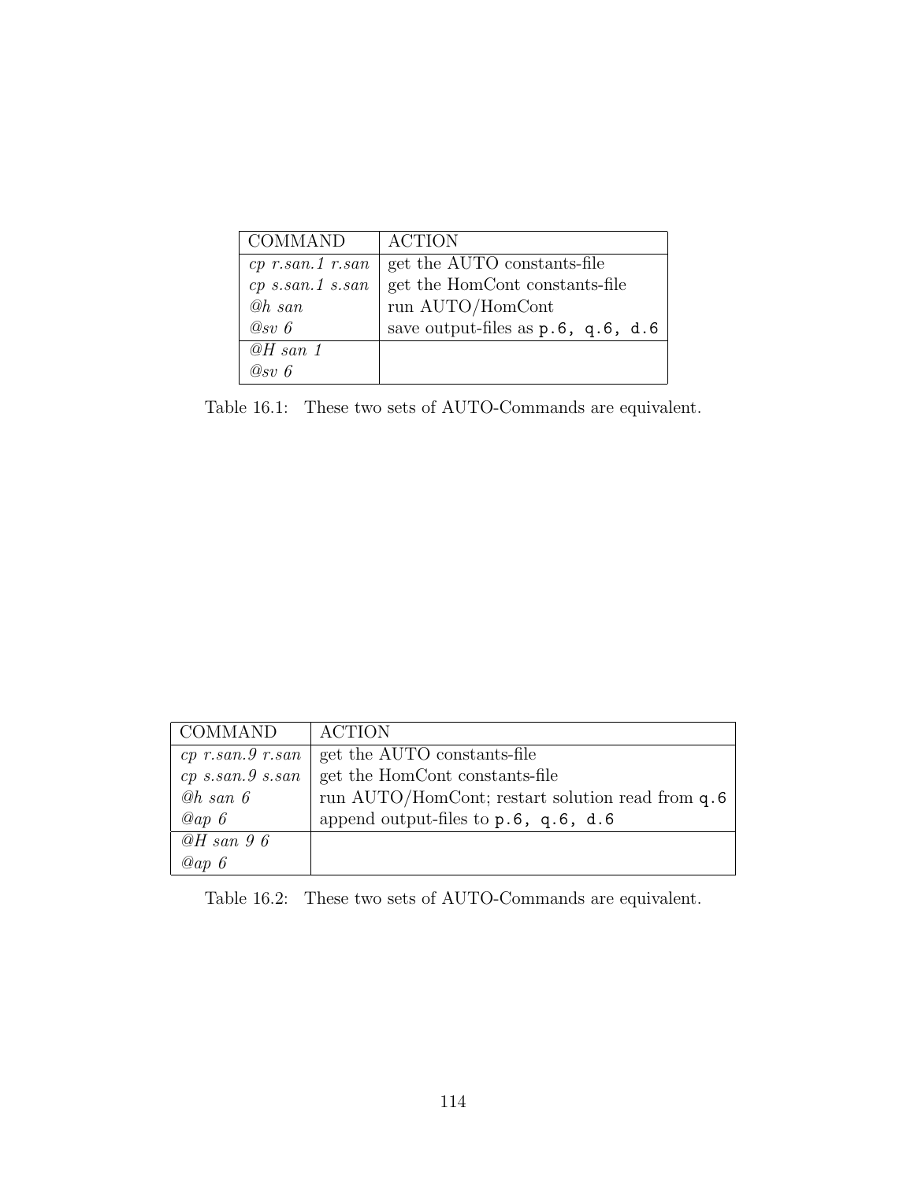| COMMAND | ACTION |
|---|---|
| *cp r.san.1 r.san* | get the AUTO constants-file |
| *cp s.san.1 s.san* | get the HomCont constants-file |
| *@h san* | run AUTO/HomCont |
| *@sv 6* | save output-files as `p.6, q.6, d.6` |
| *@H san 1* | |
| *@sv 6* | |

Table 16.1: These two sets of AUTO-Commands are equivalent.

| COMMAND | ACTION |
|---|---|
| *cp r.san.9 r.san* | get the AUTO constants-file |
| *cp s.san.9 s.san* | get the HomCont constants-file |
| *@h san 6* | run AUTO/HomCont; restart solution read from `q.6` |
| *@ap 6* | append output-files to `p.6, q.6, d.6` |
| *@H san 9 6* | |
| *@ap 6* | |

Table 16.2: These two sets of AUTO-Commands are equivalent.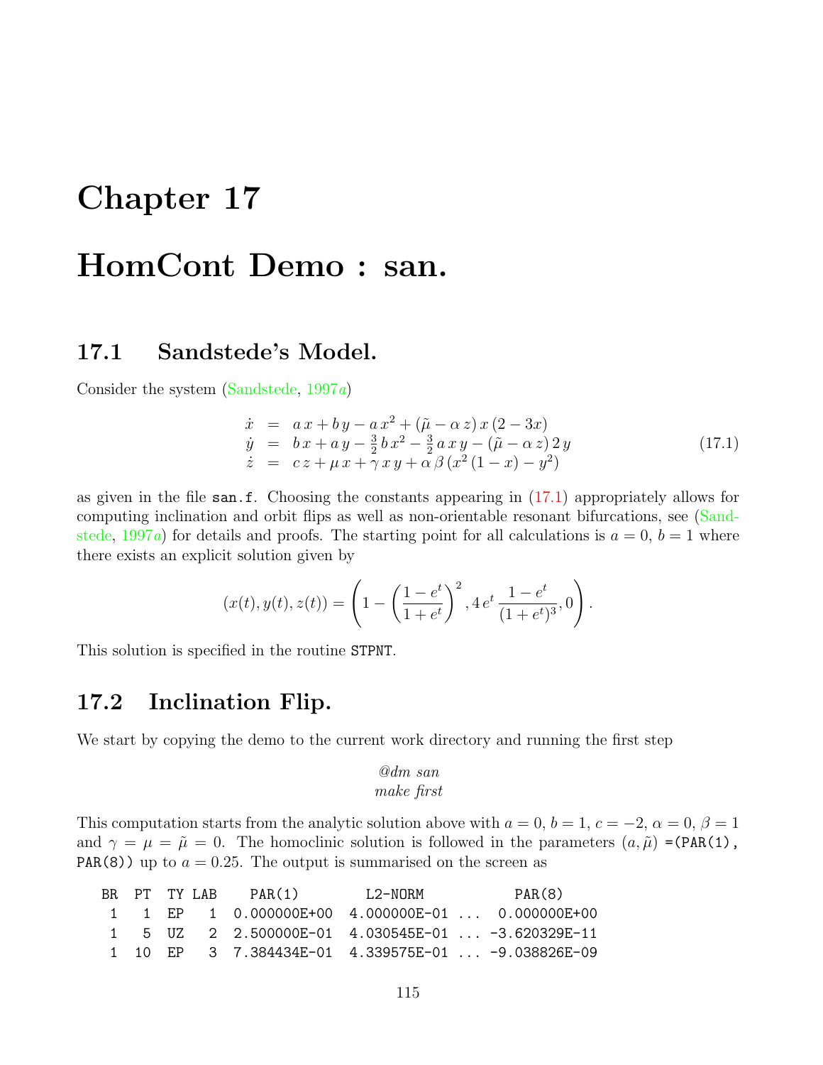# Chapter 17

# HomCont Demo : san.

## 17.1 Sandstede's Model.

Consider the system (Sandstede, 1997*a*)

$$
\begin{array}{rcl}
\dot{x} & = & a\,x + b\,y - a\,x^2 + (\tilde{\mu} - \alpha\,z)\,x\,(2-3x) \\
\dot{y} & = & b\,x + a\,y - \frac{3}{2}\,b\,x^2 - \frac{3}{2}\,a\,x\,y - (\tilde{\mu} - \alpha\,z)\,2\,y \\
\dot{z} & = & c\,z + \mu\,x + \gamma\,x\,y + \alpha\,\beta\,(x^2\,(1-x) - y^2)
\end{array}
\tag{17.1}
$$

as given in the file `san.f`. Choosing the constants appearing in (17.1) appropriately allows for computing inclination and orbit flips as well as non-orientable resonant bifurcations, see (Sandstede, 1997*a*) for details and proofs. The starting point for all calculations is $a = 0$, $b = 1$ where there exists an explicit solution given by

$$
(x(t), y(t), z(t)) = \left( 1 - \left( \frac{1-e^t}{1+e^t} \right)^2, 4\,e^t\,\frac{1-e^t}{(1+e^t)^3}, 0 \right).
$$

This solution is specified in the routine `STPNT`.

## 17.2 Inclination Flip.

We start by copying the demo to the current work directory and running the first step

*@dm san*
*make first*

This computation starts from the analytic solution above with $a = 0$, $b = 1$, $c = -2$, $\alpha = 0$, $\beta = 1$ and $\gamma = \mu = \tilde{\mu} = 0$. The homoclinic solution is followed in the parameters $(a, \tilde{\mu})$ =`(PAR(1), PAR(8))` up to $a = 0.25$. The output is summarised on the screen as

```
BR  PT  TY LAB    PAR(1)        L2-NORM          PAR(8)
 1   1  EP   1  0.000000E+00  4.000000E-01 ...  0.000000E+00
 1   5  UZ   2  2.500000E-01  4.030545E-01 ... -3.620329E-11
 1  10  EP   3  7.384434E-01  4.339575E-01 ... -9.038826E-09
```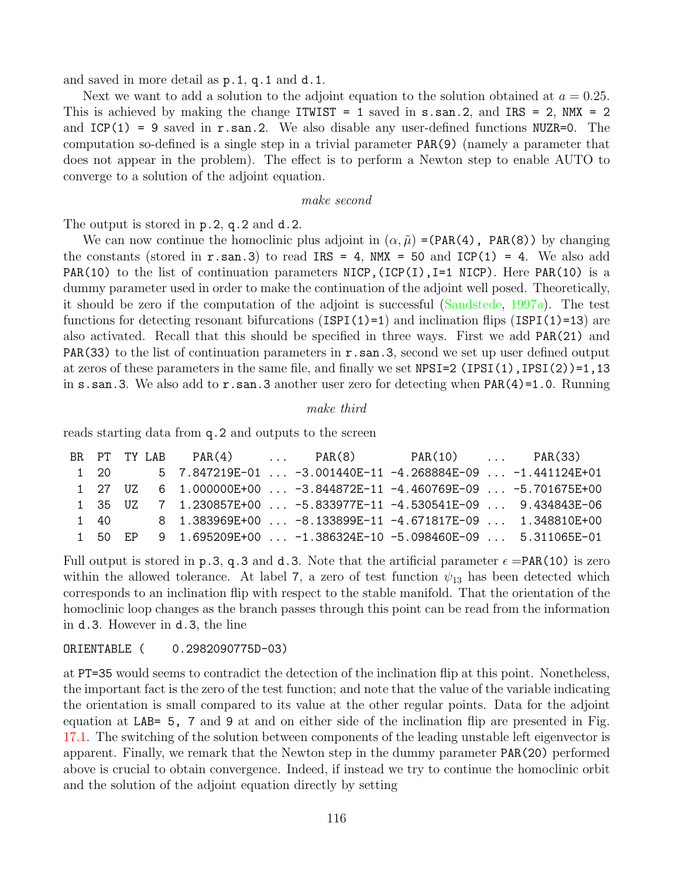and saved in more detail as `p.1`, `q.1` and `d.1`.

Next we want to add a solution to the adjoint equation to the solution obtained at $a = 0.25$. This is achieved by making the change `ITWIST = 1` saved in `s.san.2`, and `IRS = 2`, `NMX = 2` and `ICP(1) = 9` saved in `r.san.2`. We also disable any user-defined functions `NUZR=0`. The computation so-defined is a single step in a trivial parameter `PAR(9)` (namely a parameter that does not appear in the problem). The effect is to perform a Newton step to enable AUTO to converge to a solution of the adjoint equation.

*make second*

The output is stored in `p.2`, `q.2` and `d.2`.

We can now continue the homoclinic plus adjoint in $(\alpha, \tilde{\mu})$ =`(PAR(4), PAR(8))` by changing the constants (stored in `r.san.3`) to read `IRS = 4`, `NMX = 50` and `ICP(1) = 4`. We also add `PAR(10)` to the list of continuation parameters `NICP,(ICP(I),I=1 NICP)`. Here `PAR(10)` is a dummy parameter used in order to make the continuation of the adjoint well posed. Theoretically, it should be zero if the computation of the adjoint is successful (Sandstede, 1997*a*). The test functions for detecting resonant bifurcations (`ISPI(1)=1`) and inclination flips (`ISPI(1)=13`) are also activated. Recall that this should be specified in three ways. First we add `PAR(21)` and `PAR(33)` to the list of continuation parameters in `r.san.3`, second we set up user defined output at zeros of these parameters in the same file, and finally we set `NPSI=2 (IPSI(1),IPSI(2))=1,13` in `s.san.3`. We also add to `r.san.3` another user zero for detecting when `PAR(4)=1.0`. Running

*make third*

reads starting data from `q.2` and outputs to the screen

```
 BR  PT  TY LAB    PAR(4)       ...     PAR(8)          PAR(10)      ...     PAR(33)
  1  20       5  7.847219E-01 ... -3.001440E-11 -4.268884E-09 ... -1.441124E+01
  1  27  UZ   6  1.000000E+00 ... -3.844872E-11 -4.460769E-09 ... -5.701675E+00
  1  35  UZ   7  1.230857E+00 ... -5.833977E-11 -4.530541E-09 ...  9.434843E-06
  1  40       8  1.383969E+00 ... -8.133899E-11 -4.671817E-09 ...  1.348810E+00
  1  50  EP   9  1.695209E+00 ... -1.386324E-10 -5.098460E-09 ...  5.311065E-01
```

Full output is stored in `p.3`, `q.3` and `d.3`. Note that the artificial parameter $\epsilon$ =`PAR(10)` is zero within the allowed tolerance. At label 7, a zero of test function $\psi_{13}$ has been detected which corresponds to an inclination flip with respect to the stable manifold. That the orientation of the homoclinic loop changes as the branch passes through this point can be read from the information in `d.3`. However in `d.3`, the line

```
ORIENTABLE (     0.2982090775D-03)
```

at `PT=35` would seems to contradict the detection of the inclination flip at this point. Nonetheless, the important fact is the zero of the test function; and note that the value of the variable indicating the orientation is small compared to its value at the other regular points. Data for the adjoint equation at `LAB= 5, 7` and `9` at and on either side of the inclination flip are presented in Fig. 17.1. The switching of the solution between components of the leading unstable left eigenvector is apparent. Finally, we remark that the Newton step in the dummy parameter `PAR(20)` performed above is crucial to obtain convergence. Indeed, if instead we try to continue the homoclinic orbit and the solution of the adjoint equation directly by setting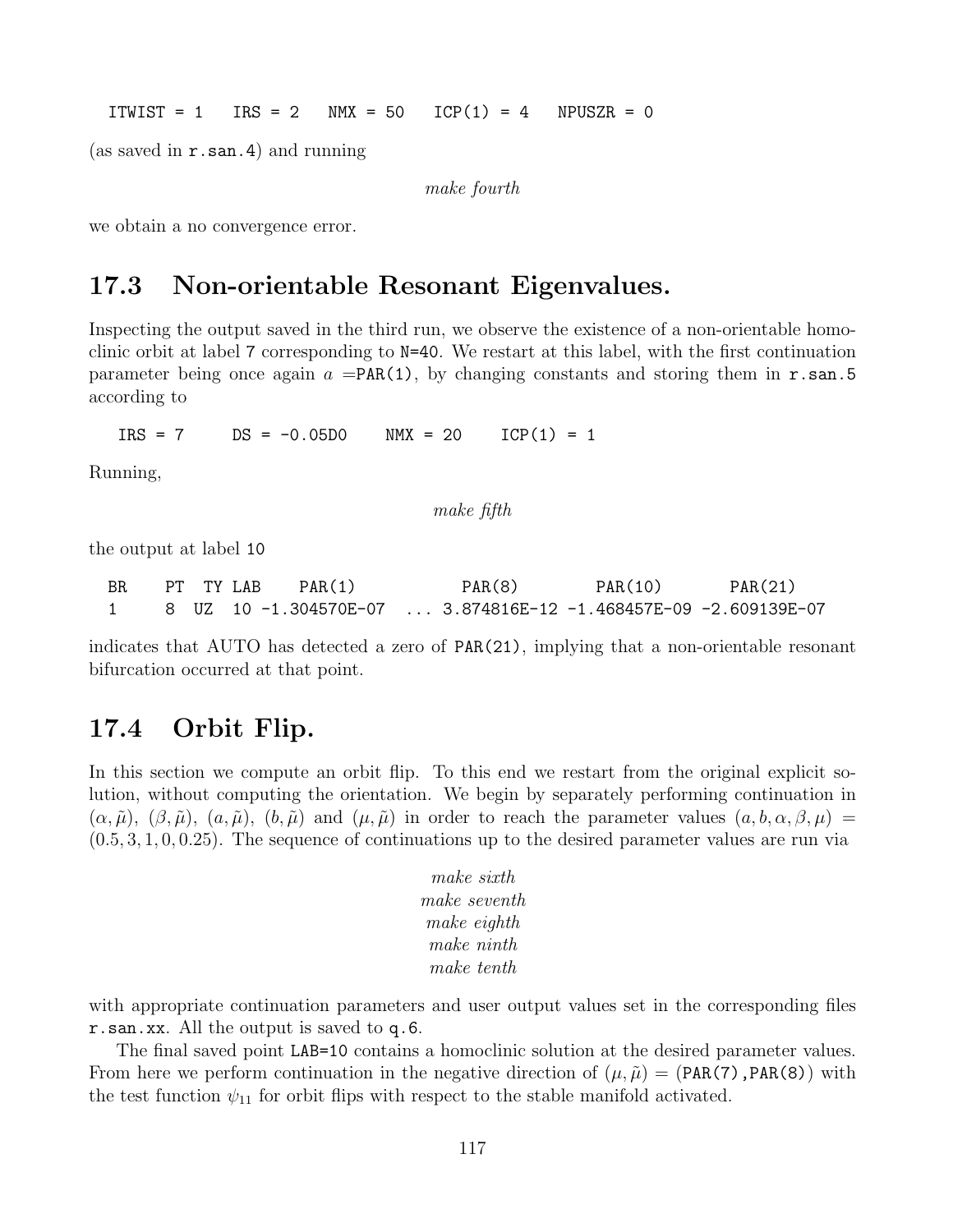```
ITWIST = 1   IRS = 2   NMX = 50   ICP(1) = 4   NPUSZR = 0
```

(as saved in `r.san.4`) and running

*make fourth*

we obtain a no convergence error.

## 17.3 Non-orientable Resonant Eigenvalues.

Inspecting the output saved in the third run, we observe the existence of a non-orientable homoclinic orbit at label 7 corresponding to N=40. We restart at this label, with the first continuation parameter being once again $a$ =PAR(1), by changing constants and storing them in `r.san.5` according to

```
IRS = 7     DS = -0.05D0    NMX = 20    ICP(1) = 1
```

Running,

*make fifth*

the output at label 10

```
BR    PT  TY LAB    PAR(1)           PAR(8)        PAR(10)       PAR(21)
 1     8  UZ  10 -1.304570E-07  ... 3.874816E-12 -1.468457E-09 -2.609139E-07
```

indicates that AUTO has detected a zero of PAR(21), implying that a non-orientable resonant bifurcation occurred at that point.

## 17.4 Orbit Flip.

In this section we compute an orbit flip. To this end we restart from the original explicit solution, without computing the orientation. We begin by separately performing continuation in $(\alpha, \tilde{\mu})$, $(\beta, \tilde{\mu})$, $(a, \tilde{\mu})$, $(b, \tilde{\mu})$ and $(\mu, \tilde{\mu})$ in order to reach the parameter values $(a, b, \alpha, \beta, \mu) = (0.5, 3, 1, 0, 0.25)$. The sequence of continuations up to the desired parameter values are run via

*make sixth*
*make seventh*
*make eighth*
*make ninth*
*make tenth*

with appropriate continuation parameters and user output values set in the corresponding files `r.san.xx`. All the output is saved to `q.6`.

The final saved point LAB=10 contains a homoclinic solution at the desired parameter values. From here we perform continuation in the negative direction of $(\mu, \tilde{\mu})$ = (PAR(7),PAR(8)) with the test function $\psi_{11}$ for orbit flips with respect to the stable manifold activated.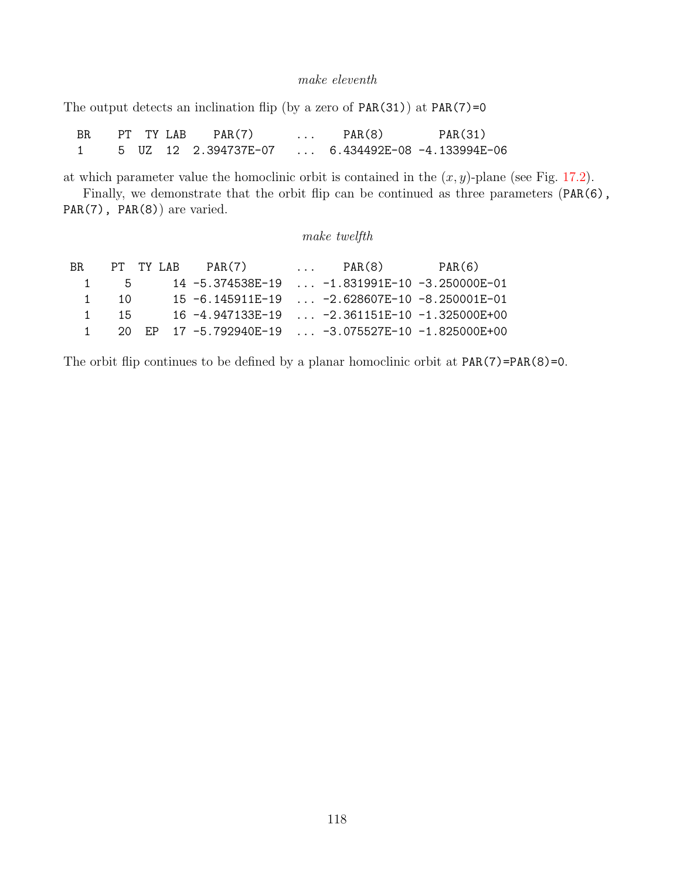*make eleventh*

The output detects an inclination flip (by a zero of PAR(31)) at PAR(7)=0

```
  BR    PT  TY LAB    PAR(7)       ...    PAR(8)        PAR(31)
  1     5  UZ  12  2.394737E-07    ...  6.434492E-08 -4.133994E-06
```

at which parameter value the homoclinic orbit is contained in the $(x, y)$-plane (see Fig. 17.2).

Finally, we demonstrate that the orbit flip can be continued as three parameters (PAR(6), PAR(7), PAR(8)) are varied.

*make twelfth*

```
 BR    PT  TY LAB    PAR(7)        ...    PAR(8)        PAR(6)
   1    5       14 -5.374538E-19  ... -1.831991E-10 -3.250000E-01
   1   10       15 -6.145911E-19  ... -2.628607E-10 -8.250001E-01
   1   15       16 -4.947133E-19  ... -2.361151E-10 -1.325000E+00
   1   20  EP   17 -5.792940E-19  ... -3.075527E-10 -1.825000E+00
```

The orbit flip continues to be defined by a planar homoclinic orbit at PAR(7)=PAR(8)=0.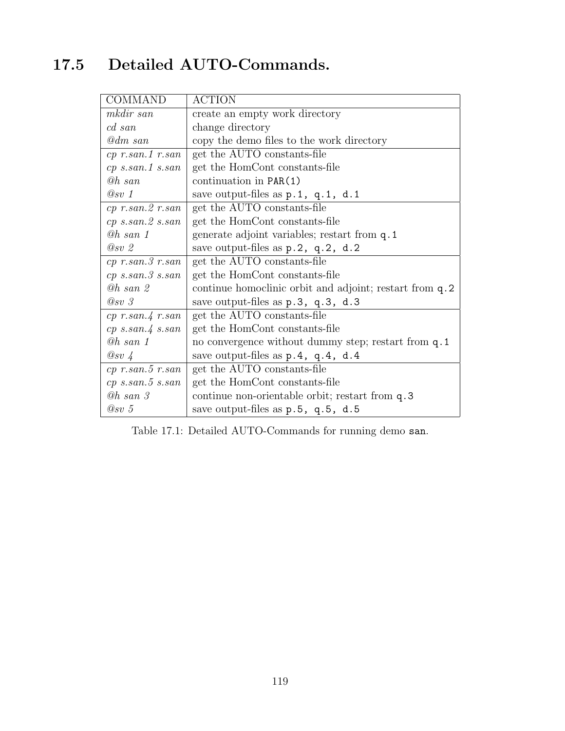## 17.5 Detailed AUTO-Commands.

| COMMAND | ACTION |
|---|---|
| *mkdir san* | create an empty work directory |
| *cd san* | change directory |
| *@dm san* | copy the demo files to the work directory |
| *cp r.san.1 r.san* | get the AUTO constants-file |
| *cp s.san.1 s.san* | get the HomCont constants-file |
| *@h san* | continuation in `PAR(1)` |
| *@sv 1* | save output-files as `p.1, q.1, d.1` |
| *cp r.san.2 r.san* | get the AUTO constants-file |
| *cp s.san.2 s.san* | get the HomCont constants-file |
| *@h san 1* | generate adjoint variables; restart from `q.1` |
| *@sv 2* | save output-files as `p.2, q.2, d.2` |
| *cp r.san.3 r.san* | get the AUTO constants-file |
| *cp s.san.3 s.san* | get the HomCont constants-file |
| *@h san 2* | continue homoclinic orbit and adjoint; restart from `q.2` |
| *@sv 3* | save output-files as `p.3, q.3, d.3` |
| *cp r.san.4 r.san* | get the AUTO constants-file |
| *cp s.san.4 s.san* | get the HomCont constants-file |
| *@h san 1* | no convergence without dummy step; restart from `q.1` |
| *@sv 4* | save output-files as `p.4, q.4, d.4` |
| *cp r.san.5 r.san* | get the AUTO constants-file |
| *cp s.san.5 s.san* | get the HomCont constants-file |
| *@h san 3* | continue non-orientable orbit; restart from `q.3` |
| *@sv 5* | save output-files as `p.5, q.5, d.5` |

Table 17.1: Detailed AUTO-Commands for running demo `san`.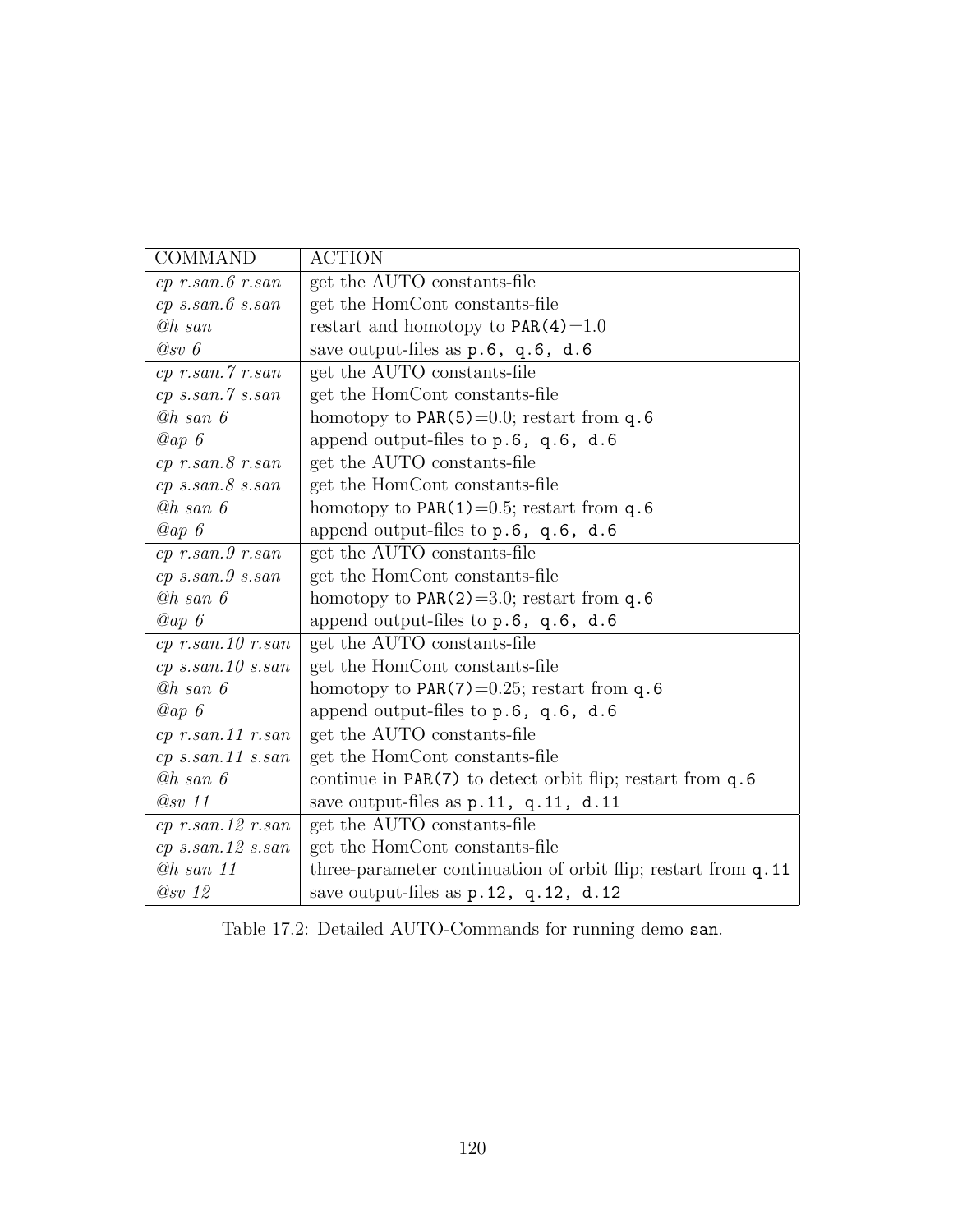| COMMAND | ACTION |
| --- | --- |
| *cp r.san.6 r.san* | get the AUTO constants-file |
| *cp s.san.6 s.san* | get the HomCont constants-file |
| *@h san* | restart and homotopy to `PAR(4)`=1.0 |
| *@sv 6* | save output-files as `p.6, q.6, d.6` |
| *cp r.san.7 r.san* | get the AUTO constants-file |
| *cp s.san.7 s.san* | get the HomCont constants-file |
| *@h san 6* | homotopy to `PAR(5)`=0.0; restart from `q.6` |
| *@ap 6* | append output-files to `p.6, q.6, d.6` |
| *cp r.san.8 r.san* | get the AUTO constants-file |
| *cp s.san.8 s.san* | get the HomCont constants-file |
| *@h san 6* | homotopy to `PAR(1)`=0.5; restart from `q.6` |
| *@ap 6* | append output-files to `p.6, q.6, d.6` |
| *cp r.san.9 r.san* | get the AUTO constants-file |
| *cp s.san.9 s.san* | get the HomCont constants-file |
| *@h san 6* | homotopy to `PAR(2)`=3.0; restart from `q.6` |
| *@ap 6* | append output-files to `p.6, q.6, d.6` |
| *cp r.san.10 r.san* | get the AUTO constants-file |
| *cp s.san.10 s.san* | get the HomCont constants-file |
| *@h san 6* | homotopy to `PAR(7)`=0.25; restart from `q.6` |
| *@ap 6* | append output-files to `p.6, q.6, d.6` |
| *cp r.san.11 r.san* | get the AUTO constants-file |
| *cp s.san.11 s.san* | get the HomCont constants-file |
| *@h san 6* | continue in `PAR(7)` to detect orbit flip; restart from `q.6` |
| *@sv 11* | save output-files as `p.11, q.11, d.11` |
| *cp r.san.12 r.san* | get the AUTO constants-file |
| *cp s.san.12 s.san* | get the HomCont constants-file |
| *@h san 11* | three-parameter continuation of orbit flip; restart from `q.11` |
| *@sv 12* | save output-files as `p.12, q.12, d.12` |

Table 17.2: Detailed AUTO-Commands for running demo `san`.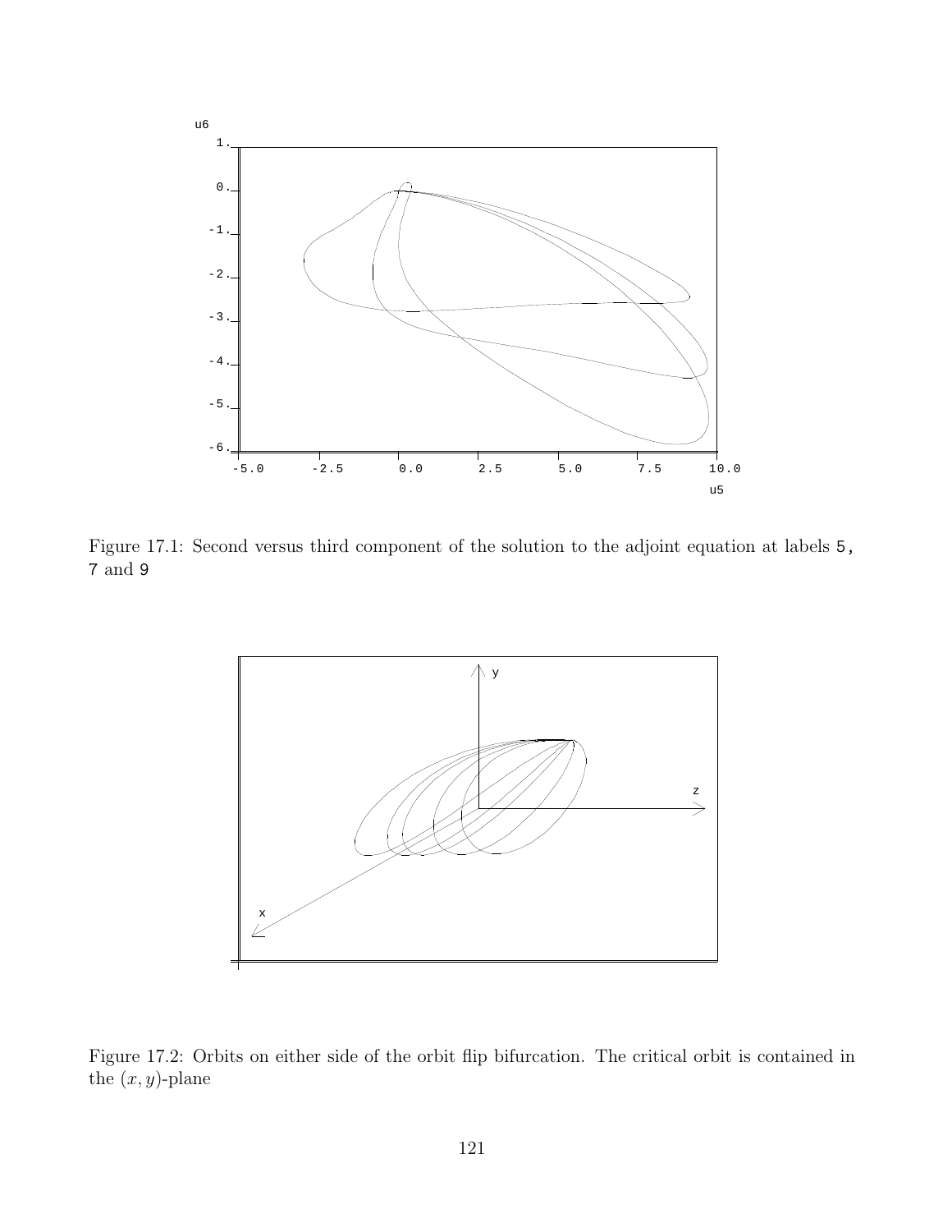Figure 17.1: Second versus third component of the solution to the adjoint equation at labels `5`, `7` and `9`

Figure 17.2: Orbits on either side of the orbit flip bifurcation. The critical orbit is contained in the $(x, y)$-plane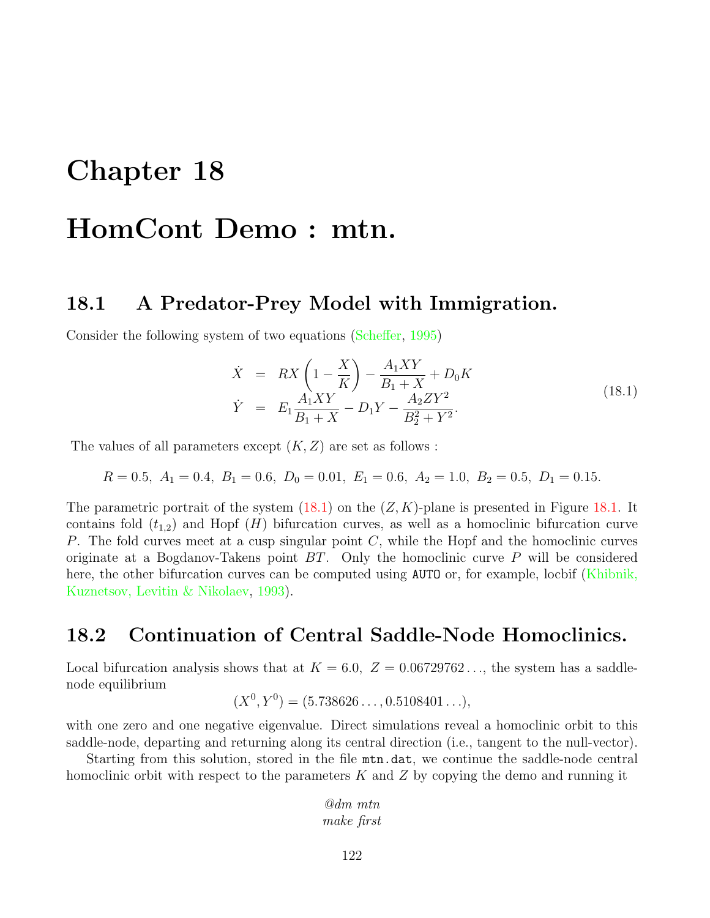# Chapter 18

# HomCont Demo : mtn.

## 18.1 A Predator-Prey Model with Immigration.

Consider the following system of two equations (Scheffer, 1995)

$$
\begin{aligned}
\dot{X} &= RX\left(1 - \frac{X}{K}\right) - \frac{A_1 XY}{B_1 + X} + D_0 K \\
\dot{Y} &= E_1 \frac{A_1 XY}{B_1 + X} - D_1 Y - \frac{A_2 Z Y^2}{B_2^2 + Y^2}.
\end{aligned}
\tag{18.1}
$$

The values of all parameters except $(K, Z)$ are set as follows :

$$R = 0.5,\ A_1 = 0.4,\ B_1 = 0.6,\ D_0 = 0.01,\ E_1 = 0.6,\ A_2 = 1.0,\ B_2 = 0.5,\ D_1 = 0.15.$$

The parametric portrait of the system (18.1) on the $(Z, K)$-plane is presented in Figure 18.1. It contains fold $(t_{1,2})$ and Hopf $(H)$ bifurcation curves, as well as a homoclinic bifurcation curve $P$. The fold curves meet at a cusp singular point $C$, while the Hopf and the homoclinic curves originate at a Bogdanov-Takens point $BT$. Only the homoclinic curve $P$ will be considered here, the other bifurcation curves can be computed using `AUTO` or, for example, locbif (Khibnik, Kuznetsov, Levitin & Nikolaev, 1993).

## 18.2 Continuation of Central Saddle-Node Homoclinics.

Local bifurcation analysis shows that at $K = 6.0,\ Z = 0.06729762\ldots$, the system has a saddle-node equilibrium

$$(X^0, Y^0) = (5.738626\ldots, 0.5108401\ldots),$$

with one zero and one negative eigenvalue. Direct simulations reveal a homoclinic orbit to this saddle-node, departing and returning along its central direction (i.e., tangent to the null-vector).

Starting from this solution, stored in the file `mtn.dat`, we continue the saddle-node central homoclinic orbit with respect to the parameters $K$ and $Z$ by copying the demo and running it

*@dm mtn*
*make first*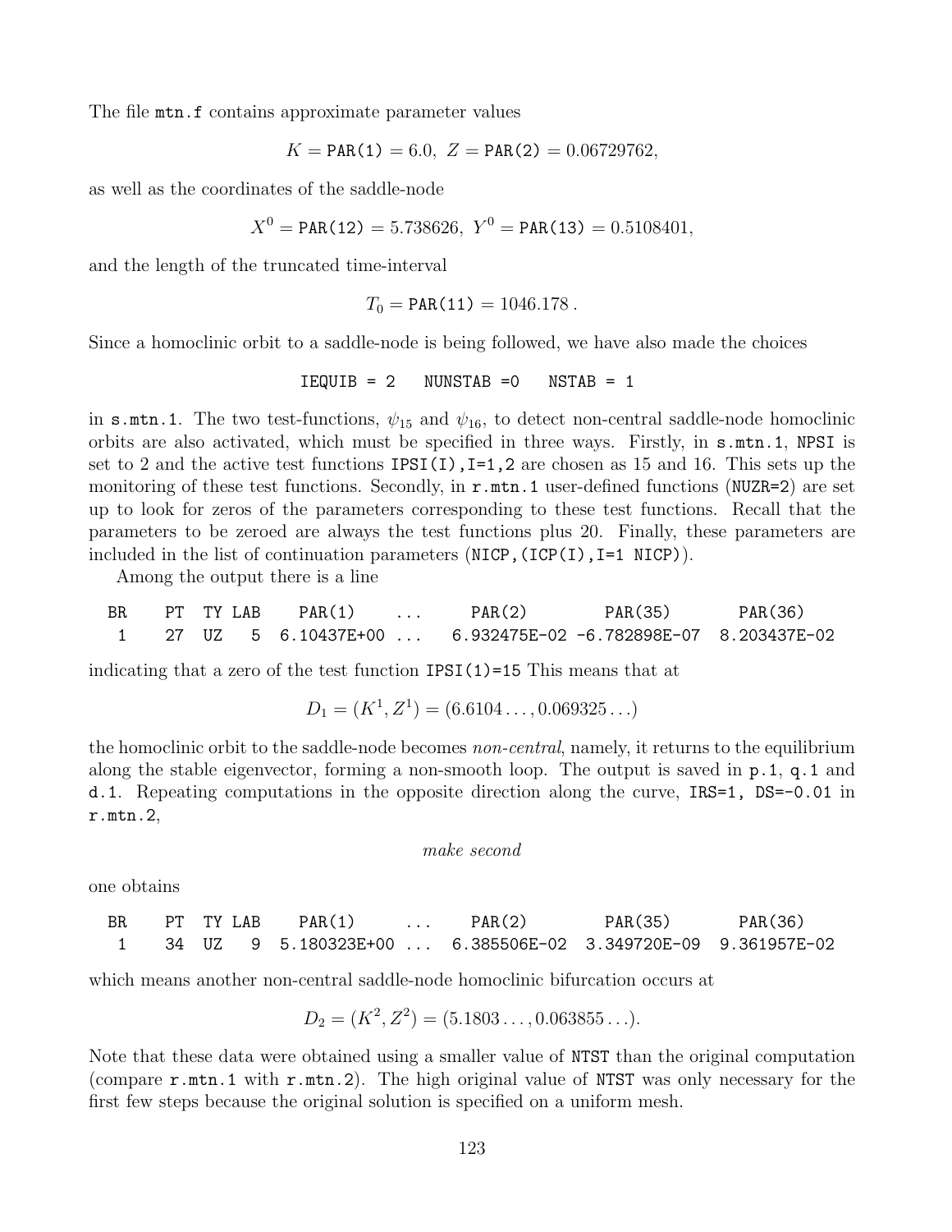The file `mtn.f` contains approximate parameter values

$$K = \texttt{PAR(1)} = 6.0,\ Z = \texttt{PAR(2)} = 0.06729762,$$

as well as the coordinates of the saddle-node

$$X^0 = \texttt{PAR(12)} = 5.738626,\ Y^0 = \texttt{PAR(13)} = 0.5108401,$$

and the length of the truncated time-interval

$$T_0 = \texttt{PAR(11)} = 1046.178\,.$$

Since a homoclinic orbit to a saddle-node is being followed, we have also made the choices

```
IEQUIB = 2   NUNSTAB =0   NSTAB = 1
```

in `s.mtn.1`. The two test-functions, $\psi_{15}$ and $\psi_{16}$, to detect non-central saddle-node homoclinic orbits are also activated, which must be specified in three ways. Firstly, in `s.mtn.1`, `NPSI` is set to 2 and the active test functions `IPSI(I),I=1,2` are chosen as 15 and 16. This sets up the monitoring of these test functions. Secondly, in `r.mtn.1` user-defined functions (`NUZR=2`) are set up to look for zeros of the parameters corresponding to these test functions. Recall that the parameters to be zeroed are always the test functions plus 20. Finally, these parameters are included in the list of continuation parameters (`NICP,(ICP(I),I=1 NICP)`).

Among the output there is a line

```
BR   PT  TY LAB   PAR(1)     ...     PAR(2)        PAR(35)       PAR(36)
 1   27  UZ   5  6.10437E+00 ...   6.932475E-02 -6.782898E-07  8.203437E-02
```

indicating that a zero of the test function `IPSI(1)=15` This means that at

$$D_1 = (K^1, Z^1) = (6.6104\ldots, 0.069325\ldots)$$

the homoclinic orbit to the saddle-node becomes *non-central*, namely, it returns to the equilibrium along the stable eigenvector, forming a non-smooth loop. The output is saved in `p.1`, `q.1` and `d.1`. Repeating computations in the opposite direction along the curve, `IRS=1, DS=-0.01` in `r.mtn.2`,

*make second*

one obtains

```
BR   PT  TY LAB   PAR(1)      ...     PAR(2)        PAR(35)       PAR(36)
 1   34  UZ   9  5.180323E+00 ...  6.385506E-02  3.349720E-09  9.361957E-02
```

which means another non-central saddle-node homoclinic bifurcation occurs at

$$D_2 = (K^2, Z^2) = (5.1803\ldots, 0.063855\ldots).$$

Note that these data were obtained using a smaller value of `NTST` than the original computation (compare `r.mtn.1` with `r.mtn.2`). The high original value of `NTST` was only necessary for the first few steps because the original solution is specified on a uniform mesh.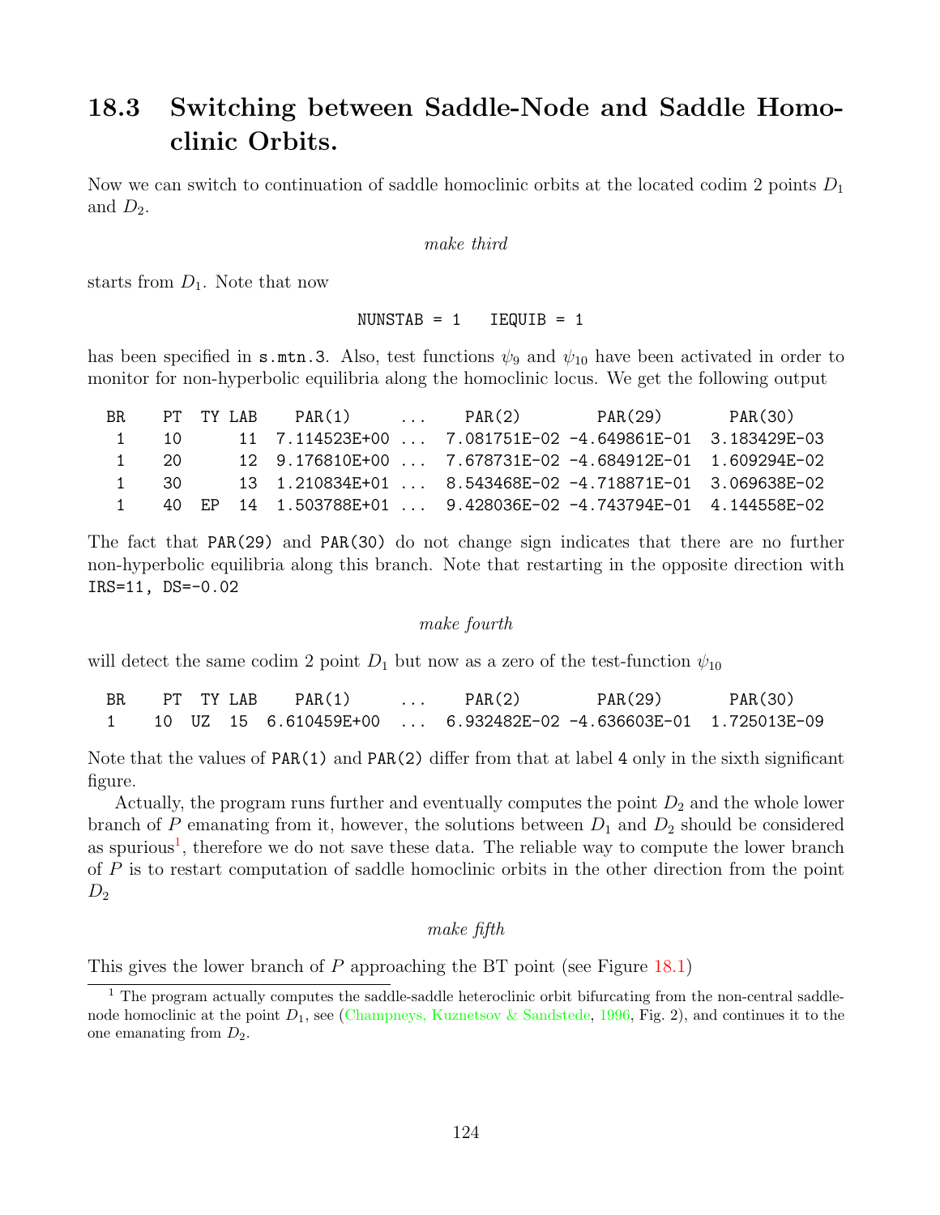## 18.3 Switching between Saddle-Node and Saddle Homoclinic Orbits.

Now we can switch to continuation of saddle homoclinic orbits at the located codim 2 points $D_1$ and $D_2$.

*make third*

starts from $D_1$. Note that now

```
NUNSTAB = 1   IEQUIB = 1
```

has been specified in `s.mtn.3`. Also, test functions $\psi_9$ and $\psi_{10}$ have been activated in order to monitor for non-hyperbolic equilibria along the homoclinic locus. We get the following output

```
 BR    PT  TY LAB    PAR(1)      ...     PAR(2)        PAR(29)       PAR(30)
  1    10      11  7.114523E+00 ...  7.081751E-02 -4.649861E-01  3.183429E-03
  1    20      12  9.176810E+00 ...  7.678731E-02 -4.684912E-01  1.609294E-02
  1    30      13  1.210834E+01 ...  8.543468E-02 -4.718871E-01  3.069638E-02
  1    40  EP  14  1.503788E+01 ...  9.428036E-02 -4.743794E-01  4.144558E-02
```

The fact that `PAR(29)` and `PAR(30)` do not change sign indicates that there are no further non-hyperbolic equilibria along this branch. Note that restarting in the opposite direction with `IRS=11, DS=-0.02`

*make fourth*

will detect the same codim 2 point $D_1$ but now as a zero of the test-function $\psi_{10}$

```
 BR    PT  TY LAB    PAR(1)      ...     PAR(2)        PAR(29)       PAR(30)
 1     10  UZ  15  6.610459E+00  ...  6.932482E-02 -4.636603E-01  1.725013E-09
```

Note that the values of `PAR(1)` and `PAR(2)` differ from that at label `4` only in the sixth significant figure.

Actually, the program runs further and eventually computes the point $D_2$ and the whole lower branch of $P$ emanating from it, however, the solutions between $D_1$ and $D_2$ should be considered as spurious[1], therefore we do not save these data. The reliable way to compute the lower branch of $P$ is to restart computation of saddle homoclinic orbits in the other direction from the point $D_2$

*make fifth*

This gives the lower branch of $P$ approaching the BT point (see Figure 18.1)

[1] The program actually computes the saddle-saddle heteroclinic orbit bifurcating from the non-central saddle-node homoclinic at the point $D_1$, see (Champneys, Kuznetsov & Sandstede, 1996, Fig. 2), and continues it to the one emanating from $D_2$.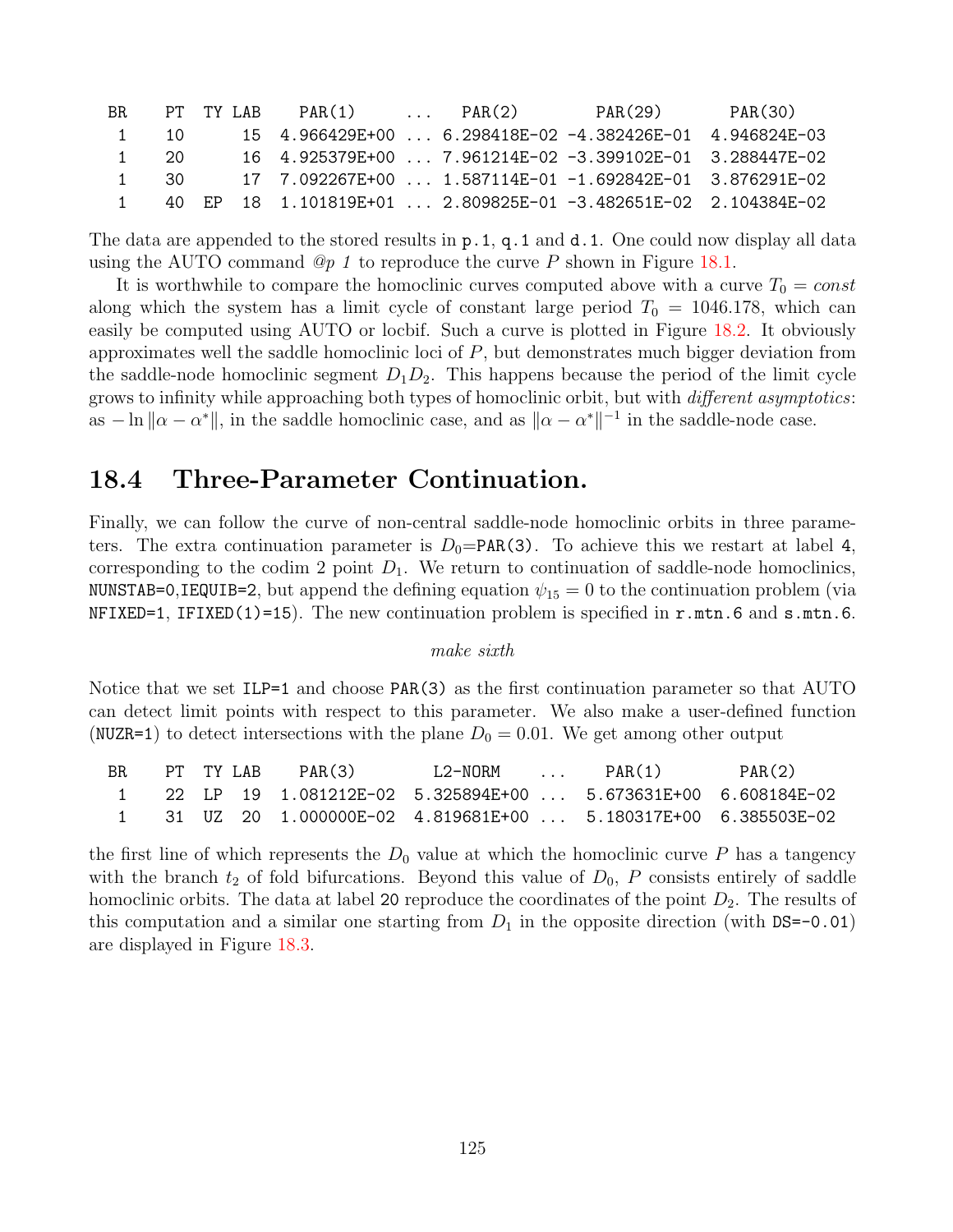```
BR    PT  TY LAB    PAR(1)      ...    PAR(2)        PAR(29)       PAR(30)
 1    10       15  4.966429E+00 ... 6.298418E-02 -4.382426E-01  4.946824E-03
 1    20       16  4.925379E+00 ... 7.961214E-02 -3.399102E-01  3.288447E-02
 1    30       17  7.092267E+00 ... 1.587114E-01 -1.692842E-01  3.876291E-02
 1    40  EP   18  1.101819E+01 ... 2.809825E-01 -3.482651E-02  2.104384E-02
```

The data are appended to the stored results in `p.1`, `q.1` and `d.1`. One could now display all data using the AUTO command *@p 1* to reproduce the curve $P$ shown in Figure 18.1.

It is worthwhile to compare the homoclinic curves computed above with a curve $T_0 = const$ along which the system has a limit cycle of constant large period $T_0 = 1046.178$, which can easily be computed using AUTO or locbif. Such a curve is plotted in Figure 18.2. It obviously approximates well the saddle homoclinic loci of $P$, but demonstrates much bigger deviation from the saddle-node homoclinic segment $D_1D_2$. This happens because the period of the limit cycle grows to infinity while approaching both types of homoclinic orbit, but with *different asymptotics*: as $-\ln\|\alpha - \alpha^*\|$, in the saddle homoclinic case, and as $\|\alpha - \alpha^*\|^{-1}$ in the saddle-node case.

## 18.4 Three-Parameter Continuation.

Finally, we can follow the curve of non-central saddle-node homoclinic orbits in three parameters. The extra continuation parameter is $D_0$=`PAR(3)`. To achieve this we restart at label 4, corresponding to the codim 2 point $D_1$. We return to continuation of saddle-node homoclinics, `NUNSTAB=0,IEQUIB=2`, but append the defining equation $\psi_{15} = 0$ to the continuation problem (via `NFIXED=1`, `IFIXED(1)=15`). The new continuation problem is specified in `r.mtn.6` and `s.mtn.6`.

*make sixth*

Notice that we set `ILP=1` and choose `PAR(3)` as the first continuation parameter so that AUTO can detect limit points with respect to this parameter. We also make a user-defined function (`NUZR=1`) to detect intersections with the plane $D_0 = 0.01$. We get among other output

```
BR    PT  TY LAB    PAR(3)        L2-NORM      ...     PAR(1)        PAR(2)
 1    22  LP  19  1.081212E-02  5.325894E+00 ...  5.673631E+00  6.608184E-02
 1    31  UZ  20  1.000000E-02  4.819681E+00 ...  5.180317E+00  6.385503E-02
```

the first line of which represents the $D_0$ value at which the homoclinic curve $P$ has a tangency with the branch $t_2$ of fold bifurcations. Beyond this value of $D_0$, $P$ consists entirely of saddle homoclinic orbits. The data at label 20 reproduce the coordinates of the point $D_2$. The results of this computation and a similar one starting from $D_1$ in the opposite direction (with `DS=-0.01`) are displayed in Figure 18.3.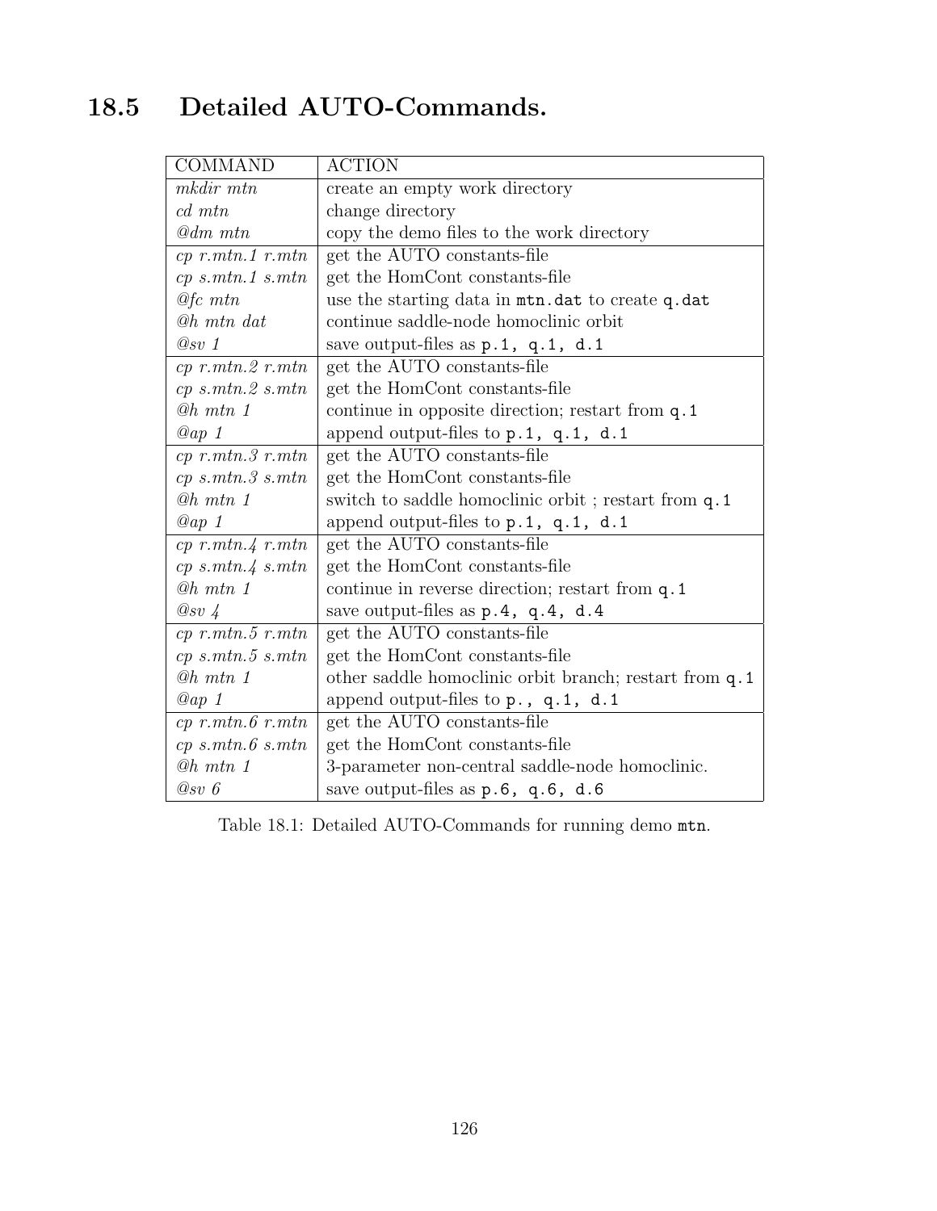## 18.5 Detailed AUTO-Commands.

| COMMAND | ACTION |
|---|---|
| *mkdir mtn* | create an empty work directory |
| *cd mtn* | change directory |
| *@dm mtn* | copy the demo files to the work directory |
| *cp r.mtn.1 r.mtn* | get the AUTO constants-file |
| *cp s.mtn.1 s.mtn* | get the HomCont constants-file |
| *@fc mtn* | use the starting data in `mtn.dat` to create `q.dat` |
| *@h mtn dat* | continue saddle-node homoclinic orbit |
| *@sv 1* | save output-files as `p.1, q.1, d.1` |
| *cp r.mtn.2 r.mtn* | get the AUTO constants-file |
| *cp s.mtn.2 s.mtn* | get the HomCont constants-file |
| *@h mtn 1* | continue in opposite direction; restart from `q.1` |
| *@ap 1* | append output-files to `p.1, q.1, d.1` |
| *cp r.mtn.3 r.mtn* | get the AUTO constants-file |
| *cp s.mtn.3 s.mtn* | get the HomCont constants-file |
| *@h mtn 1* | switch to saddle homoclinic orbit ; restart from `q.1` |
| *@ap 1* | append output-files to `p.1, q.1, d.1` |
| *cp r.mtn.4 r.mtn* | get the AUTO constants-file |
| *cp s.mtn.4 s.mtn* | get the HomCont constants-file |
| *@h mtn 1* | continue in reverse direction; restart from `q.1` |
| *@sv 4* | save output-files as `p.4, q.4, d.4` |
| *cp r.mtn.5 r.mtn* | get the AUTO constants-file |
| *cp s.mtn.5 s.mtn* | get the HomCont constants-file |
| *@h mtn 1* | other saddle homoclinic orbit branch; restart from `q.1` |
| *@ap 1* | append output-files to `p., q.1, d.1` |
| *cp r.mtn.6 r.mtn* | get the AUTO constants-file |
| *cp s.mtn.6 s.mtn* | get the HomCont constants-file |
| *@h mtn 1* | 3-parameter non-central saddle-node homoclinic. |
| *@sv 6* | save output-files as `p.6, q.6, d.6` |

Table 18.1: Detailed AUTO-Commands for running demo `mtn`.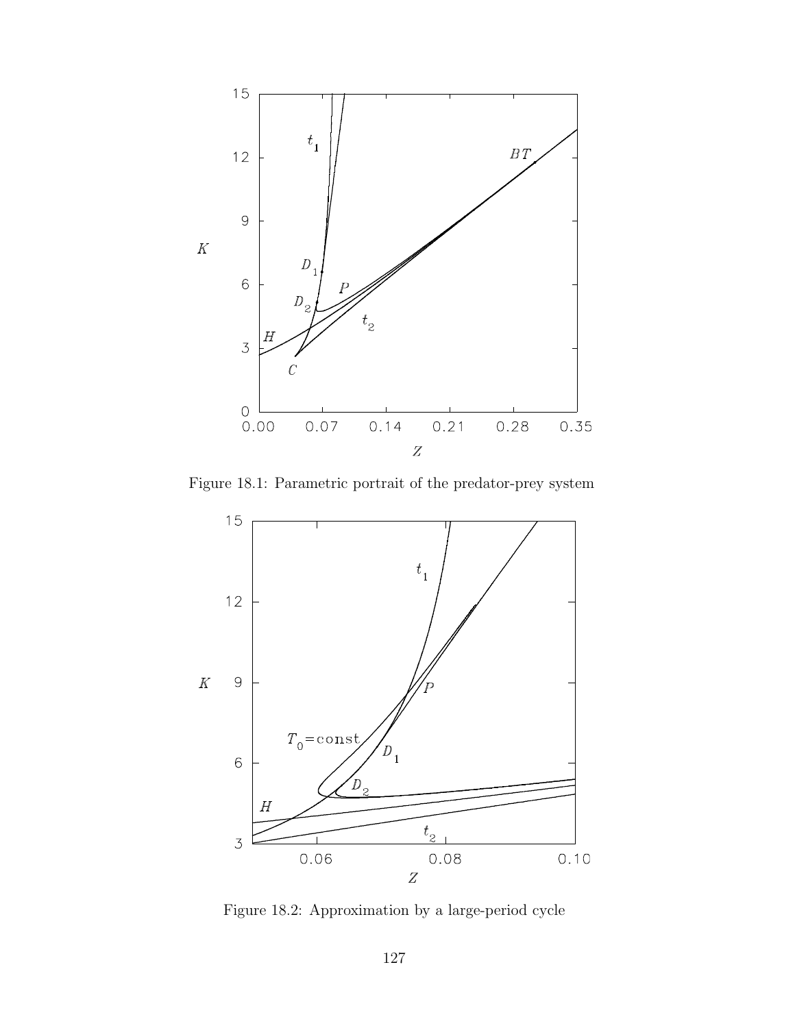Figure 18.1: Parametric portrait of the predator-prey system

Figure 18.2: Approximation by a large-period cycle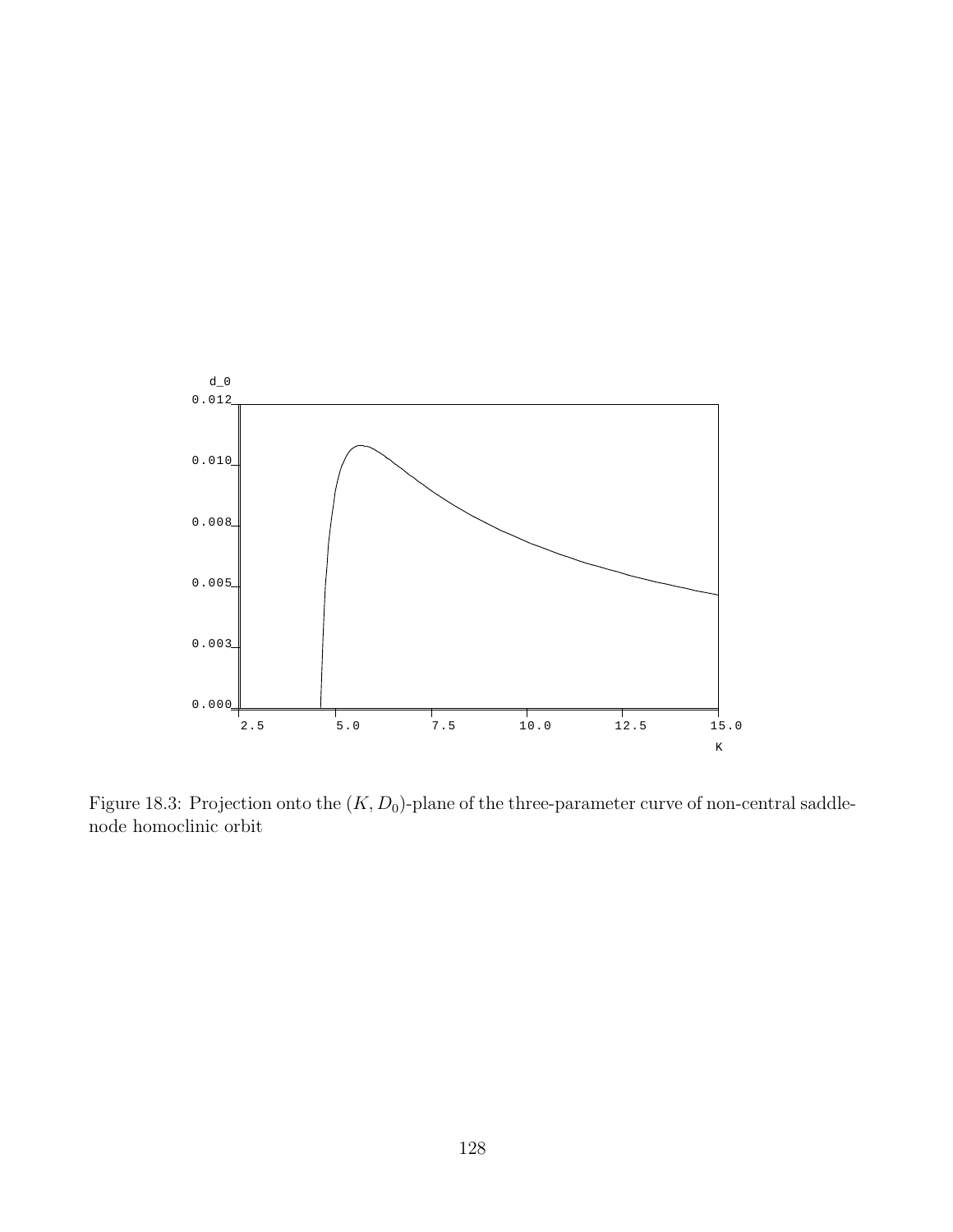Figure 18.3: Projection onto the $(K, D_0)$-plane of the three-parameter curve of non-central saddle-node homoclinic orbit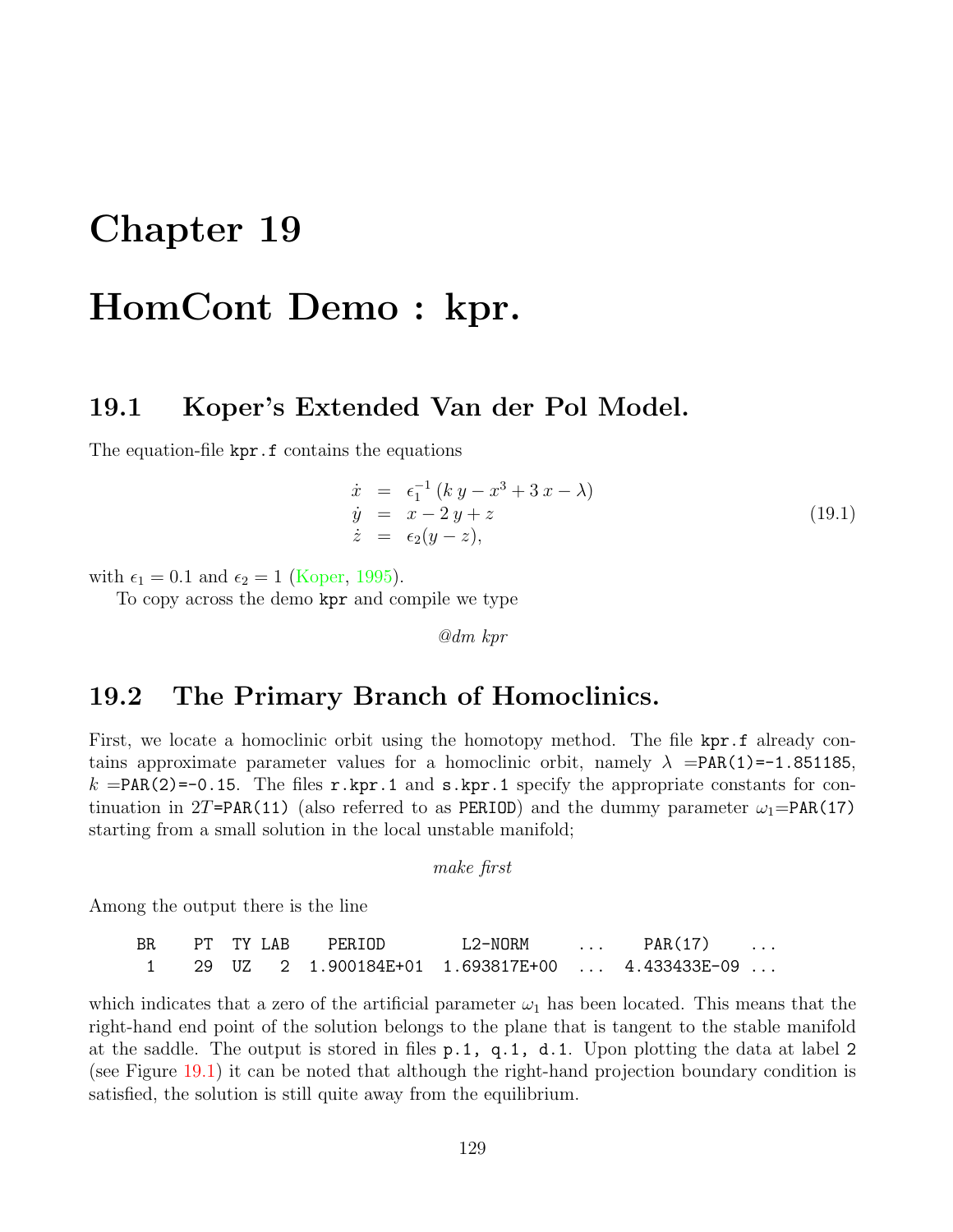# Chapter 19

# HomCont Demo : kpr.

## 19.1 Koper's Extended Van der Pol Model.

The equation-file `kpr.f` contains the equations

$$
\begin{aligned}
\dot{x} &= \epsilon_1^{-1}\,(k\,y - x^3 + 3\,x - \lambda) \\
\dot{y} &= x - 2\,y + z \\
\dot{z} &= \epsilon_2(y - z),
\end{aligned}
\tag{19.1}
$$

with $\epsilon_1 = 0.1$ and $\epsilon_2 = 1$ (Koper, 1995).

To copy across the demo `kpr` and compile we type

*@dm kpr*

## 19.2 The Primary Branch of Homoclinics.

First, we locate a homoclinic orbit using the homotopy method. The file `kpr.f` already contains approximate parameter values for a homoclinic orbit, namely $\lambda$ =`PAR(1)=-1.851185`, $k$ =`PAR(2)=-0.15`. The files `r.kpr.1` and `s.kpr.1` specify the appropriate constants for continuation in $2T$=`PAR(11)` (also referred to as `PERIOD`) and the dummy parameter $\omega_1$=`PAR(17)` starting from a small solution in the local unstable manifold;

*make first*

Among the output there is the line

```
BR    PT  TY LAB    PERIOD        L2-NORM      ...    PAR(17)    ...
 1    29  UZ   2  1.900184E+01  1.693817E+00  ...  4.433433E-09 ...
```

which indicates that a zero of the artificial parameter $\omega_1$ has been located. This means that the right-hand end point of the solution belongs to the plane that is tangent to the stable manifold at the saddle. The output is stored in files `p.1, q.1, d.1`. Upon plotting the data at label 2 (see Figure 19.1) it can be noted that although the right-hand projection boundary condition is satisfied, the solution is still quite away from the equilibrium.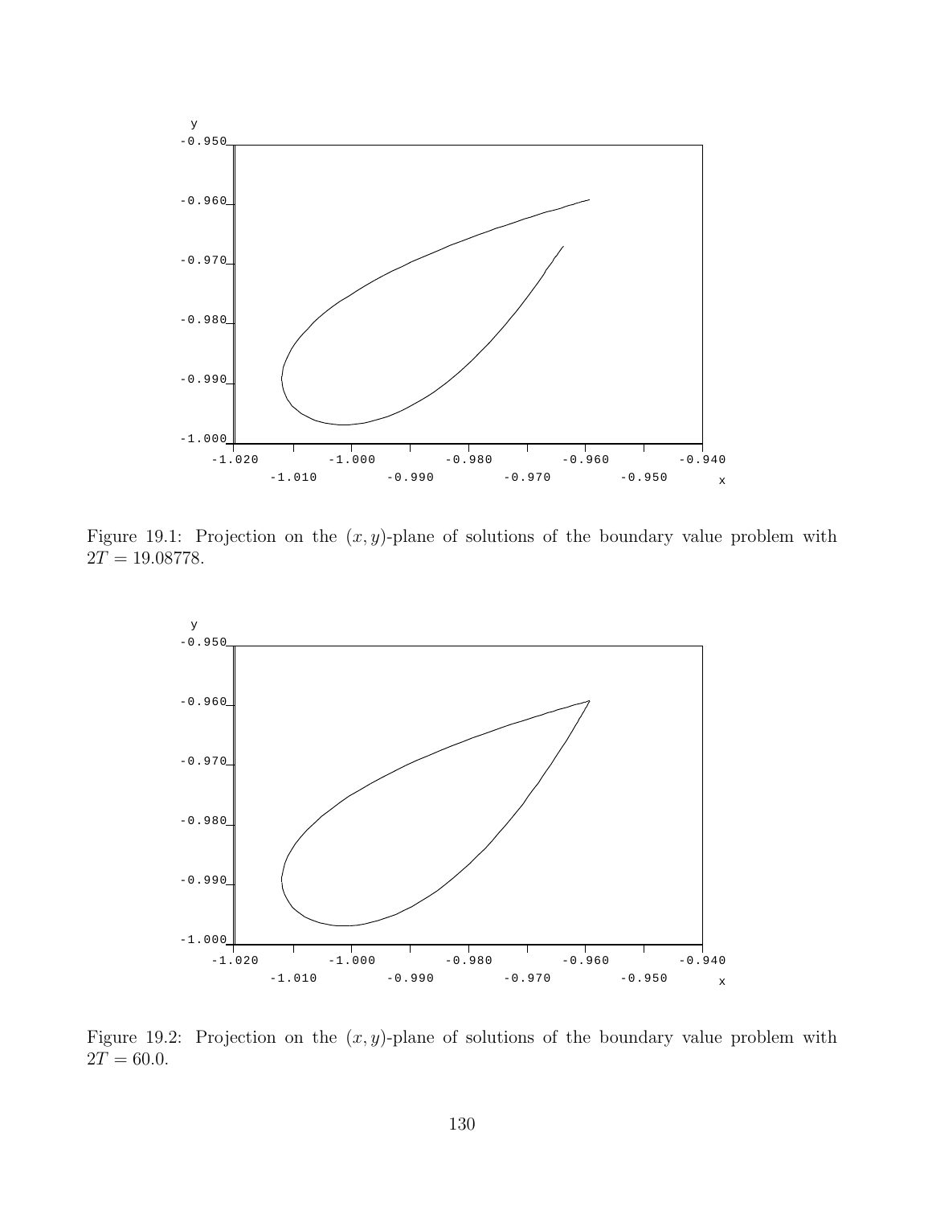Figure 19.1: Projection on the $(x, y)$-plane of solutions of the boundary value problem with $2T = 19.08778$.

Figure 19.2: Projection on the $(x, y)$-plane of solutions of the boundary value problem with $2T = 60.0$.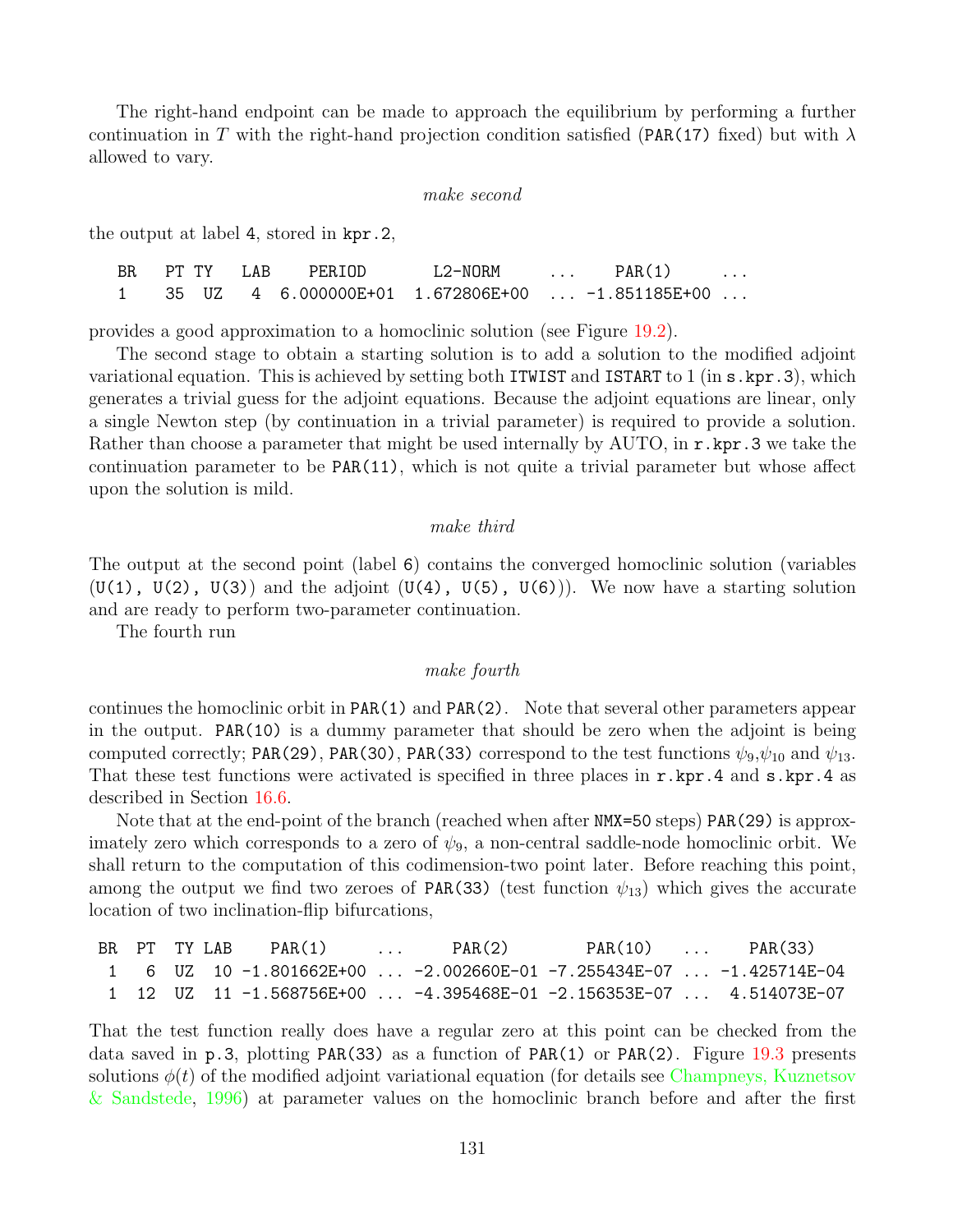The right-hand endpoint can be made to approach the equilibrium by performing a further continuation in $T$ with the right-hand projection condition satisfied (PAR(17) fixed) but with $\lambda$ allowed to vary.

*make second*

the output at label 4, stored in kpr.2,

```
BR   PT TY   LAB    PERIOD        L2-NORM      ...     PAR(1)      ...
1    35  UZ    4  6.000000E+01  1.672806E+00  ... -1.851185E+00 ...
```

provides a good approximation to a homoclinic solution (see Figure 19.2).

The second stage to obtain a starting solution is to add a solution to the modified adjoint variational equation. This is achieved by setting both ITWIST and ISTART to 1 (in s.kpr.3), which generates a trivial guess for the adjoint equations. Because the adjoint equations are linear, only a single Newton step (by continuation in a trivial parameter) is required to provide a solution. Rather than choose a parameter that might be used internally by AUTO, in r.kpr.3 we take the continuation parameter to be PAR(11), which is not quite a trivial parameter but whose affect upon the solution is mild.

*make third*

The output at the second point (label 6) contains the converged homoclinic solution (variables (U(1), U(2), U(3)) and the adjoint (U(4), U(5), U(6))). We now have a starting solution and are ready to perform two-parameter continuation.

The fourth run

*make fourth*

continues the homoclinic orbit in PAR(1) and PAR(2). Note that several other parameters appear in the output. PAR(10) is a dummy parameter that should be zero when the adjoint is being computed correctly; PAR(29), PAR(30), PAR(33) correspond to the test functions $\psi_9$,$\psi_{10}$ and $\psi_{13}$. That these test functions were activated is specified in three places in r.kpr.4 and s.kpr.4 as described in Section 16.6.

Note that at the end-point of the branch (reached when after NMX=50 steps) PAR(29) is approximately zero which corresponds to a zero of $\psi_9$, a non-central saddle-node homoclinic orbit. We shall return to the computation of this codimension-two point later. Before reaching this point, among the output we find two zeroes of PAR(33) (test function $\psi_{13}$) which gives the accurate location of two inclination-flip bifurcations,

```
 BR  PT  TY LAB    PAR(1)      ...      PAR(2)         PAR(10)    ...     PAR(33)
  1   6  UZ  10 -1.801662E+00 ... -2.002660E-01 -7.255434E-07 ... -1.425714E-04
  1  12  UZ  11 -1.568756E+00 ... -4.395468E-01 -2.156353E-07 ...  4.514073E-07
```

That the test function really does have a regular zero at this point can be checked from the data saved in p.3, plotting PAR(33) as a function of PAR(1) or PAR(2). Figure 19.3 presents solutions $\phi(t)$ of the modified adjoint variational equation (for details see Champneys, Kuznetsov & Sandstede, 1996) at parameter values on the homoclinic branch before and after the first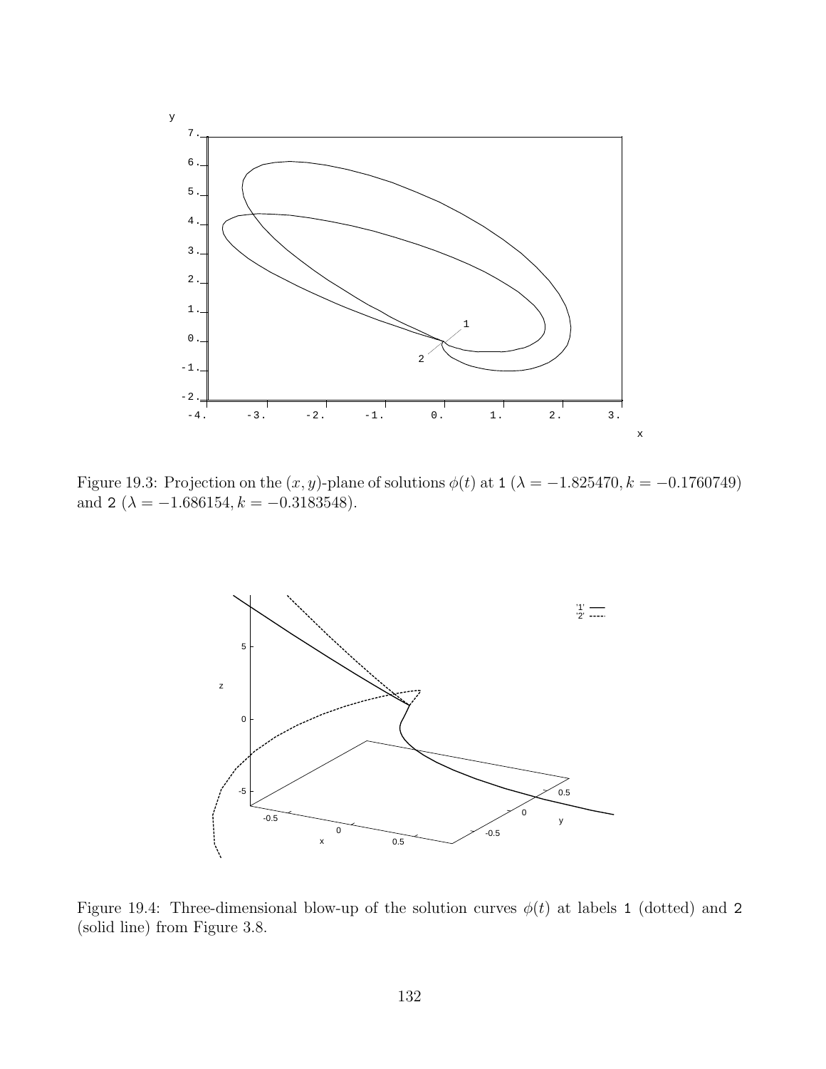Figure 19.3: Projection on the $(x, y)$-plane of solutions $\phi(t)$ at 1 ($\lambda = -1.825470, k = -0.1760749$) and 2 ($\lambda = -1.686154, k = -0.3183548$).

Figure 19.4: Three-dimensional blow-up of the solution curves $\phi(t)$ at labels 1 (dotted) and 2 (solid line) from Figure 3.8.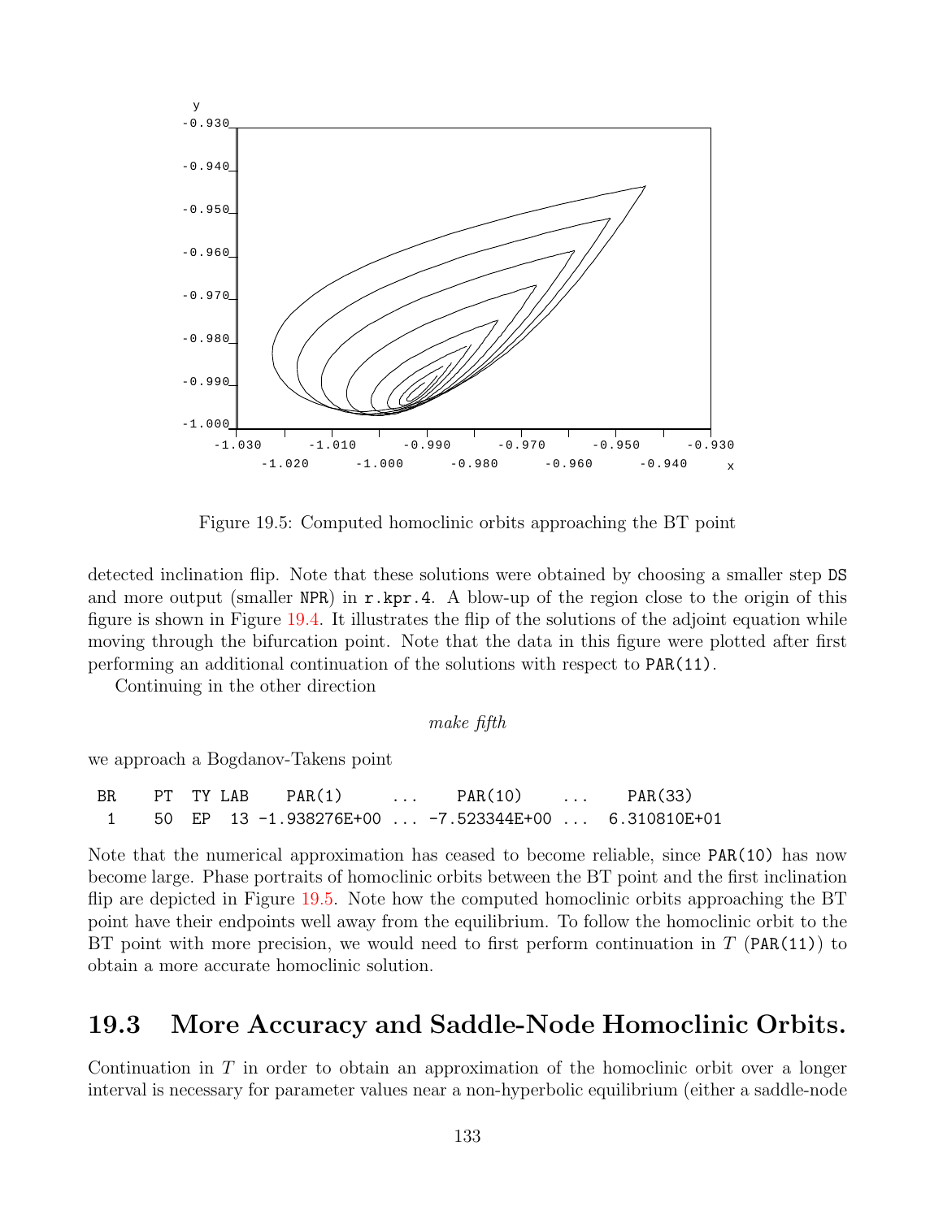Figure 19.5: Computed homoclinic orbits approaching the BT point

detected inclination flip. Note that these solutions were obtained by choosing a smaller step `DS` and more output (smaller `NPR`) in `r.kpr.4`. A blow-up of the region close to the origin of this figure is shown in Figure 19.4. It illustrates the flip of the solutions of the adjoint equation while moving through the bifurcation point. Note that the data in this figure were plotted after first performing an additional continuation of the solutions with respect to `PAR(11)`.

Continuing in the other direction

*make fifth*

we approach a Bogdanov-Takens point

```
 BR    PT  TY LAB    PAR(1)       ...     PAR(10)     ...     PAR(33)
  1    50  EP  13 -1.938276E+00 ... -7.523344E+00 ...  6.310810E+01
```

Note that the numerical approximation has ceased to become reliable, since `PAR(10)` has now become large. Phase portraits of homoclinic orbits between the BT point and the first inclination flip are depicted in Figure 19.5. Note how the computed homoclinic orbits approaching the BT point have their endpoints well away from the equilibrium. To follow the homoclinic orbit to the BT point with more precision, we would need to first perform continuation in $T$ (`PAR(11)`) to obtain a more accurate homoclinic solution.

## 19.3 More Accuracy and Saddle-Node Homoclinic Orbits.

Continuation in $T$ in order to obtain an approximation of the homoclinic orbit over a longer interval is necessary for parameter values near a non-hyperbolic equilibrium (either a saddle-node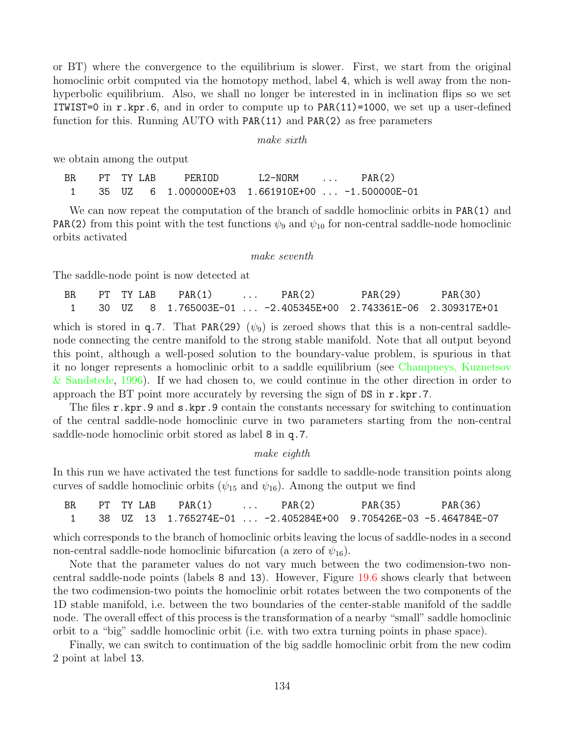or BT) where the convergence to the equilibrium is slower. First, we start from the original homoclinic orbit computed via the homotopy method, label 4, which is well away from the non-hyperbolic equilibrium. Also, we shall no longer be interested in in inclination flips so we set `ITWIST=0` in `r.kpr.6`, and in order to compute up to `PAR(11)=1000`, we set up a user-defined function for this. Running AUTO with `PAR(11)` and `PAR(2)` as free parameters

*make sixth*

we obtain among the output

```
 BR    PT  TY LAB     PERIOD       L2-NORM    ...     PAR(2)
  1    35  UZ   6  1.000000E+03  1.661910E+00 ... -1.500000E-01
```

We can now repeat the computation of the branch of saddle homoclinic orbits in `PAR(1)` and `PAR(2)` from this point with the test functions $\psi_9$ and $\psi_{10}$ for non-central saddle-node homoclinic orbits activated

*make seventh*

The saddle-node point is now detected at

```
 BR    PT  TY LAB    PAR(1)      ...     PAR(2)        PAR(29)       PAR(30)
  1    30  UZ   8  1.765003E-01 ... -2.405345E+00  2.743361E-06  2.309317E+01
```

which is stored in `q.7`. That `PAR(29)` ($\psi_9$) is zeroed shows that this is a non-central saddle-node connecting the centre manifold to the strong stable manifold. Note that all output beyond this point, although a well-posed solution to the boundary-value problem, is spurious in that it no longer represents a homoclinic orbit to a saddle equilibrium (see Champneys, Kuznetsov & Sandstede, 1996). If we had chosen to, we could continue in the other direction in order to approach the BT point more accurately by reversing the sign of `DS` in `r.kpr.7`.

The files `r.kpr.9` and `s.kpr.9` contain the constants necessary for switching to continuation of the central saddle-node homoclinic curve in two parameters starting from the non-central saddle-node homoclinic orbit stored as label 8 in `q.7`.

*make eighth*

In this run we have activated the test functions for saddle to saddle-node transition points along curves of saddle homoclinic orbits ($\psi_{15}$ and $\psi_{16}$). Among the output we find

```
 BR    PT  TY LAB    PAR(1)      ...     PAR(2)        PAR(35)       PAR(36)
  1    38  UZ  13  1.765274E-01 ... -2.405284E+00  9.705426E-03 -5.464784E-07
```

which corresponds to the branch of homoclinic orbits leaving the locus of saddle-nodes in a second non-central saddle-node homoclinic bifurcation (a zero of $\psi_{16}$).

Note that the parameter values do not vary much between the two codimension-two non-central saddle-node points (labels 8 and 13). However, Figure 19.6 shows clearly that between the two codimension-two points the homoclinic orbit rotates between the two components of the 1D stable manifold, i.e. between the two boundaries of the center-stable manifold of the saddle node. The overall effect of this process is the transformation of a nearby "small" saddle homoclinic orbit to a "big" saddle homoclinic orbit (i.e. with two extra turning points in phase space).

Finally, we can switch to continuation of the big saddle homoclinic orbit from the new codim 2 point at label 13.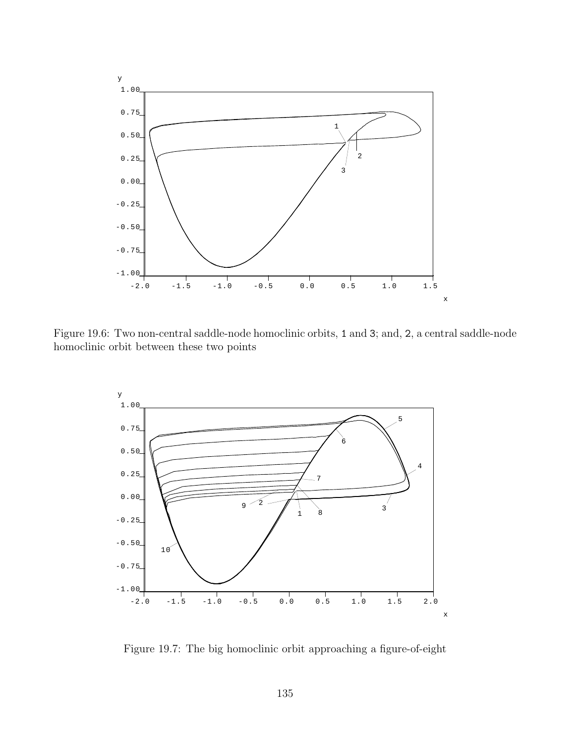Figure 19.6: Two non-central saddle-node homoclinic orbits, 1 and 3; and, 2, a central saddle-node homoclinic orbit between these two points

Figure 19.7: The big homoclinic orbit approaching a figure-of-eight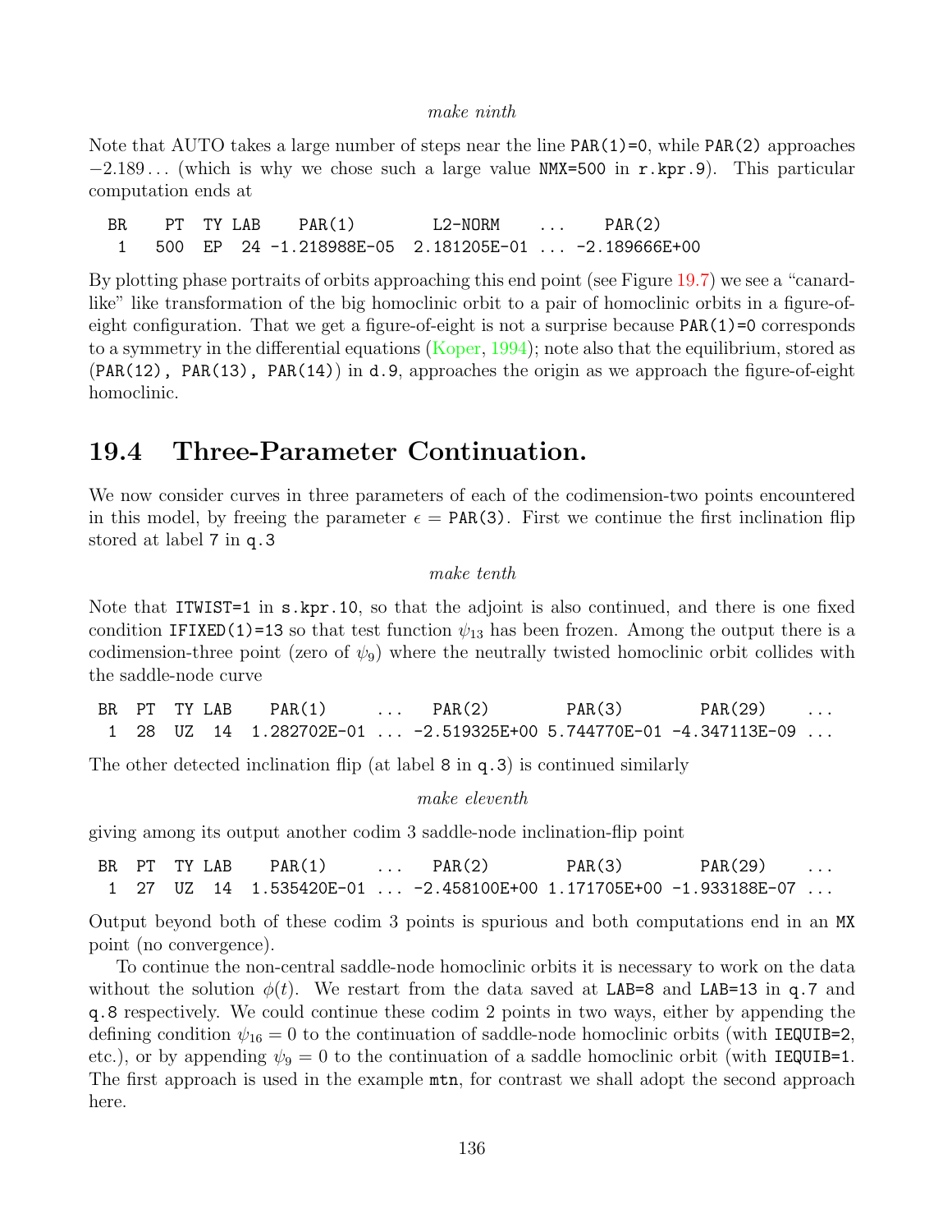*make ninth*

Note that AUTO takes a large number of steps near the line `PAR(1)=0`, while `PAR(2)` approaches $-2.189\ldots$ (which is why we chose such a large value `NMX=500` in `r.kpr.9`). This particular computation ends at

```
 BR    PT  TY LAB    PAR(1)        L2-NORM    ...    PAR(2)
  1   500  EP  24 -1.218988E-05  2.181205E-01 ... -2.189666E+00
```

By plotting phase portraits of orbits approaching this end point (see Figure 19.7) we see a "canard-like" like transformation of the big homoclinic orbit to a pair of homoclinic orbits in a figure-of-eight configuration. That we get a figure-of-eight is not a surprise because `PAR(1)=0` corresponds to a symmetry in the differential equations (Koper, 1994); note also that the equilibrium, stored as (`PAR(12), PAR(13), PAR(14)`) in `d.9`, approaches the origin as we approach the figure-of-eight homoclinic.

## 19.4 Three-Parameter Continuation.

We now consider curves in three parameters of each of the codimension-two points encountered in this model, by freeing the parameter $\epsilon$ = `PAR(3)`. First we continue the first inclination flip stored at label `7` in `q.3`

*make tenth*

Note that `ITWIST=1` in `s.kpr.10`, so that the adjoint is also continued, and there is one fixed condition `IFIXED(1)=13` so that test function $\psi_{13}$ has been frozen. Among the output there is a codimension-three point (zero of $\psi_9$) where the neutrally twisted homoclinic orbit collides with the saddle-node curve

```
BR  PT  TY LAB    PAR(1)      ...   PAR(2)         PAR(3)         PAR(29)    ...
 1  28  UZ  14  1.282702E-01 ... -2.519325E+00 5.744770E-01 -4.347113E-09 ...
```

The other detected inclination flip (at label `8` in `q.3`) is continued similarly

*make eleventh*

giving among its output another codim 3 saddle-node inclination-flip point

```
BR  PT  TY LAB    PAR(1)      ...   PAR(2)         PAR(3)         PAR(29)    ...
 1  27  UZ  14  1.535420E-01 ... -2.458100E+00 1.171705E+00 -1.933188E-07 ...
```

Output beyond both of these codim 3 points is spurious and both computations end in an `MX` point (no convergence).

To continue the non-central saddle-node homoclinic orbits it is necessary to work on the data without the solution $\phi(t)$. We restart from the data saved at `LAB=8` and `LAB=13` in `q.7` and `q.8` respectively. We could continue these codim 2 points in two ways, either by appending the defining condition $\psi_{16} = 0$ to the continuation of saddle-node homoclinic orbits (with `IEQUIB=2`, etc.), or by appending $\psi_9 = 0$ to the continuation of a saddle homoclinic orbit (with `IEQUIB=1`. The first approach is used in the example `mtn`, for contrast we shall adopt the second approach here.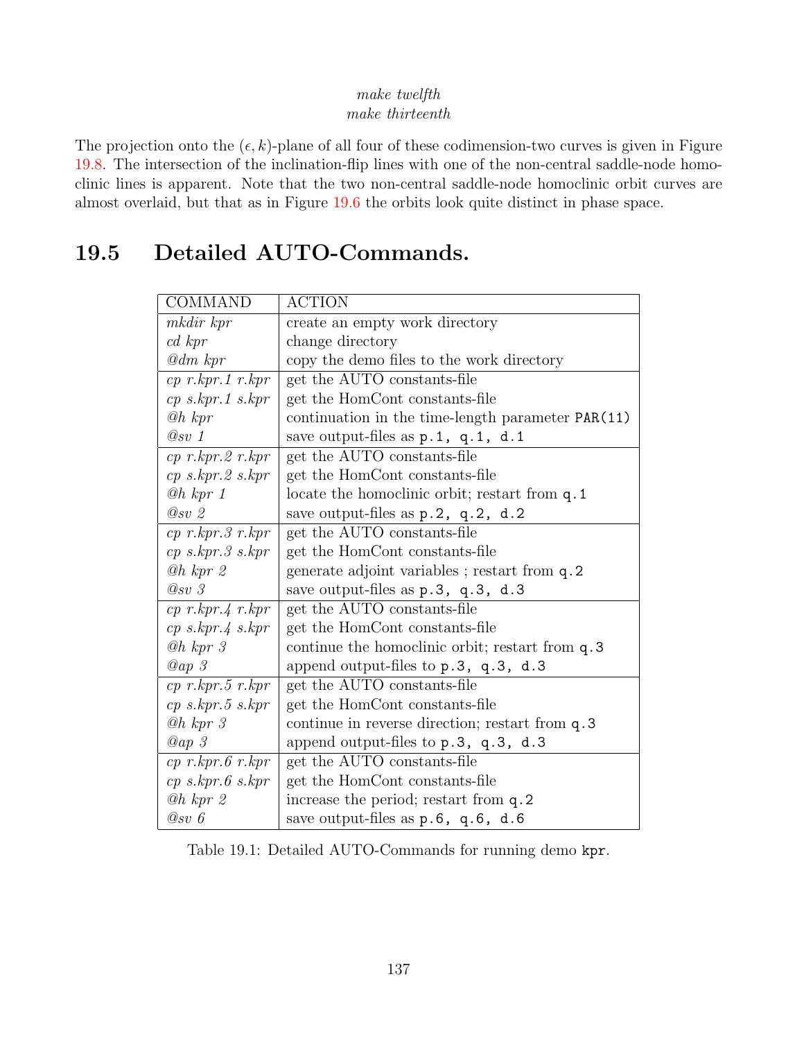*make twelfth*
*make thirteenth*

The projection onto the $(\epsilon, k)$-plane of all four of these codimension-two curves is given in Figure 19.8. The intersection of the inclination-flip lines with one of the non-central saddle-node homoclinic lines is apparent. Note that the two non-central saddle-node homoclinic orbit curves are almost overlaid, but that as in Figure 19.6 the orbits look quite distinct in phase space.

## 19.5 Detailed AUTO-Commands.

| COMMAND | ACTION |
|---|---|
| *mkdir kpr* | create an empty work directory |
| *cd kpr* | change directory |
| *@dm kpr* | copy the demo files to the work directory |
| *cp r.kpr.1 r.kpr* | get the AUTO constants-file |
| *cp s.kpr.1 s.kpr* | get the HomCont constants-file |
| *@h kpr* | continuation in the time-length parameter `PAR(11)` |
| *@sv 1* | save output-files as `p.1, q.1, d.1` |
| *cp r.kpr.2 r.kpr* | get the AUTO constants-file |
| *cp s.kpr.2 s.kpr* | get the HomCont constants-file |
| *@h kpr 1* | locate the homoclinic orbit; restart from `q.1` |
| *@sv 2* | save output-files as `p.2, q.2, d.2` |
| *cp r.kpr.3 r.kpr* | get the AUTO constants-file |
| *cp s.kpr.3 s.kpr* | get the HomCont constants-file |
| *@h kpr 2* | generate adjoint variables ; restart from `q.2` |
| *@sv 3* | save output-files as `p.3, q.3, d.3` |
| *cp r.kpr.4 r.kpr* | get the AUTO constants-file |
| *cp s.kpr.4 s.kpr* | get the HomCont constants-file |
| *@h kpr 3* | continue the homoclinic orbit; restart from `q.3` |
| *@ap 3* | append output-files to `p.3, q.3, d.3` |
| *cp r.kpr.5 r.kpr* | get the AUTO constants-file |
| *cp s.kpr.5 s.kpr* | get the HomCont constants-file |
| *@h kpr 3* | continue in reverse direction; restart from `q.3` |
| *@ap 3* | append output-files to `p.3, q.3, d.3` |
| *cp r.kpr.6 r.kpr* | get the AUTO constants-file |
| *cp s.kpr.6 s.kpr* | get the HomCont constants-file |
| *@h kpr 2* | increase the period; restart from `q.2` |
| *@sv 6* | save output-files as `p.6, q.6, d.6` |

Table 19.1: Detailed AUTO-Commands for running demo `kpr`.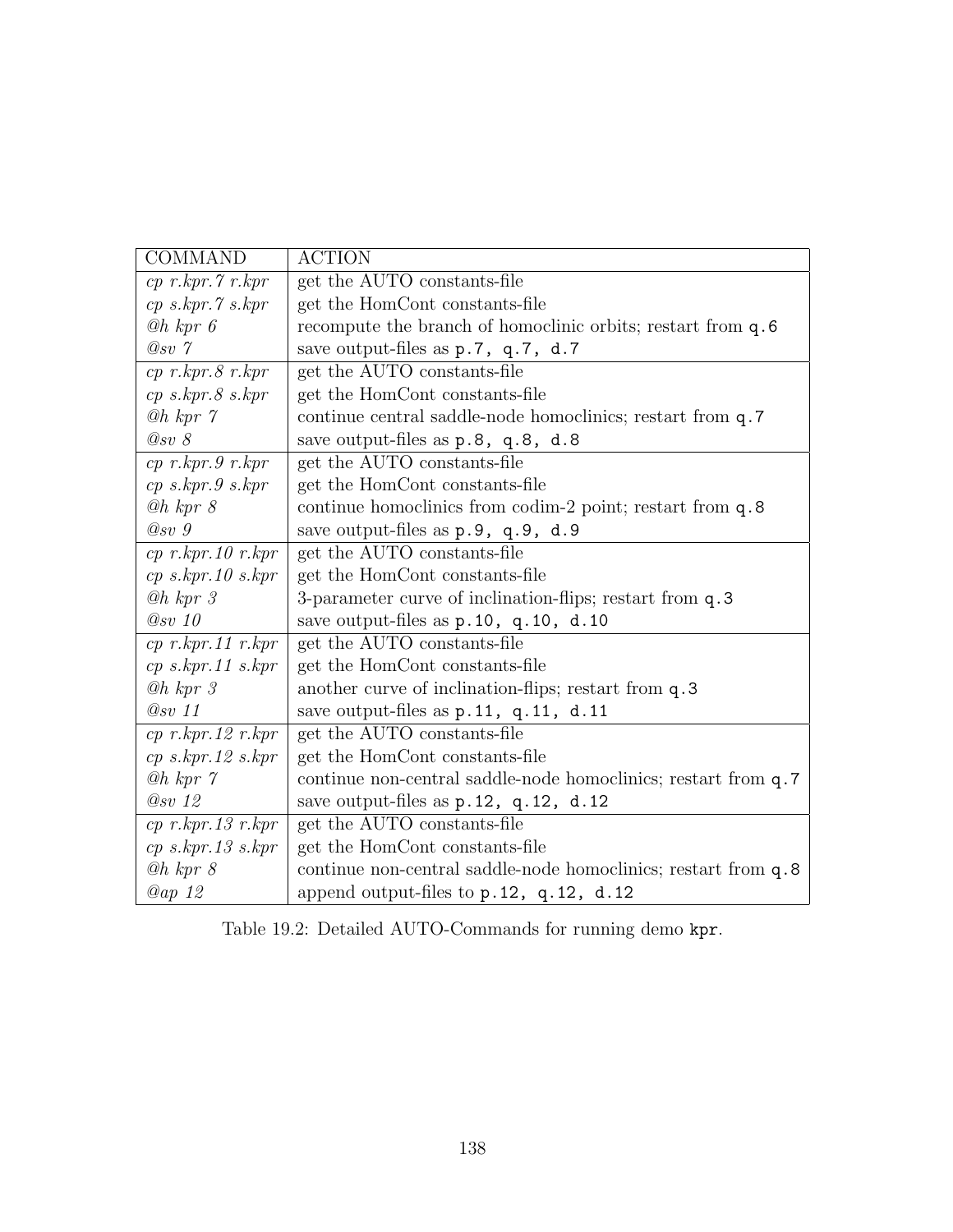| COMMAND | ACTION |
| --- | --- |
| *cp r.kpr.7 r.kpr* | get the AUTO constants-file |
| *cp s.kpr.7 s.kpr* | get the HomCont constants-file |
| *@h kpr 6* | recompute the branch of homoclinic orbits; restart from `q.6` |
| *@sv 7* | save output-files as `p.7, q.7, d.7` |
| *cp r.kpr.8 r.kpr* | get the AUTO constants-file |
| *cp s.kpr.8 s.kpr* | get the HomCont constants-file |
| *@h kpr 7* | continue central saddle-node homoclinics; restart from `q.7` |
| *@sv 8* | save output-files as `p.8, q.8, d.8` |
| *cp r.kpr.9 r.kpr* | get the AUTO constants-file |
| *cp s.kpr.9 s.kpr* | get the HomCont constants-file |
| *@h kpr 8* | continue homoclinics from codim-2 point; restart from `q.8` |
| *@sv 9* | save output-files as `p.9, q.9, d.9` |
| *cp r.kpr.10 r.kpr* | get the AUTO constants-file |
| *cp s.kpr.10 s.kpr* | get the HomCont constants-file |
| *@h kpr 3* | 3-parameter curve of inclination-flips; restart from `q.3` |
| *@sv 10* | save output-files as `p.10, q.10, d.10` |
| *cp r.kpr.11 r.kpr* | get the AUTO constants-file |
| *cp s.kpr.11 s.kpr* | get the HomCont constants-file |
| *@h kpr 3* | another curve of inclination-flips; restart from `q.3` |
| *@sv 11* | save output-files as `p.11, q.11, d.11` |
| *cp r.kpr.12 r.kpr* | get the AUTO constants-file |
| *cp s.kpr.12 s.kpr* | get the HomCont constants-file |
| *@h kpr 7* | continue non-central saddle-node homoclinics; restart from `q.7` |
| *@sv 12* | save output-files as `p.12, q.12, d.12` |
| *cp r.kpr.13 r.kpr* | get the AUTO constants-file |
| *cp s.kpr.13 s.kpr* | get the HomCont constants-file |
| *@h kpr 8* | continue non-central saddle-node homoclinics; restart from `q.8` |
| *@ap 12* | append output-files to `p.12, q.12, d.12` |

Table 19.2: Detailed AUTO-Commands for running demo `kpr`.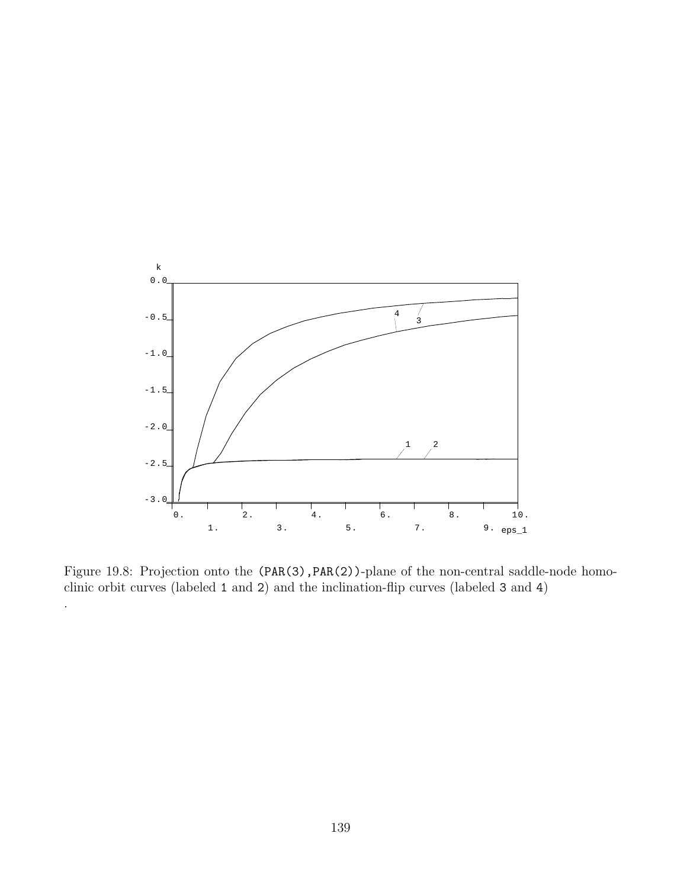Figure 19.8: Projection onto the (PAR(3),PAR(2))-plane of the non-central saddle-node homoclinic orbit curves (labeled 1 and 2) and the inclination-flip curves (labeled 3 and 4)

.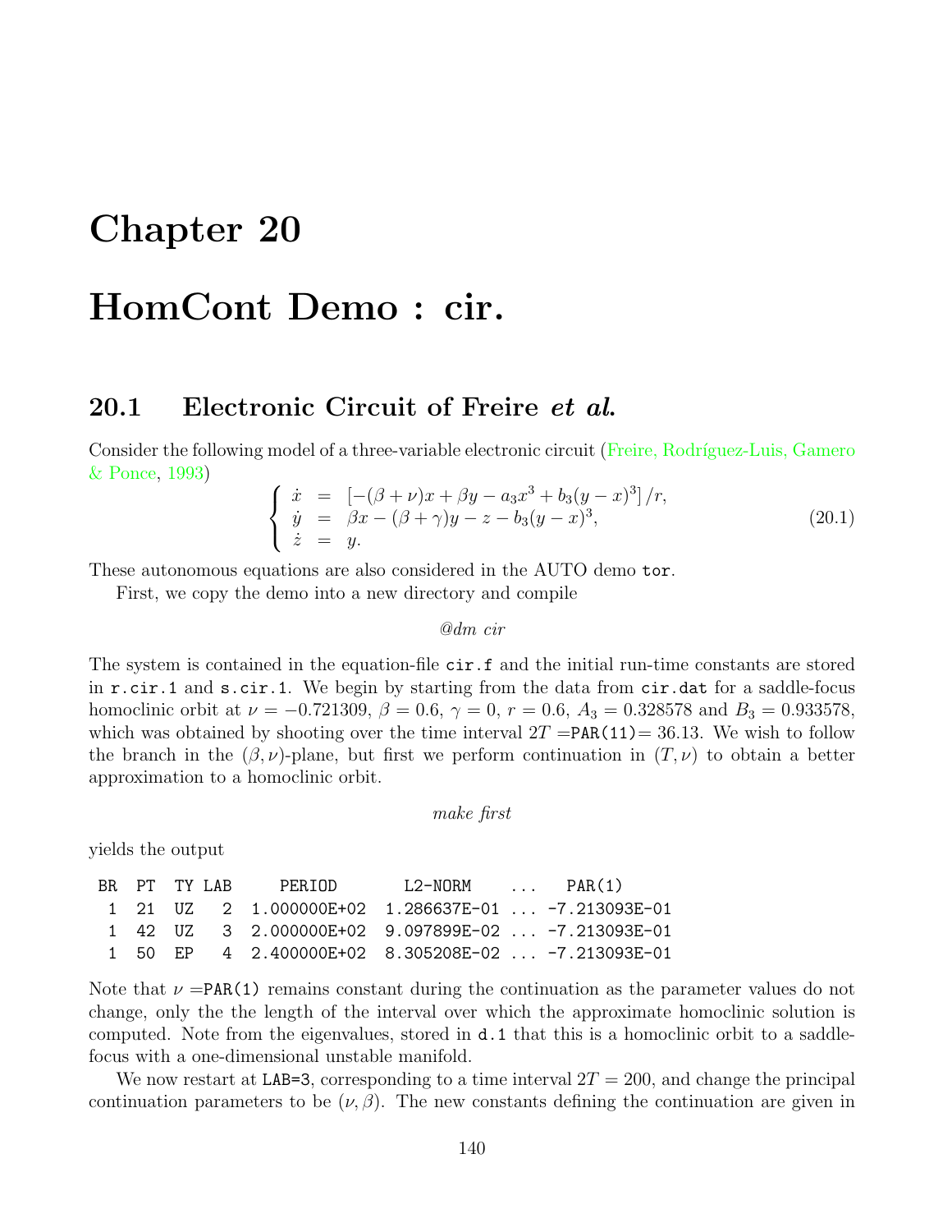// Chapter 20

# HomCont Demo : cir.

## 20.1 Electronic Circuit of Freire *et al.*

Consider the following model of a three-variable electronic circuit (Freire, Rodríguez-Luis, Gamero & Ponce, 1993)

$$
\left\{
\begin{array}{rcl}
\dot{x} & = & \left[-(\beta+\nu)x + \beta y - a_3 x^3 + b_3 (y-x)^3\right]/r, \\
\dot{y} & = & \beta x - (\beta+\gamma) y - z - b_3 (y-x)^3, \\
\dot{z} & = & y.
\end{array}
\right.
\tag{20.1}
$$

These autonomous equations are also considered in the AUTO demo `tor`.

First, we copy the demo into a new directory and compile

*@dm cir*

The system is contained in the equation-file `cir.f` and the initial run-time constants are stored in `r.cir.1` and `s.cir.1`. We begin by starting from the data from `cir.dat` for a saddle-focus homoclinic orbit at $\nu = -0.721309$, $\beta = 0.6$, $\gamma = 0$, $r = 0.6$, $A_3 = 0.328578$ and $B_3 = 0.933578$, which was obtained by shooting over the time interval $2T =$`PAR(11)`$= 36.13$. We wish to follow the branch in the $(\beta, \nu)$-plane, but first we perform continuation in $(T, \nu)$ to obtain a better approximation to a homoclinic orbit.

*make first*

yields the output

```
 BR  PT  TY LAB     PERIOD       L2-NORM     ...    PAR(1)
  1  21  UZ   2  1.000000E+02  1.286637E-01 ... -7.213093E-01
  1  42  UZ   3  2.000000E+02  9.097899E-02 ... -7.213093E-01
  1  50  EP   4  2.400000E+02  8.305208E-02 ... -7.213093E-01
```

Note that $\nu =$`PAR(1)` remains constant during the continuation as the parameter values do not change, only the the length of the interval over which the approximate homoclinic solution is computed. Note from the eigenvalues, stored in `d.1` that this is a homoclinic orbit to a saddle-focus with a one-dimensional unstable manifold.

We now restart at `LAB=3`, corresponding to a time interval $2T = 200$, and change the principal continuation parameters to be $(\nu, \beta)$. The new constants defining the continuation are given in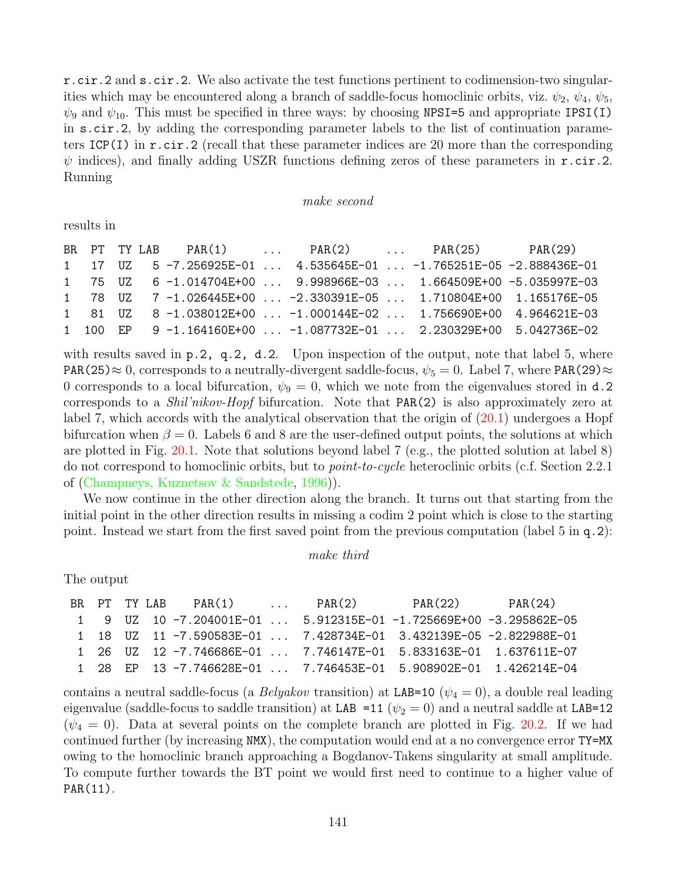r.cir.2 and s.cir.2. We also activate the test functions pertinent to codimension-two singularities which may be encountered along a branch of saddle-focus homoclinic orbits, viz. $\psi_2$, $\psi_4$, $\psi_5$, $\psi_9$ and $\psi_{10}$. This must be specified in three ways: by choosing NPSI=5 and appropriate IPSI(I) in s.cir.2, by adding the corresponding parameter labels to the list of continuation parameters ICP(I) in r.cir.2 (recall that these parameter indices are 20 more than the corresponding $\psi$ indices), and finally adding USZR functions defining zeros of these parameters in r.cir.2. Running

*make second*

results in

```
BR  PT  TY LAB    PAR(1)      ...    PAR(2)      ...    PAR(25)       PAR(29)
1   17  UZ   5 -7.256925E-01 ...  4.535645E-01 ... -1.765251E-05 -2.888436E-01
1   75  UZ   6 -1.014704E+00 ...  9.998966E-03 ...  1.664509E+00 -5.035997E-03
1   78  UZ   7 -1.026445E+00 ... -2.330391E-05 ...  1.710804E+00  1.165176E-05
1   81  UZ   8 -1.038012E+00 ... -1.000144E-02 ...  1.756690E+00  4.964621E-03
1  100  EP   9 -1.164160E+00 ... -1.087732E-01 ...  2.230329E+00  5.042736E-02
```

with results saved in p.2, q.2, d.2. Upon inspection of the output, note that label 5, where PAR(25)$\approx 0$, corresponds to a neutrally-divergent saddle-focus, $\psi_5 = 0$. Label 7, where PAR(29)$\approx 0$ corresponds to a local bifurcation, $\psi_9 = 0$, which we note from the eigenvalues stored in d.2 corresponds to a *Shil'nikov-Hopf* bifurcation. Note that PAR(2) is also approximately zero at label 7, which accords with the analytical observation that the origin of (20.1) undergoes a Hopf bifurcation when $\beta = 0$. Labels 6 and 8 are the user-defined output points, the solutions at which are plotted in Fig. 20.1. Note that solutions beyond label 7 (e.g., the plotted solution at label 8) do not correspond to homoclinic orbits, but to *point-to-cycle* heteroclinic orbits (c.f. Section 2.2.1 of (Champneys, Kuznetsov & Sandstede, 1996)).

We now continue in the other direction along the branch. It turns out that starting from the initial point in the other direction results in missing a codim 2 point which is close to the starting point. Instead we start from the first saved point from the previous computation (label 5 in q.2):

*make third*

The output

```
 BR  PT  TY LAB    PAR(1)      ...    PAR(2)        PAR(22)       PAR(24)
  1   9  UZ  10 -7.204001E-01 ...  5.912315E-01 -1.725669E+00 -3.295862E-05
  1  18  UZ  11 -7.590583E-01 ...  7.428734E-01  3.432139E-05 -2.822988E-01
  1  26  UZ  12 -7.746686E-01 ...  7.746147E-01  5.833163E-01  1.637611E-07
  1  28  EP  13 -7.746628E-01 ...  7.746453E-01  5.908902E-01  1.426214E-04
```

contains a neutral saddle-focus (a *Belyakov* transition) at LAB=10 ($\psi_4 = 0$), a double real leading eigenvalue (saddle-focus to saddle transition) at LAB =11 ($\psi_2 = 0$) and a neutral saddle at LAB=12 ($\psi_4 = 0$). Data at several points on the complete branch are plotted in Fig. 20.2. If we had continued further (by increasing NMX), the computation would end at a no convergence error TY=MX owing to the homoclinic branch approaching a Bogdanov-Takens singularity at small amplitude. To compute further towards the BT point we would first need to continue to a higher value of PAR(11).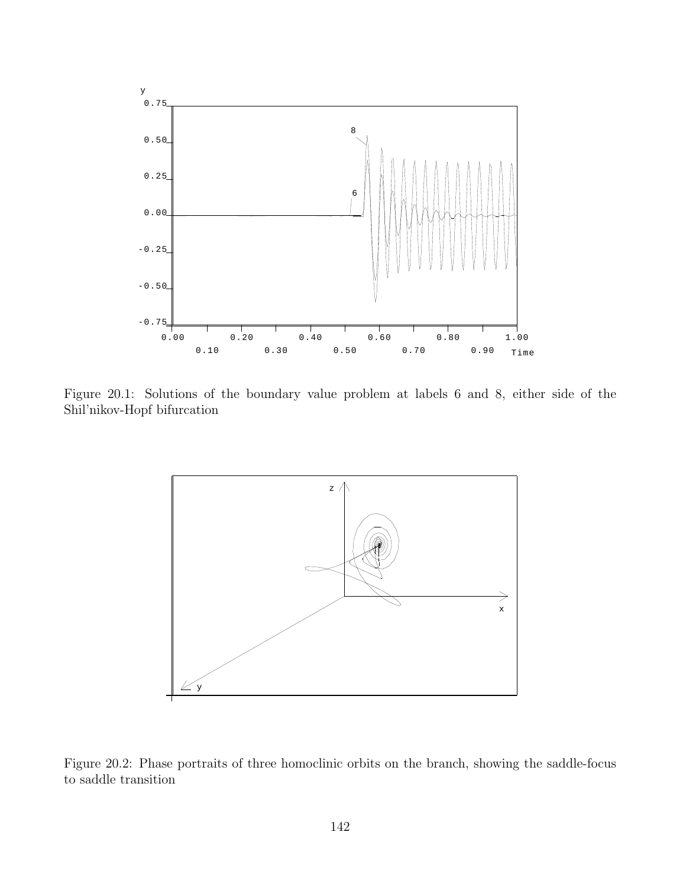Figure 20.1: Solutions of the boundary value problem at labels 6 and 8, either side of the Shil'nikov-Hopf bifurcation

Figure 20.2: Phase portraits of three homoclinic orbits on the branch, showing the saddle-focus to saddle transition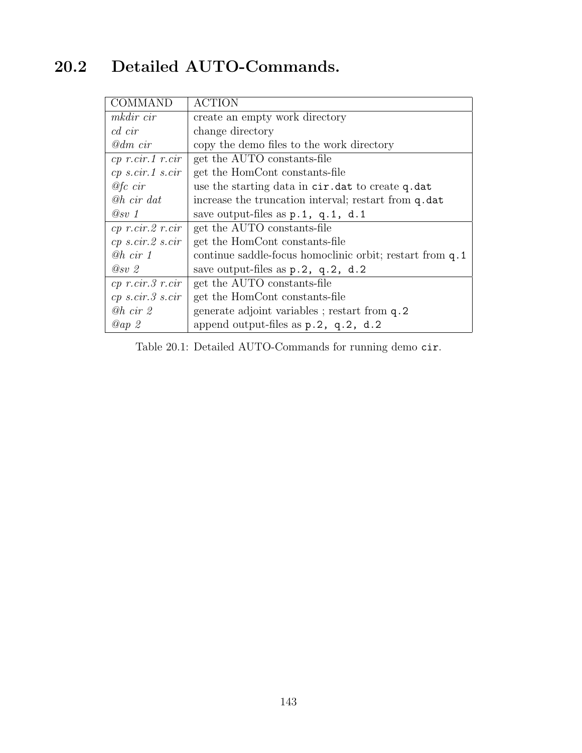## 20.2 Detailed AUTO-Commands.

| COMMAND | ACTION |
|---|---|
| *mkdir cir* | create an empty work directory |
| *cd cir* | change directory |
| *@dm cir* | copy the demo files to the work directory |
| *cp r.cir.1 r.cir* | get the AUTO constants-file |
| *cp s.cir.1 s.cir* | get the HomCont constants-file |
| *@fc cir* | use the starting data in `cir.dat` to create `q.dat` |
| *@h cir dat* | increase the truncation interval; restart from `q.dat` |
| *@sv 1* | save output-files as `p.1, q.1, d.1` |
| *cp r.cir.2 r.cir* | get the AUTO constants-file |
| *cp s.cir.2 s.cir* | get the HomCont constants-file |
| *@h cir 1* | continue saddle-focus homoclinic orbit; restart from `q.1` |
| *@sv 2* | save output-files as `p.2, q.2, d.2` |
| *cp r.cir.3 r.cir* | get the AUTO constants-file |
| *cp s.cir.3 s.cir* | get the HomCont constants-file |
| *@h cir 2* | generate adjoint variables ; restart from `q.2` |
| *@ap 2* | append output-files as `p.2, q.2, d.2` |

Table 20.1: Detailed AUTO-Commands for running demo `cir`.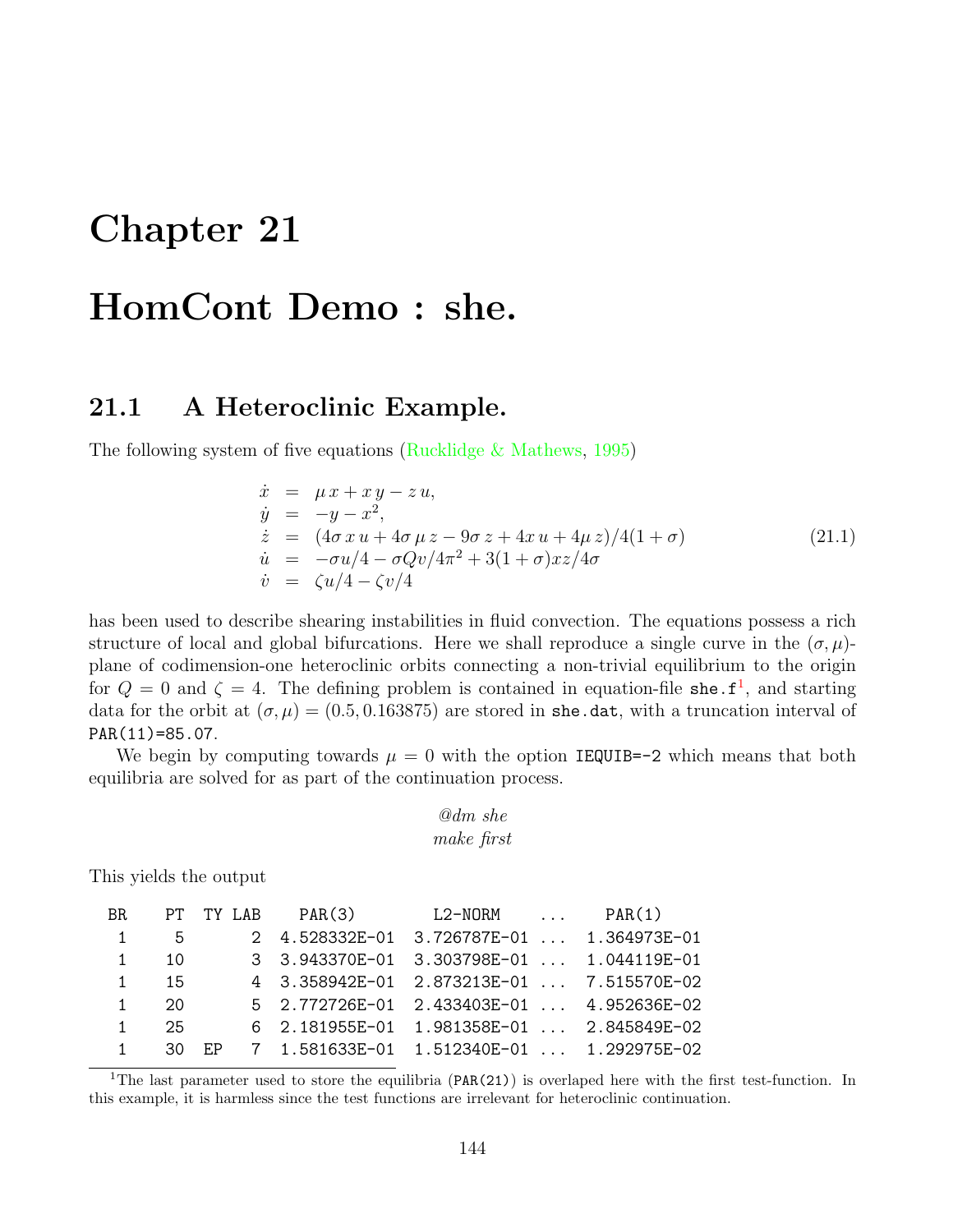# Chapter 21

# HomCont Demo : she.

## 21.1 A Heteroclinic Example.

The following system of five equations (Rucklidge & Mathews, 1995)

$$
\begin{array}{rcl}
\dot{x} & = & \mu\, x + x\, y - z\, u, \\
\dot{y} & = & -y - x^2, \\
\dot{z} & = & (4\sigma\, x\, u + 4\sigma\, \mu\, z - 9\sigma\, z + 4x\, u + 4\mu\, z)/4(1+\sigma) \\
\dot{u} & = & -\sigma u/4 - \sigma Q v/4\pi^2 + 3(1+\sigma)xz/4\sigma \\
\dot{v} & = & \zeta u/4 - \zeta v/4
\end{array}
\qquad (21.1)
$$

has been used to describe shearing instabilities in fluid convection. The equations possess a rich structure of local and global bifurcations. Here we shall reproduce a single curve in the $(\sigma, \mu)$-plane of codimension-one heteroclinic orbits connecting a non-trivial equilibrium to the origin for $Q = 0$ and $\zeta = 4$. The defining problem is contained in equation-file `she.f`[1], and starting data for the orbit at $(\sigma, \mu) = (0.5, 0.163875)$ are stored in `she.dat`, with a truncation interval of `PAR(11)=85.07`.

We begin by computing towards $\mu = 0$ with the option `IEQUIB=-2` which means that both equilibria are solved for as part of the continuation process.

*@dm she*
*make first*

This yields the output

```
BR    PT  TY LAB    PAR(3)        L2-NORM     ...     PAR(1)
 1     5       2  4.528332E-01  3.726787E-01 ...  1.364973E-01
 1    10       3  3.943370E-01  3.303798E-01 ...  1.044119E-01
 1    15       4  3.358942E-01  2.873213E-01 ...  7.515570E-02
 1    20       5  2.772726E-01  2.433403E-01 ...  4.952636E-02
 1    25       6  2.181955E-01  1.981358E-01 ...  2.845849E-02
 1    30  EP   7  1.581633E-01  1.512340E-01 ...  1.292975E-02
```

[1] The last parameter used to store the equilibria (`PAR(21)`) is overlaped here with the first test-function. In this example, it is harmless since the test functions are irrelevant for heteroclinic continuation.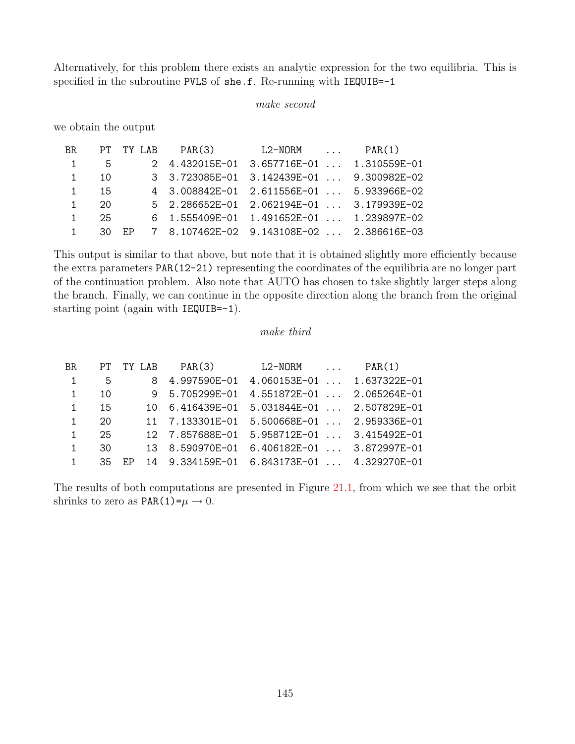Alternatively, for this problem there exists an analytic expression for the two equilibria. This is specified in the subroutine PVLS of she.f. Re-running with IEQUIB=-1

*make second*

we obtain the output

```
 BR    PT  TY LAB    PAR(3)        L2-NORM     ...    PAR(1)
  1     5       2  4.432015E-01  3.657716E-01 ...  1.310559E-01
  1    10       3  3.723085E-01  3.142439E-01 ...  9.300982E-02
  1    15       4  3.008842E-01  2.611556E-01 ...  5.933966E-02
  1    20       5  2.286652E-01  2.062194E-01 ...  3.179939E-02
  1    25       6  1.555409E-01  1.491652E-01 ...  1.239897E-02
  1    30  EP   7  8.107462E-02  9.143108E-02 ...  2.386616E-03
```

This output is similar to that above, but note that it is obtained slightly more efficiently because the extra parameters PAR(12-21) representing the coordinates of the equilibria are no longer part of the continuation problem. Also note that AUTO has chosen to take slightly larger steps along the branch. Finally, we can continue in the opposite direction along the branch from the original starting point (again with IEQUIB=-1).

*make third*

```
 BR    PT  TY LAB    PAR(3)        L2-NORM     ...    PAR(1)
  1     5       8  4.997590E-01  4.060153E-01 ...  1.637322E-01
  1    10       9  5.705299E-01  4.551872E-01 ...  2.065264E-01
  1    15      10  6.416439E-01  5.031844E-01 ...  2.507829E-01
  1    20      11  7.133301E-01  5.500668E-01 ...  2.959336E-01
  1    25      12  7.857688E-01  5.958712E-01 ...  3.415492E-01
  1    30      13  8.590970E-01  6.406182E-01 ...  3.872997E-01
  1    35  EP  14  9.334159E-01  6.843173E-01 ...  4.329270E-01
```

The results of both computations are presented in Figure 21.1, from which we see that the orbit shrinks to zero as PAR(1)=$\mu \to 0$.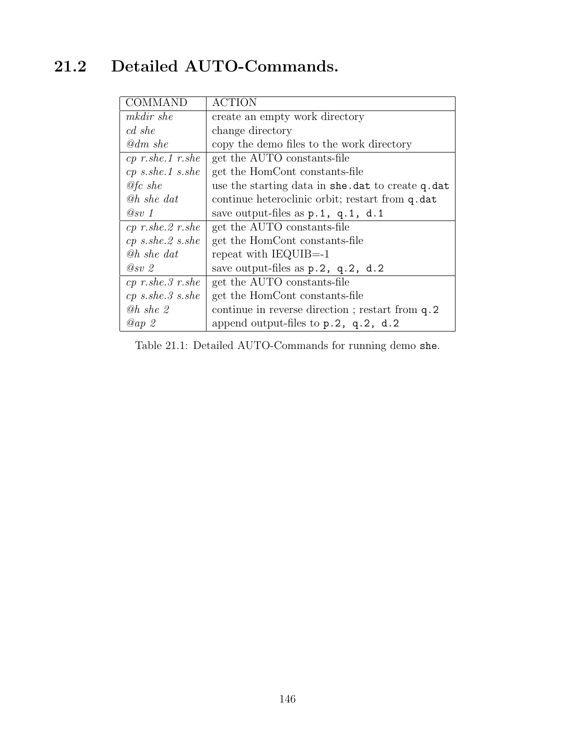## 21.2 Detailed AUTO-Commands.

| COMMAND | ACTION |
|---|---|
| *mkdir she* | create an empty work directory |
| *cd she* | change directory |
| *@dm she* | copy the demo files to the work directory |
| *cp r.she.1 r.she* | get the AUTO constants-file |
| *cp s.she.1 s.she* | get the HomCont constants-file |
| *@fc she* | use the starting data in `she.dat` to create `q.dat` |
| *@h she dat* | continue heteroclinic orbit; restart from `q.dat` |
| *@sv 1* | save output-files as `p.1, q.1, d.1` |
| *cp r.she.2 r.she* | get the AUTO constants-file |
| *cp s.she.2 s.she* | get the HomCont constants-file |
| *@h she dat* | repeat with IEQUIB=-1 |
| *@sv 2* | save output-files as `p.2, q.2, d.2` |
| *cp r.she.3 r.she* | get the AUTO constants-file |
| *cp s.she.3 s.she* | get the HomCont constants-file |
| *@h she 2* | continue in reverse direction ; restart from `q.2` |
| *@ap 2* | append output-files to `p.2, q.2, d.2` |

Table 21.1: Detailed AUTO-Commands for running demo `she`.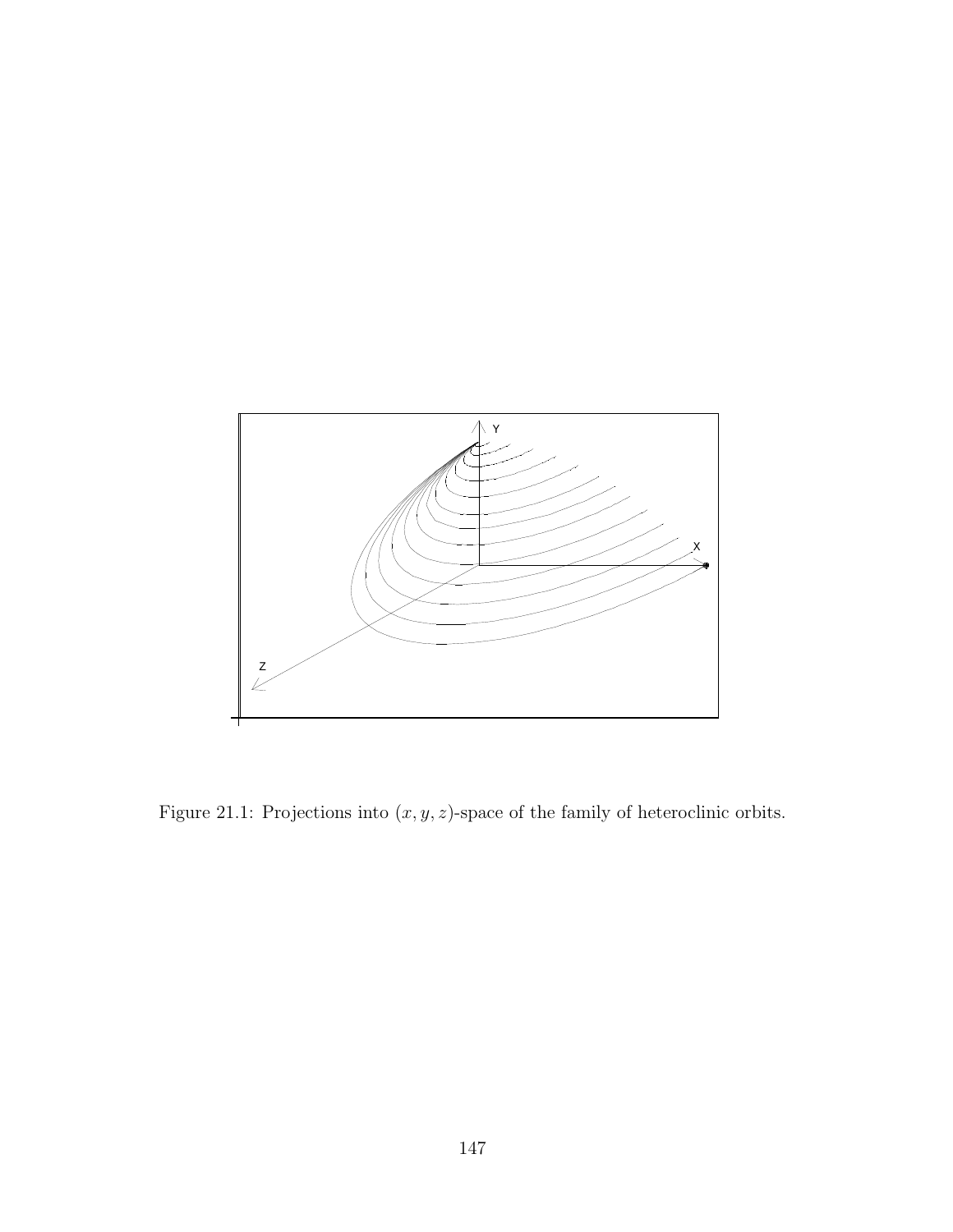Figure 21.1: Projections into $(x, y, z)$-space of the family of heteroclinic orbits.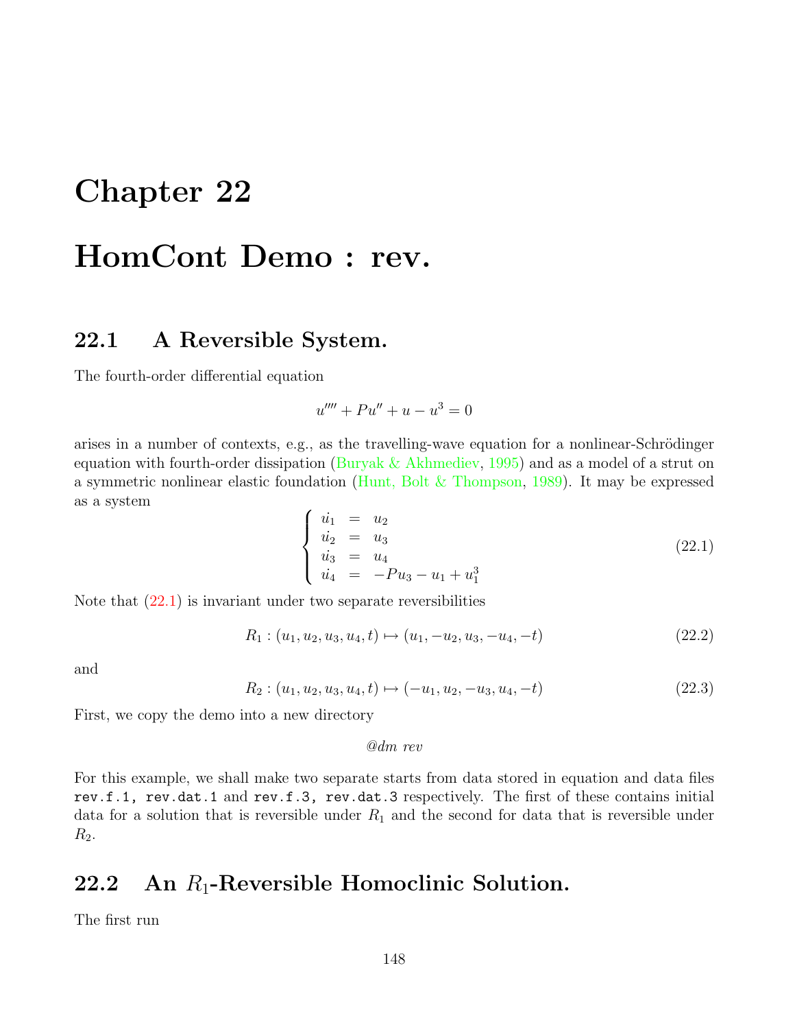# Chapter 22

# HomCont Demo : rev.

## 22.1 A Reversible System.

The fourth-order differential equation

$$u'''' + Pu'' + u - u^3 = 0$$

arises in a number of contexts, e.g., as the travelling-wave equation for a nonlinear-Schrödinger equation with fourth-order dissipation (Buryak & Akhmediev, 1995) and as a model of a strut on a symmetric nonlinear elastic foundation (Hunt, Bolt & Thompson, 1989). It may be expressed as a system

$$\begin{cases} \dot{u_1} &=& u_2 \\ \dot{u_2} &=& u_3 \\ \dot{u_3} &=& u_4 \\ \dot{u_4} &=& -Pu_3 - u_1 + u_1^3 \end{cases} \tag{22.1}$$

Note that (22.1) is invariant under two separate reversibilities

$$R_1 : (u_1, u_2, u_3, u_4, t) \mapsto (u_1, -u_2, u_3, -u_4, -t) \tag{22.2}$$

and

$$R_2 : (u_1, u_2, u_3, u_4, t) \mapsto (-u_1, u_2, -u_3, u_4, -t) \tag{22.3}$$

First, we copy the demo into a new directory

*@dm rev*

For this example, we shall make two separate starts from data stored in equation and data files `rev.f.1`, `rev.dat.1` and `rev.f.3`, `rev.dat.3` respectively. The first of these contains initial data for a solution that is reversible under $R_1$ and the second for data that is reversible under $R_2$.

## 22.2 An $R_1$-Reversible Homoclinic Solution.

The first run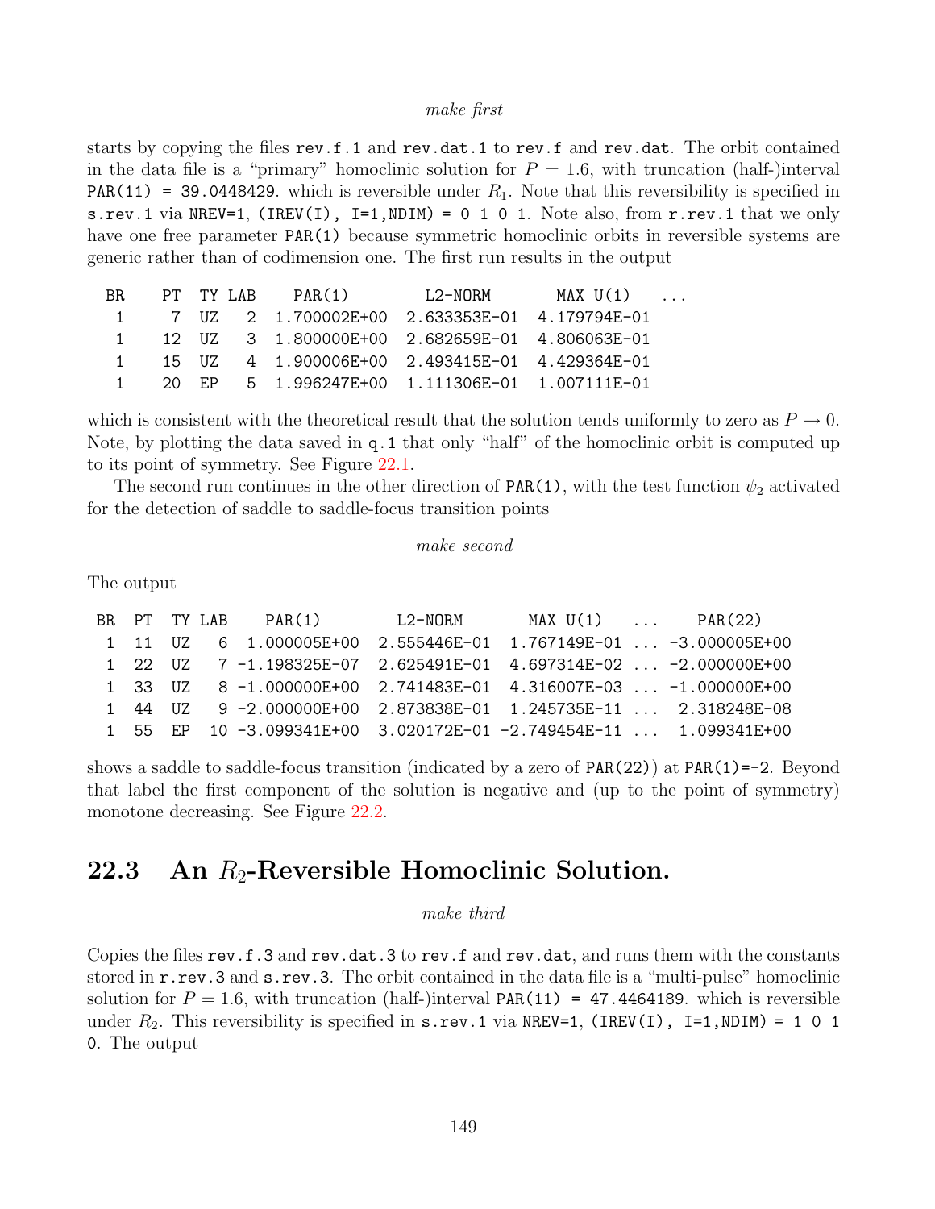*make first*

starts by copying the files `rev.f.1` and `rev.dat.1` to `rev.f` and `rev.dat`. The orbit contained in the data file is a "primary" homoclinic solution for $P = 1.6$, with truncation (half-)interval `PAR(11) = 39.0448429`. which is reversible under $R_1$. Note that this reversibility is specified in `s.rev.1` via `NREV=1, (IREV(I), I=1,NDIM) = 0 1 0 1`. Note also, from `r.rev.1` that we only have one free parameter `PAR(1)` because symmetric homoclinic orbits in reversible systems are generic rather than of codimension one. The first run results in the output

```
 BR    PT  TY LAB    PAR(1)        L2-NORM       MAX U(1)    ...
  1     7  UZ   2  1.700002E+00  2.633353E-01  4.179794E-01
  1    12  UZ   3  1.800000E+00  2.682659E-01  4.806063E-01
  1    15  UZ   4  1.900006E+00  2.493415E-01  4.429364E-01
  1    20  EP   5  1.996247E+00  1.111306E-01  1.007111E-01
```

which is consistent with the theoretical result that the solution tends uniformly to zero as $P \to 0$. Note, by plotting the data saved in `q.1` that only "half" of the homoclinic orbit is computed up to its point of symmetry. See Figure 22.1.

The second run continues in the other direction of `PAR(1)`, with the test function $\psi_2$ activated for the detection of saddle to saddle-focus transition points

*make second*

The output

```
BR  PT  TY LAB    PAR(1)        L2-NORM       MAX U(1)    ...    PAR(22)
 1  11  UZ   6  1.000005E+00  2.555446E-01  1.767149E-01 ... -3.000005E+00
 1  22  UZ   7 -1.198325E-07  2.625491E-01  4.697314E-02 ... -2.000000E+00
 1  33  UZ   8 -1.000000E+00  2.741483E-01  4.316007E-03 ... -1.000000E+00
 1  44  UZ   9 -2.000000E+00  2.873838E-01  1.245735E-11 ...  2.318248E-08
 1  55  EP  10 -3.099341E+00  3.020172E-01 -2.749454E-11 ...  1.099341E+00
```

shows a saddle to saddle-focus transition (indicated by a zero of `PAR(22)`) at `PAR(1)=-2`. Beyond that label the first component of the solution is negative and (up to the point of symmetry) monotone decreasing. See Figure 22.2.

## 22.3 An $R_2$-Reversible Homoclinic Solution.

*make third*

Copies the files `rev.f.3` and `rev.dat.3` to `rev.f` and `rev.dat`, and runs them with the constants stored in `r.rev.3` and `s.rev.3`. The orbit contained in the data file is a "multi-pulse" homoclinic solution for $P = 1.6$, with truncation (half-)interval `PAR(11) = 47.4464189`. which is reversible under $R_2$. This reversibility is specified in `s.rev.1` via `NREV=1, (IREV(I), I=1,NDIM) = 1 0 1 0`. The output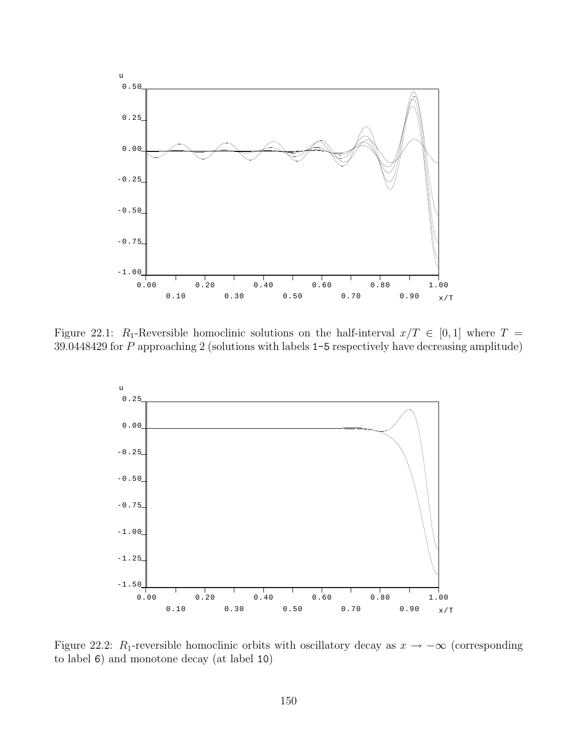Figure 22.1: $R_1$-Reversible homoclinic solutions on the half-interval $x/T \in [0, 1]$ where $T = 39.0448429$ for $P$ approaching 2 (solutions with labels `1-5` respectively have decreasing amplitude)

Figure 22.2: $R_1$-reversible homoclinic orbits with oscillatory decay as $x \to -\infty$ (corresponding to label `6`) and monotone decay (at label `10`)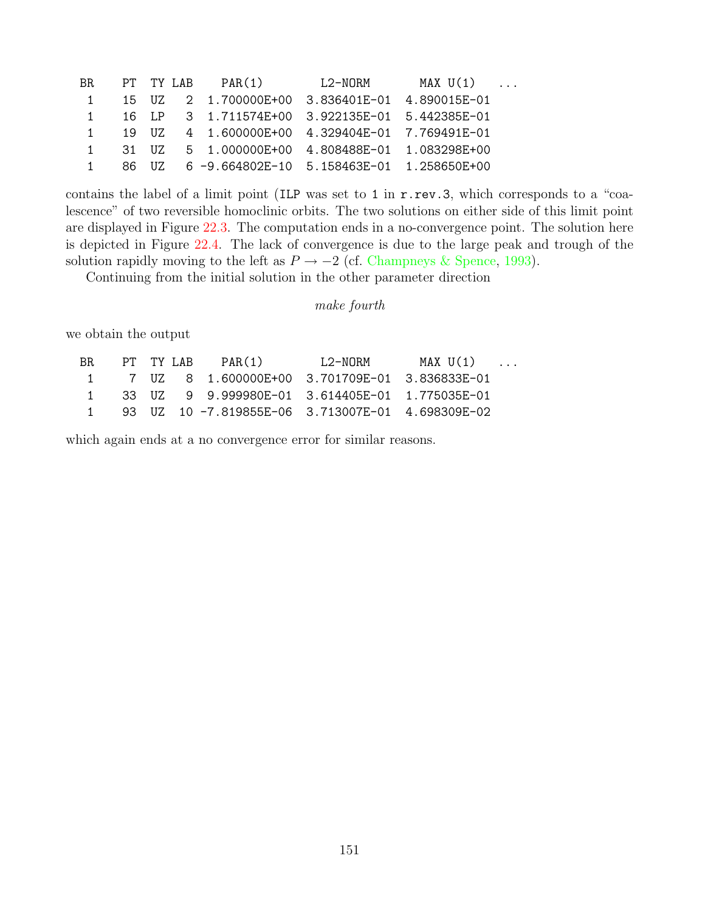```
 BR    PT  TY LAB    PAR(1)        L2-NORM       MAX U(1)   ...
  1    15  UZ   2  1.700000E+00  3.836401E-01  4.890015E-01
  1    16  LP   3  1.711574E+00  3.922135E-01  5.442385E-01
  1    19  UZ   4  1.600000E+00  4.329404E-01  7.769491E-01
  1    31  UZ   5  1.000000E+00  4.808488E-01  1.083298E+00
  1    86  UZ   6 -9.664802E-10  5.158463E-01  1.258650E+00
```

contains the label of a limit point (ILP was set to 1 in r.rev.3, which corresponds to a "coalescence" of two reversible homoclinic orbits. The two solutions on either side of this limit point are displayed in Figure 22.3. The computation ends in a no-convergence point. The solution here is depicted in Figure 22.4. The lack of convergence is due to the large peak and trough of the solution rapidly moving to the left as $P \to -2$ (cf. Champneys & Spence, 1993).

Continuing from the initial solution in the other parameter direction

*make fourth*

we obtain the output

```
 BR    PT  TY LAB    PAR(1)        L2-NORM       MAX U(1)   ...
  1     7  UZ   8  1.600000E+00  3.701709E-01  3.836833E-01
  1    33  UZ   9  9.999980E-01  3.614405E-01  1.775035E-01
  1    93  UZ  10 -7.819855E-06  3.713007E-01  4.698309E-02
```

which again ends at a no convergence error for similar reasons.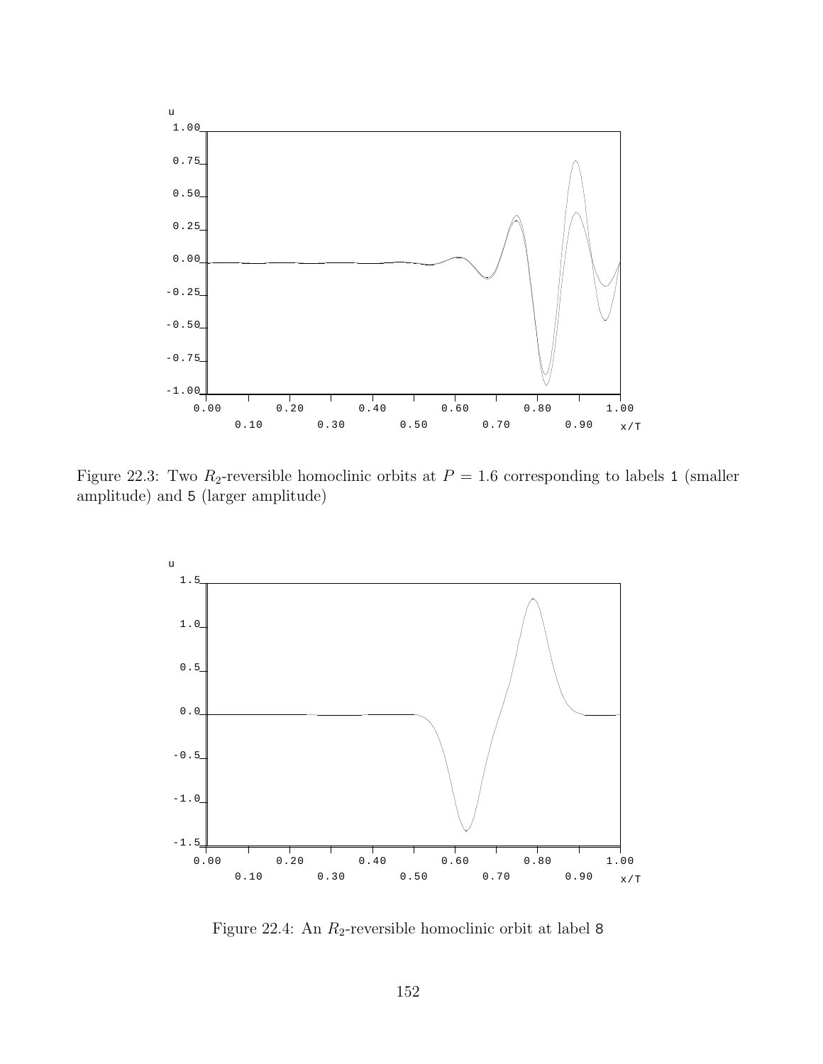Figure 22.3: Two $R_2$-reversible homoclinic orbits at $P = 1.6$ corresponding to labels `1` (smaller amplitude) and `5` (larger amplitude)

Figure 22.4: An $R_2$-reversible homoclinic orbit at label `8`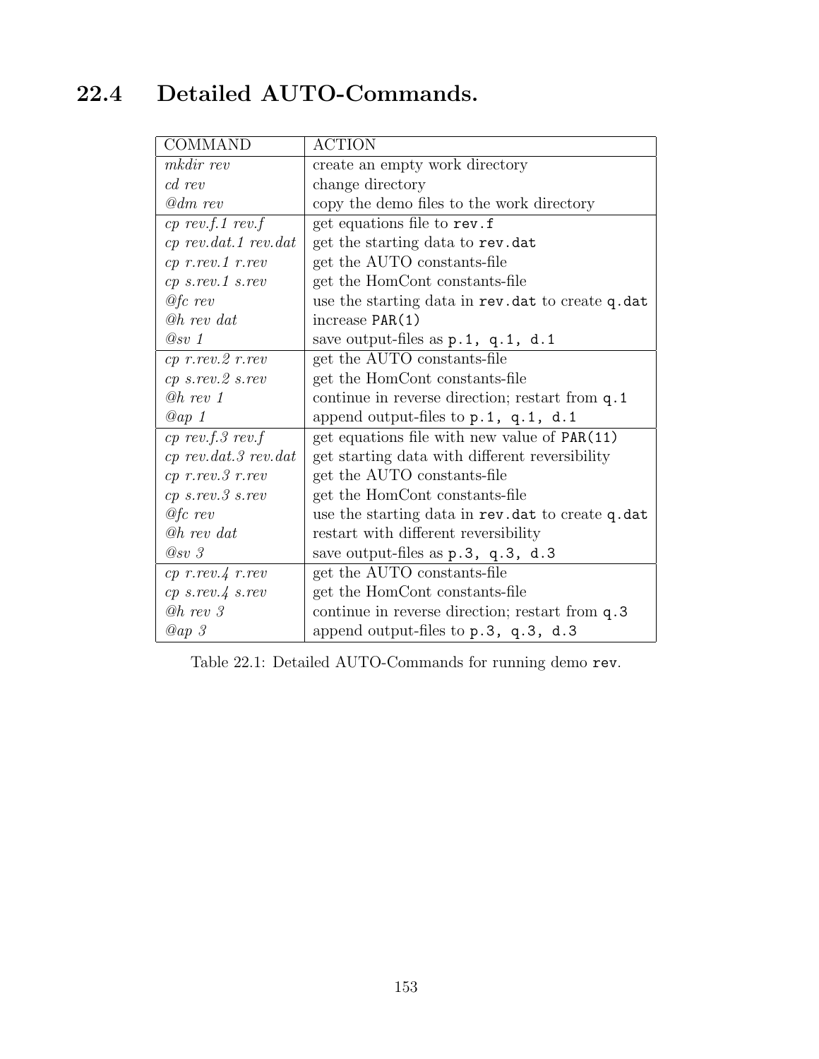## 22.4 Detailed AUTO-Commands.

| COMMAND | ACTION |
|---|---|
| *mkdir rev* | create an empty work directory |
| *cd rev* | change directory |
| *@dm rev* | copy the demo files to the work directory |
| *cp rev.f.1 rev.f* | get equations file to `rev.f` |
| *cp rev.dat.1 rev.dat* | get the starting data to `rev.dat` |
| *cp r.rev.1 r.rev* | get the AUTO constants-file |
| *cp s.rev.1 s.rev* | get the HomCont constants-file |
| *@fc rev* | use the starting data in `rev.dat` to create `q.dat` |
| *@h rev dat* | increase `PAR(1)` |
| *@sv 1* | save output-files as `p.1, q.1, d.1` |
| *cp r.rev.2 r.rev* | get the AUTO constants-file |
| *cp s.rev.2 s.rev* | get the HomCont constants-file |
| *@h rev 1* | continue in reverse direction; restart from `q.1` |
| *@ap 1* | append output-files to `p.1, q.1, d.1` |
| *cp rev.f.3 rev.f* | get equations file with new value of `PAR(11)` |
| *cp rev.dat.3 rev.dat* | get starting data with different reversibility |
| *cp r.rev.3 r.rev* | get the AUTO constants-file |
| *cp s.rev.3 s.rev* | get the HomCont constants-file |
| *@fc rev* | use the starting data in `rev.dat` to create `q.dat` |
| *@h rev dat* | restart with different reversibility |
| *@sv 3* | save output-files as `p.3, q.3, d.3` |
| *cp r.rev.4 r.rev* | get the AUTO constants-file |
| *cp s.rev.4 s.rev* | get the HomCont constants-file |
| *@h rev 3* | continue in reverse direction; restart from `q.3` |
| *@ap 3* | append output-files to `p.3, q.3, d.3` |

Table 22.1: Detailed AUTO-Commands for running demo `rev`.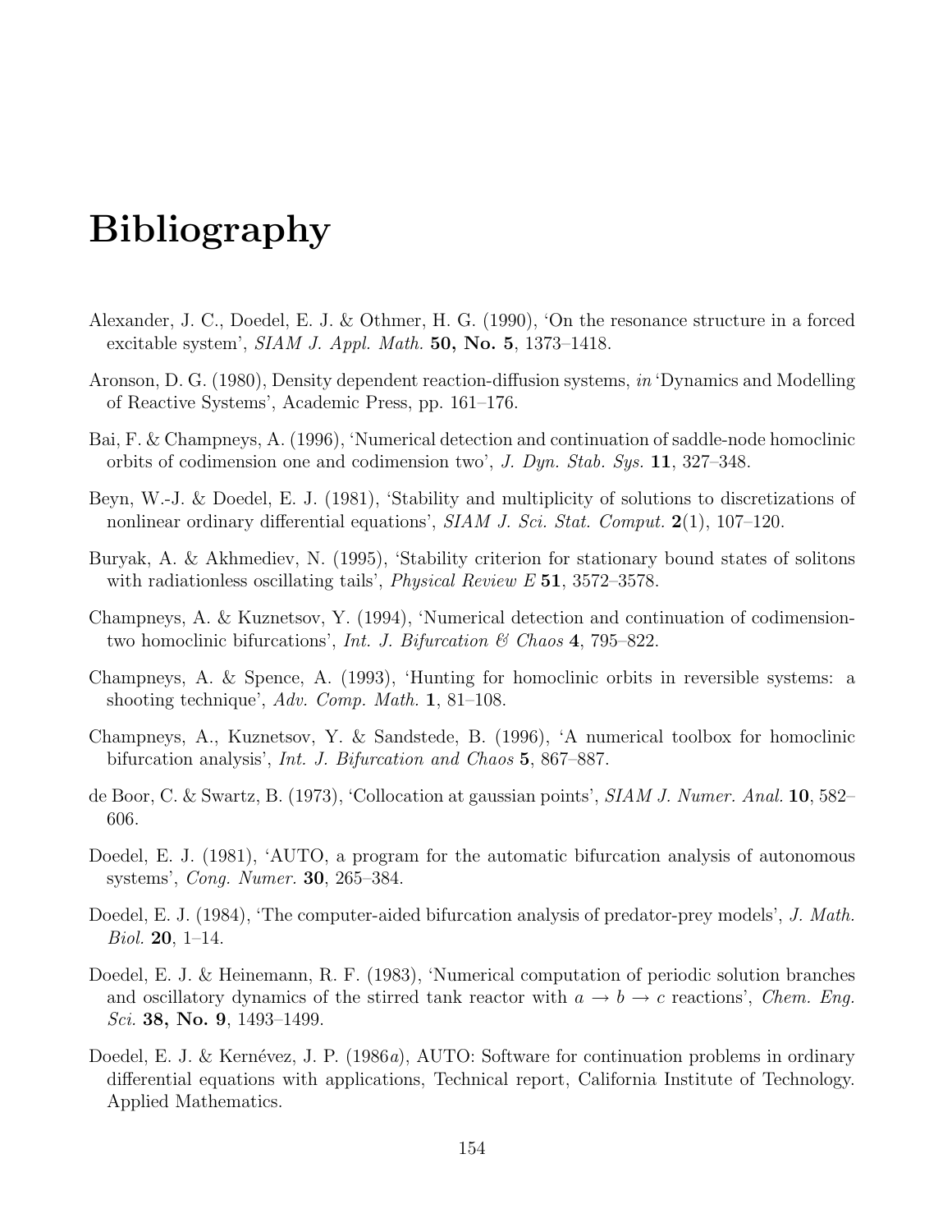# Bibliography

Alexander, J. C., Doedel, E. J. & Othmer, H. G. (1990), 'On the resonance structure in a forced excitable system', *SIAM J. Appl. Math.* **50, No. 5**, 1373–1418.

Aronson, D. G. (1980), Density dependent reaction-diffusion systems, *in* 'Dynamics and Modelling of Reactive Systems', Academic Press, pp. 161–176.

Bai, F. & Champneys, A. (1996), 'Numerical detection and continuation of saddle-node homoclinic orbits of codimension one and codimension two', *J. Dyn. Stab. Sys.* **11**, 327–348.

Beyn, W.-J. & Doedel, E. J. (1981), 'Stability and multiplicity of solutions to discretizations of nonlinear ordinary differential equations', *SIAM J. Sci. Stat. Comput.* **2**(1), 107–120.

Buryak, A. & Akhmediev, N. (1995), 'Stability criterion for stationary bound states of solitons with radiationless oscillating tails', *Physical Review E* **51**, 3572–3578.

Champneys, A. & Kuznetsov, Y. (1994), 'Numerical detection and continuation of codimension-two homoclinic bifurcations', *Int. J. Bifurcation & Chaos* **4**, 795–822.

Champneys, A. & Spence, A. (1993), 'Hunting for homoclinic orbits in reversible systems: a shooting technique', *Adv. Comp. Math.* **1**, 81–108.

Champneys, A., Kuznetsov, Y. & Sandstede, B. (1996), 'A numerical toolbox for homoclinic bifurcation analysis', *Int. J. Bifurcation and Chaos* **5**, 867–887.

de Boor, C. & Swartz, B. (1973), 'Collocation at gaussian points', *SIAM J. Numer. Anal.* **10**, 582–606.

Doedel, E. J. (1981), 'AUTO, a program for the automatic bifurcation analysis of autonomous systems', *Cong. Numer.* **30**, 265–384.

Doedel, E. J. (1984), 'The computer-aided bifurcation analysis of predator-prey models', *J. Math. Biol.* **20**, 1–14.

Doedel, E. J. & Heinemann, R. F. (1983), 'Numerical computation of periodic solution branches and oscillatory dynamics of the stirred tank reactor with $a \rightarrow b \rightarrow c$ reactions', *Chem. Eng. Sci.* **38, No. 9**, 1493–1499.

Doedel, E. J. & Kernévez, J. P. (1986*a*), AUTO: Software for continuation problems in ordinary differential equations with applications, Technical report, California Institute of Technology. Applied Mathematics.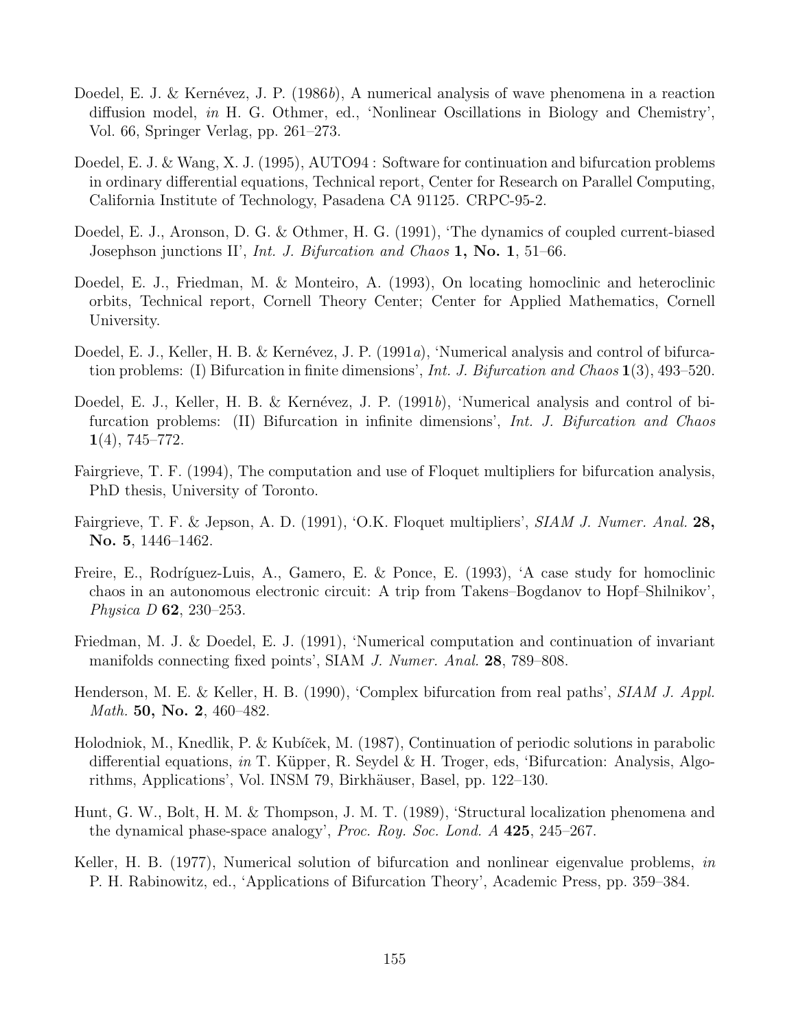Doedel, E. J. & Kernévez, J. P. (1986*b*), A numerical analysis of wave phenomena in a reaction diffusion model, *in* H. G. Othmer, ed., 'Nonlinear Oscillations in Biology and Chemistry', Vol. 66, Springer Verlag, pp. 261–273.

Doedel, E. J. & Wang, X. J. (1995), AUTO94 : Software for continuation and bifurcation problems in ordinary differential equations, Technical report, Center for Research on Parallel Computing, California Institute of Technology, Pasadena CA 91125. CRPC-95-2.

Doedel, E. J., Aronson, D. G. & Othmer, H. G. (1991), 'The dynamics of coupled current-biased Josephson junctions II', *Int. J. Bifurcation and Chaos* **1, No. 1**, 51–66.

Doedel, E. J., Friedman, M. & Monteiro, A. (1993), On locating homoclinic and heteroclinic orbits, Technical report, Cornell Theory Center; Center for Applied Mathematics, Cornell University.

Doedel, E. J., Keller, H. B. & Kernévez, J. P. (1991*a*), 'Numerical analysis and control of bifurcation problems: (I) Bifurcation in finite dimensions', *Int. J. Bifurcation and Chaos* **1**(3), 493–520.

Doedel, E. J., Keller, H. B. & Kernévez, J. P. (1991*b*), 'Numerical analysis and control of bifurcation problems: (II) Bifurcation in infinite dimensions', *Int. J. Bifurcation and Chaos* **1**(4), 745–772.

Fairgrieve, T. F. (1994), The computation and use of Floquet multipliers for bifurcation analysis, PhD thesis, University of Toronto.

Fairgrieve, T. F. & Jepson, A. D. (1991), 'O.K. Floquet multipliers', *SIAM J. Numer. Anal.* **28, No. 5**, 1446–1462.

Freire, E., Rodríguez-Luis, A., Gamero, E. & Ponce, E. (1993), 'A case study for homoclinic chaos in an autonomous electronic circuit: A trip from Takens–Bogdanov to Hopf–Shilnikov', *Physica D* **62**, 230–253.

Friedman, M. J. & Doedel, E. J. (1991), 'Numerical computation and continuation of invariant manifolds connecting fixed points', SIAM *J. Numer. Anal.* **28**, 789–808.

Henderson, M. E. & Keller, H. B. (1990), 'Complex bifurcation from real paths', *SIAM J. Appl. Math.* **50, No. 2**, 460–482.

Holodniok, M., Knedlik, P. & Kubíček, M. (1987), Continuation of periodic solutions in parabolic differential equations, *in* T. Küpper, R. Seydel & H. Troger, eds, 'Bifurcation: Analysis, Algorithms, Applications', Vol. INSM 79, Birkhäuser, Basel, pp. 122–130.

Hunt, G. W., Bolt, H. M. & Thompson, J. M. T. (1989), 'Structural localization phenomena and the dynamical phase-space analogy', *Proc. Roy. Soc. Lond. A* **425**, 245–267.

Keller, H. B. (1977), Numerical solution of bifurcation and nonlinear eigenvalue problems, *in* P. H. Rabinowitz, ed., 'Applications of Bifurcation Theory', Academic Press, pp. 359–384.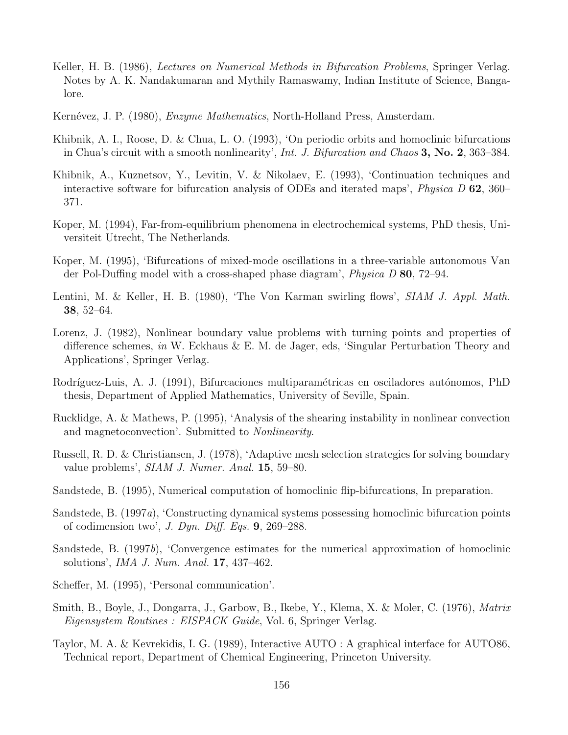Keller, H. B. (1986), *Lectures on Numerical Methods in Bifurcation Problems*, Springer Verlag. Notes by A. K. Nandakumaran and Mythily Ramaswamy, Indian Institute of Science, Bangalore.

Kernévez, J. P. (1980), *Enzyme Mathematics*, North-Holland Press, Amsterdam.

Khibnik, A. I., Roose, D. & Chua, L. O. (1993), 'On periodic orbits and homoclinic bifurcations in Chua's circuit with a smooth nonlinearity', *Int. J. Bifurcation and Chaos* **3, No. 2**, 363–384.

Khibnik, A., Kuznetsov, Y., Levitin, V. & Nikolaev, E. (1993), 'Continuation techniques and interactive software for bifurcation analysis of ODEs and iterated maps', *Physica D* **62**, 360–371.

Koper, M. (1994), Far-from-equilibrium phenomena in electrochemical systems, PhD thesis, Universiteit Utrecht, The Netherlands.

Koper, M. (1995), 'Bifurcations of mixed-mode oscillations in a three-variable autonomous Van der Pol-Duffing model with a cross-shaped phase diagram', *Physica D* **80**, 72–94.

Lentini, M. & Keller, H. B. (1980), 'The Von Karman swirling flows', *SIAM J. Appl. Math.* **38**, 52–64.

Lorenz, J. (1982), Nonlinear boundary value problems with turning points and properties of difference schemes, *in* W. Eckhaus & E. M. de Jager, eds, 'Singular Perturbation Theory and Applications', Springer Verlag.

Rodríguez-Luis, A. J. (1991), Bifurcaciones multiparamétricas en osciladores autónomos, PhD thesis, Department of Applied Mathematics, University of Seville, Spain.

Rucklidge, A. & Mathews, P. (1995), 'Analysis of the shearing instability in nonlinear convection and magnetoconvection'. Submitted to *Nonlinearity*.

Russell, R. D. & Christiansen, J. (1978), 'Adaptive mesh selection strategies for solving boundary value problems', *SIAM J. Numer. Anal.* **15**, 59–80.

Sandstede, B. (1995), Numerical computation of homoclinic flip-bifurcations, In preparation.

Sandstede, B. (1997*a*), 'Constructing dynamical systems possessing homoclinic bifurcation points of codimension two', *J. Dyn. Diff. Eqs.* **9**, 269–288.

Sandstede, B. (1997*b*), 'Convergence estimates for the numerical approximation of homoclinic solutions', *IMA J. Num. Anal.* **17**, 437–462.

Scheffer, M. (1995), 'Personal communication'.

Smith, B., Boyle, J., Dongarra, J., Garbow, B., Ikebe, Y., Klema, X. & Moler, C. (1976), *Matrix Eigensystem Routines : EISPACK Guide*, Vol. 6, Springer Verlag.

Taylor, M. A. & Kevrekidis, I. G. (1989), Interactive AUTO : A graphical interface for AUTO86, Technical report, Department of Chemical Engineering, Princeton University.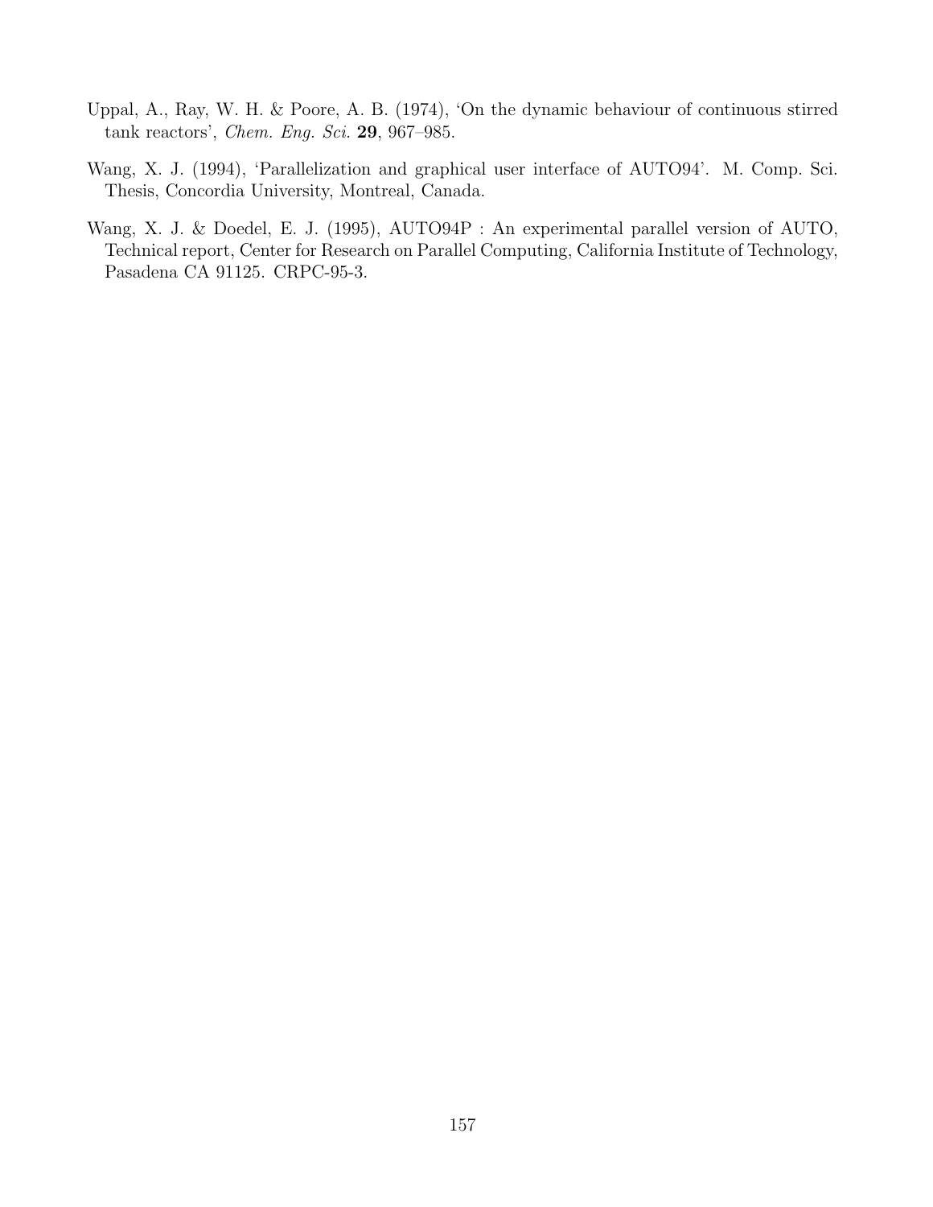Uppal, A., Ray, W. H. & Poore, A. B. (1974), 'On the dynamic behaviour of continuous stirred tank reactors', *Chem. Eng. Sci.* **29**, 967–985.

Wang, X. J. (1994), 'Parallelization and graphical user interface of AUTO94'. M. Comp. Sci. Thesis, Concordia University, Montreal, Canada.

Wang, X. J. & Doedel, E. J. (1995), AUTO94P : An experimental parallel version of AUTO, Technical report, Center for Research on Parallel Computing, California Institute of Technology, Pasadena CA 91125. CRPC-95-3.